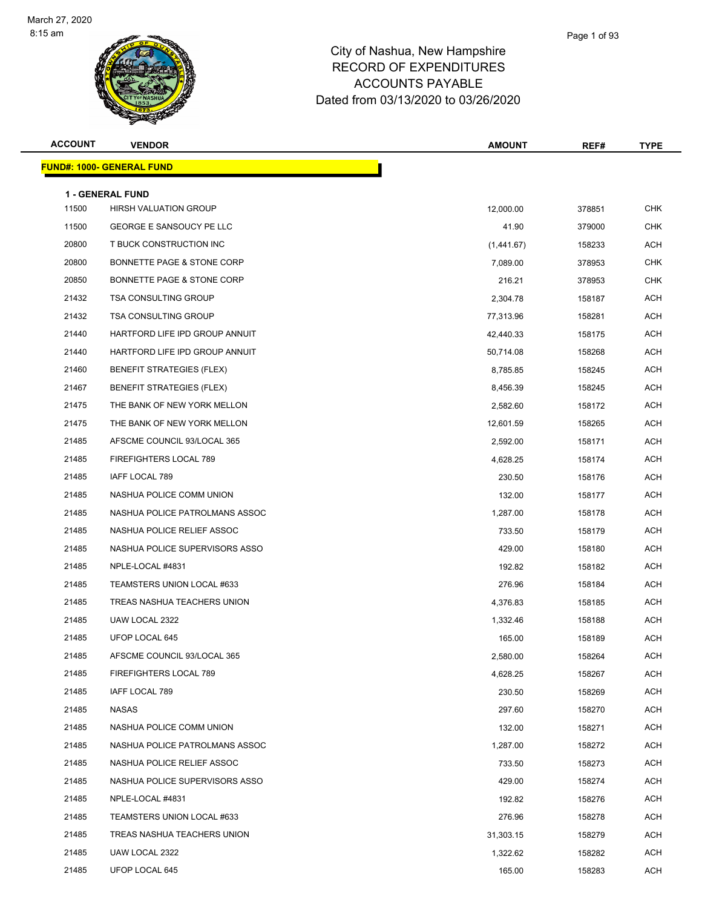# City of Nashua, New Hampshire
## RECORD OF EXPENDITURES
## ACCOUNTS PAYABLE
## Dated from 03/13/2020 to 03/26/2020

March 27, 2020
8:15 am

**FUND#: 1000- GENERAL FUND**

**1 - GENERAL FUND**

| ACCOUNT | VENDOR | AMOUNT | REF# | TYPE |
|---|---|---|---|---|
| 11500 | HIRSH VALUATION GROUP | 12,000.00 | 378851 | CHK |
| 11500 | GEORGE E SANSOUCY PE LLC | 41.90 | 379000 | CHK |
| 20800 | T BUCK CONSTRUCTION INC | (1,441.67) | 158233 | ACH |
| 20800 | BONNETTE PAGE & STONE CORP | 7,089.00 | 378953 | CHK |
| 20850 | BONNETTE PAGE & STONE CORP | 216.21 | 378953 | CHK |
| 21432 | TSA CONSULTING GROUP | 2,304.78 | 158187 | ACH |
| 21432 | TSA CONSULTING GROUP | 77,313.96 | 158281 | ACH |
| 21440 | HARTFORD LIFE IPD GROUP ANNUIT | 42,440.33 | 158175 | ACH |
| 21440 | HARTFORD LIFE IPD GROUP ANNUIT | 50,714.08 | 158268 | ACH |
| 21460 | BENEFIT STRATEGIES (FLEX) | 8,785.85 | 158245 | ACH |
| 21467 | BENEFIT STRATEGIES (FLEX) | 8,456.39 | 158245 | ACH |
| 21475 | THE BANK OF NEW YORK MELLON | 2,582.60 | 158172 | ACH |
| 21475 | THE BANK OF NEW YORK MELLON | 12,601.59 | 158265 | ACH |
| 21485 | AFSCME COUNCIL 93/LOCAL 365 | 2,592.00 | 158171 | ACH |
| 21485 | FIREFIGHTERS LOCAL 789 | 4,628.25 | 158174 | ACH |
| 21485 | IAFF LOCAL 789 | 230.50 | 158176 | ACH |
| 21485 | NASHUA POLICE COMM UNION | 132.00 | 158177 | ACH |
| 21485 | NASHUA POLICE PATROLMANS ASSOC | 1,287.00 | 158178 | ACH |
| 21485 | NASHUA POLICE RELIEF ASSOC | 733.50 | 158179 | ACH |
| 21485 | NASHUA POLICE SUPERVISORS ASSO | 429.00 | 158180 | ACH |
| 21485 | NPLE-LOCAL #4831 | 192.82 | 158182 | ACH |
| 21485 | TEAMSTERS UNION LOCAL #633 | 276.96 | 158184 | ACH |
| 21485 | TREAS NASHUA TEACHERS UNION | 4,376.83 | 158185 | ACH |
| 21485 | UAW LOCAL 2322 | 1,332.46 | 158188 | ACH |
| 21485 | UFOP LOCAL 645 | 165.00 | 158189 | ACH |
| 21485 | AFSCME COUNCIL 93/LOCAL 365 | 2,580.00 | 158264 | ACH |
| 21485 | FIREFIGHTERS LOCAL 789 | 4,628.25 | 158267 | ACH |
| 21485 | IAFF LOCAL 789 | 230.50 | 158269 | ACH |
| 21485 | NASAS | 297.60 | 158270 | ACH |
| 21485 | NASHUA POLICE COMM UNION | 132.00 | 158271 | ACH |
| 21485 | NASHUA POLICE PATROLMANS ASSOC | 1,287.00 | 158272 | ACH |
| 21485 | NASHUA POLICE RELIEF ASSOC | 733.50 | 158273 | ACH |
| 21485 | NASHUA POLICE SUPERVISORS ASSO | 429.00 | 158274 | ACH |
| 21485 | NPLE-LOCAL #4831 | 192.82 | 158276 | ACH |
| 21485 | TEAMSTERS UNION LOCAL #633 | 276.96 | 158278 | ACH |
| 21485 | TREAS NASHUA TEACHERS UNION | 31,303.15 | 158279 | ACH |
| 21485 | UAW LOCAL 2322 | 1,322.62 | 158282 | ACH |
| 21485 | UFOP LOCAL 645 | 165.00 | 158283 | ACH |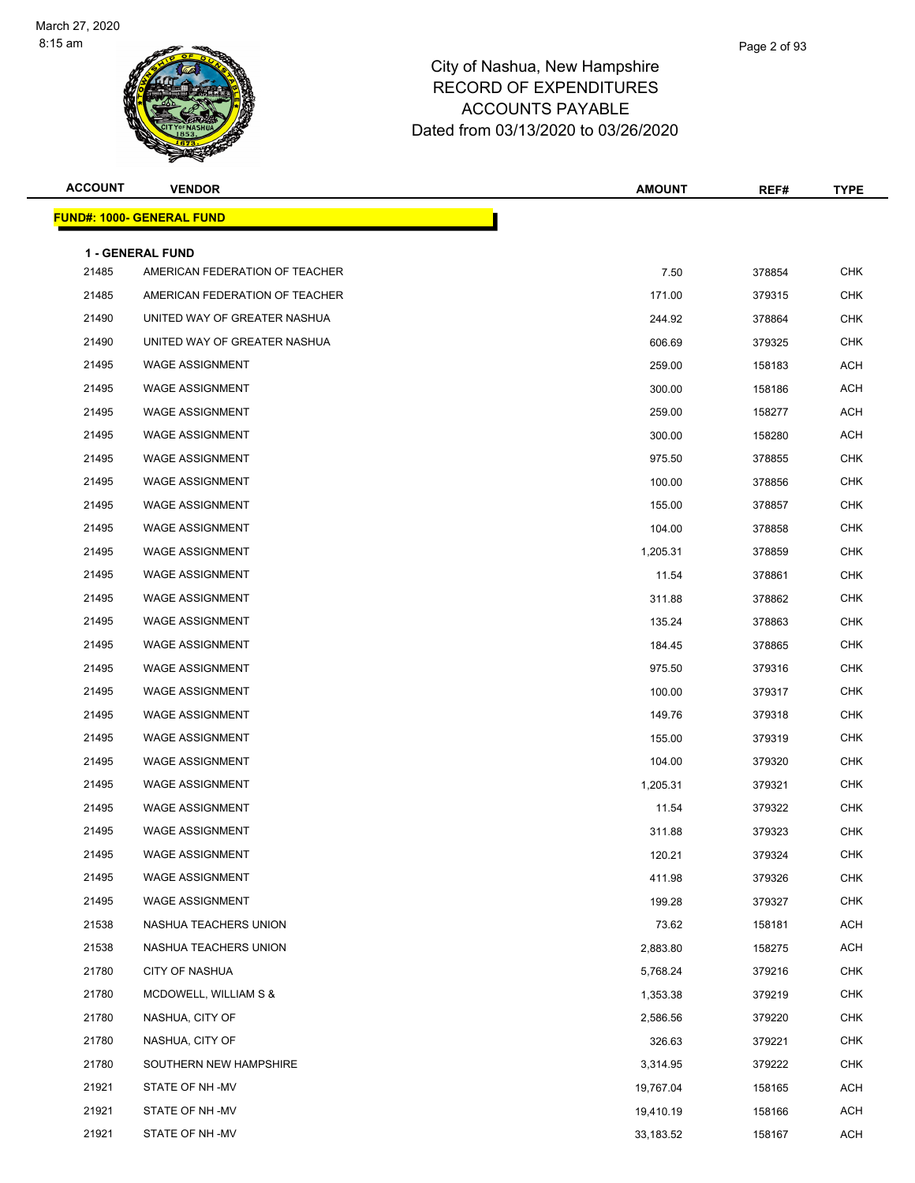# City of Nashua, New Hampshire
## RECORD OF EXPENDITURES
## ACCOUNTS PAYABLE
## Dated from 03/13/2020 to 03/26/2020

March 27, 2020
8:15 am

| ACCOUNT | VENDOR | AMOUNT | REF# | TYPE |
|---|---|---|---|---|

**FUND#: 1000- GENERAL FUND**

**1 - GENERAL FUND**

| ACCOUNT | VENDOR | AMOUNT | REF# | TYPE |
|---|---|---|---|---|
| 21485 | AMERICAN FEDERATION OF TEACHER | 7.50 | 378854 | CHK |
| 21485 | AMERICAN FEDERATION OF TEACHER | 171.00 | 379315 | CHK |
| 21490 | UNITED WAY OF GREATER NASHUA | 244.92 | 378864 | CHK |
| 21490 | UNITED WAY OF GREATER NASHUA | 606.69 | 379325 | CHK |
| 21495 | WAGE ASSIGNMENT | 259.00 | 158183 | ACH |
| 21495 | WAGE ASSIGNMENT | 300.00 | 158186 | ACH |
| 21495 | WAGE ASSIGNMENT | 259.00 | 158277 | ACH |
| 21495 | WAGE ASSIGNMENT | 300.00 | 158280 | ACH |
| 21495 | WAGE ASSIGNMENT | 975.50 | 378855 | CHK |
| 21495 | WAGE ASSIGNMENT | 100.00 | 378856 | CHK |
| 21495 | WAGE ASSIGNMENT | 155.00 | 378857 | CHK |
| 21495 | WAGE ASSIGNMENT | 104.00 | 378858 | CHK |
| 21495 | WAGE ASSIGNMENT | 1,205.31 | 378859 | CHK |
| 21495 | WAGE ASSIGNMENT | 11.54 | 378861 | CHK |
| 21495 | WAGE ASSIGNMENT | 311.88 | 378862 | CHK |
| 21495 | WAGE ASSIGNMENT | 135.24 | 378863 | CHK |
| 21495 | WAGE ASSIGNMENT | 184.45 | 378865 | CHK |
| 21495 | WAGE ASSIGNMENT | 975.50 | 379316 | CHK |
| 21495 | WAGE ASSIGNMENT | 100.00 | 379317 | CHK |
| 21495 | WAGE ASSIGNMENT | 149.76 | 379318 | CHK |
| 21495 | WAGE ASSIGNMENT | 155.00 | 379319 | CHK |
| 21495 | WAGE ASSIGNMENT | 104.00 | 379320 | CHK |
| 21495 | WAGE ASSIGNMENT | 1,205.31 | 379321 | CHK |
| 21495 | WAGE ASSIGNMENT | 11.54 | 379322 | CHK |
| 21495 | WAGE ASSIGNMENT | 311.88 | 379323 | CHK |
| 21495 | WAGE ASSIGNMENT | 120.21 | 379324 | CHK |
| 21495 | WAGE ASSIGNMENT | 411.98 | 379326 | CHK |
| 21495 | WAGE ASSIGNMENT | 199.28 | 379327 | CHK |
| 21538 | NASHUA TEACHERS UNION | 73.62 | 158181 | ACH |
| 21538 | NASHUA TEACHERS UNION | 2,883.80 | 158275 | ACH |
| 21780 | CITY OF NASHUA | 5,768.24 | 379216 | CHK |
| 21780 | MCDOWELL, WILLIAM S & | 1,353.38 | 379219 | CHK |
| 21780 | NASHUA, CITY OF | 2,586.56 | 379220 | CHK |
| 21780 | NASHUA, CITY OF | 326.63 | 379221 | CHK |
| 21780 | SOUTHERN NEW HAMPSHIRE | 3,314.95 | 379222 | CHK |
| 21921 | STATE OF NH -MV | 19,767.04 | 158165 | ACH |
| 21921 | STATE OF NH -MV | 19,410.19 | 158166 | ACH |
| 21921 | STATE OF NH -MV | 33,183.52 | 158167 | ACH |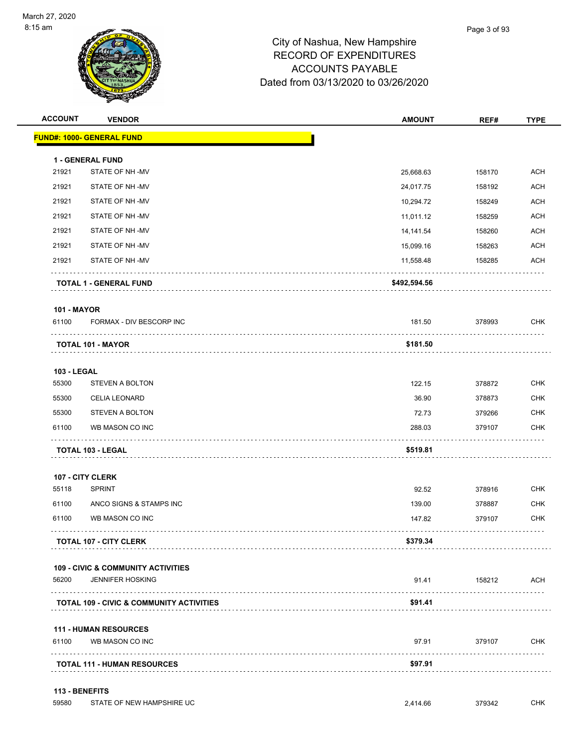March 27, 2020
8:15 am

# City of Nashua, New Hampshire
## RECORD OF EXPENDITURES
## ACCOUNTS PAYABLE
## Dated from 03/13/2020 to 03/26/2020

| ACCOUNT | VENDOR | AMOUNT | REF# | TYPE |
|---|---|---|---|---|
| **FUND#: 1000- GENERAL FUND** | | | | |
| **1 - GENERAL FUND** | | | | |
| 21921 | STATE OF NH -MV | 25,668.63 | 158170 | ACH |
| 21921 | STATE OF NH -MV | 24,017.75 | 158192 | ACH |
| 21921 | STATE OF NH -MV | 10,294.72 | 158249 | ACH |
| 21921 | STATE OF NH -MV | 11,011.12 | 158259 | ACH |
| 21921 | STATE OF NH -MV | 14,141.54 | 158260 | ACH |
| 21921 | STATE OF NH -MV | 15,099.16 | 158263 | ACH |
| 21921 | STATE OF NH -MV | 11,558.48 | 158285 | ACH |
| **TOTAL 1 - GENERAL FUND** | | **$492,594.56** | | |
| **101 - MAYOR** | | | | |
| 61100 | FORMAX - DIV BESCORP INC | 181.50 | 378993 | CHK |
| **TOTAL 101 - MAYOR** | | **$181.50** | | |
| **103 - LEGAL** | | | | |
| 55300 | STEVEN A BOLTON | 122.15 | 378872 | CHK |
| 55300 | CELIA LEONARD | 36.90 | 378873 | CHK |
| 55300 | STEVEN A BOLTON | 72.73 | 379266 | CHK |
| 61100 | WB MASON CO INC | 288.03 | 379107 | CHK |
| **TOTAL 103 - LEGAL** | | **$519.81** | | |
| **107 - CITY CLERK** | | | | |
| 55118 | SPRINT | 92.52 | 378916 | CHK |
| 61100 | ANCO SIGNS & STAMPS INC | 139.00 | 378887 | CHK |
| 61100 | WB MASON CO INC | 147.82 | 379107 | CHK |
| **TOTAL 107 - CITY CLERK** | | **$379.34** | | |
| **109 - CIVIC & COMMUNITY ACTIVITIES** | | | | |
| 56200 | JENNIFER HOSKING | 91.41 | 158212 | ACH |
| **TOTAL 109 - CIVIC & COMMUNITY ACTIVITIES** | | **$91.41** | | |
| **111 - HUMAN RESOURCES** | | | | |
| 61100 | WB MASON CO INC | 97.91 | 379107 | CHK |
| **TOTAL 111 - HUMAN RESOURCES** | | **$97.91** | | |
| **113 - BENEFITS** | | | | |
| 59580 | STATE OF NEW HAMPSHIRE UC | 2,414.66 | 379342 | CHK |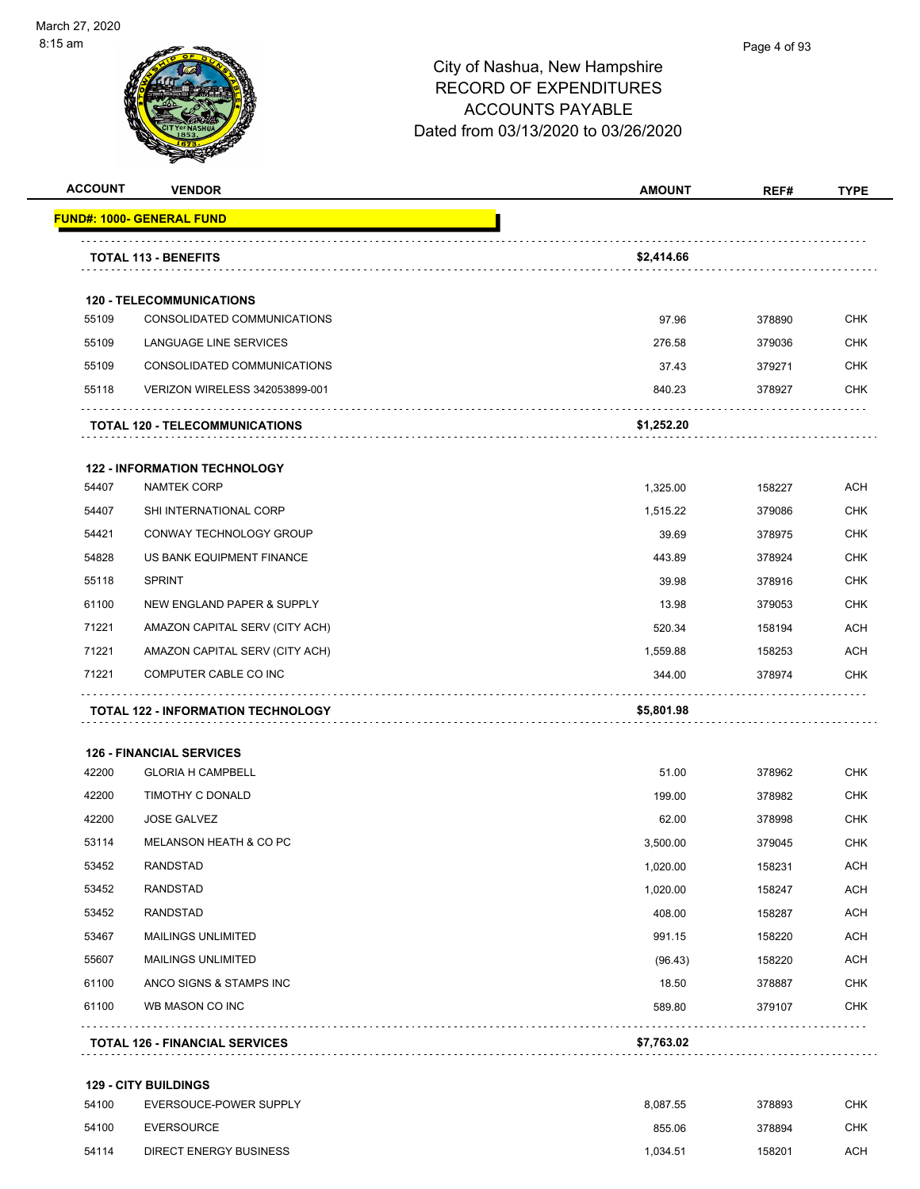# City of Nashua, New Hampshire
## RECORD OF EXPENDITURES
## ACCOUNTS PAYABLE
## Dated from 03/13/2020 to 03/26/2020

| ACCOUNT | VENDOR | AMOUNT | REF# | TYPE |
|---|---|---|---|---|
| **FUND#: 1000- GENERAL FUND** | | | | |
| | **TOTAL 113 - BENEFITS** | **$2,414.66** | | |
| | **120 - TELECOMMUNICATIONS** | | | |
| 55109 | CONSOLIDATED COMMUNICATIONS | 97.96 | 378890 | CHK |
| 55109 | LANGUAGE LINE SERVICES | 276.58 | 379036 | CHK |
| 55109 | CONSOLIDATED COMMUNICATIONS | 37.43 | 379271 | CHK |
| 55118 | VERIZON WIRELESS 342053899-001 | 840.23 | 378927 | CHK |
| | **TOTAL 120 - TELECOMMUNICATIONS** | **$1,252.20** | | |
| | **122 - INFORMATION TECHNOLOGY** | | | |
| 54407 | NAMTEK CORP | 1,325.00 | 158227 | ACH |
| 54407 | SHI INTERNATIONAL CORP | 1,515.22 | 379086 | CHK |
| 54421 | CONWAY TECHNOLOGY GROUP | 39.69 | 378975 | CHK |
| 54828 | US BANK EQUIPMENT FINANCE | 443.89 | 378924 | CHK |
| 55118 | SPRINT | 39.98 | 378916 | CHK |
| 61100 | NEW ENGLAND PAPER & SUPPLY | 13.98 | 379053 | CHK |
| 71221 | AMAZON CAPITAL SERV (CITY ACH) | 520.34 | 158194 | ACH |
| 71221 | AMAZON CAPITAL SERV (CITY ACH) | 1,559.88 | 158253 | ACH |
| 71221 | COMPUTER CABLE CO INC | 344.00 | 378974 | CHK |
| | **TOTAL 122 - INFORMATION TECHNOLOGY** | **$5,801.98** | | |
| | **126 - FINANCIAL SERVICES** | | | |
| 42200 | GLORIA H CAMPBELL | 51.00 | 378962 | CHK |
| 42200 | TIMOTHY C DONALD | 199.00 | 378982 | CHK |
| 42200 | JOSE GALVEZ | 62.00 | 378998 | CHK |
| 53114 | MELANSON HEATH & CO PC | 3,500.00 | 379045 | CHK |
| 53452 | RANDSTAD | 1,020.00 | 158231 | ACH |
| 53452 | RANDSTAD | 1,020.00 | 158247 | ACH |
| 53452 | RANDSTAD | 408.00 | 158287 | ACH |
| 53467 | MAILINGS UNLIMITED | 991.15 | 158220 | ACH |
| 55607 | MAILINGS UNLIMITED | (96.43) | 158220 | ACH |
| 61100 | ANCO SIGNS & STAMPS INC | 18.50 | 378887 | CHK |
| 61100 | WB MASON CO INC | 589.80 | 379107 | CHK |
| | **TOTAL 126 - FINANCIAL SERVICES** | **$7,763.02** | | |
| | **129 - CITY BUILDINGS** | | | |
| 54100 | EVERSOUCE-POWER SUPPLY | 8,087.55 | 378893 | CHK |
| 54100 | EVERSOURCE | 855.06 | 378894 | CHK |
| 54114 | DIRECT ENERGY BUSINESS | 1,034.51 | 158201 | ACH |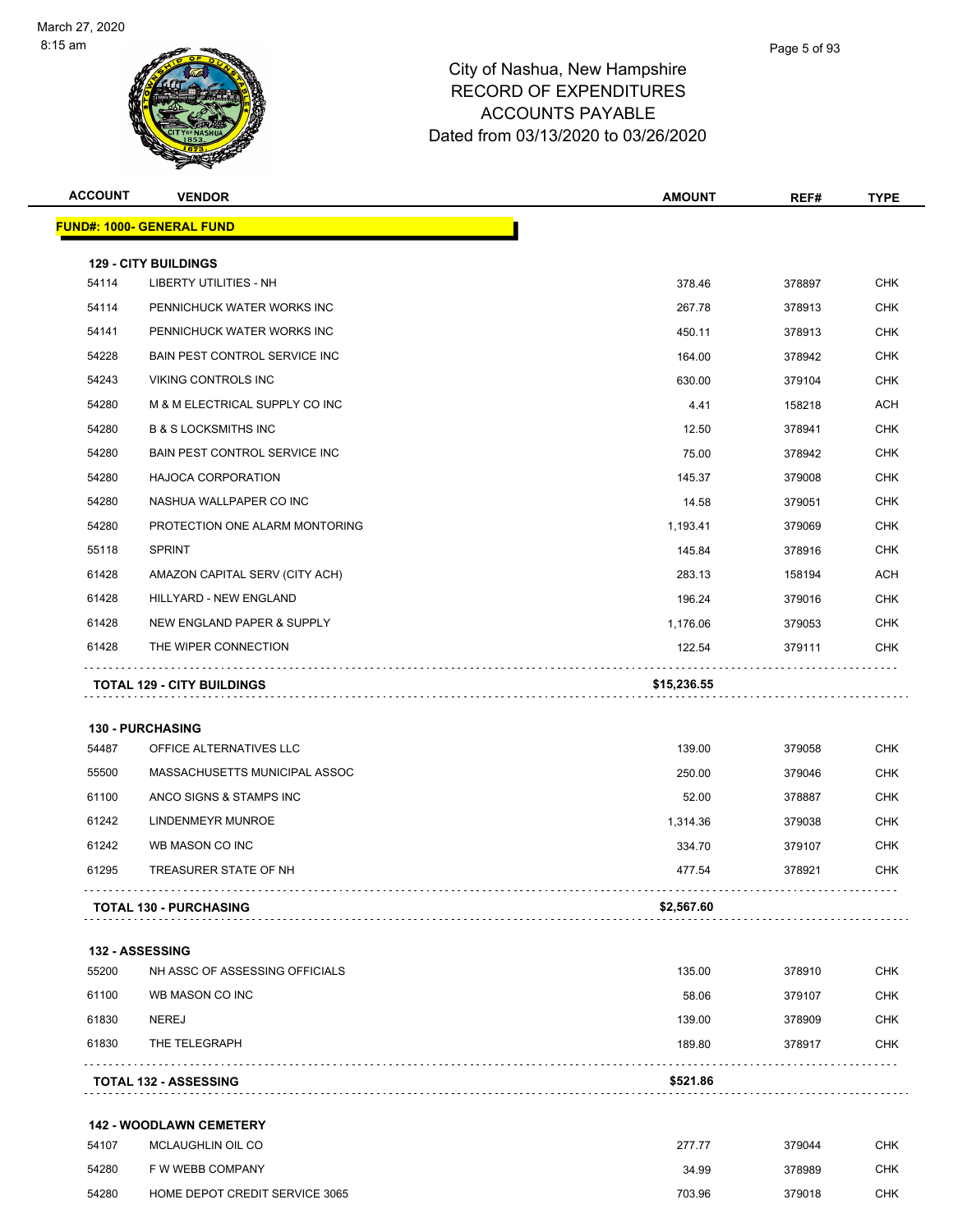# City of Nashua, New Hampshire
## RECORD OF EXPENDITURES
## ACCOUNTS PAYABLE
### Dated from 03/13/2020 to 03/26/2020

| ACCOUNT | VENDOR | AMOUNT | REF# | TYPE |
|---|---|---|---|---|
| **FUND#: 1000- GENERAL FUND** | | | | |
| **129 - CITY BUILDINGS** | | | | |
| 54114 | LIBERTY UTILITIES - NH | 378.46 | 378897 | CHK |
| 54114 | PENNICHUCK WATER WORKS INC | 267.78 | 378913 | CHK |
| 54141 | PENNICHUCK WATER WORKS INC | 450.11 | 378913 | CHK |
| 54228 | BAIN PEST CONTROL SERVICE INC | 164.00 | 378942 | CHK |
| 54243 | VIKING CONTROLS INC | 630.00 | 379104 | CHK |
| 54280 | M & M ELECTRICAL SUPPLY CO INC | 4.41 | 158218 | ACH |
| 54280 | B & S LOCKSMITHS INC | 12.50 | 378941 | CHK |
| 54280 | BAIN PEST CONTROL SERVICE INC | 75.00 | 378942 | CHK |
| 54280 | HAJOCA CORPORATION | 145.37 | 379008 | CHK |
| 54280 | NASHUA WALLPAPER CO INC | 14.58 | 379051 | CHK |
| 54280 | PROTECTION ONE ALARM MONTORING | 1,193.41 | 379069 | CHK |
| 55118 | SPRINT | 145.84 | 378916 | CHK |
| 61428 | AMAZON CAPITAL SERV (CITY ACH) | 283.13 | 158194 | ACH |
| 61428 | HILLYARD - NEW ENGLAND | 196.24 | 379016 | CHK |
| 61428 | NEW ENGLAND PAPER & SUPPLY | 1,176.06 | 379053 | CHK |
| 61428 | THE WIPER CONNECTION | 122.54 | 379111 | CHK |
| | **TOTAL 129 - CITY BUILDINGS** | **$15,236.55** | | |
| **130 - PURCHASING** | | | | |
| 54487 | OFFICE ALTERNATIVES LLC | 139.00 | 379058 | CHK |
| 55500 | MASSACHUSETTS MUNICIPAL ASSOC | 250.00 | 379046 | CHK |
| 61100 | ANCO SIGNS & STAMPS INC | 52.00 | 378887 | CHK |
| 61242 | LINDENMEYR MUNROE | 1,314.36 | 379038 | CHK |
| 61242 | WB MASON CO INC | 334.70 | 379107 | CHK |
| 61295 | TREASURER STATE OF NH | 477.54 | 378921 | CHK |
| | **TOTAL 130 - PURCHASING** | **$2,567.60** | | |
| **132 - ASSESSING** | | | | |
| 55200 | NH ASSC OF ASSESSING OFFICIALS | 135.00 | 378910 | CHK |
| 61100 | WB MASON CO INC | 58.06 | 379107 | CHK |
| 61830 | NEREJ | 139.00 | 378909 | CHK |
| 61830 | THE TELEGRAPH | 189.80 | 378917 | CHK |
| | **TOTAL 132 - ASSESSING** | **$521.86** | | |
| **142 - WOODLAWN CEMETERY** | | | | |
| 54107 | MCLAUGHLIN OIL CO | 277.77 | 379044 | CHK |
| 54280 | F W WEBB COMPANY | 34.99 | 378989 | CHK |
| 54280 | HOME DEPOT CREDIT SERVICE 3065 | 703.96 | 379018 | CHK |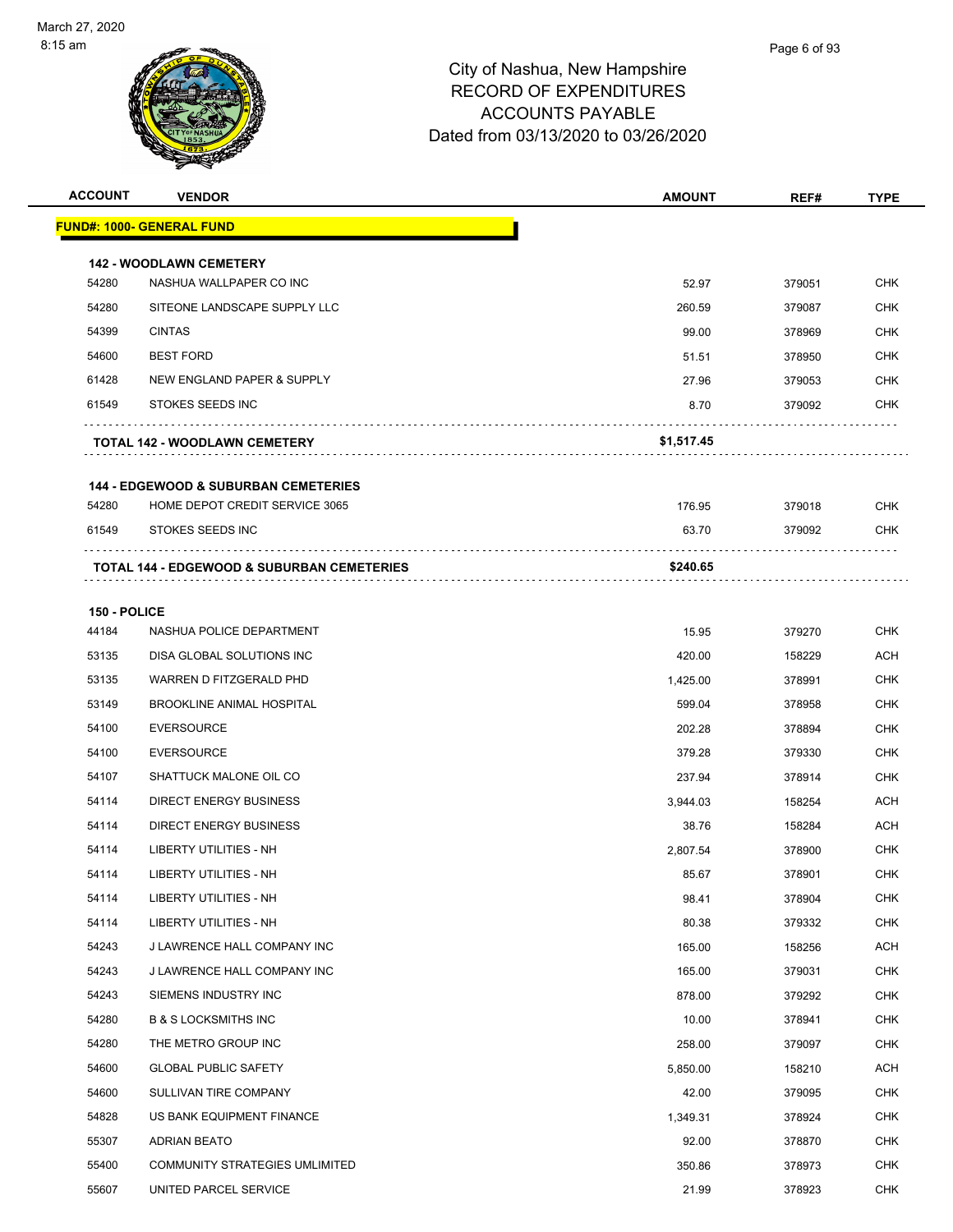# City of Nashua, New Hampshire
## RECORD OF EXPENDITURES
## ACCOUNTS PAYABLE
## Dated from 03/13/2020 to 03/26/2020

| ACCOUNT | VENDOR | AMOUNT | REF# | TYPE |
|---|---|---|---|---|
| **FUND#: 1000- GENERAL FUND** | | | | |
| **142 - WOODLAWN CEMETERY** | | | | |
| 54280 | NASHUA WALLPAPER CO INC | 52.97 | 379051 | CHK |
| 54280 | SITEONE LANDSCAPE SUPPLY LLC | 260.59 | 379087 | CHK |
| 54399 | CINTAS | 99.00 | 378969 | CHK |
| 54600 | BEST FORD | 51.51 | 378950 | CHK |
| 61428 | NEW ENGLAND PAPER & SUPPLY | 27.96 | 379053 | CHK |
| 61549 | STOKES SEEDS INC | 8.70 | 379092 | CHK |
| | **TOTAL 142 - WOODLAWN CEMETERY** | **$1,517.45** | | |
| **144 - EDGEWOOD & SUBURBAN CEMETERIES** | | | | |
| 54280 | HOME DEPOT CREDIT SERVICE 3065 | 176.95 | 379018 | CHK |
| 61549 | STOKES SEEDS INC | 63.70 | 379092 | CHK |
| | **TOTAL 144 - EDGEWOOD & SUBURBAN CEMETERIES** | **$240.65** | | |
| **150 - POLICE** | | | | |
| 44184 | NASHUA POLICE DEPARTMENT | 15.95 | 379270 | CHK |
| 53135 | DISA GLOBAL SOLUTIONS INC | 420.00 | 158229 | ACH |
| 53135 | WARREN D FITZGERALD PHD | 1,425.00 | 378991 | CHK |
| 53149 | BROOKLINE ANIMAL HOSPITAL | 599.04 | 378958 | CHK |
| 54100 | EVERSOURCE | 202.28 | 378894 | CHK |
| 54100 | EVERSOURCE | 379.28 | 379330 | CHK |
| 54107 | SHATTUCK MALONE OIL CO | 237.94 | 378914 | CHK |
| 54114 | DIRECT ENERGY BUSINESS | 3,944.03 | 158254 | ACH |
| 54114 | DIRECT ENERGY BUSINESS | 38.76 | 158284 | ACH |
| 54114 | LIBERTY UTILITIES - NH | 2,807.54 | 378900 | CHK |
| 54114 | LIBERTY UTILITIES - NH | 85.67 | 378901 | CHK |
| 54114 | LIBERTY UTILITIES - NH | 98.41 | 378904 | CHK |
| 54114 | LIBERTY UTILITIES - NH | 80.38 | 379332 | CHK |
| 54243 | J LAWRENCE HALL COMPANY INC | 165.00 | 158256 | ACH |
| 54243 | J LAWRENCE HALL COMPANY INC | 165.00 | 379031 | CHK |
| 54243 | SIEMENS INDUSTRY INC | 878.00 | 379292 | CHK |
| 54280 | B & S LOCKSMITHS INC | 10.00 | 378941 | CHK |
| 54280 | THE METRO GROUP INC | 258.00 | 379097 | CHK |
| 54600 | GLOBAL PUBLIC SAFETY | 5,850.00 | 158210 | ACH |
| 54600 | SULLIVAN TIRE COMPANY | 42.00 | 379095 | CHK |
| 54828 | US BANK EQUIPMENT FINANCE | 1,349.31 | 378924 | CHK |
| 55307 | ADRIAN BEATO | 92.00 | 378870 | CHK |
| 55400 | COMMUNITY STRATEGIES UMLIMITED | 350.86 | 378973 | CHK |
| 55607 | UNITED PARCEL SERVICE | 21.99 | 378923 | CHK |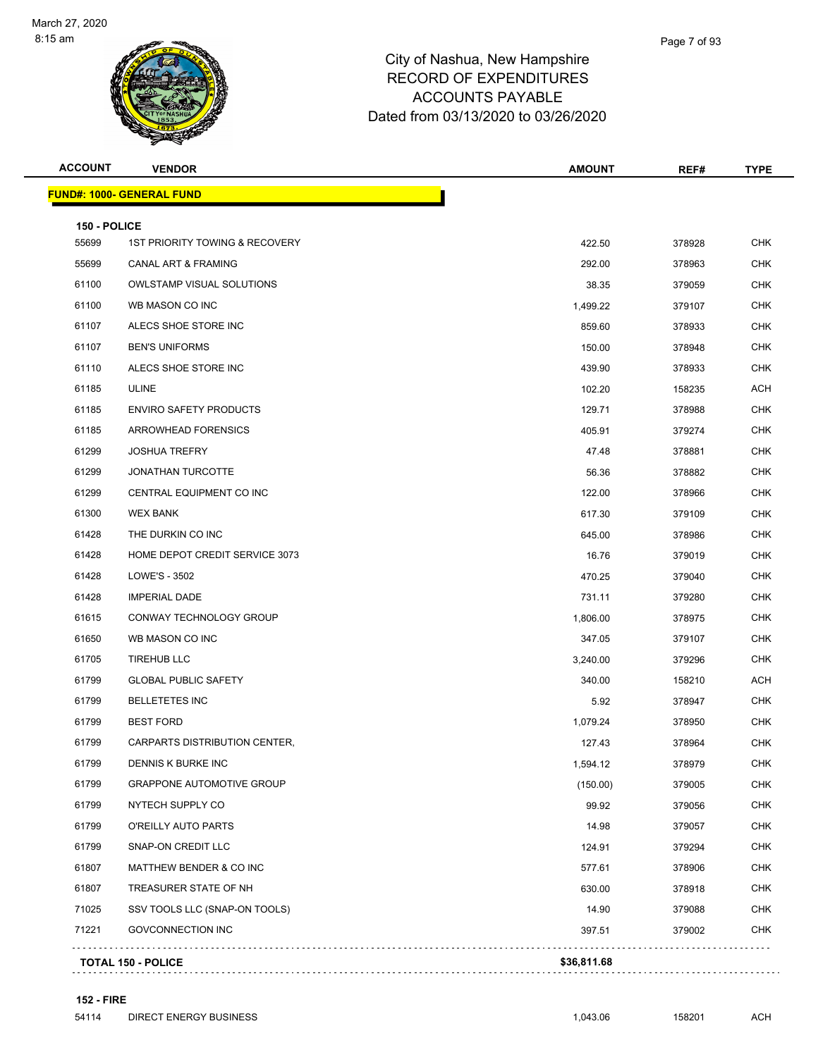# City of Nashua, New Hampshire
## RECORD OF EXPENDITURES
## ACCOUNTS PAYABLE
## Dated from 03/13/2020 to 03/26/2020

| ACCOUNT | VENDOR | AMOUNT | REF# | TYPE |
|---|---|---|---|---|
| **FUND#: 1000- GENERAL FUND** | | | | |
| **150 - POLICE** | | | | |
| 55699 | 1ST PRIORITY TOWING & RECOVERY | 422.50 | 378928 | CHK |
| 55699 | CANAL ART & FRAMING | 292.00 | 378963 | CHK |
| 61100 | OWLSTAMP VISUAL SOLUTIONS | 38.35 | 379059 | CHK |
| 61100 | WB MASON CO INC | 1,499.22 | 379107 | CHK |
| 61107 | ALECS SHOE STORE INC | 859.60 | 378933 | CHK |
| 61107 | BEN'S UNIFORMS | 150.00 | 378948 | CHK |
| 61110 | ALECS SHOE STORE INC | 439.90 | 378933 | CHK |
| 61185 | ULINE | 102.20 | 158235 | ACH |
| 61185 | ENVIRO SAFETY PRODUCTS | 129.71 | 378988 | CHK |
| 61185 | ARROWHEAD FORENSICS | 405.91 | 379274 | CHK |
| 61299 | JOSHUA TREFRY | 47.48 | 378881 | CHK |
| 61299 | JONATHAN TURCOTTE | 56.36 | 378882 | CHK |
| 61299 | CENTRAL EQUIPMENT CO INC | 122.00 | 378966 | CHK |
| 61300 | WEX BANK | 617.30 | 379109 | CHK |
| 61428 | THE DURKIN CO INC | 645.00 | 378986 | CHK |
| 61428 | HOME DEPOT CREDIT SERVICE 3073 | 16.76 | 379019 | CHK |
| 61428 | LOWE'S - 3502 | 470.25 | 379040 | CHK |
| 61428 | IMPERIAL DADE | 731.11 | 379280 | CHK |
| 61615 | CONWAY TECHNOLOGY GROUP | 1,806.00 | 378975 | CHK |
| 61650 | WB MASON CO INC | 347.05 | 379107 | CHK |
| 61705 | TIREHUB LLC | 3,240.00 | 379296 | CHK |
| 61799 | GLOBAL PUBLIC SAFETY | 340.00 | 158210 | ACH |
| 61799 | BELLETETES INC | 5.92 | 378947 | CHK |
| 61799 | BEST FORD | 1,079.24 | 378950 | CHK |
| 61799 | CARPARTS DISTRIBUTION CENTER, | 127.43 | 378964 | CHK |
| 61799 | DENNIS K BURKE INC | 1,594.12 | 378979 | CHK |
| 61799 | GRAPPONE AUTOMOTIVE GROUP | (150.00) | 379005 | CHK |
| 61799 | NYTECH SUPPLY CO | 99.92 | 379056 | CHK |
| 61799 | O'REILLY AUTO PARTS | 14.98 | 379057 | CHK |
| 61799 | SNAP-ON CREDIT LLC | 124.91 | 379294 | CHK |
| 61807 | MATTHEW BENDER & CO INC | 577.61 | 378906 | CHK |
| 61807 | TREASURER STATE OF NH | 630.00 | 378918 | CHK |
| 71025 | SSV TOOLS LLC (SNAP-ON TOOLS) | 14.90 | 379088 | CHK |
| 71221 | GOVCONNECTION INC | 397.51 | 379002 | CHK |
| **TOTAL 150 - POLICE** | | **$36,811.68** | | |
| **152 - FIRE** | | | | |
| 54114 | DIRECT ENERGY BUSINESS | 1,043.06 | 158201 | ACH |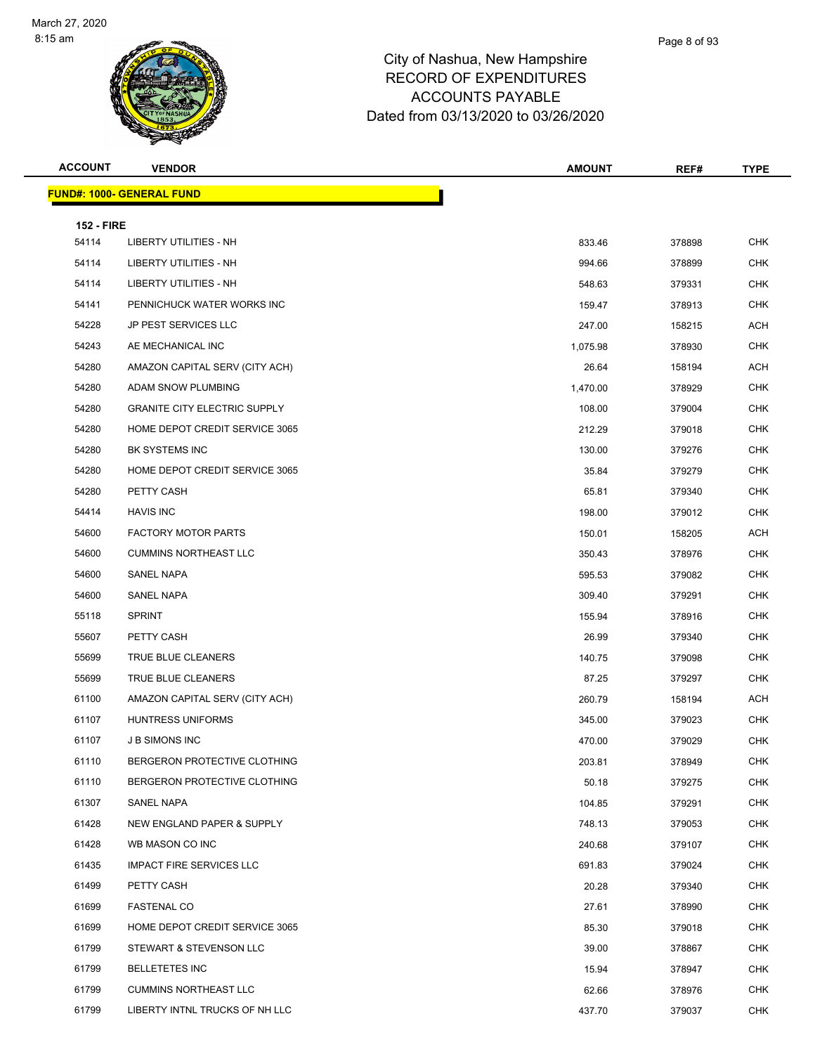# City of Nashua, New Hampshire
# RECORD OF EXPENDITURES
# ACCOUNTS PAYABLE
# Dated from 03/13/2020 to 03/26/2020

| ACCOUNT | VENDOR | AMOUNT | REF# | TYPE |
|---|---|---|---|---|
| **FUND#: 1000- GENERAL FUND** | | | | |
| **152 - FIRE** | | | | |
| 54114 | LIBERTY UTILITIES - NH | 833.46 | 378898 | CHK |
| 54114 | LIBERTY UTILITIES - NH | 994.66 | 378899 | CHK |
| 54114 | LIBERTY UTILITIES - NH | 548.63 | 379331 | CHK |
| 54141 | PENNICHUCK WATER WORKS INC | 159.47 | 378913 | CHK |
| 54228 | JP PEST SERVICES LLC | 247.00 | 158215 | ACH |
| 54243 | AE MECHANICAL INC | 1,075.98 | 378930 | CHK |
| 54280 | AMAZON CAPITAL SERV (CITY ACH) | 26.64 | 158194 | ACH |
| 54280 | ADAM SNOW PLUMBING | 1,470.00 | 378929 | CHK |
| 54280 | GRANITE CITY ELECTRIC SUPPLY | 108.00 | 379004 | CHK |
| 54280 | HOME DEPOT CREDIT SERVICE 3065 | 212.29 | 379018 | CHK |
| 54280 | BK SYSTEMS INC | 130.00 | 379276 | CHK |
| 54280 | HOME DEPOT CREDIT SERVICE 3065 | 35.84 | 379279 | CHK |
| 54280 | PETTY CASH | 65.81 | 379340 | CHK |
| 54414 | HAVIS INC | 198.00 | 379012 | CHK |
| 54600 | FACTORY MOTOR PARTS | 150.01 | 158205 | ACH |
| 54600 | CUMMINS NORTHEAST LLC | 350.43 | 378976 | CHK |
| 54600 | SANEL NAPA | 595.53 | 379082 | CHK |
| 54600 | SANEL NAPA | 309.40 | 379291 | CHK |
| 55118 | SPRINT | 155.94 | 378916 | CHK |
| 55607 | PETTY CASH | 26.99 | 379340 | CHK |
| 55699 | TRUE BLUE CLEANERS | 140.75 | 379098 | CHK |
| 55699 | TRUE BLUE CLEANERS | 87.25 | 379297 | CHK |
| 61100 | AMAZON CAPITAL SERV (CITY ACH) | 260.79 | 158194 | ACH |
| 61107 | HUNTRESS UNIFORMS | 345.00 | 379023 | CHK |
| 61107 | J B SIMONS INC | 470.00 | 379029 | CHK |
| 61110 | BERGERON PROTECTIVE CLOTHING | 203.81 | 378949 | CHK |
| 61110 | BERGERON PROTECTIVE CLOTHING | 50.18 | 379275 | CHK |
| 61307 | SANEL NAPA | 104.85 | 379291 | CHK |
| 61428 | NEW ENGLAND PAPER & SUPPLY | 748.13 | 379053 | CHK |
| 61428 | WB MASON CO INC | 240.68 | 379107 | CHK |
| 61435 | IMPACT FIRE SERVICES LLC | 691.83 | 379024 | CHK |
| 61499 | PETTY CASH | 20.28 | 379340 | CHK |
| 61699 | FASTENAL CO | 27.61 | 378990 | CHK |
| 61699 | HOME DEPOT CREDIT SERVICE 3065 | 85.30 | 379018 | CHK |
| 61799 | STEWART & STEVENSON LLC | 39.00 | 378867 | CHK |
| 61799 | BELLETETES INC | 15.94 | 378947 | CHK |
| 61799 | CUMMINS NORTHEAST LLC | 62.66 | 378976 | CHK |
| 61799 | LIBERTY INTNL TRUCKS OF NH LLC | 437.70 | 379037 | CHK |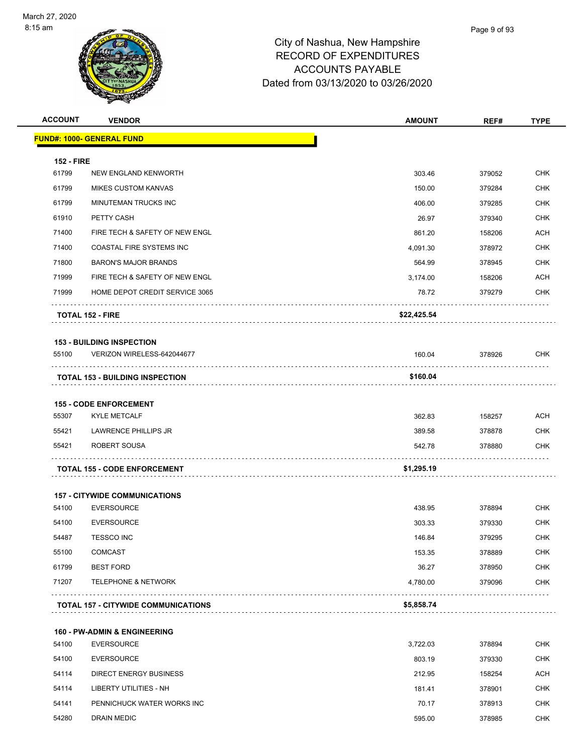City of Nashua, New Hampshire
RECORD OF EXPENDITURES
ACCOUNTS PAYABLE
Dated from 03/13/2020 to 03/26/2020

| ACCOUNT | VENDOR | AMOUNT | REF# | TYPE |
|---|---|---|---|---|
| **FUND#: 1000- GENERAL FUND** | | | | |
| **152 - FIRE** | | | | |
| 61799 | NEW ENGLAND KENWORTH | 303.46 | 379052 | CHK |
| 61799 | MIKES CUSTOM KANVAS | 150.00 | 379284 | CHK |
| 61799 | MINUTEMAN TRUCKS INC | 406.00 | 379285 | CHK |
| 61910 | PETTY CASH | 26.97 | 379340 | CHK |
| 71400 | FIRE TECH & SAFETY OF NEW ENGL | 861.20 | 158206 | ACH |
| 71400 | COASTAL FIRE SYSTEMS INC | 4,091.30 | 378972 | CHK |
| 71800 | BARON'S MAJOR BRANDS | 564.99 | 378945 | CHK |
| 71999 | FIRE TECH & SAFETY OF NEW ENGL | 3,174.00 | 158206 | ACH |
| 71999 | HOME DEPOT CREDIT SERVICE 3065 | 78.72 | 379279 | CHK |
| | **TOTAL 152 - FIRE** | **$22,425.54** | | |
| **153 - BUILDING INSPECTION** | | | | |
| 55100 | VERIZON WIRELESS-642044677 | 160.04 | 378926 | CHK |
| | **TOTAL 153 - BUILDING INSPECTION** | **$160.04** | | |
| **155 - CODE ENFORCEMENT** | | | | |
| 55307 | KYLE METCALF | 362.83 | 158257 | ACH |
| 55421 | LAWRENCE PHILLIPS JR | 389.58 | 378878 | CHK |
| 55421 | ROBERT SOUSA | 542.78 | 378880 | CHK |
| | **TOTAL 155 - CODE ENFORCEMENT** | **$1,295.19** | | |
| **157 - CITYWIDE COMMUNICATIONS** | | | | |
| 54100 | EVERSOURCE | 438.95 | 378894 | CHK |
| 54100 | EVERSOURCE | 303.33 | 379330 | CHK |
| 54487 | TESSCO INC | 146.84 | 379295 | CHK |
| 55100 | COMCAST | 153.35 | 378889 | CHK |
| 61799 | BEST FORD | 36.27 | 378950 | CHK |
| 71207 | TELEPHONE & NETWORK | 4,780.00 | 379096 | CHK |
| | **TOTAL 157 - CITYWIDE COMMUNICATIONS** | **$5,858.74** | | |
| **160 - PW-ADMIN & ENGINEERING** | | | | |
| 54100 | EVERSOURCE | 3,722.03 | 378894 | CHK |
| 54100 | EVERSOURCE | 803.19 | 379330 | CHK |
| 54114 | DIRECT ENERGY BUSINESS | 212.95 | 158254 | ACH |
| 54114 | LIBERTY UTILITIES - NH | 181.41 | 378901 | CHK |
| 54141 | PENNICHUCK WATER WORKS INC | 70.17 | 378913 | CHK |
| 54280 | DRAIN MEDIC | 595.00 | 378985 | CHK |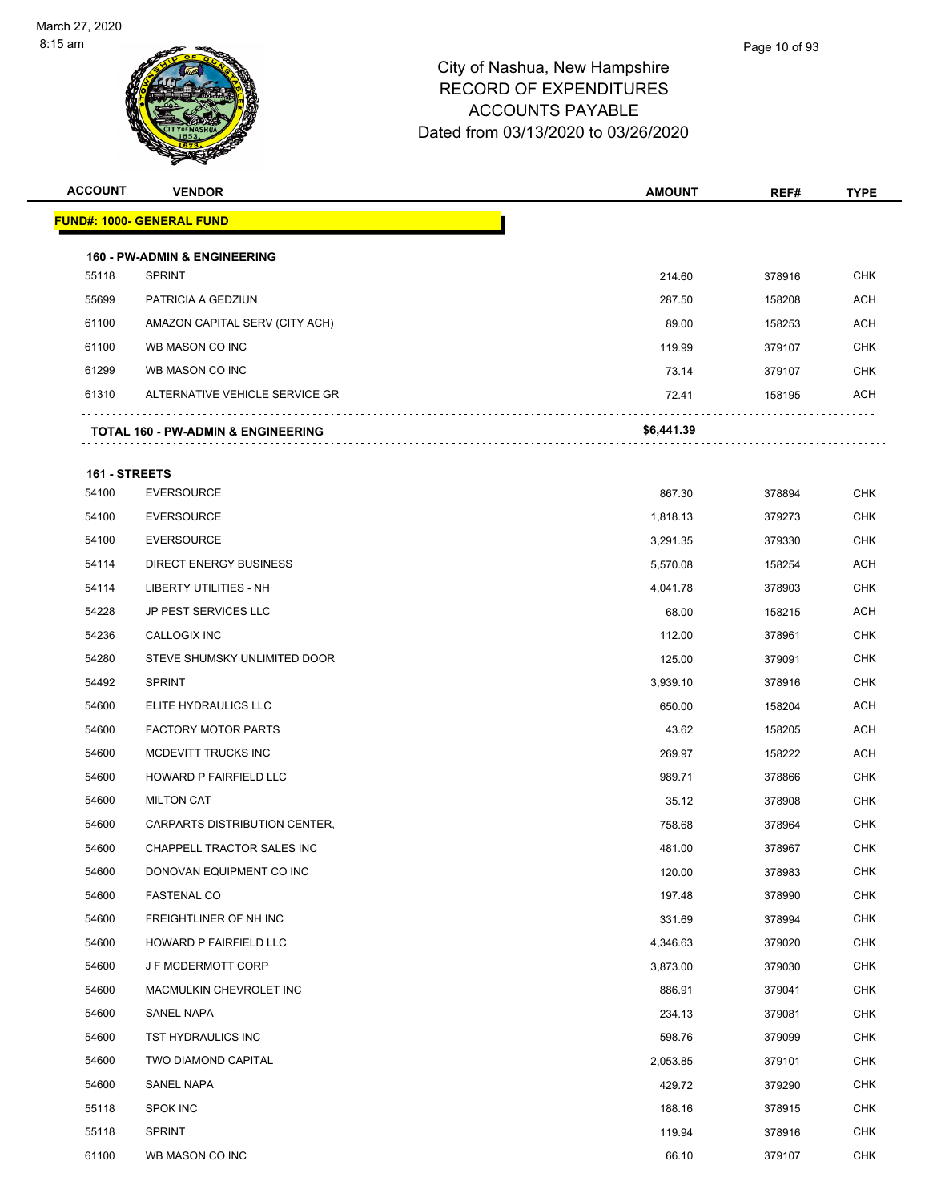# City of Nashua, New Hampshire
## RECORD OF EXPENDITURES
## ACCOUNTS PAYABLE
## Dated from 03/13/2020 to 03/26/2020

| ACCOUNT | VENDOR | AMOUNT | REF# | TYPE |
|---|---|---|---|---|
| **FUND#: 1000- GENERAL FUND** | | | | |
| **160 - PW-ADMIN & ENGINEERING** | | | | |
| 55118 | SPRINT | 214.60 | 378916 | CHK |
| 55699 | PATRICIA A GEDZIUN | 287.50 | 158208 | ACH |
| 61100 | AMAZON CAPITAL SERV (CITY ACH) | 89.00 | 158253 | ACH |
| 61100 | WB MASON CO INC | 119.99 | 379107 | CHK |
| 61299 | WB MASON CO INC | 73.14 | 379107 | CHK |
| 61310 | ALTERNATIVE VEHICLE SERVICE GR | 72.41 | 158195 | ACH |
| **TOTAL 160 - PW-ADMIN & ENGINEERING** | | **$6,441.39** | | |
| **161 - STREETS** | | | | |
| 54100 | EVERSOURCE | 867.30 | 378894 | CHK |
| 54100 | EVERSOURCE | 1,818.13 | 379273 | CHK |
| 54100 | EVERSOURCE | 3,291.35 | 379330 | CHK |
| 54114 | DIRECT ENERGY BUSINESS | 5,570.08 | 158254 | ACH |
| 54114 | LIBERTY UTILITIES - NH | 4,041.78 | 378903 | CHK |
| 54228 | JP PEST SERVICES LLC | 68.00 | 158215 | ACH |
| 54236 | CALLOGIX INC | 112.00 | 378961 | CHK |
| 54280 | STEVE SHUMSKY UNLIMITED DOOR | 125.00 | 379091 | CHK |
| 54492 | SPRINT | 3,939.10 | 378916 | CHK |
| 54600 | ELITE HYDRAULICS LLC | 650.00 | 158204 | ACH |
| 54600 | FACTORY MOTOR PARTS | 43.62 | 158205 | ACH |
| 54600 | MCDEVITT TRUCKS INC | 269.97 | 158222 | ACH |
| 54600 | HOWARD P FAIRFIELD LLC | 989.71 | 378866 | CHK |
| 54600 | MILTON CAT | 35.12 | 378908 | CHK |
| 54600 | CARPARTS DISTRIBUTION CENTER, | 758.68 | 378964 | CHK |
| 54600 | CHAPPELL TRACTOR SALES INC | 481.00 | 378967 | CHK |
| 54600 | DONOVAN EQUIPMENT CO INC | 120.00 | 378983 | CHK |
| 54600 | FASTENAL CO | 197.48 | 378990 | CHK |
| 54600 | FREIGHTLINER OF NH INC | 331.69 | 378994 | CHK |
| 54600 | HOWARD P FAIRFIELD LLC | 4,346.63 | 379020 | CHK |
| 54600 | J F MCDERMOTT CORP | 3,873.00 | 379030 | CHK |
| 54600 | MACMULKIN CHEVROLET INC | 886.91 | 379041 | CHK |
| 54600 | SANEL NAPA | 234.13 | 379081 | CHK |
| 54600 | TST HYDRAULICS INC | 598.76 | 379099 | CHK |
| 54600 | TWO DIAMOND CAPITAL | 2,053.85 | 379101 | CHK |
| 54600 | SANEL NAPA | 429.72 | 379290 | CHK |
| 55118 | SPOK INC | 188.16 | 378915 | CHK |
| 55118 | SPRINT | 119.94 | 378916 | CHK |
| 61100 | WB MASON CO INC | 66.10 | 379107 | CHK |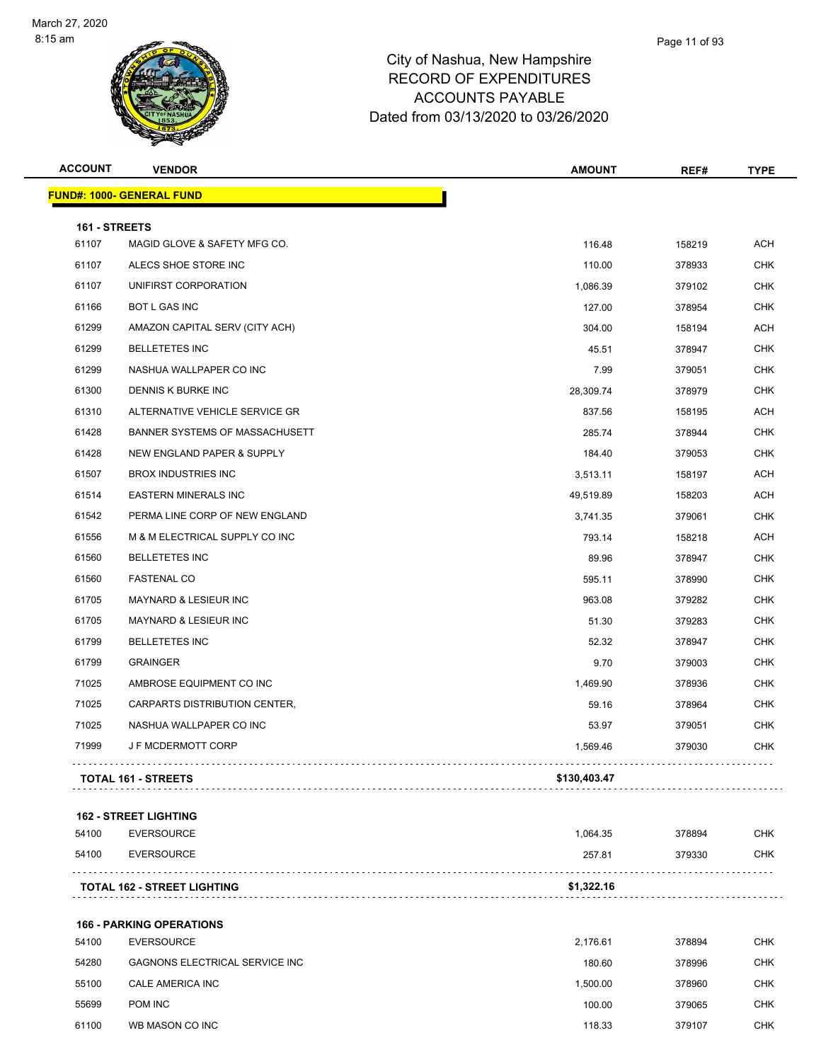# City of Nashua, New Hampshire
## RECORD OF EXPENDITURES
## ACCOUNTS PAYABLE
## Dated from 03/13/2020 to 03/26/2020

| ACCOUNT | VENDOR | AMOUNT | REF# | TYPE |
|---|---|---|---|---|
| **FUND#: 1000- GENERAL FUND** | | | | |
| **161 - STREETS** | | | | |
| 61107 | MAGID GLOVE & SAFETY MFG CO. | 116.48 | 158219 | ACH |
| 61107 | ALECS SHOE STORE INC | 110.00 | 378933 | CHK |
| 61107 | UNIFIRST CORPORATION | 1,086.39 | 379102 | CHK |
| 61166 | BOT L GAS INC | 127.00 | 378954 | CHK |
| 61299 | AMAZON CAPITAL SERV (CITY ACH) | 304.00 | 158194 | ACH |
| 61299 | BELLETETES INC | 45.51 | 378947 | CHK |
| 61299 | NASHUA WALLPAPER CO INC | 7.99 | 379051 | CHK |
| 61300 | DENNIS K BURKE INC | 28,309.74 | 378979 | CHK |
| 61310 | ALTERNATIVE VEHICLE SERVICE GR | 837.56 | 158195 | ACH |
| 61428 | BANNER SYSTEMS OF MASSACHUSETT | 285.74 | 378944 | CHK |
| 61428 | NEW ENGLAND PAPER & SUPPLY | 184.40 | 379053 | CHK |
| 61507 | BROX INDUSTRIES INC | 3,513.11 | 158197 | ACH |
| 61514 | EASTERN MINERALS INC | 49,519.89 | 158203 | ACH |
| 61542 | PERMA LINE CORP OF NEW ENGLAND | 3,741.35 | 379061 | CHK |
| 61556 | M & M ELECTRICAL SUPPLY CO INC | 793.14 | 158218 | ACH |
| 61560 | BELLETETES INC | 89.96 | 378947 | CHK |
| 61560 | FASTENAL CO | 595.11 | 378990 | CHK |
| 61705 | MAYNARD & LESIEUR INC | 963.08 | 379282 | CHK |
| 61705 | MAYNARD & LESIEUR INC | 51.30 | 379283 | CHK |
| 61799 | BELLETETES INC | 52.32 | 378947 | CHK |
| 61799 | GRAINGER | 9.70 | 379003 | CHK |
| 71025 | AMBROSE EQUIPMENT CO INC | 1,469.90 | 378936 | CHK |
| 71025 | CARPARTS DISTRIBUTION CENTER, | 59.16 | 378964 | CHK |
| 71025 | NASHUA WALLPAPER CO INC | 53.97 | 379051 | CHK |
| 71999 | J F MCDERMOTT CORP | 1,569.46 | 379030 | CHK |
| | **TOTAL 161 - STREETS** | **$130,403.47** | | |
| **162 - STREET LIGHTING** | | | | |
| 54100 | EVERSOURCE | 1,064.35 | 378894 | CHK |
| 54100 | EVERSOURCE | 257.81 | 379330 | CHK |
| | **TOTAL 162 - STREET LIGHTING** | **$1,322.16** | | |
| **166 - PARKING OPERATIONS** | | | | |
| 54100 | EVERSOURCE | 2,176.61 | 378894 | CHK |
| 54280 | GAGNONS ELECTRICAL SERVICE INC | 180.60 | 378996 | CHK |
| 55100 | CALE AMERICA INC | 1,500.00 | 378960 | CHK |
| 55699 | POM INC | 100.00 | 379065 | CHK |
| 61100 | WB MASON CO INC | 118.33 | 379107 | CHK |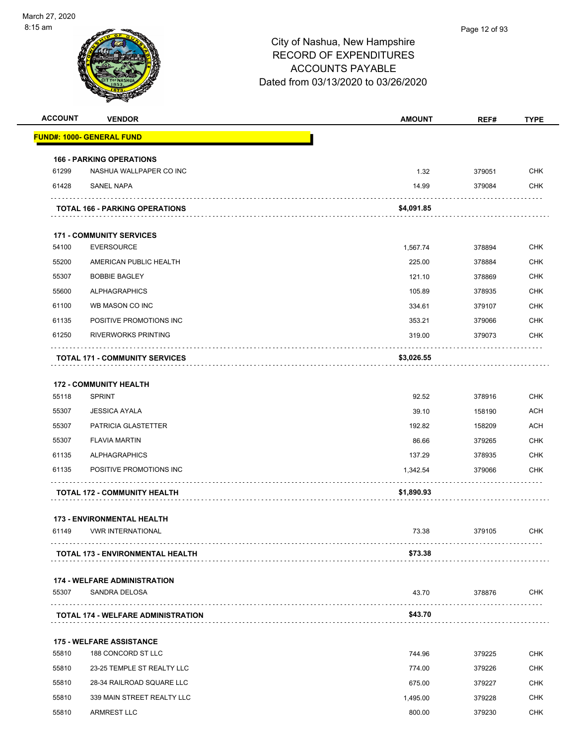# City of Nashua, New Hampshire
## RECORD OF EXPENDITURES
## ACCOUNTS PAYABLE
## Dated from 03/13/2020 to 03/26/2020

March 27, 2020
8:15 am

| ACCOUNT | VENDOR | AMOUNT | REF# | TYPE |
|---|---|---|---|---|
| **FUND#: 1000- GENERAL FUND** | | | | |
| **166 - PARKING OPERATIONS** | | | | |
| 61299 | NASHUA WALLPAPER CO INC | 1.32 | 379051 | CHK |
| 61428 | SANEL NAPA | 14.99 | 379084 | CHK |
| | **TOTAL 166 - PARKING OPERATIONS** | **$4,091.85** | | |
| **171 - COMMUNITY SERVICES** | | | | |
| 54100 | EVERSOURCE | 1,567.74 | 378894 | CHK |
| 55200 | AMERICAN PUBLIC HEALTH | 225.00 | 378884 | CHK |
| 55307 | BOBBIE BAGLEY | 121.10 | 378869 | CHK |
| 55600 | ALPHAGRAPHICS | 105.89 | 378935 | CHK |
| 61100 | WB MASON CO INC | 334.61 | 379107 | CHK |
| 61135 | POSITIVE PROMOTIONS INC | 353.21 | 379066 | CHK |
| 61250 | RIVERWORKS PRINTING | 319.00 | 379073 | CHK |
| | **TOTAL 171 - COMMUNITY SERVICES** | **$3,026.55** | | |
| **172 - COMMUNITY HEALTH** | | | | |
| 55118 | SPRINT | 92.52 | 378916 | CHK |
| 55307 | JESSICA AYALA | 39.10 | 158190 | ACH |
| 55307 | PATRICIA GLASTETTER | 192.82 | 158209 | ACH |
| 55307 | FLAVIA MARTIN | 86.66 | 379265 | CHK |
| 61135 | ALPHAGRAPHICS | 137.29 | 378935 | CHK |
| 61135 | POSITIVE PROMOTIONS INC | 1,342.54 | 379066 | CHK |
| | **TOTAL 172 - COMMUNITY HEALTH** | **$1,890.93** | | |
| **173 - ENVIRONMENTAL HEALTH** | | | | |
| 61149 | VWR INTERNATIONAL | 73.38 | 379105 | CHK |
| | **TOTAL 173 - ENVIRONMENTAL HEALTH** | **$73.38** | | |
| **174 - WELFARE ADMINISTRATION** | | | | |
| 55307 | SANDRA DELOSA | 43.70 | 378876 | CHK |
| | **TOTAL 174 - WELFARE ADMINISTRATION** | **$43.70** | | |
| **175 - WELFARE ASSISTANCE** | | | | |
| 55810 | 188 CONCORD ST LLC | 744.96 | 379225 | CHK |
| 55810 | 23-25 TEMPLE ST REALTY LLC | 774.00 | 379226 | CHK |
| 55810 | 28-34 RAILROAD SQUARE LLC | 675.00 | 379227 | CHK |
| 55810 | 339 MAIN STREET REALTY LLC | 1,495.00 | 379228 | CHK |
| 55810 | ARMREST LLC | 800.00 | 379230 | CHK |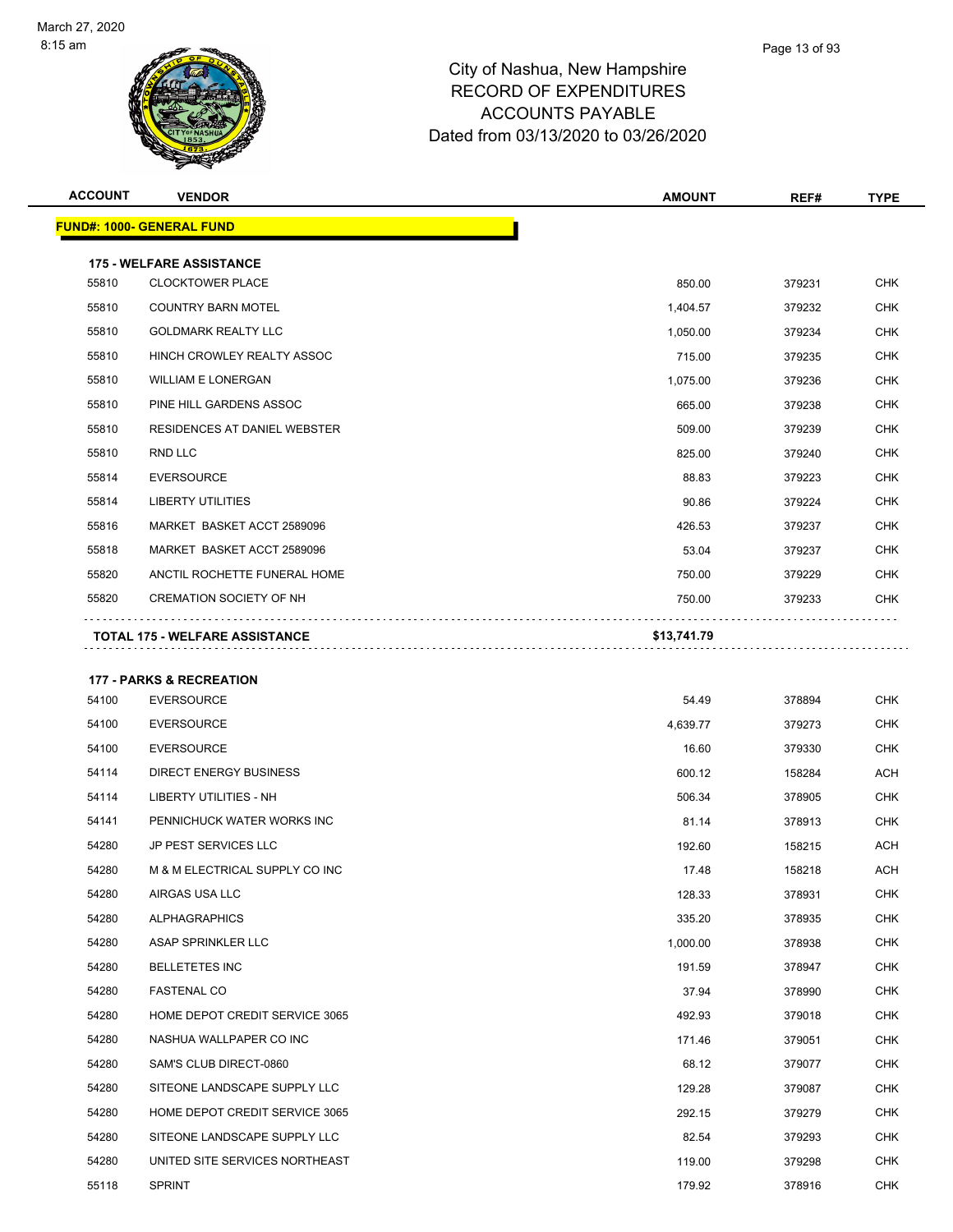# City of Nashua, New Hampshire
# RECORD OF EXPENDITURES
# ACCOUNTS PAYABLE
# Dated from 03/13/2020 to 03/26/2020

| ACCOUNT | VENDOR | AMOUNT | REF# | TYPE |
|---|---|---|---|---|
| **FUND#: 1000- GENERAL FUND** | | | | |
| **175 - WELFARE ASSISTANCE** | | | | |
| 55810 | CLOCKTOWER PLACE | 850.00 | 379231 | CHK |
| 55810 | COUNTRY BARN MOTEL | 1,404.57 | 379232 | CHK |
| 55810 | GOLDMARK REALTY LLC | 1,050.00 | 379234 | CHK |
| 55810 | HINCH CROWLEY REALTY ASSOC | 715.00 | 379235 | CHK |
| 55810 | WILLIAM E LONERGAN | 1,075.00 | 379236 | CHK |
| 55810 | PINE HILL GARDENS ASSOC | 665.00 | 379238 | CHK |
| 55810 | RESIDENCES AT DANIEL WEBSTER | 509.00 | 379239 | CHK |
| 55810 | RND LLC | 825.00 | 379240 | CHK |
| 55814 | EVERSOURCE | 88.83 | 379223 | CHK |
| 55814 | LIBERTY UTILITIES | 90.86 | 379224 | CHK |
| 55816 | MARKET BASKET ACCT 2589096 | 426.53 | 379237 | CHK |
| 55818 | MARKET BASKET ACCT 2589096 | 53.04 | 379237 | CHK |
| 55820 | ANCTIL ROCHETTE FUNERAL HOME | 750.00 | 379229 | CHK |
| 55820 | CREMATION SOCIETY OF NH | 750.00 | 379233 | CHK |
| **TOTAL 175 - WELFARE ASSISTANCE** | | **$13,741.79** | | |
| **177 - PARKS & RECREATION** | | | | |
| 54100 | EVERSOURCE | 54.49 | 378894 | CHK |
| 54100 | EVERSOURCE | 4,639.77 | 379273 | CHK |
| 54100 | EVERSOURCE | 16.60 | 379330 | CHK |
| 54114 | DIRECT ENERGY BUSINESS | 600.12 | 158284 | ACH |
| 54114 | LIBERTY UTILITIES - NH | 506.34 | 378905 | CHK |
| 54141 | PENNICHUCK WATER WORKS INC | 81.14 | 378913 | CHK |
| 54280 | JP PEST SERVICES LLC | 192.60 | 158215 | ACH |
| 54280 | M & M ELECTRICAL SUPPLY CO INC | 17.48 | 158218 | ACH |
| 54280 | AIRGAS USA LLC | 128.33 | 378931 | CHK |
| 54280 | ALPHAGRAPHICS | 335.20 | 378935 | CHK |
| 54280 | ASAP SPRINKLER LLC | 1,000.00 | 378938 | CHK |
| 54280 | BELLETETES INC | 191.59 | 378947 | CHK |
| 54280 | FASTENAL CO | 37.94 | 378990 | CHK |
| 54280 | HOME DEPOT CREDIT SERVICE 3065 | 492.93 | 379018 | CHK |
| 54280 | NASHUA WALLPAPER CO INC | 171.46 | 379051 | CHK |
| 54280 | SAM'S CLUB DIRECT-0860 | 68.12 | 379077 | CHK |
| 54280 | SITEONE LANDSCAPE SUPPLY LLC | 129.28 | 379087 | CHK |
| 54280 | HOME DEPOT CREDIT SERVICE 3065 | 292.15 | 379279 | CHK |
| 54280 | SITEONE LANDSCAPE SUPPLY LLC | 82.54 | 379293 | CHK |
| 54280 | UNITED SITE SERVICES NORTHEAST | 119.00 | 379298 | CHK |
| 55118 | SPRINT | 179.92 | 378916 | CHK |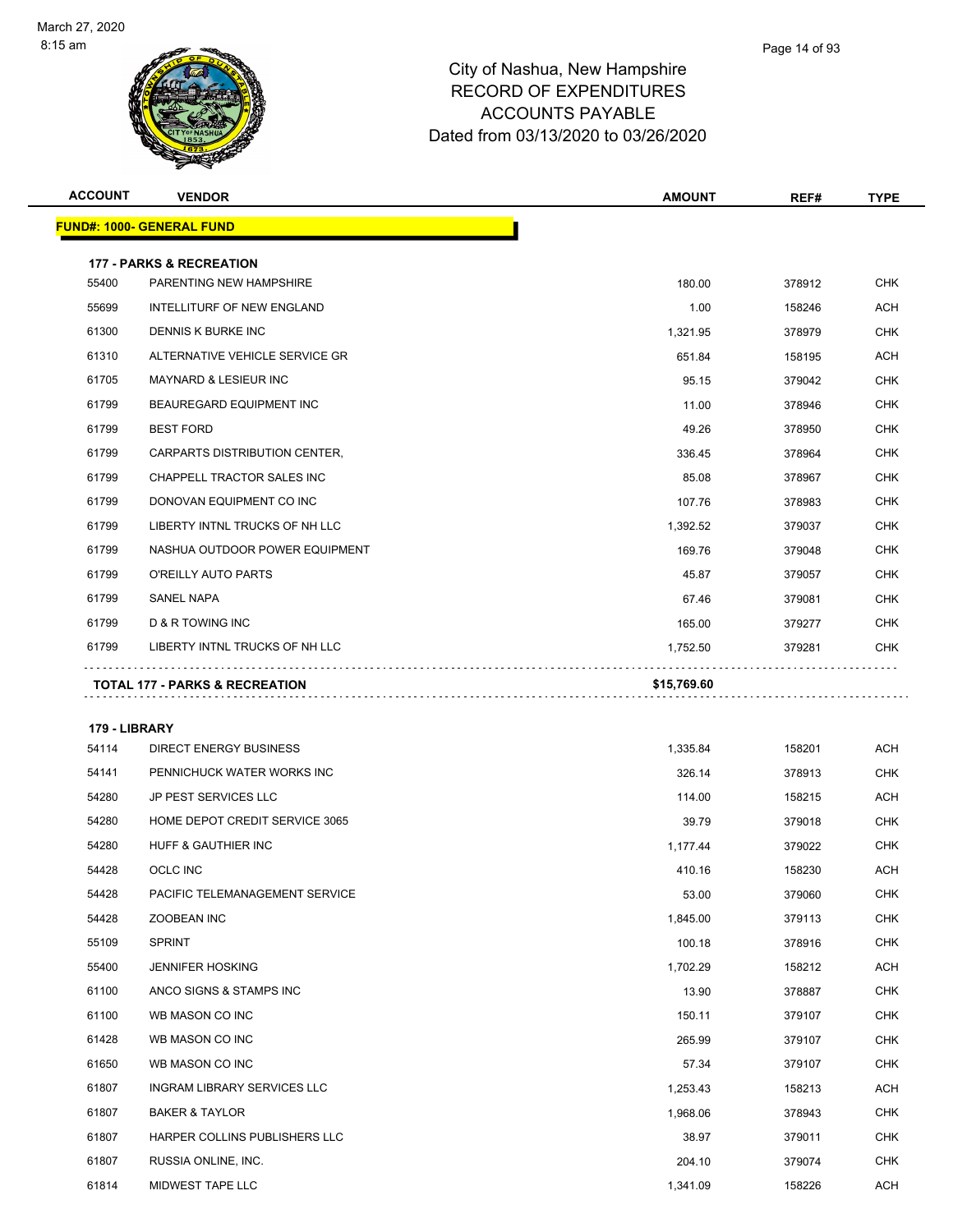# City of Nashua, New Hampshire
# RECORD OF EXPENDITURES
# ACCOUNTS PAYABLE
# Dated from 03/13/2020 to 03/26/2020

| ACCOUNT | VENDOR | AMOUNT | REF# | TYPE |
|---|---|---|---|---|
| **FUND#: 1000- GENERAL FUND** | | | | |
| **177 - PARKS & RECREATION** | | | | |
| 55400 | PARENTING NEW HAMPSHIRE | 180.00 | 378912 | CHK |
| 55699 | INTELLITURF OF NEW ENGLAND | 1.00 | 158246 | ACH |
| 61300 | DENNIS K BURKE INC | 1,321.95 | 378979 | CHK |
| 61310 | ALTERNATIVE VEHICLE SERVICE GR | 651.84 | 158195 | ACH |
| 61705 | MAYNARD & LESIEUR INC | 95.15 | 379042 | CHK |
| 61799 | BEAUREGARD EQUIPMENT INC | 11.00 | 378946 | CHK |
| 61799 | BEST FORD | 49.26 | 378950 | CHK |
| 61799 | CARPARTS DISTRIBUTION CENTER, | 336.45 | 378964 | CHK |
| 61799 | CHAPPELL TRACTOR SALES INC | 85.08 | 378967 | CHK |
| 61799 | DONOVAN EQUIPMENT CO INC | 107.76 | 378983 | CHK |
| 61799 | LIBERTY INTNL TRUCKS OF NH LLC | 1,392.52 | 379037 | CHK |
| 61799 | NASHUA OUTDOOR POWER EQUIPMENT | 169.76 | 379048 | CHK |
| 61799 | O'REILLY AUTO PARTS | 45.87 | 379057 | CHK |
| 61799 | SANEL NAPA | 67.46 | 379081 | CHK |
| 61799 | D & R TOWING INC | 165.00 | 379277 | CHK |
| 61799 | LIBERTY INTNL TRUCKS OF NH LLC | 1,752.50 | 379281 | CHK |
| | **TOTAL 177 - PARKS & RECREATION** | **$15,769.60** | | |
| **179 - LIBRARY** | | | | |
| 54114 | DIRECT ENERGY BUSINESS | 1,335.84 | 158201 | ACH |
| 54141 | PENNICHUCK WATER WORKS INC | 326.14 | 378913 | CHK |
| 54280 | JP PEST SERVICES LLC | 114.00 | 158215 | ACH |
| 54280 | HOME DEPOT CREDIT SERVICE 3065 | 39.79 | 379018 | CHK |
| 54280 | HUFF & GAUTHIER INC | 1,177.44 | 379022 | CHK |
| 54428 | OCLC INC | 410.16 | 158230 | ACH |
| 54428 | PACIFIC TELEMANAGEMENT SERVICE | 53.00 | 379060 | CHK |
| 54428 | ZOOBEAN INC | 1,845.00 | 379113 | CHK |
| 55109 | SPRINT | 100.18 | 378916 | CHK |
| 55400 | JENNIFER HOSKING | 1,702.29 | 158212 | ACH |
| 61100 | ANCO SIGNS & STAMPS INC | 13.90 | 378887 | CHK |
| 61100 | WB MASON CO INC | 150.11 | 379107 | CHK |
| 61428 | WB MASON CO INC | 265.99 | 379107 | CHK |
| 61650 | WB MASON CO INC | 57.34 | 379107 | CHK |
| 61807 | INGRAM LIBRARY SERVICES LLC | 1,253.43 | 158213 | ACH |
| 61807 | BAKER & TAYLOR | 1,968.06 | 378943 | CHK |
| 61807 | HARPER COLLINS PUBLISHERS LLC | 38.97 | 379011 | CHK |
| 61807 | RUSSIA ONLINE, INC. | 204.10 | 379074 | CHK |
| 61814 | MIDWEST TAPE LLC | 1,341.09 | 158226 | ACH |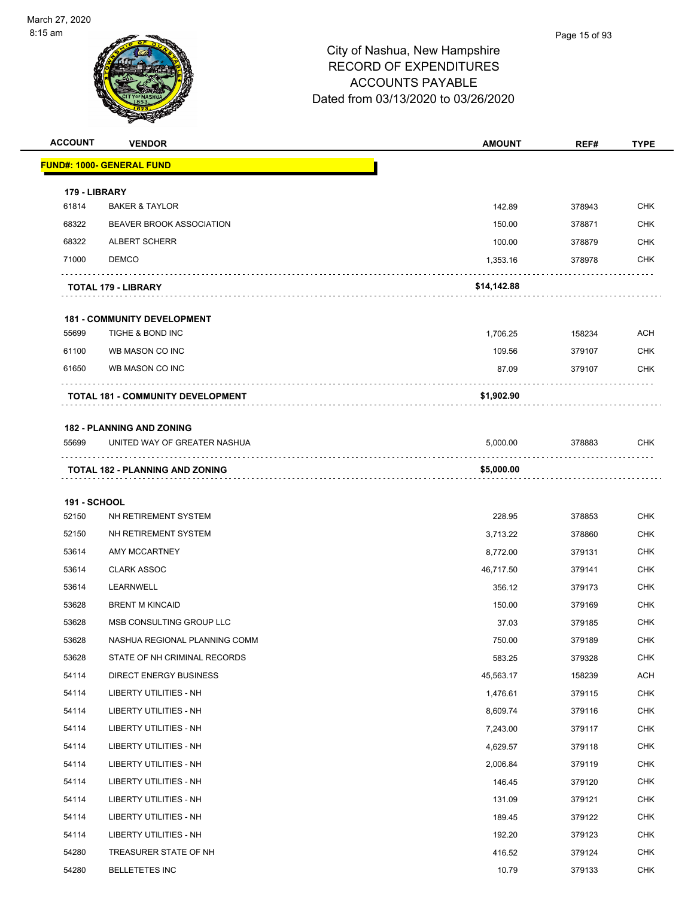# City of Nashua, New Hampshire
## RECORD OF EXPENDITURES
## ACCOUNTS PAYABLE
### Dated from 03/13/2020 to 03/26/2020

| ACCOUNT | VENDOR | AMOUNT | REF# | TYPE |
|---|---|---|---|---|
| **FUND#: 1000- GENERAL FUND** | | | | |
| **179 - LIBRARY** | | | | |
| 61814 | BAKER & TAYLOR | 142.89 | 378943 | CHK |
| 68322 | BEAVER BROOK ASSOCIATION | 150.00 | 378871 | CHK |
| 68322 | ALBERT SCHERR | 100.00 | 378879 | CHK |
| 71000 | DEMCO | 1,353.16 | 378978 | CHK |
| | **TOTAL 179 - LIBRARY** | **$14,142.88** | | |
| **181 - COMMUNITY DEVELOPMENT** | | | | |
| 55699 | TIGHE & BOND INC | 1,706.25 | 158234 | ACH |
| 61100 | WB MASON CO INC | 109.56 | 379107 | CHK |
| 61650 | WB MASON CO INC | 87.09 | 379107 | CHK |
| | **TOTAL 181 - COMMUNITY DEVELOPMENT** | **$1,902.90** | | |
| **182 - PLANNING AND ZONING** | | | | |
| 55699 | UNITED WAY OF GREATER NASHUA | 5,000.00 | 378883 | CHK |
| | **TOTAL 182 - PLANNING AND ZONING** | **$5,000.00** | | |
| **191 - SCHOOL** | | | | |
| 52150 | NH RETIREMENT SYSTEM | 228.95 | 378853 | CHK |
| 52150 | NH RETIREMENT SYSTEM | 3,713.22 | 378860 | CHK |
| 53614 | AMY MCCARTNEY | 8,772.00 | 379131 | CHK |
| 53614 | CLARK ASSOC | 46,717.50 | 379141 | CHK |
| 53614 | LEARNWELL | 356.12 | 379173 | CHK |
| 53628 | BRENT M KINCAID | 150.00 | 379169 | CHK |
| 53628 | MSB CONSULTING GROUP LLC | 37.03 | 379185 | CHK |
| 53628 | NASHUA REGIONAL PLANNING COMM | 750.00 | 379189 | CHK |
| 53628 | STATE OF NH CRIMINAL RECORDS | 583.25 | 379328 | CHK |
| 54114 | DIRECT ENERGY BUSINESS | 45,563.17 | 158239 | ACH |
| 54114 | LIBERTY UTILITIES - NH | 1,476.61 | 379115 | CHK |
| 54114 | LIBERTY UTILITIES - NH | 8,609.74 | 379116 | CHK |
| 54114 | LIBERTY UTILITIES - NH | 7,243.00 | 379117 | CHK |
| 54114 | LIBERTY UTILITIES - NH | 4,629.57 | 379118 | CHK |
| 54114 | LIBERTY UTILITIES - NH | 2,006.84 | 379119 | CHK |
| 54114 | LIBERTY UTILITIES - NH | 146.45 | 379120 | CHK |
| 54114 | LIBERTY UTILITIES - NH | 131.09 | 379121 | CHK |
| 54114 | LIBERTY UTILITIES - NH | 189.45 | 379122 | CHK |
| 54114 | LIBERTY UTILITIES - NH | 192.20 | 379123 | CHK |
| 54280 | TREASURER STATE OF NH | 416.52 | 379124 | CHK |
| 54280 | BELLETETES INC | 10.79 | 379133 | CHK |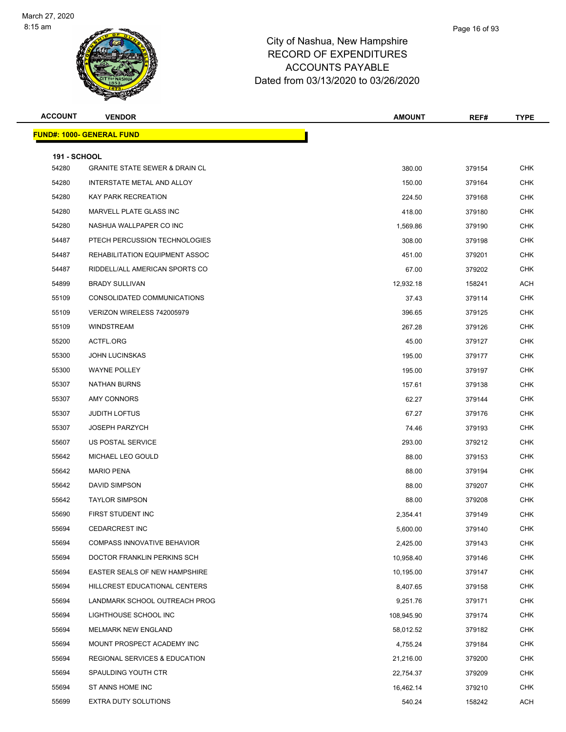# City of Nashua, New Hampshire
## RECORD OF EXPENDITURES
## ACCOUNTS PAYABLE
### Dated from 03/13/2020 to 03/26/2020

| ACCOUNT | VENDOR | AMOUNT | REF# | TYPE |
|---|---|---|---|---|
| **FUND#: 1000- GENERAL FUND** | | | | |
| **191 - SCHOOL** | | | | |
| 54280 | GRANITE STATE SEWER & DRAIN CL | 380.00 | 379154 | CHK |
| 54280 | INTERSTATE METAL AND ALLOY | 150.00 | 379164 | CHK |
| 54280 | KAY PARK RECREATION | 224.50 | 379168 | CHK |
| 54280 | MARVELL PLATE GLASS INC | 418.00 | 379180 | CHK |
| 54280 | NASHUA WALLPAPER CO INC | 1,569.86 | 379190 | CHK |
| 54487 | PTECH PERCUSSION TECHNOLOGIES | 308.00 | 379198 | CHK |
| 54487 | REHABILITATION EQUIPMENT ASSOC | 451.00 | 379201 | CHK |
| 54487 | RIDDELL/ALL AMERICAN SPORTS CO | 67.00 | 379202 | CHK |
| 54899 | BRADY SULLIVAN | 12,932.18 | 158241 | ACH |
| 55109 | CONSOLIDATED COMMUNICATIONS | 37.43 | 379114 | CHK |
| 55109 | VERIZON WIRELESS 742005979 | 396.65 | 379125 | CHK |
| 55109 | WINDSTREAM | 267.28 | 379126 | CHK |
| 55200 | ACTFL.ORG | 45.00 | 379127 | CHK |
| 55300 | JOHN LUCINSKAS | 195.00 | 379177 | CHK |
| 55300 | WAYNE POLLEY | 195.00 | 379197 | CHK |
| 55307 | NATHAN BURNS | 157.61 | 379138 | CHK |
| 55307 | AMY CONNORS | 62.27 | 379144 | CHK |
| 55307 | JUDITH LOFTUS | 67.27 | 379176 | CHK |
| 55307 | JOSEPH PARZYCH | 74.46 | 379193 | CHK |
| 55607 | US POSTAL SERVICE | 293.00 | 379212 | CHK |
| 55642 | MICHAEL LEO GOULD | 88.00 | 379153 | CHK |
| 55642 | MARIO PENA | 88.00 | 379194 | CHK |
| 55642 | DAVID SIMPSON | 88.00 | 379207 | CHK |
| 55642 | TAYLOR SIMPSON | 88.00 | 379208 | CHK |
| 55690 | FIRST STUDENT INC | 2,354.41 | 379149 | CHK |
| 55694 | CEDARCREST INC | 5,600.00 | 379140 | CHK |
| 55694 | COMPASS INNOVATIVE BEHAVIOR | 2,425.00 | 379143 | CHK |
| 55694 | DOCTOR FRANKLIN PERKINS SCH | 10,958.40 | 379146 | CHK |
| 55694 | EASTER SEALS OF NEW HAMPSHIRE | 10,195.00 | 379147 | CHK |
| 55694 | HILLCREST EDUCATIONAL CENTERS | 8,407.65 | 379158 | CHK |
| 55694 | LANDMARK SCHOOL OUTREACH PROG | 9,251.76 | 379171 | CHK |
| 55694 | LIGHTHOUSE SCHOOL INC | 108,945.90 | 379174 | CHK |
| 55694 | MELMARK NEW ENGLAND | 58,012.52 | 379182 | CHK |
| 55694 | MOUNT PROSPECT ACADEMY INC | 4,755.24 | 379184 | CHK |
| 55694 | REGIONAL SERVICES & EDUCATION | 21,216.00 | 379200 | CHK |
| 55694 | SPAULDING YOUTH CTR | 22,754.37 | 379209 | CHK |
| 55694 | ST ANNS HOME INC | 16,462.14 | 379210 | CHK |
| 55699 | EXTRA DUTY SOLUTIONS | 540.24 | 158242 | ACH |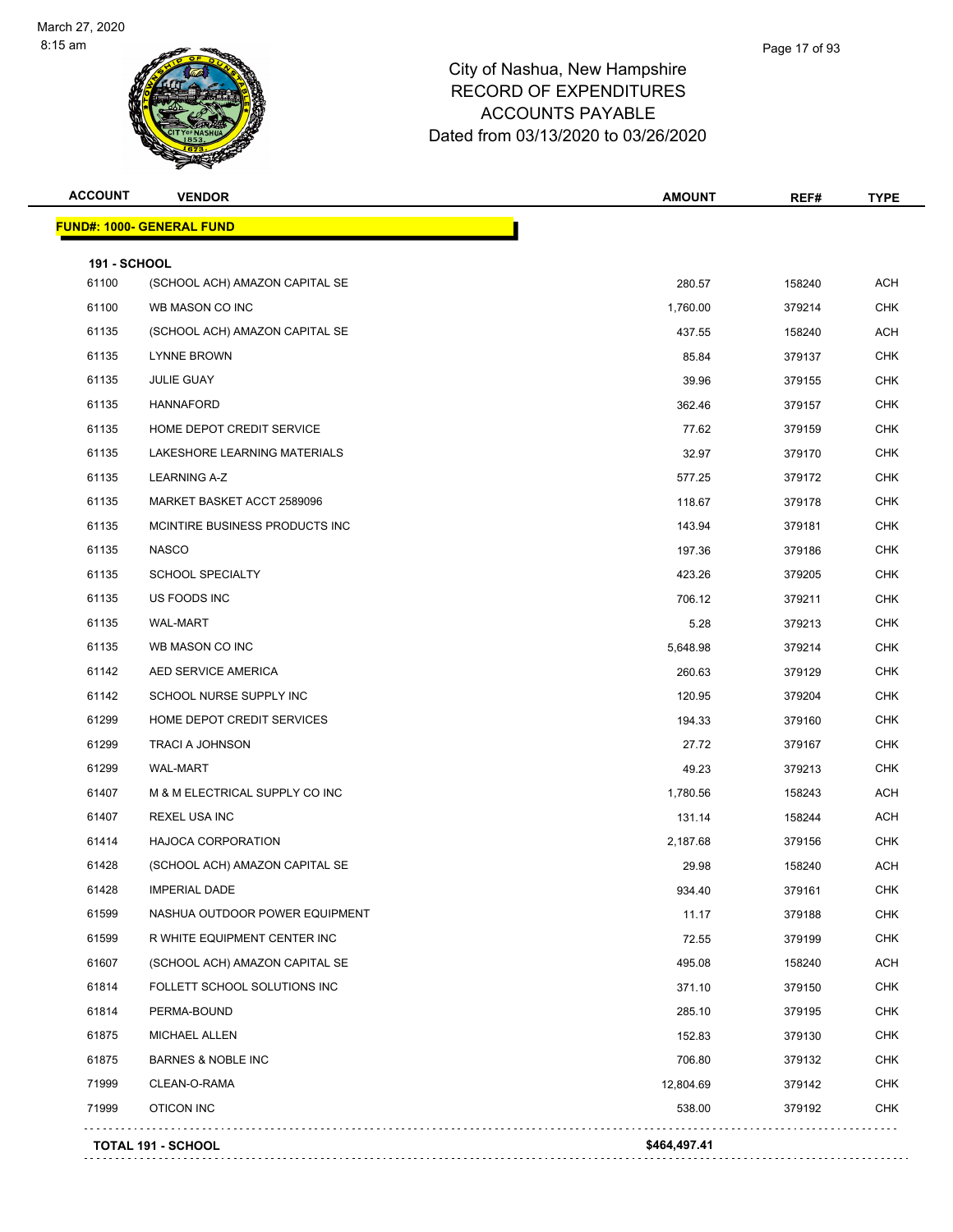March 27, 2020
8:15 am

# City of Nashua, New Hampshire
## RECORD OF EXPENDITURES
## ACCOUNTS PAYABLE
## Dated from 03/13/2020 to 03/26/2020

| ACCOUNT | VENDOR | AMOUNT | REF# | TYPE |
|---|---|---|---|---|
| **FUND#: 1000- GENERAL FUND** | | | | |
| **191 - SCHOOL** | | | | |
| 61100 | (SCHOOL ACH) AMAZON CAPITAL SE | 280.57 | 158240 | ACH |
| 61100 | WB MASON CO INC | 1,760.00 | 379214 | CHK |
| 61135 | (SCHOOL ACH) AMAZON CAPITAL SE | 437.55 | 158240 | ACH |
| 61135 | LYNNE BROWN | 85.84 | 379137 | CHK |
| 61135 | JULIE GUAY | 39.96 | 379155 | CHK |
| 61135 | HANNAFORD | 362.46 | 379157 | CHK |
| 61135 | HOME DEPOT CREDIT SERVICE | 77.62 | 379159 | CHK |
| 61135 | LAKESHORE LEARNING MATERIALS | 32.97 | 379170 | CHK |
| 61135 | LEARNING A-Z | 577.25 | 379172 | CHK |
| 61135 | MARKET BASKET ACCT 2589096 | 118.67 | 379178 | CHK |
| 61135 | MCINTIRE BUSINESS PRODUCTS INC | 143.94 | 379181 | CHK |
| 61135 | NASCO | 197.36 | 379186 | CHK |
| 61135 | SCHOOL SPECIALTY | 423.26 | 379205 | CHK |
| 61135 | US FOODS INC | 706.12 | 379211 | CHK |
| 61135 | WAL-MART | 5.28 | 379213 | CHK |
| 61135 | WB MASON CO INC | 5,648.98 | 379214 | CHK |
| 61142 | AED SERVICE AMERICA | 260.63 | 379129 | CHK |
| 61142 | SCHOOL NURSE SUPPLY INC | 120.95 | 379204 | CHK |
| 61299 | HOME DEPOT CREDIT SERVICES | 194.33 | 379160 | CHK |
| 61299 | TRACI A JOHNSON | 27.72 | 379167 | CHK |
| 61299 | WAL-MART | 49.23 | 379213 | CHK |
| 61407 | M & M ELECTRICAL SUPPLY CO INC | 1,780.56 | 158243 | ACH |
| 61407 | REXEL USA INC | 131.14 | 158244 | ACH |
| 61414 | HAJOCA CORPORATION | 2,187.68 | 379156 | CHK |
| 61428 | (SCHOOL ACH) AMAZON CAPITAL SE | 29.98 | 158240 | ACH |
| 61428 | IMPERIAL DADE | 934.40 | 379161 | CHK |
| 61599 | NASHUA OUTDOOR POWER EQUIPMENT | 11.17 | 379188 | CHK |
| 61599 | R WHITE EQUIPMENT CENTER INC | 72.55 | 379199 | CHK |
| 61607 | (SCHOOL ACH) AMAZON CAPITAL SE | 495.08 | 158240 | ACH |
| 61814 | FOLLETT SCHOOL SOLUTIONS INC | 371.10 | 379150 | CHK |
| 61814 | PERMA-BOUND | 285.10 | 379195 | CHK |
| 61875 | MICHAEL ALLEN | 152.83 | 379130 | CHK |
| 61875 | BARNES & NOBLE INC | 706.80 | 379132 | CHK |
| 71999 | CLEAN-O-RAMA | 12,804.69 | 379142 | CHK |
| 71999 | OTICON INC | 538.00 | 379192 | CHK |
| **TOTAL 191 - SCHOOL** | | **$464,497.41** | | |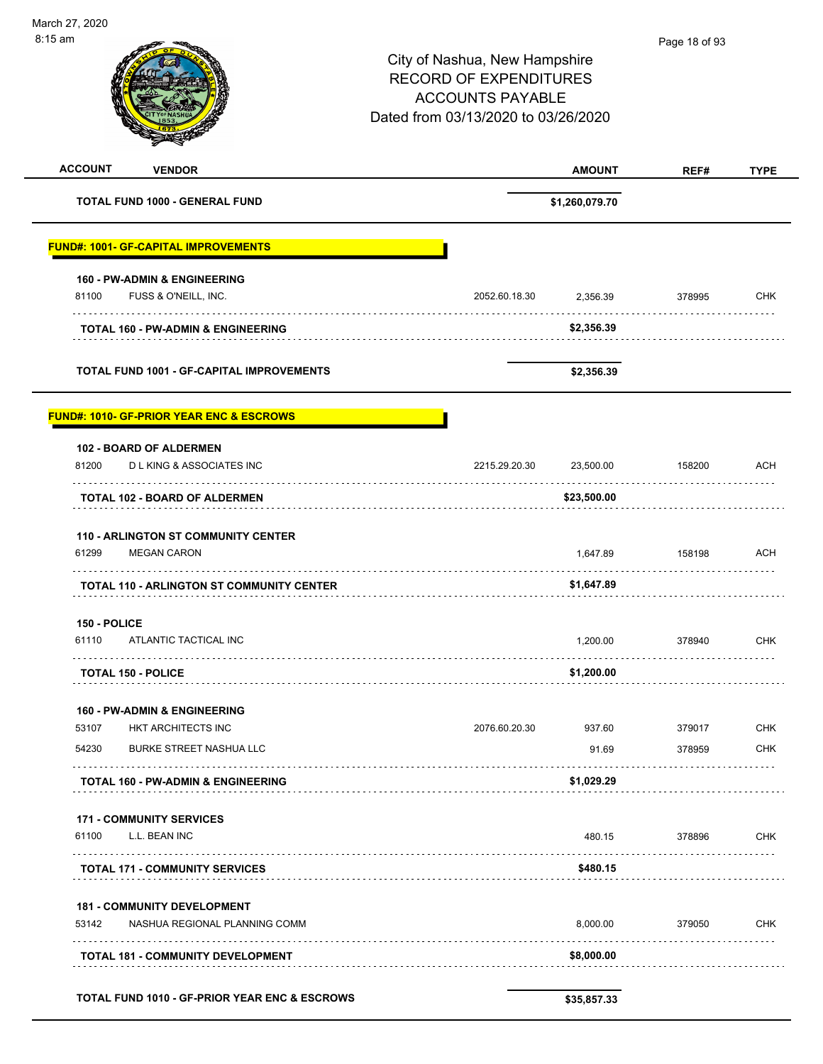City of Nashua, New Hampshire
RECORD OF EXPENDITURES
ACCOUNTS PAYABLE
Dated from 03/13/2020 to 03/26/2020

| ACCOUNT | VENDOR | | AMOUNT | REF# | TYPE |
|---|---|---|---|---|---|
| | **TOTAL FUND 1000 - GENERAL FUND** | | **$1,260,079.70** | | |
| | **FUND#: 1001- GF-CAPITAL IMPROVEMENTS** | | | | |
| | **160 - PW-ADMIN & ENGINEERING** | | | | |
| 81100 | FUSS & O'NEILL, INC. | 2052.60.18.30 | 2,356.39 | 378995 | CHK |
| | **TOTAL 160 - PW-ADMIN & ENGINEERING** | | **$2,356.39** | | |
| | **TOTAL FUND 1001 - GF-CAPITAL IMPROVEMENTS** | | **$2,356.39** | | |
| | **FUND#: 1010- GF-PRIOR YEAR ENC & ESCROWS** | | | | |
| | **102 - BOARD OF ALDERMEN** | | | | |
| 81200 | D L KING & ASSOCIATES INC | 2215.29.20.30 | 23,500.00 | 158200 | ACH |
| | **TOTAL 102 - BOARD OF ALDERMEN** | | **$23,500.00** | | |
| | **110 - ARLINGTON ST COMMUNITY CENTER** | | | | |
| 61299 | MEGAN CARON | | 1,647.89 | 158198 | ACH |
| | **TOTAL 110 - ARLINGTON ST COMMUNITY CENTER** | | **$1,647.89** | | |
| | **150 - POLICE** | | | | |
| 61110 | ATLANTIC TACTICAL INC | | 1,200.00 | 378940 | CHK |
| | **TOTAL 150 - POLICE** | | **$1,200.00** | | |
| | **160 - PW-ADMIN & ENGINEERING** | | | | |
| 53107 | HKT ARCHITECTS INC | 2076.60.20.30 | 937.60 | 379017 | CHK |
| 54230 | BURKE STREET NASHUA LLC | | 91.69 | 378959 | CHK |
| | **TOTAL 160 - PW-ADMIN & ENGINEERING** | | **$1,029.29** | | |
| | **171 - COMMUNITY SERVICES** | | | | |
| 61100 | L.L. BEAN INC | | 480.15 | 378896 | CHK |
| | **TOTAL 171 - COMMUNITY SERVICES** | | **$480.15** | | |
| | **181 - COMMUNITY DEVELOPMENT** | | | | |
| 53142 | NASHUA REGIONAL PLANNING COMM | | 8,000.00 | 379050 | CHK |
| | **TOTAL 181 - COMMUNITY DEVELOPMENT** | | **$8,000.00** | | |
| | **TOTAL FUND 1010 - GF-PRIOR YEAR ENC & ESCROWS** | | **$35,857.33** | | |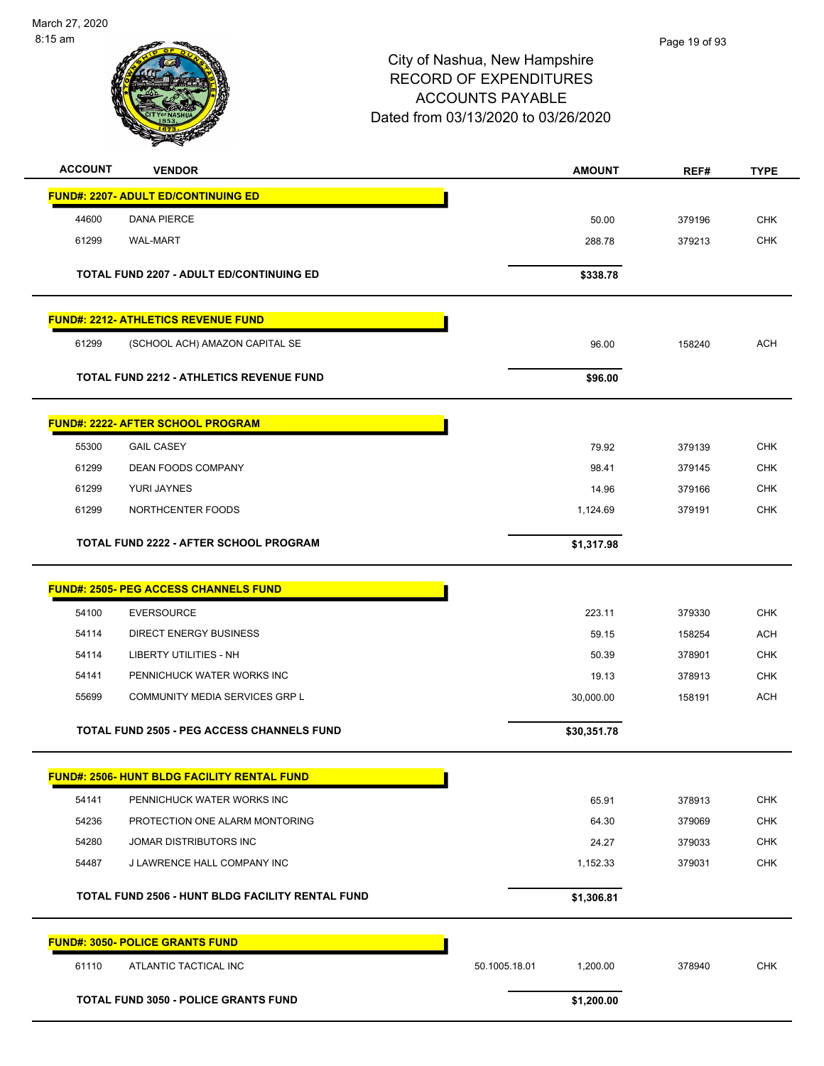# City of Nashua, New Hampshire
## RECORD OF EXPENDITURES
## ACCOUNTS PAYABLE
## Dated from 03/13/2020 to 03/26/2020

| ACCOUNT | VENDOR | | AMOUNT | REF# | TYPE |
|---|---|---|---|---|---|
| **FUND#: 2207- ADULT ED/CONTINUING ED** | | | | | |
| 44600 | DANA PIERCE | | 50.00 | 379196 | CHK |
| 61299 | WAL-MART | | 288.78 | 379213 | CHK |
| | **TOTAL FUND 2207 - ADULT ED/CONTINUING ED** | | **$338.78** | | |
| **FUND#: 2212- ATHLETICS REVENUE FUND** | | | | | |
| 61299 | (SCHOOL ACH) AMAZON CAPITAL SE | | 96.00 | 158240 | ACH |
| | **TOTAL FUND 2212 - ATHLETICS REVENUE FUND** | | **$96.00** | | |
| **FUND#: 2222- AFTER SCHOOL PROGRAM** | | | | | |
| 55300 | GAIL CASEY | | 79.92 | 379139 | CHK |
| 61299 | DEAN FOODS COMPANY | | 98.41 | 379145 | CHK |
| 61299 | YURI JAYNES | | 14.96 | 379166 | CHK |
| 61299 | NORTHCENTER FOODS | | 1,124.69 | 379191 | CHK |
| | **TOTAL FUND 2222 - AFTER SCHOOL PROGRAM** | | **$1,317.98** | | |
| **FUND#: 2505- PEG ACCESS CHANNELS FUND** | | | | | |
| 54100 | EVERSOURCE | | 223.11 | 379330 | CHK |
| 54114 | DIRECT ENERGY BUSINESS | | 59.15 | 158254 | ACH |
| 54114 | LIBERTY UTILITIES - NH | | 50.39 | 378901 | CHK |
| 54141 | PENNICHUCK WATER WORKS INC | | 19.13 | 378913 | CHK |
| 55699 | COMMUNITY MEDIA SERVICES GRP L | | 30,000.00 | 158191 | ACH |
| | **TOTAL FUND 2505 - PEG ACCESS CHANNELS FUND** | | **$30,351.78** | | |
| **FUND#: 2506- HUNT BLDG FACILITY RENTAL FUND** | | | | | |
| 54141 | PENNICHUCK WATER WORKS INC | | 65.91 | 378913 | CHK |
| 54236 | PROTECTION ONE ALARM MONTORING | | 64.30 | 379069 | CHK |
| 54280 | JOMAR DISTRIBUTORS INC | | 24.27 | 379033 | CHK |
| 54487 | J LAWRENCE HALL COMPANY INC | | 1,152.33 | 379031 | CHK |
| | **TOTAL FUND 2506 - HUNT BLDG FACILITY RENTAL FUND** | | **$1,306.81** | | |
| **FUND#: 3050- POLICE GRANTS FUND** | | | | | |
| 61110 | ATLANTIC TACTICAL INC | 50.1005.18.01 | 1,200.00 | 378940 | CHK |
| | **TOTAL FUND 3050 - POLICE GRANTS FUND** | | **$1,200.00** | | |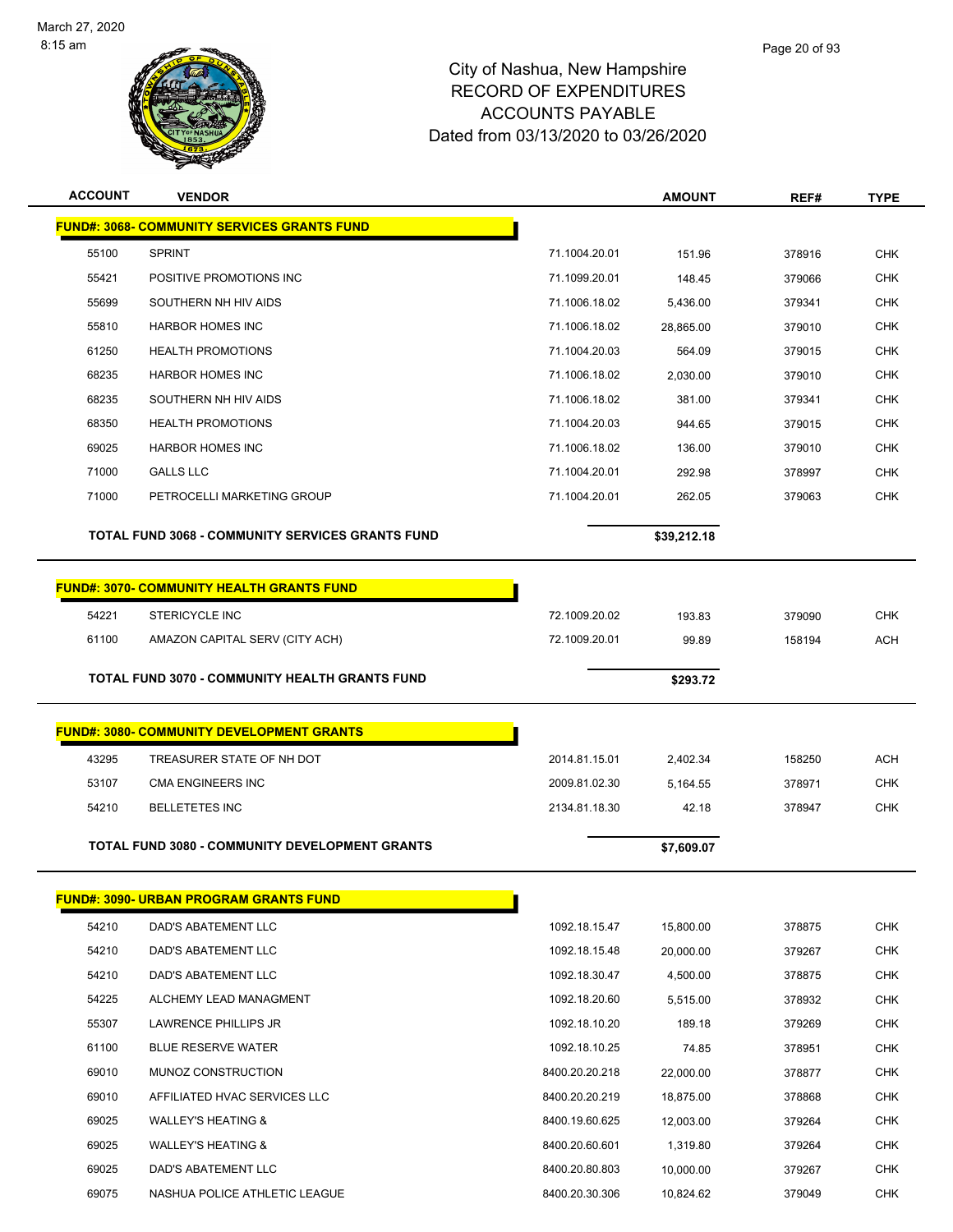# City of Nashua, New Hampshire
# RECORD OF EXPENDITURES
# ACCOUNTS PAYABLE
# Dated from 03/13/2020 to 03/26/2020

March 27, 2020
8:15 am

| ACCOUNT | VENDOR | | AMOUNT | REF# | TYPE |
|---|---|---|---|---|---|
| **FUND#: 3068- COMMUNITY SERVICES GRANTS FUND** | | | | | |
| 55100 | SPRINT | 71.1004.20.01 | 151.96 | 378916 | CHK |
| 55421 | POSITIVE PROMOTIONS INC | 71.1099.20.01 | 148.45 | 379066 | CHK |
| 55699 | SOUTHERN NH HIV AIDS | 71.1006.18.02 | 5,436.00 | 379341 | CHK |
| 55810 | HARBOR HOMES INC | 71.1006.18.02 | 28,865.00 | 379010 | CHK |
| 61250 | HEALTH PROMOTIONS | 71.1004.20.03 | 564.09 | 379015 | CHK |
| 68235 | HARBOR HOMES INC | 71.1006.18.02 | 2,030.00 | 379010 | CHK |
| 68235 | SOUTHERN NH HIV AIDS | 71.1006.18.02 | 381.00 | 379341 | CHK |
| 68350 | HEALTH PROMOTIONS | 71.1004.20.03 | 944.65 | 379015 | CHK |
| 69025 | HARBOR HOMES INC | 71.1006.18.02 | 136.00 | 379010 | CHK |
| 71000 | GALLS LLC | 71.1004.20.01 | 292.98 | 378997 | CHK |
| 71000 | PETROCELLI MARKETING GROUP | 71.1004.20.01 | 262.05 | 379063 | CHK |
| | **TOTAL FUND 3068 - COMMUNITY SERVICES GRANTS FUND** | | **$39,212.18** | | |
| **FUND#: 3070- COMMUNITY HEALTH GRANTS FUND** | | | | | |
| 54221 | STERICYCLE INC | 72.1009.20.02 | 193.83 | 379090 | CHK |
| 61100 | AMAZON CAPITAL SERV (CITY ACH) | 72.1009.20.01 | 99.89 | 158194 | ACH |
| | **TOTAL FUND 3070 - COMMUNITY HEALTH GRANTS FUND** | | **$293.72** | | |
| **FUND#: 3080- COMMUNITY DEVELOPMENT GRANTS** | | | | | |
| 43295 | TREASURER STATE OF NH DOT | 2014.81.15.01 | 2,402.34 | 158250 | ACH |
| 53107 | CMA ENGINEERS INC | 2009.81.02.30 | 5,164.55 | 378971 | CHK |
| 54210 | BELLETETES INC | 2134.81.18.30 | 42.18 | 378947 | CHK |
| | **TOTAL FUND 3080 - COMMUNITY DEVELOPMENT GRANTS** | | **$7,609.07** | | |
| **FUND#: 3090- URBAN PROGRAM GRANTS FUND** | | | | | |
| 54210 | DAD'S ABATEMENT LLC | 1092.18.15.47 | 15,800.00 | 378875 | CHK |
| 54210 | DAD'S ABATEMENT LLC | 1092.18.15.48 | 20,000.00 | 379267 | CHK |
| 54210 | DAD'S ABATEMENT LLC | 1092.18.30.47 | 4,500.00 | 378875 | CHK |
| 54225 | ALCHEMY LEAD MANAGMENT | 1092.18.20.60 | 5,515.00 | 378932 | CHK |
| 55307 | LAWRENCE PHILLIPS JR | 1092.18.10.20 | 189.18 | 379269 | CHK |
| 61100 | BLUE RESERVE WATER | 1092.18.10.25 | 74.85 | 378951 | CHK |
| 69010 | MUNOZ CONSTRUCTION | 8400.20.20.218 | 22,000.00 | 378877 | CHK |
| 69010 | AFFILIATED HVAC SERVICES LLC | 8400.20.20.219 | 18,875.00 | 378868 | CHK |
| 69025 | WALLEY'S HEATING & | 8400.19.60.625 | 12,003.00 | 379264 | CHK |
| 69025 | WALLEY'S HEATING & | 8400.20.60.601 | 1,319.80 | 379264 | CHK |
| 69025 | DAD'S ABATEMENT LLC | 8400.20.80.803 | 10,000.00 | 379267 | CHK |
| 69075 | NASHUA POLICE ATHLETIC LEAGUE | 8400.20.30.306 | 10,824.62 | 379049 | CHK |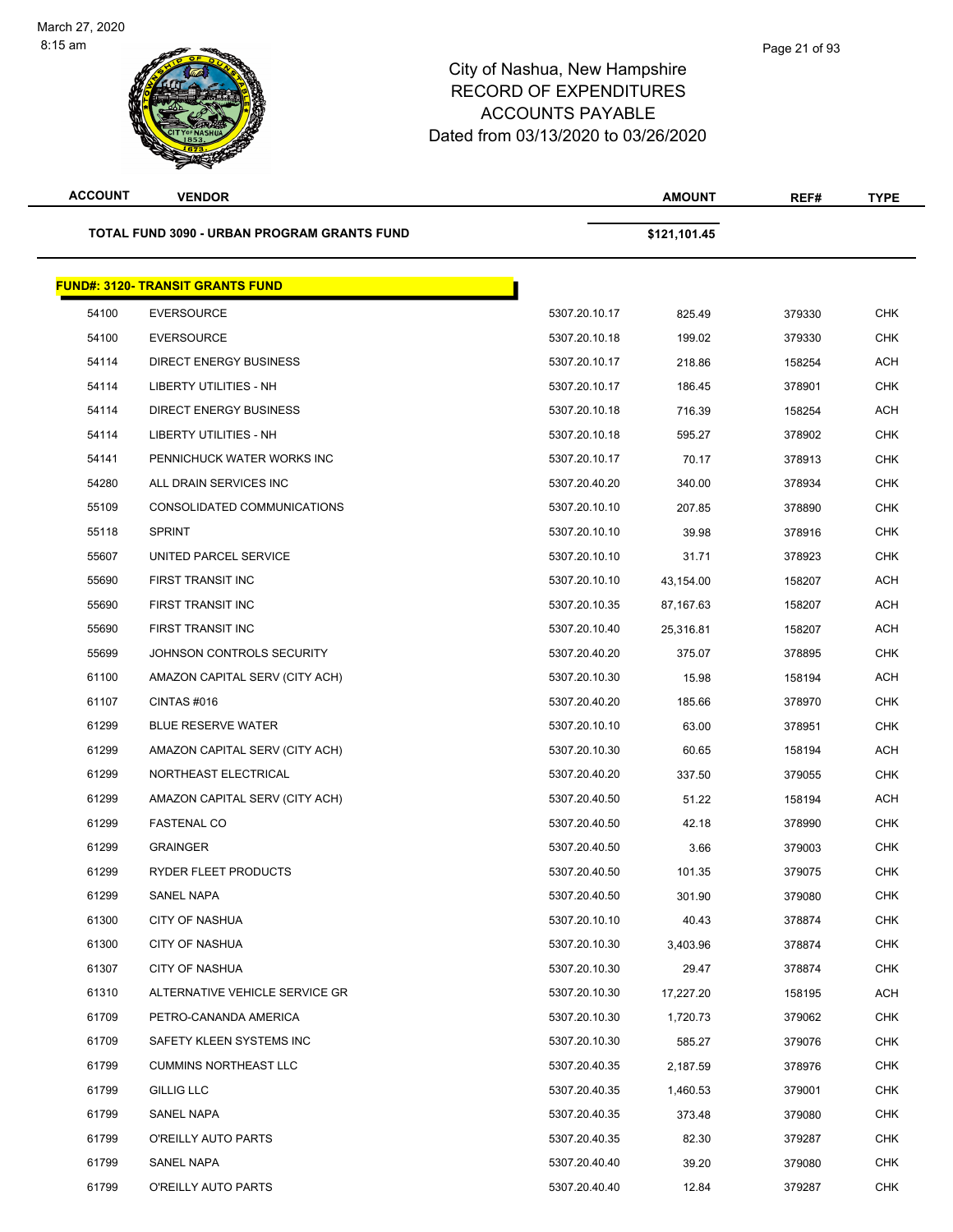City of Nashua, New Hampshire
RECORD OF EXPENDITURES
ACCOUNTS PAYABLE
Dated from 03/13/2020 to 03/26/2020

| ACCOUNT | VENDOR | | AMOUNT | REF# | TYPE |
|---|---|---|---|---|---|
| **TOTAL FUND 3090 - URBAN PROGRAM GRANTS FUND** | | | **$121,101.45** | | |

**FUND#: 3120- TRANSIT GRANTS FUND**

| ACCOUNT | VENDOR | | AMOUNT | REF# | TYPE |
|---|---|---|---|---|---|
| 54100 | EVERSOURCE | 5307.20.10.17 | 825.49 | 379330 | CHK |
| 54100 | EVERSOURCE | 5307.20.10.18 | 199.02 | 379330 | CHK |
| 54114 | DIRECT ENERGY BUSINESS | 5307.20.10.17 | 218.86 | 158254 | ACH |
| 54114 | LIBERTY UTILITIES - NH | 5307.20.10.17 | 186.45 | 378901 | CHK |
| 54114 | DIRECT ENERGY BUSINESS | 5307.20.10.18 | 716.39 | 158254 | ACH |
| 54114 | LIBERTY UTILITIES - NH | 5307.20.10.18 | 595.27 | 378902 | CHK |
| 54141 | PENNICHUCK WATER WORKS INC | 5307.20.10.17 | 70.17 | 378913 | CHK |
| 54280 | ALL DRAIN SERVICES INC | 5307.20.40.20 | 340.00 | 378934 | CHK |
| 55109 | CONSOLIDATED COMMUNICATIONS | 5307.20.10.10 | 207.85 | 378890 | CHK |
| 55118 | SPRINT | 5307.20.10.10 | 39.98 | 378916 | CHK |
| 55607 | UNITED PARCEL SERVICE | 5307.20.10.10 | 31.71 | 378923 | CHK |
| 55690 | FIRST TRANSIT INC | 5307.20.10.10 | 43,154.00 | 158207 | ACH |
| 55690 | FIRST TRANSIT INC | 5307.20.10.35 | 87,167.63 | 158207 | ACH |
| 55690 | FIRST TRANSIT INC | 5307.20.10.40 | 25,316.81 | 158207 | ACH |
| 55699 | JOHNSON CONTROLS SECURITY | 5307.20.40.20 | 375.07 | 378895 | CHK |
| 61100 | AMAZON CAPITAL SERV (CITY ACH) | 5307.20.10.30 | 15.98 | 158194 | ACH |
| 61107 | CINTAS #016 | 5307.20.40.20 | 185.66 | 378970 | CHK |
| 61299 | BLUE RESERVE WATER | 5307.20.10.10 | 63.00 | 378951 | CHK |
| 61299 | AMAZON CAPITAL SERV (CITY ACH) | 5307.20.10.30 | 60.65 | 158194 | ACH |
| 61299 | NORTHEAST ELECTRICAL | 5307.20.40.20 | 337.50 | 379055 | CHK |
| 61299 | AMAZON CAPITAL SERV (CITY ACH) | 5307.20.40.50 | 51.22 | 158194 | ACH |
| 61299 | FASTENAL CO | 5307.20.40.50 | 42.18 | 378990 | CHK |
| 61299 | GRAINGER | 5307.20.40.50 | 3.66 | 379003 | CHK |
| 61299 | RYDER FLEET PRODUCTS | 5307.20.40.50 | 101.35 | 379075 | CHK |
| 61299 | SANEL NAPA | 5307.20.40.50 | 301.90 | 379080 | CHK |
| 61300 | CITY OF NASHUA | 5307.20.10.10 | 40.43 | 378874 | CHK |
| 61300 | CITY OF NASHUA | 5307.20.10.30 | 3,403.96 | 378874 | CHK |
| 61307 | CITY OF NASHUA | 5307.20.10.30 | 29.47 | 378874 | CHK |
| 61310 | ALTERNATIVE VEHICLE SERVICE GR | 5307.20.10.30 | 17,227.20 | 158195 | ACH |
| 61709 | PETRO-CANANDA AMERICA | 5307.20.10.30 | 1,720.73 | 379062 | CHK |
| 61709 | SAFETY KLEEN SYSTEMS INC | 5307.20.10.30 | 585.27 | 379076 | CHK |
| 61799 | CUMMINS NORTHEAST LLC | 5307.20.40.35 | 2,187.59 | 378976 | CHK |
| 61799 | GILLIG LLC | 5307.20.40.35 | 1,460.53 | 379001 | CHK |
| 61799 | SANEL NAPA | 5307.20.40.35 | 373.48 | 379080 | CHK |
| 61799 | O'REILLY AUTO PARTS | 5307.20.40.35 | 82.30 | 379287 | CHK |
| 61799 | SANEL NAPA | 5307.20.40.40 | 39.20 | 379080 | CHK |
| 61799 | O'REILLY AUTO PARTS | 5307.20.40.40 | 12.84 | 379287 | CHK |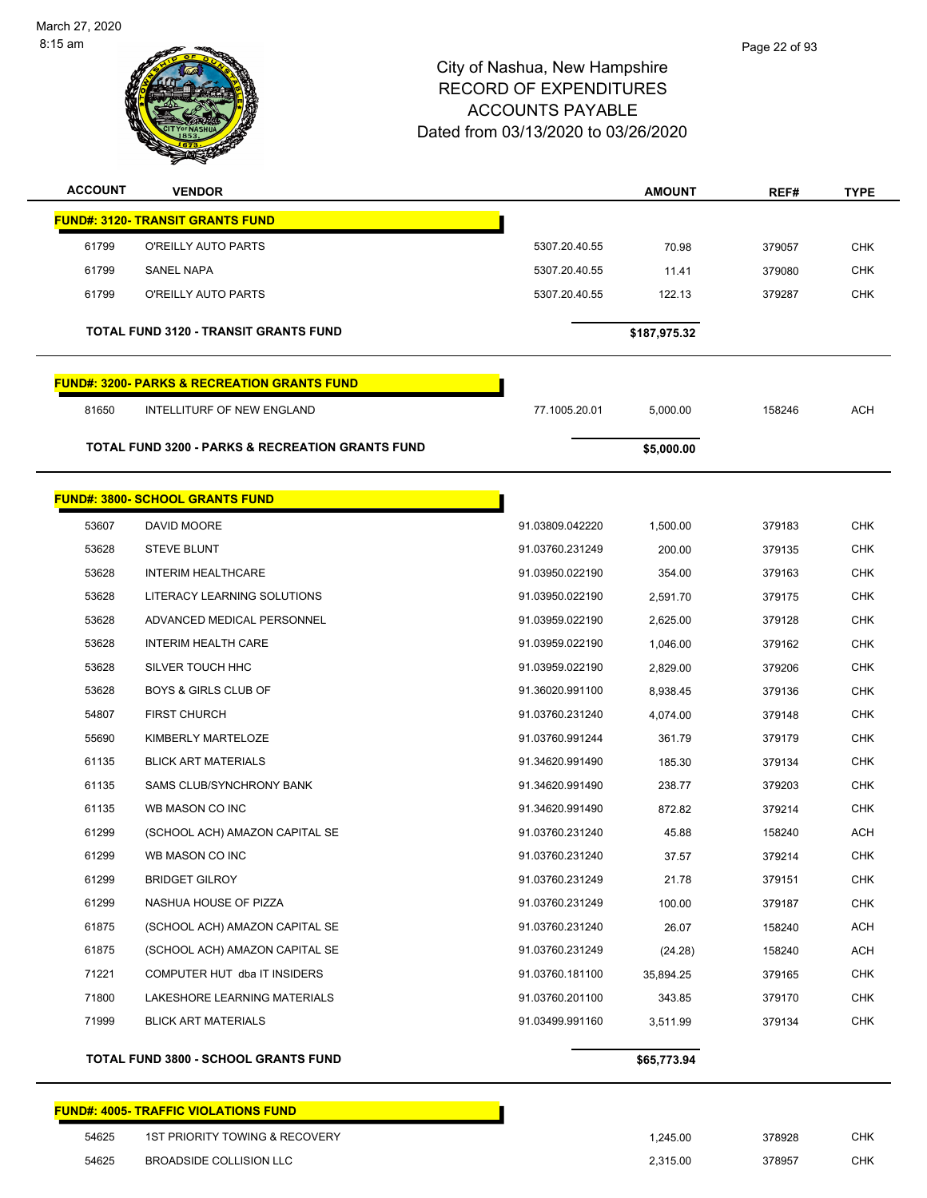# City of Nashua, New Hampshire
## RECORD OF EXPENDITURES
## ACCOUNTS PAYABLE
### Dated from 03/13/2020 to 03/26/2020

| ACCOUNT | VENDOR | | AMOUNT | REF# | TYPE |
|---|---|---|---|---|---|
| **FUND#: 3120- TRANSIT GRANTS FUND** | | | | | |
| 61799 | O'REILLY AUTO PARTS | 5307.20.40.55 | 70.98 | 379057 | CHK |
| 61799 | SANEL NAPA | 5307.20.40.55 | 11.41 | 379080 | CHK |
| 61799 | O'REILLY AUTO PARTS | 5307.20.40.55 | 122.13 | 379287 | CHK |
| **TOTAL FUND 3120 - TRANSIT GRANTS FUND** | | | **$187,975.32** | | |
| **FUND#: 3200- PARKS & RECREATION GRANTS FUND** | | | | | |
| 81650 | INTELLITURF OF NEW ENGLAND | 77.1005.20.01 | 5,000.00 | 158246 | ACH |
| **TOTAL FUND 3200 - PARKS & RECREATION GRANTS FUND** | | | **$5,000.00** | | |
| **FUND#: 3800- SCHOOL GRANTS FUND** | | | | | |
| 53607 | DAVID MOORE | 91.03809.042220 | 1,500.00 | 379183 | CHK |
| 53628 | STEVE BLUNT | 91.03760.231249 | 200.00 | 379135 | CHK |
| 53628 | INTERIM HEALTHCARE | 91.03950.022190 | 354.00 | 379163 | CHK |
| 53628 | LITERACY LEARNING SOLUTIONS | 91.03950.022190 | 2,591.70 | 379175 | CHK |
| 53628 | ADVANCED MEDICAL PERSONNEL | 91.03959.022190 | 2,625.00 | 379128 | CHK |
| 53628 | INTERIM HEALTH CARE | 91.03959.022190 | 1,046.00 | 379162 | CHK |
| 53628 | SILVER TOUCH HHC | 91.03959.022190 | 2,829.00 | 379206 | CHK |
| 53628 | BOYS & GIRLS CLUB OF | 91.36020.991100 | 8,938.45 | 379136 | CHK |
| 54807 | FIRST CHURCH | 91.03760.231240 | 4,074.00 | 379148 | CHK |
| 55690 | KIMBERLY MARTELOZE | 91.03760.991244 | 361.79 | 379179 | CHK |
| 61135 | BLICK ART MATERIALS | 91.34620.991490 | 185.30 | 379134 | CHK |
| 61135 | SAMS CLUB/SYNCHRONY BANK | 91.34620.991490 | 238.77 | 379203 | CHK |
| 61135 | WB MASON CO INC | 91.34620.991490 | 872.82 | 379214 | CHK |
| 61299 | (SCHOOL ACH) AMAZON CAPITAL SE | 91.03760.231240 | 45.88 | 158240 | ACH |
| 61299 | WB MASON CO INC | 91.03760.231240 | 37.57 | 379214 | CHK |
| 61299 | BRIDGET GILROY | 91.03760.231249 | 21.78 | 379151 | CHK |
| 61299 | NASHUA HOUSE OF PIZZA | 91.03760.231249 | 100.00 | 379187 | CHK |
| 61875 | (SCHOOL ACH) AMAZON CAPITAL SE | 91.03760.231240 | 26.07 | 158240 | ACH |
| 61875 | (SCHOOL ACH) AMAZON CAPITAL SE | 91.03760.231249 | (24.28) | 158240 | ACH |
| 71221 | COMPUTER HUT dba IT INSIDERS | 91.03760.181100 | 35,894.25 | 379165 | CHK |
| 71800 | LAKESHORE LEARNING MATERIALS | 91.03760.201100 | 343.85 | 379170 | CHK |
| 71999 | BLICK ART MATERIALS | 91.03499.991160 | 3,511.99 | 379134 | CHK |
| **TOTAL FUND 3800 - SCHOOL GRANTS FUND** | | | **$65,773.94** | | |
| **FUND#: 4005- TRAFFIC VIOLATIONS FUND** | | | | | |
| 54625 | 1ST PRIORITY TOWING & RECOVERY | | 1,245.00 | 378928 | CHK |
| 54625 | BROADSIDE COLLISION LLC | | 2,315.00 | 378957 | CHK |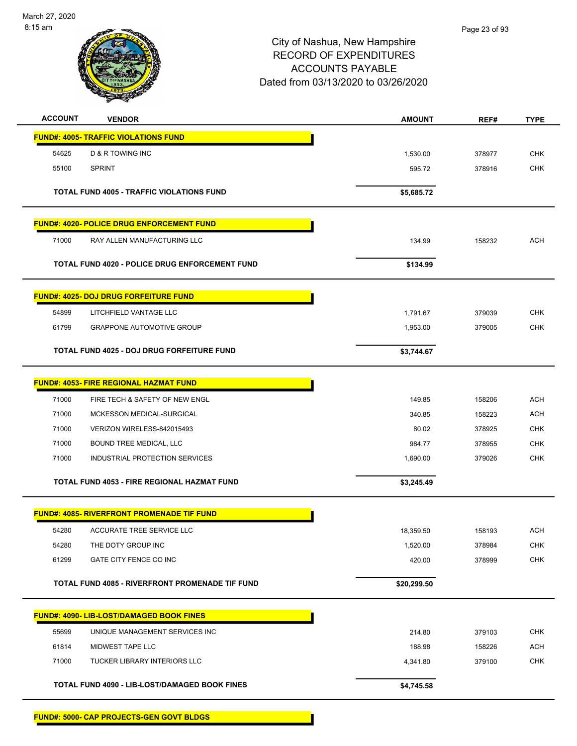City of Nashua, New Hampshire
RECORD OF EXPENDITURES
ACCOUNTS PAYABLE
Dated from 03/13/2020 to 03/26/2020

| ACCOUNT | VENDOR | AMOUNT | REF# | TYPE |
|---|---|---|---|---|
| **FUND#: 4005- TRAFFIC VIOLATIONS FUND** | | | | |
| 54625 | D & R TOWING INC | 1,530.00 | 378977 | CHK |
| 55100 | SPRINT | 595.72 | 378916 | CHK |
| | **TOTAL FUND 4005 - TRAFFIC VIOLATIONS FUND** | **$5,685.72** | | |
| **FUND#: 4020- POLICE DRUG ENFORCEMENT FUND** | | | | |
| 71000 | RAY ALLEN MANUFACTURING LLC | 134.99 | 158232 | ACH |
| | **TOTAL FUND 4020 - POLICE DRUG ENFORCEMENT FUND** | **$134.99** | | |
| **FUND#: 4025- DOJ DRUG FORFEITURE FUND** | | | | |
| 54899 | LITCHFIELD VANTAGE LLC | 1,791.67 | 379039 | CHK |
| 61799 | GRAPPONE AUTOMOTIVE GROUP | 1,953.00 | 379005 | CHK |
| | **TOTAL FUND 4025 - DOJ DRUG FORFEITURE FUND** | **$3,744.67** | | |
| **FUND#: 4053- FIRE REGIONAL HAZMAT FUND** | | | | |
| 71000 | FIRE TECH & SAFETY OF NEW ENGL | 149.85 | 158206 | ACH |
| 71000 | MCKESSON MEDICAL-SURGICAL | 340.85 | 158223 | ACH |
| 71000 | VERIZON WIRELESS-842015493 | 80.02 | 378925 | CHK |
| 71000 | BOUND TREE MEDICAL, LLC | 984.77 | 378955 | CHK |
| 71000 | INDUSTRIAL PROTECTION SERVICES | 1,690.00 | 379026 | CHK |
| | **TOTAL FUND 4053 - FIRE REGIONAL HAZMAT FUND** | **$3,245.49** | | |
| **FUND#: 4085- RIVERFRONT PROMENADE TIF FUND** | | | | |
| 54280 | ACCURATE TREE SERVICE LLC | 18,359.50 | 158193 | ACH |
| 54280 | THE DOTY GROUP INC | 1,520.00 | 378984 | CHK |
| 61299 | GATE CITY FENCE CO INC | 420.00 | 378999 | CHK |
| | **TOTAL FUND 4085 - RIVERFRONT PROMENADE TIF FUND** | **$20,299.50** | | |
| **FUND#: 4090- LIB-LOST/DAMAGED BOOK FINES** | | | | |
| 55699 | UNIQUE MANAGEMENT SERVICES INC | 214.80 | 379103 | CHK |
| 61814 | MIDWEST TAPE LLC | 188.98 | 158226 | ACH |
| 71000 | TUCKER LIBRARY INTERIORS LLC | 4,341.80 | 379100 | CHK |
| | **TOTAL FUND 4090 - LIB-LOST/DAMAGED BOOK FINES** | **$4,745.58** | | |
| **FUND#: 5000- CAP PROJECTS-GEN GOVT BLDGS** | | | | |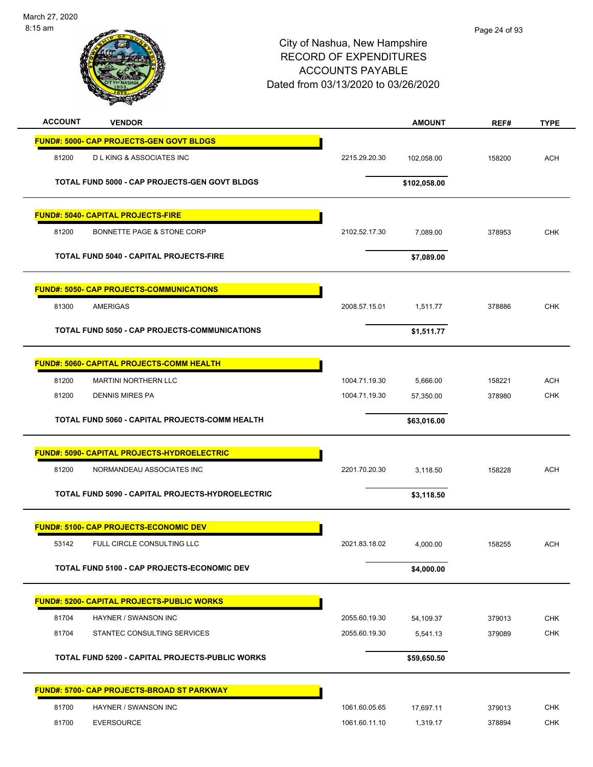March 27, 2020
8:15 am

# City of Nashua, New Hampshire
## RECORD OF EXPENDITURES
## ACCOUNTS PAYABLE
## Dated from 03/13/2020 to 03/26/2020

| ACCOUNT | VENDOR | | AMOUNT | REF# | TYPE |
|---|---|---|---|---|---|
| **FUND#: 5000- CAP PROJECTS-GEN GOVT BLDGS** | | | | | |
| 81200 | D L KING & ASSOCIATES INC | 2215.29.20.30 | 102,058.00 | 158200 | ACH |
| | **TOTAL FUND 5000 - CAP PROJECTS-GEN GOVT BLDGS** | | **$102,058.00** | | |
| **FUND#: 5040- CAPITAL PROJECTS-FIRE** | | | | | |
| 81200 | BONNETTE PAGE & STONE CORP | 2102.52.17.30 | 7,089.00 | 378953 | CHK |
| | **TOTAL FUND 5040 - CAPITAL PROJECTS-FIRE** | | **$7,089.00** | | |
| **FUND#: 5050- CAP PROJECTS-COMMUNICATIONS** | | | | | |
| 81300 | AMERIGAS | 2008.57.15.01 | 1,511.77 | 378886 | CHK |
| | **TOTAL FUND 5050 - CAP PROJECTS-COMMUNICATIONS** | | **$1,511.77** | | |
| **FUND#: 5060- CAPITAL PROJECTS-COMM HEALTH** | | | | | |
| 81200 | MARTINI NORTHERN LLC | 1004.71.19.30 | 5,666.00 | 158221 | ACH |
| 81200 | DENNIS MIRES PA | 1004.71.19.30 | 57,350.00 | 378980 | CHK |
| | **TOTAL FUND 5060 - CAPITAL PROJECTS-COMM HEALTH** | | **$63,016.00** | | |
| **FUND#: 5090- CAPITAL PROJECTS-HYDROELECTRIC** | | | | | |
| 81200 | NORMANDEAU ASSOCIATES INC | 2201.70.20.30 | 3,118.50 | 158228 | ACH |
| | **TOTAL FUND 5090 - CAPITAL PROJECTS-HYDROELECTRIC** | | **$3,118.50** | | |
| **FUND#: 5100- CAP PROJECTS-ECONOMIC DEV** | | | | | |
| 53142 | FULL CIRCLE CONSULTING LLC | 2021.83.18.02 | 4,000.00 | 158255 | ACH |
| | **TOTAL FUND 5100 - CAP PROJECTS-ECONOMIC DEV** | | **$4,000.00** | | |
| **FUND#: 5200- CAPITAL PROJECTS-PUBLIC WORKS** | | | | | |
| 81704 | HAYNER / SWANSON INC | 2055.60.19.30 | 54,109.37 | 379013 | CHK |
| 81704 | STANTEC CONSULTING SERVICES | 2055.60.19.30 | 5,541.13 | 379089 | CHK |
| | **TOTAL FUND 5200 - CAPITAL PROJECTS-PUBLIC WORKS** | | **$59,650.50** | | |
| **FUND#: 5700- CAP PROJECTS-BROAD ST PARKWAY** | | | | | |
| 81700 | HAYNER / SWANSON INC | 1061.60.05.65 | 17,697.11 | 379013 | CHK |
| 81700 | EVERSOURCE | 1061.60.11.10 | 1,319.17 | 378894 | CHK |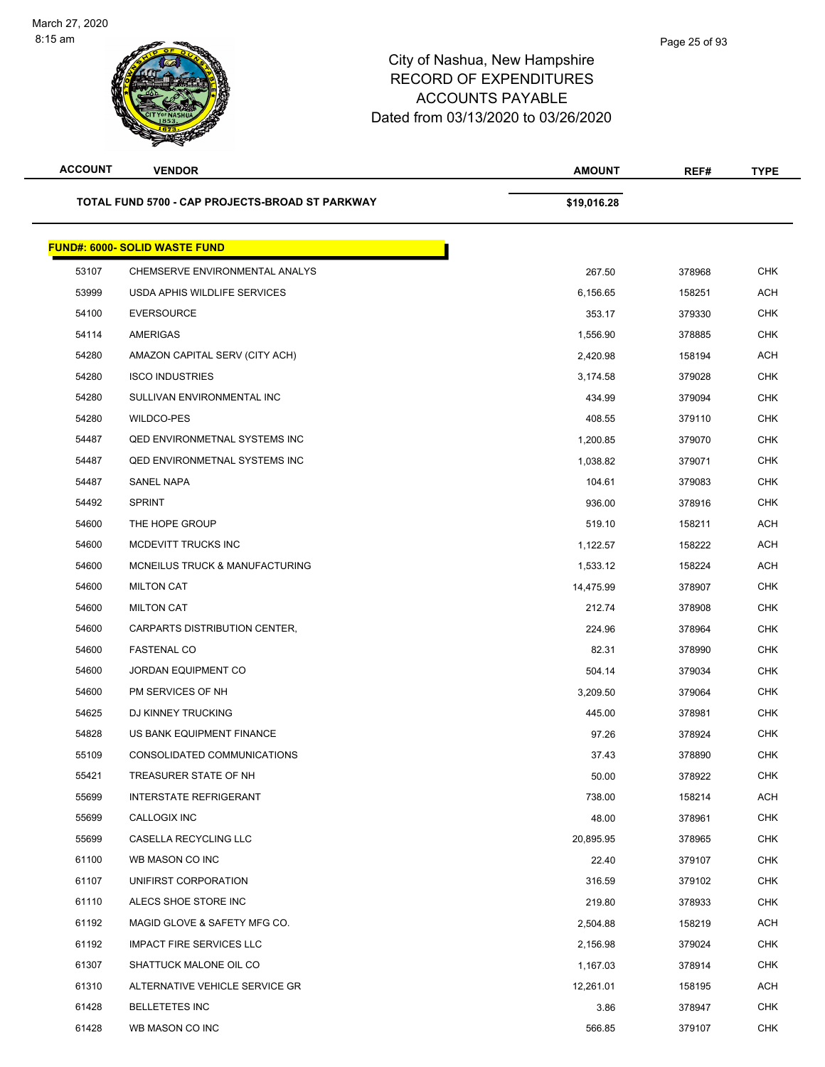# City of Nashua, New Hampshire
## RECORD OF EXPENDITURES
## ACCOUNTS PAYABLE
## Dated from 03/13/2020 to 03/26/2020

| ACCOUNT | VENDOR | AMOUNT | REF# | TYPE |
|---|---|---|---|---|
| | **TOTAL FUND 5700 - CAP PROJECTS-BROAD ST PARKWAY** | **$19,016.28** | | |

**FUND#: 6000- SOLID WASTE FUND**

| ACCOUNT | VENDOR | AMOUNT | REF# | TYPE |
|---|---|---|---|---|
| 53107 | CHEMSERVE ENVIRONMENTAL ANALYS | 267.50 | 378968 | CHK |
| 53999 | USDA APHIS WILDLIFE SERVICES | 6,156.65 | 158251 | ACH |
| 54100 | EVERSOURCE | 353.17 | 379330 | CHK |
| 54114 | AMERIGAS | 1,556.90 | 378885 | CHK |
| 54280 | AMAZON CAPITAL SERV (CITY ACH) | 2,420.98 | 158194 | ACH |
| 54280 | ISCO INDUSTRIES | 3,174.58 | 379028 | CHK |
| 54280 | SULLIVAN ENVIRONMENTAL INC | 434.99 | 379094 | CHK |
| 54280 | WILDCO-PES | 408.55 | 379110 | CHK |
| 54487 | QED ENVIRONMETNAL SYSTEMS INC | 1,200.85 | 379070 | CHK |
| 54487 | QED ENVIRONMETNAL SYSTEMS INC | 1,038.82 | 379071 | CHK |
| 54487 | SANEL NAPA | 104.61 | 379083 | CHK |
| 54492 | SPRINT | 936.00 | 378916 | CHK |
| 54600 | THE HOPE GROUP | 519.10 | 158211 | ACH |
| 54600 | MCDEVITT TRUCKS INC | 1,122.57 | 158222 | ACH |
| 54600 | MCNEILUS TRUCK & MANUFACTURING | 1,533.12 | 158224 | ACH |
| 54600 | MILTON CAT | 14,475.99 | 378907 | CHK |
| 54600 | MILTON CAT | 212.74 | 378908 | CHK |
| 54600 | CARPARTS DISTRIBUTION CENTER, | 224.96 | 378964 | CHK |
| 54600 | FASTENAL CO | 82.31 | 378990 | CHK |
| 54600 | JORDAN EQUIPMENT CO | 504.14 | 379034 | CHK |
| 54600 | PM SERVICES OF NH | 3,209.50 | 379064 | CHK |
| 54625 | DJ KINNEY TRUCKING | 445.00 | 378981 | CHK |
| 54828 | US BANK EQUIPMENT FINANCE | 97.26 | 378924 | CHK |
| 55109 | CONSOLIDATED COMMUNICATIONS | 37.43 | 378890 | CHK |
| 55421 | TREASURER STATE OF NH | 50.00 | 378922 | CHK |
| 55699 | INTERSTATE REFRIGERANT | 738.00 | 158214 | ACH |
| 55699 | CALLOGIX INC | 48.00 | 378961 | CHK |
| 55699 | CASELLA RECYCLING LLC | 20,895.95 | 378965 | CHK |
| 61100 | WB MASON CO INC | 22.40 | 379107 | CHK |
| 61107 | UNIFIRST CORPORATION | 316.59 | 379102 | CHK |
| 61110 | ALECS SHOE STORE INC | 219.80 | 378933 | CHK |
| 61192 | MAGID GLOVE & SAFETY MFG CO. | 2,504.88 | 158219 | ACH |
| 61192 | IMPACT FIRE SERVICES LLC | 2,156.98 | 379024 | CHK |
| 61307 | SHATTUCK MALONE OIL CO | 1,167.03 | 378914 | CHK |
| 61310 | ALTERNATIVE VEHICLE SERVICE GR | 12,261.01 | 158195 | ACH |
| 61428 | BELLETETES INC | 3.86 | 378947 | CHK |
| 61428 | WB MASON CO INC | 566.85 | 379107 | CHK |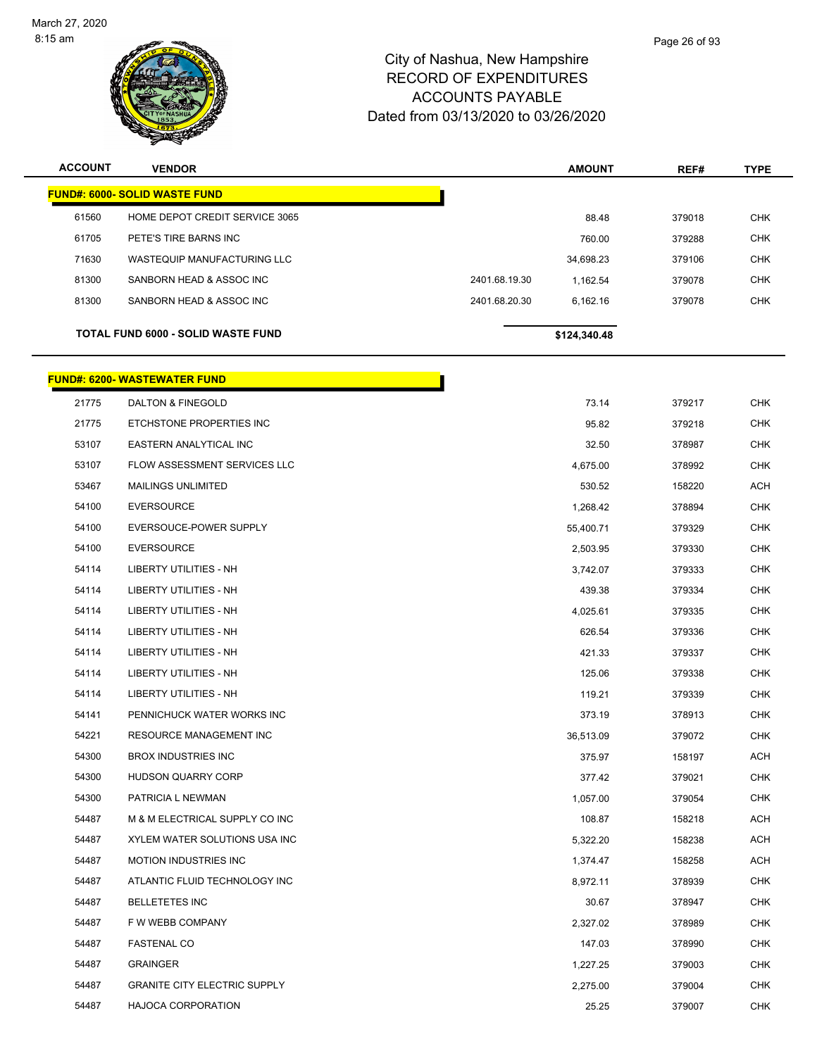City of Nashua, New Hampshire
RECORD OF EXPENDITURES
ACCOUNTS PAYABLE
Dated from 03/13/2020 to 03/26/2020

| ACCOUNT | VENDOR | | AMOUNT | REF# | TYPE |
|---|---|---|---|---|---|
| **FUND#: 6000- SOLID WASTE FUND** | | | | | |
| 61560 | HOME DEPOT CREDIT SERVICE 3065 | | 88.48 | 379018 | CHK |
| 61705 | PETE'S TIRE BARNS INC | | 760.00 | 379288 | CHK |
| 71630 | WASTEQUIP MANUFACTURING LLC | | 34,698.23 | 379106 | CHK |
| 81300 | SANBORN HEAD & ASSOC INC | 2401.68.19.30 | 1,162.54 | 379078 | CHK |
| 81300 | SANBORN HEAD & ASSOC INC | 2401.68.20.30 | 6,162.16 | 379078 | CHK |
| **TOTAL FUND 6000 - SOLID WASTE FUND** | | | **$124,340.48** | | |

| ACCOUNT | VENDOR | | AMOUNT | REF# | TYPE |
|---|---|---|---|---|---|
| **FUND#: 6200- WASTEWATER FUND** | | | | | |
| 21775 | DALTON & FINEGOLD | | 73.14 | 379217 | CHK |
| 21775 | ETCHSTONE PROPERTIES INC | | 95.82 | 379218 | CHK |
| 53107 | EASTERN ANALYTICAL INC | | 32.50 | 378987 | CHK |
| 53107 | FLOW ASSESSMENT SERVICES LLC | | 4,675.00 | 378992 | CHK |
| 53467 | MAILINGS UNLIMITED | | 530.52 | 158220 | ACH |
| 54100 | EVERSOURCE | | 1,268.42 | 378894 | CHK |
| 54100 | EVERSOUCE-POWER SUPPLY | | 55,400.71 | 379329 | CHK |
| 54100 | EVERSOURCE | | 2,503.95 | 379330 | CHK |
| 54114 | LIBERTY UTILITIES - NH | | 3,742.07 | 379333 | CHK |
| 54114 | LIBERTY UTILITIES - NH | | 439.38 | 379334 | CHK |
| 54114 | LIBERTY UTILITIES - NH | | 4,025.61 | 379335 | CHK |
| 54114 | LIBERTY UTILITIES - NH | | 626.54 | 379336 | CHK |
| 54114 | LIBERTY UTILITIES - NH | | 421.33 | 379337 | CHK |
| 54114 | LIBERTY UTILITIES - NH | | 125.06 | 379338 | CHK |
| 54114 | LIBERTY UTILITIES - NH | | 119.21 | 379339 | CHK |
| 54141 | PENNICHUCK WATER WORKS INC | | 373.19 | 378913 | CHK |
| 54221 | RESOURCE MANAGEMENT INC | | 36,513.09 | 379072 | CHK |
| 54300 | BROX INDUSTRIES INC | | 375.97 | 158197 | ACH |
| 54300 | HUDSON QUARRY CORP | | 377.42 | 379021 | CHK |
| 54300 | PATRICIA L NEWMAN | | 1,057.00 | 379054 | CHK |
| 54487 | M & M ELECTRICAL SUPPLY CO INC | | 108.87 | 158218 | ACH |
| 54487 | XYLEM WATER SOLUTIONS USA INC | | 5,322.20 | 158238 | ACH |
| 54487 | MOTION INDUSTRIES INC | | 1,374.47 | 158258 | ACH |
| 54487 | ATLANTIC FLUID TECHNOLOGY INC | | 8,972.11 | 378939 | CHK |
| 54487 | BELLETETES INC | | 30.67 | 378947 | CHK |
| 54487 | F W WEBB COMPANY | | 2,327.02 | 378989 | CHK |
| 54487 | FASTENAL CO | | 147.03 | 378990 | CHK |
| 54487 | GRAINGER | | 1,227.25 | 379003 | CHK |
| 54487 | GRANITE CITY ELECTRIC SUPPLY | | 2,275.00 | 379004 | CHK |
| 54487 | HAJOCA CORPORATION | | 25.25 | 379007 | CHK |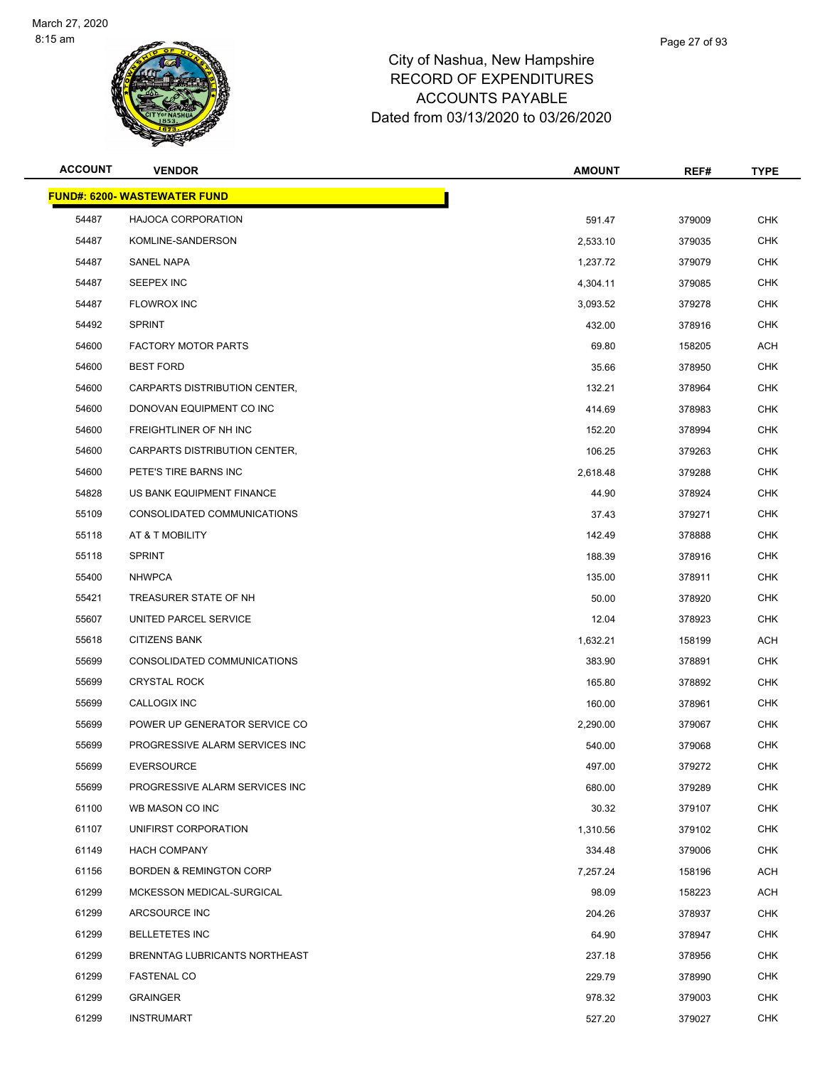# City of Nashua, New Hampshire
# RECORD OF EXPENDITURES
# ACCOUNTS PAYABLE
# Dated from 03/13/2020 to 03/26/2020

| ACCOUNT | VENDOR | AMOUNT | REF# | TYPE |
|---|---|---|---|---|
| **FUND#: 6200- WASTEWATER FUND** | | | | |
| 54487 | HAJOCA CORPORATION | 591.47 | 379009 | CHK |
| 54487 | KOMLINE-SANDERSON | 2,533.10 | 379035 | CHK |
| 54487 | SANEL NAPA | 1,237.72 | 379079 | CHK |
| 54487 | SEEPEX INC | 4,304.11 | 379085 | CHK |
| 54487 | FLOWROX INC | 3,093.52 | 379278 | CHK |
| 54492 | SPRINT | 432.00 | 378916 | CHK |
| 54600 | FACTORY MOTOR PARTS | 69.80 | 158205 | ACH |
| 54600 | BEST FORD | 35.66 | 378950 | CHK |
| 54600 | CARPARTS DISTRIBUTION CENTER, | 132.21 | 378964 | CHK |
| 54600 | DONOVAN EQUIPMENT CO INC | 414.69 | 378983 | CHK |
| 54600 | FREIGHTLINER OF NH INC | 152.20 | 378994 | CHK |
| 54600 | CARPARTS DISTRIBUTION CENTER, | 106.25 | 379263 | CHK |
| 54600 | PETE'S TIRE BARNS INC | 2,618.48 | 379288 | CHK |
| 54828 | US BANK EQUIPMENT FINANCE | 44.90 | 378924 | CHK |
| 55109 | CONSOLIDATED COMMUNICATIONS | 37.43 | 379271 | CHK |
| 55118 | AT & T MOBILITY | 142.49 | 378888 | CHK |
| 55118 | SPRINT | 188.39 | 378916 | CHK |
| 55400 | NHWPCA | 135.00 | 378911 | CHK |
| 55421 | TREASURER STATE OF NH | 50.00 | 378920 | CHK |
| 55607 | UNITED PARCEL SERVICE | 12.04 | 378923 | CHK |
| 55618 | CITIZENS BANK | 1,632.21 | 158199 | ACH |
| 55699 | CONSOLIDATED COMMUNICATIONS | 383.90 | 378891 | CHK |
| 55699 | CRYSTAL ROCK | 165.80 | 378892 | CHK |
| 55699 | CALLOGIX INC | 160.00 | 378961 | CHK |
| 55699 | POWER UP GENERATOR SERVICE CO | 2,290.00 | 379067 | CHK |
| 55699 | PROGRESSIVE ALARM SERVICES INC | 540.00 | 379068 | CHK |
| 55699 | EVERSOURCE | 497.00 | 379272 | CHK |
| 55699 | PROGRESSIVE ALARM SERVICES INC | 680.00 | 379289 | CHK |
| 61100 | WB MASON CO INC | 30.32 | 379107 | CHK |
| 61107 | UNIFIRST CORPORATION | 1,310.56 | 379102 | CHK |
| 61149 | HACH COMPANY | 334.48 | 379006 | CHK |
| 61156 | BORDEN & REMINGTON CORP | 7,257.24 | 158196 | ACH |
| 61299 | MCKESSON MEDICAL-SURGICAL | 98.09 | 158223 | ACH |
| 61299 | ARCSOURCE INC | 204.26 | 378937 | CHK |
| 61299 | BELLETETES INC | 64.90 | 378947 | CHK |
| 61299 | BRENNTAG LUBRICANTS NORTHEAST | 237.18 | 378956 | CHK |
| 61299 | FASTENAL CO | 229.79 | 378990 | CHK |
| 61299 | GRAINGER | 978.32 | 379003 | CHK |
| 61299 | INSTRUMART | 527.20 | 379027 | CHK |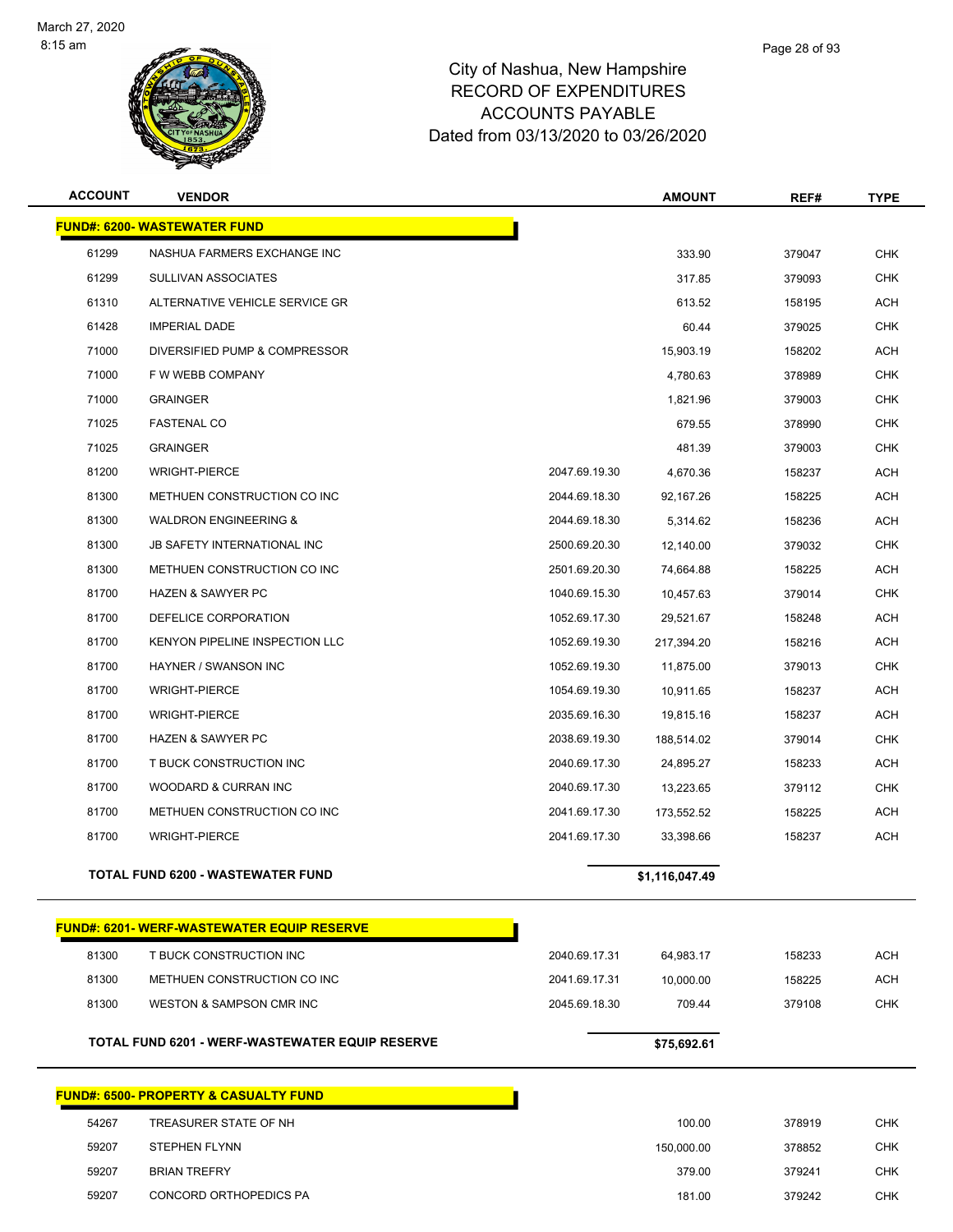# City of Nashua, New Hampshire
## RECORD OF EXPENDITURES
## ACCOUNTS PAYABLE
## Dated from 03/13/2020 to 03/26/2020

| ACCOUNT | VENDOR | | AMOUNT | REF# | TYPE |
|---|---|---|---|---|---|
| **FUND#: 6200- WASTEWATER FUND** | | | | | |
| 61299 | NASHUA FARMERS EXCHANGE INC | | 333.90 | 379047 | CHK |
| 61299 | SULLIVAN ASSOCIATES | | 317.85 | 379093 | CHK |
| 61310 | ALTERNATIVE VEHICLE SERVICE GR | | 613.52 | 158195 | ACH |
| 61428 | IMPERIAL DADE | | 60.44 | 379025 | CHK |
| 71000 | DIVERSIFIED PUMP & COMPRESSOR | | 15,903.19 | 158202 | ACH |
| 71000 | F W WEBB COMPANY | | 4,780.63 | 378989 | CHK |
| 71000 | GRAINGER | | 1,821.96 | 379003 | CHK |
| 71025 | FASTENAL CO | | 679.55 | 378990 | CHK |
| 71025 | GRAINGER | | 481.39 | 379003 | CHK |
| 81200 | WRIGHT-PIERCE | 2047.69.19.30 | 4,670.36 | 158237 | ACH |
| 81300 | METHUEN CONSTRUCTION CO INC | 2044.69.18.30 | 92,167.26 | 158225 | ACH |
| 81300 | WALDRON ENGINEERING & | 2044.69.18.30 | 5,314.62 | 158236 | ACH |
| 81300 | JB SAFETY INTERNATIONAL INC | 2500.69.20.30 | 12,140.00 | 379032 | CHK |
| 81300 | METHUEN CONSTRUCTION CO INC | 2501.69.20.30 | 74,664.88 | 158225 | ACH |
| 81700 | HAZEN & SAWYER PC | 1040.69.15.30 | 10,457.63 | 379014 | CHK |
| 81700 | DEFELICE CORPORATION | 1052.69.17.30 | 29,521.67 | 158248 | ACH |
| 81700 | KENYON PIPELINE INSPECTION LLC | 1052.69.19.30 | 217,394.20 | 158216 | ACH |
| 81700 | HAYNER / SWANSON INC | 1052.69.19.30 | 11,875.00 | 379013 | CHK |
| 81700 | WRIGHT-PIERCE | 1054.69.19.30 | 10,911.65 | 158237 | ACH |
| 81700 | WRIGHT-PIERCE | 2035.69.16.30 | 19,815.16 | 158237 | ACH |
| 81700 | HAZEN & SAWYER PC | 2038.69.19.30 | 188,514.02 | 379014 | CHK |
| 81700 | T BUCK CONSTRUCTION INC | 2040.69.17.30 | 24,895.27 | 158233 | ACH |
| 81700 | WOODARD & CURRAN INC | 2040.69.17.30 | 13,223.65 | 379112 | CHK |
| 81700 | METHUEN CONSTRUCTION CO INC | 2041.69.17.30 | 173,552.52 | 158225 | ACH |
| 81700 | WRIGHT-PIERCE | 2041.69.17.30 | 33,398.66 | 158237 | ACH |
| **TOTAL FUND 6200 - WASTEWATER FUND** | | | **$1,116,047.49** | | |
| **FUND#: 6201- WERF-WASTEWATER EQUIP RESERVE** | | | | | |
| 81300 | T BUCK CONSTRUCTION INC | 2040.69.17.31 | 64,983.17 | 158233 | ACH |
| 81300 | METHUEN CONSTRUCTION CO INC | 2041.69.17.31 | 10,000.00 | 158225 | ACH |
| 81300 | WESTON & SAMPSON CMR INC | 2045.69.18.30 | 709.44 | 379108 | CHK |
| **TOTAL FUND 6201 - WERF-WASTEWATER EQUIP RESERVE** | | | **$75,692.61** | | |
| **FUND#: 6500- PROPERTY & CASUALTY FUND** | | | | | |
| 54267 | TREASURER STATE OF NH | | 100.00 | 378919 | CHK |
| 59207 | STEPHEN FLYNN | | 150,000.00 | 378852 | CHK |
| 59207 | BRIAN TREFRY | | 379.00 | 379241 | CHK |
| 59207 | CONCORD ORTHOPEDICS PA | | 181.00 | 379242 | CHK |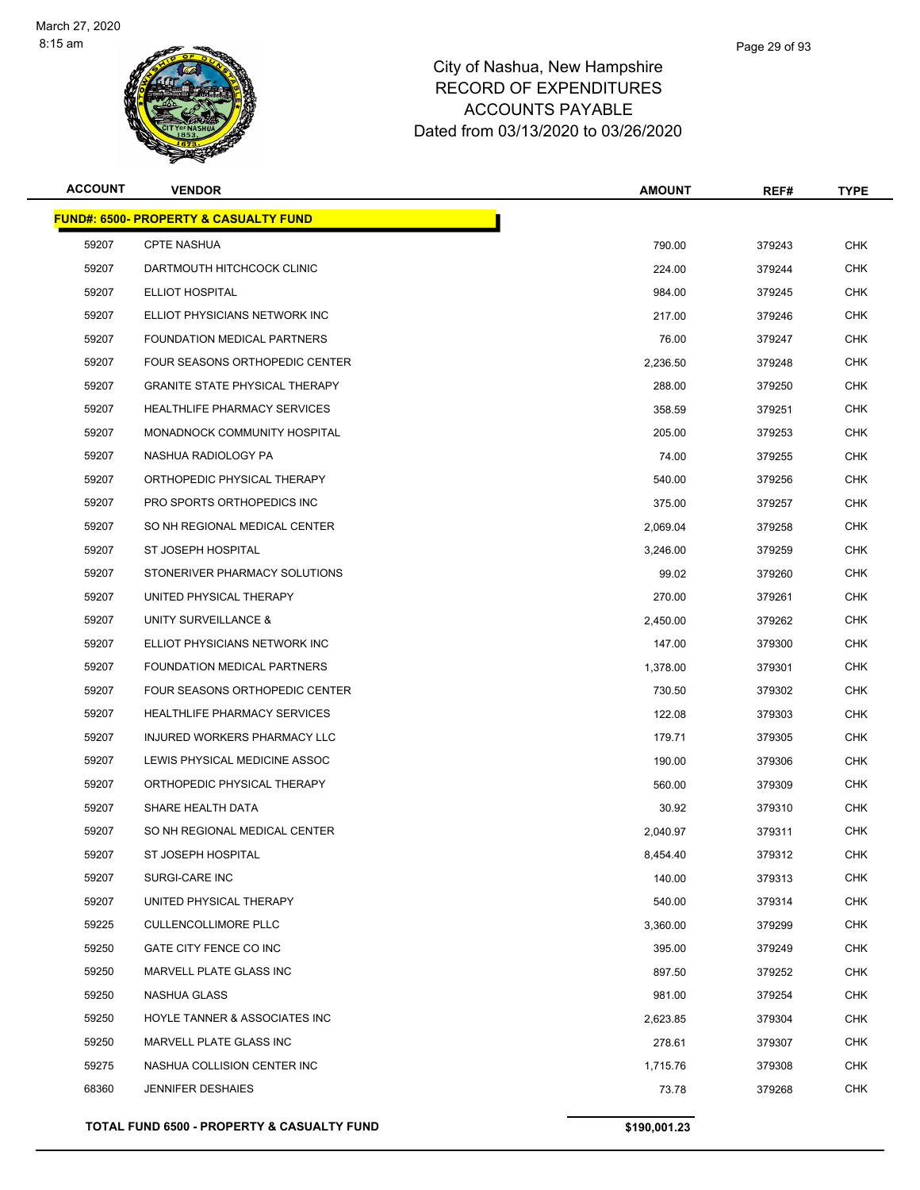# City of Nashua, New Hampshire
## RECORD OF EXPENDITURES
## ACCOUNTS PAYABLE
## Dated from 03/13/2020 to 03/26/2020

| ACCOUNT | VENDOR | AMOUNT | REF# | TYPE |
|---|---|---|---|---|
| **FUND#: 6500- PROPERTY & CASUALTY FUND** | | | | |
| 59207 | CPTE NASHUA | 790.00 | 379243 | CHK |
| 59207 | DARTMOUTH HITCHCOCK CLINIC | 224.00 | 379244 | CHK |
| 59207 | ELLIOT HOSPITAL | 984.00 | 379245 | CHK |
| 59207 | ELLIOT PHYSICIANS NETWORK INC | 217.00 | 379246 | CHK |
| 59207 | FOUNDATION MEDICAL PARTNERS | 76.00 | 379247 | CHK |
| 59207 | FOUR SEASONS ORTHOPEDIC CENTER | 2,236.50 | 379248 | CHK |
| 59207 | GRANITE STATE PHYSICAL THERAPY | 288.00 | 379250 | CHK |
| 59207 | HEALTHLIFE PHARMACY SERVICES | 358.59 | 379251 | CHK |
| 59207 | MONADNOCK COMMUNITY HOSPITAL | 205.00 | 379253 | CHK |
| 59207 | NASHUA RADIOLOGY PA | 74.00 | 379255 | CHK |
| 59207 | ORTHOPEDIC PHYSICAL THERAPY | 540.00 | 379256 | CHK |
| 59207 | PRO SPORTS ORTHOPEDICS INC | 375.00 | 379257 | CHK |
| 59207 | SO NH REGIONAL MEDICAL CENTER | 2,069.04 | 379258 | CHK |
| 59207 | ST JOSEPH HOSPITAL | 3,246.00 | 379259 | CHK |
| 59207 | STONERIVER PHARMACY SOLUTIONS | 99.02 | 379260 | CHK |
| 59207 | UNITED PHYSICAL THERAPY | 270.00 | 379261 | CHK |
| 59207 | UNITY SURVEILLANCE & | 2,450.00 | 379262 | CHK |
| 59207 | ELLIOT PHYSICIANS NETWORK INC | 147.00 | 379300 | CHK |
| 59207 | FOUNDATION MEDICAL PARTNERS | 1,378.00 | 379301 | CHK |
| 59207 | FOUR SEASONS ORTHOPEDIC CENTER | 730.50 | 379302 | CHK |
| 59207 | HEALTHLIFE PHARMACY SERVICES | 122.08 | 379303 | CHK |
| 59207 | INJURED WORKERS PHARMACY LLC | 179.71 | 379305 | CHK |
| 59207 | LEWIS PHYSICAL MEDICINE ASSOC | 190.00 | 379306 | CHK |
| 59207 | ORTHOPEDIC PHYSICAL THERAPY | 560.00 | 379309 | CHK |
| 59207 | SHARE HEALTH DATA | 30.92 | 379310 | CHK |
| 59207 | SO NH REGIONAL MEDICAL CENTER | 2,040.97 | 379311 | CHK |
| 59207 | ST JOSEPH HOSPITAL | 8,454.40 | 379312 | CHK |
| 59207 | SURGI-CARE INC | 140.00 | 379313 | CHK |
| 59207 | UNITED PHYSICAL THERAPY | 540.00 | 379314 | CHK |
| 59225 | CULLENCOLLIMORE PLLC | 3,360.00 | 379299 | CHK |
| 59250 | GATE CITY FENCE CO INC | 395.00 | 379249 | CHK |
| 59250 | MARVELL PLATE GLASS INC | 897.50 | 379252 | CHK |
| 59250 | NASHUA GLASS | 981.00 | 379254 | CHK |
| 59250 | HOYLE TANNER & ASSOCIATES INC | 2,623.85 | 379304 | CHK |
| 59250 | MARVELL PLATE GLASS INC | 278.61 | 379307 | CHK |
| 59275 | NASHUA COLLISION CENTER INC | 1,715.76 | 379308 | CHK |
| 68360 | JENNIFER DESHAIES | 73.78 | 379268 | CHK |
| **TOTAL FUND 6500 - PROPERTY & CASUALTY FUND** | | **$190,001.23** | | |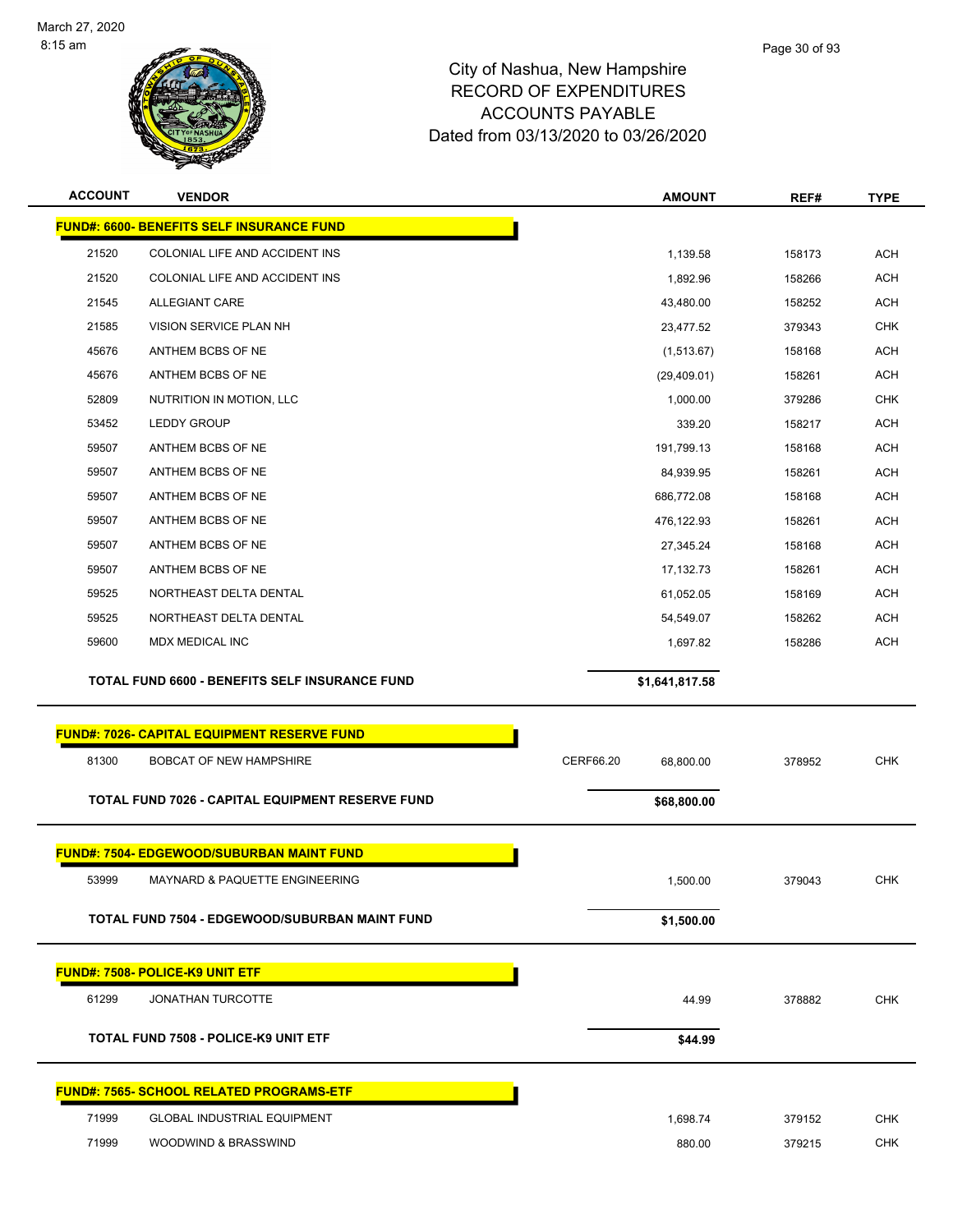# City of Nashua, New Hampshire
## RECORD OF EXPENDITURES
## ACCOUNTS PAYABLE
## Dated from 03/13/2020 to 03/26/2020

| ACCOUNT | VENDOR | | AMOUNT | REF# | TYPE |
|---|---|---|---|---|---|
| **FUND#: 6600- BENEFITS SELF INSURANCE FUND** | | | | | |
| 21520 | COLONIAL LIFE AND ACCIDENT INS | | 1,139.58 | 158173 | ACH |
| 21520 | COLONIAL LIFE AND ACCIDENT INS | | 1,892.96 | 158266 | ACH |
| 21545 | ALLEGIANT CARE | | 43,480.00 | 158252 | ACH |
| 21585 | VISION SERVICE PLAN NH | | 23,477.52 | 379343 | CHK |
| 45676 | ANTHEM BCBS OF NE | | (1,513.67) | 158168 | ACH |
| 45676 | ANTHEM BCBS OF NE | | (29,409.01) | 158261 | ACH |
| 52809 | NUTRITION IN MOTION, LLC | | 1,000.00 | 379286 | CHK |
| 53452 | LEDDY GROUP | | 339.20 | 158217 | ACH |
| 59507 | ANTHEM BCBS OF NE | | 191,799.13 | 158168 | ACH |
| 59507 | ANTHEM BCBS OF NE | | 84,939.95 | 158261 | ACH |
| 59507 | ANTHEM BCBS OF NE | | 686,772.08 | 158168 | ACH |
| 59507 | ANTHEM BCBS OF NE | | 476,122.93 | 158261 | ACH |
| 59507 | ANTHEM BCBS OF NE | | 27,345.24 | 158168 | ACH |
| 59507 | ANTHEM BCBS OF NE | | 17,132.73 | 158261 | ACH |
| 59525 | NORTHEAST DELTA DENTAL | | 61,052.05 | 158169 | ACH |
| 59525 | NORTHEAST DELTA DENTAL | | 54,549.07 | 158262 | ACH |
| 59600 | MDX MEDICAL INC | | 1,697.82 | 158286 | ACH |
| | **TOTAL FUND 6600 - BENEFITS SELF INSURANCE FUND** | | **$1,641,817.58** | | |
| **FUND#: 7026- CAPITAL EQUIPMENT RESERVE FUND** | | | | | |
| 81300 | BOBCAT OF NEW HAMPSHIRE | CERF66.20 | 68,800.00 | 378952 | CHK |
| | **TOTAL FUND 7026 - CAPITAL EQUIPMENT RESERVE FUND** | | **$68,800.00** | | |
| **FUND#: 7504- EDGEWOOD/SUBURBAN MAINT FUND** | | | | | |
| 53999 | MAYNARD & PAQUETTE ENGINEERING | | 1,500.00 | 379043 | CHK |
| | **TOTAL FUND 7504 - EDGEWOOD/SUBURBAN MAINT FUND** | | **$1,500.00** | | |
| **FUND#: 7508- POLICE-K9 UNIT ETF** | | | | | |
| 61299 | JONATHAN TURCOTTE | | 44.99 | 378882 | CHK |
| | **TOTAL FUND 7508 - POLICE-K9 UNIT ETF** | | **$44.99** | | |
| **FUND#: 7565- SCHOOL RELATED PROGRAMS-ETF** | | | | | |
| 71999 | GLOBAL INDUSTRIAL EQUIPMENT | | 1,698.74 | 379152 | CHK |
| 71999 | WOODWIND & BRASSWIND | | 880.00 | 379215 | CHK |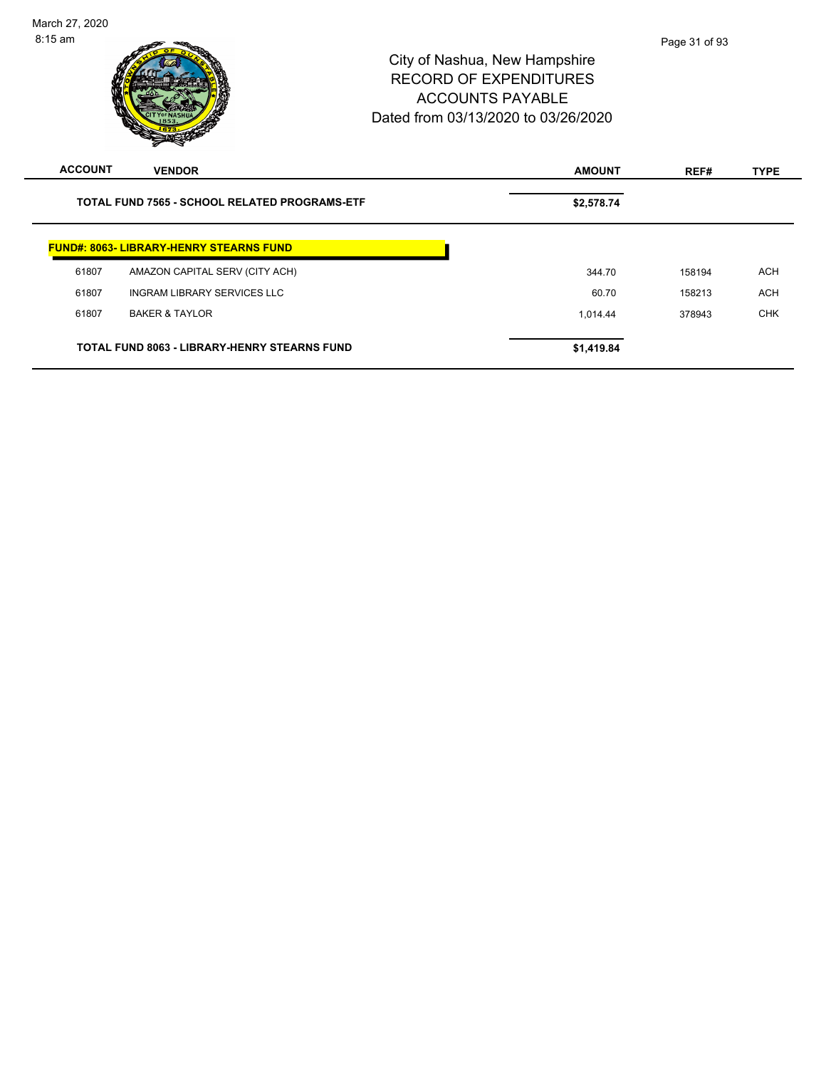# City of Nashua, New Hampshire
## RECORD OF EXPENDITURES
## ACCOUNTS PAYABLE
## Dated from 03/13/2020 to 03/26/2020

| ACCOUNT | VENDOR | AMOUNT | REF# | TYPE |
|---|---|---|---|---|
| | **TOTAL FUND 7565 - SCHOOL RELATED PROGRAMS-ETF** | **$2,578.74** | | |
| | **FUND#: 8063- LIBRARY-HENRY STEARNS FUND** | | | |
| 61807 | AMAZON CAPITAL SERV (CITY ACH) | 344.70 | 158194 | ACH |
| 61807 | INGRAM LIBRARY SERVICES LLC | 60.70 | 158213 | ACH |
| 61807 | BAKER & TAYLOR | 1,014.44 | 378943 | CHK |
| | **TOTAL FUND 8063 - LIBRARY-HENRY STEARNS FUND** | **$1,419.84** | | |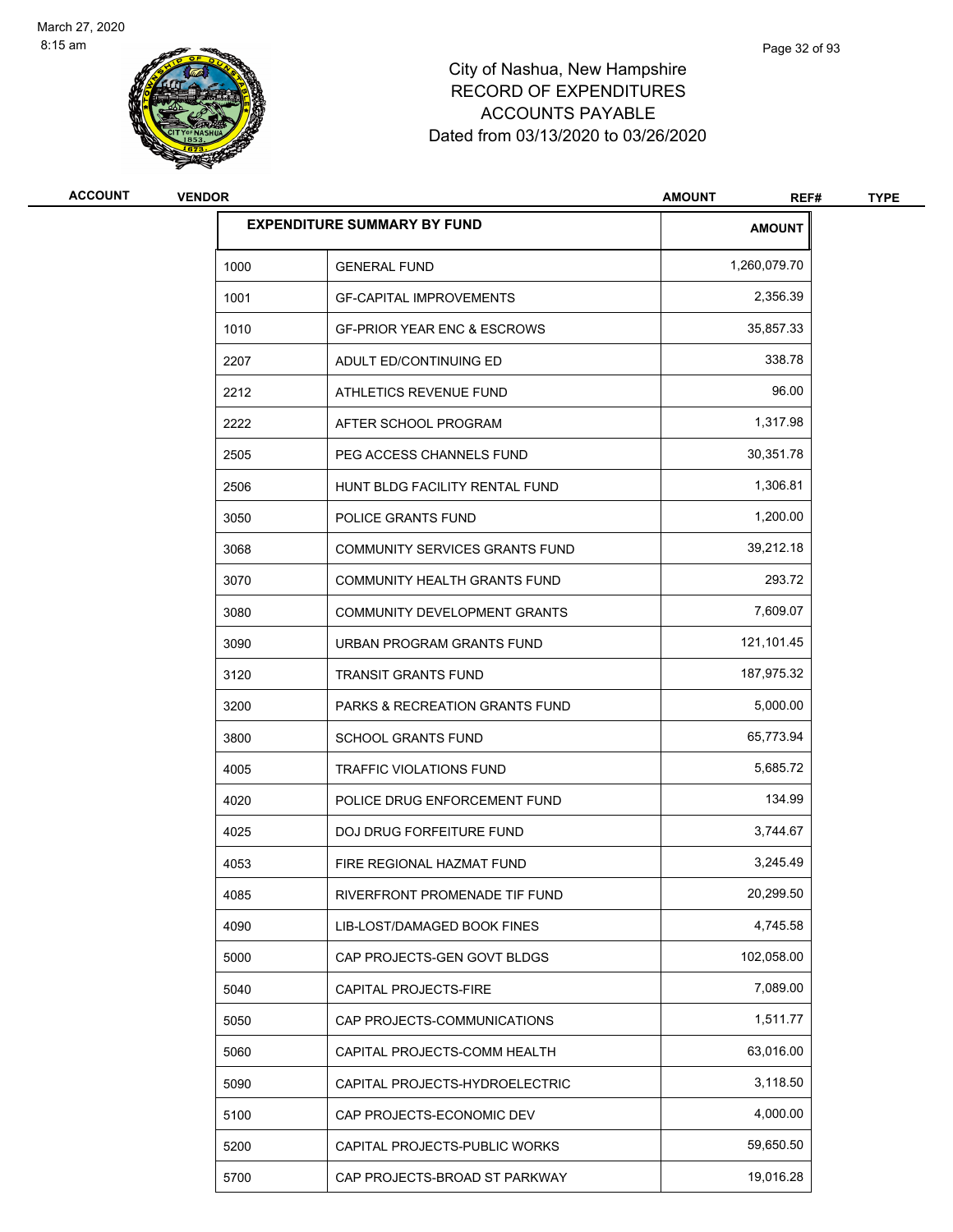City of Nashua, New Hampshire
RECORD OF EXPENDITURES
ACCOUNTS PAYABLE
Dated from 03/13/2020 to 03/26/2020

| ACCOUNT | VENDOR | AMOUNT | REF# | TYPE |
|---|---|---|---|---|

| EXPENDITURE SUMMARY BY FUND | | AMOUNT |
|---|---|---|
| 1000 | GENERAL FUND | 1,260,079.70 |
| 1001 | GF-CAPITAL IMPROVEMENTS | 2,356.39 |
| 1010 | GF-PRIOR YEAR ENC & ESCROWS | 35,857.33 |
| 2207 | ADULT ED/CONTINUING ED | 338.78 |
| 2212 | ATHLETICS REVENUE FUND | 96.00 |
| 2222 | AFTER SCHOOL PROGRAM | 1,317.98 |
| 2505 | PEG ACCESS CHANNELS FUND | 30,351.78 |
| 2506 | HUNT BLDG FACILITY RENTAL FUND | 1,306.81 |
| 3050 | POLICE GRANTS FUND | 1,200.00 |
| 3068 | COMMUNITY SERVICES GRANTS FUND | 39,212.18 |
| 3070 | COMMUNITY HEALTH GRANTS FUND | 293.72 |
| 3080 | COMMUNITY DEVELOPMENT GRANTS | 7,609.07 |
| 3090 | URBAN PROGRAM GRANTS FUND | 121,101.45 |
| 3120 | TRANSIT GRANTS FUND | 187,975.32 |
| 3200 | PARKS & RECREATION GRANTS FUND | 5,000.00 |
| 3800 | SCHOOL GRANTS FUND | 65,773.94 |
| 4005 | TRAFFIC VIOLATIONS FUND | 5,685.72 |
| 4020 | POLICE DRUG ENFORCEMENT FUND | 134.99 |
| 4025 | DOJ DRUG FORFEITURE FUND | 3,744.67 |
| 4053 | FIRE REGIONAL HAZMAT FUND | 3,245.49 |
| 4085 | RIVERFRONT PROMENADE TIF FUND | 20,299.50 |
| 4090 | LIB-LOST/DAMAGED BOOK FINES | 4,745.58 |
| 5000 | CAP PROJECTS-GEN GOVT BLDGS | 102,058.00 |
| 5040 | CAPITAL PROJECTS-FIRE | 7,089.00 |
| 5050 | CAP PROJECTS-COMMUNICATIONS | 1,511.77 |
| 5060 | CAPITAL PROJECTS-COMM HEALTH | 63,016.00 |
| 5090 | CAPITAL PROJECTS-HYDROELECTRIC | 3,118.50 |
| 5100 | CAP PROJECTS-ECONOMIC DEV | 4,000.00 |
| 5200 | CAPITAL PROJECTS-PUBLIC WORKS | 59,650.50 |
| 5700 | CAP PROJECTS-BROAD ST PARKWAY | 19,016.28 |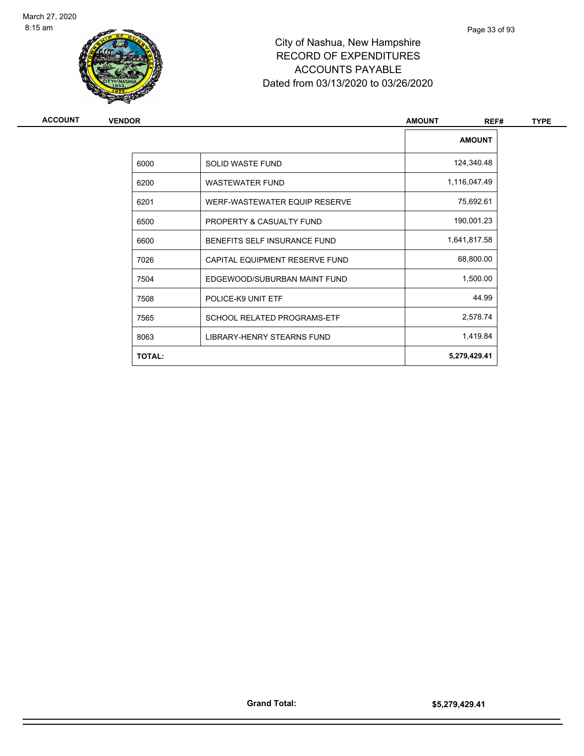City of Nashua, New Hampshire
RECORD OF EXPENDITURES
ACCOUNTS PAYABLE
Dated from 03/13/2020 to 03/26/2020

| ACCOUNT | VENDOR | AMOUNT | REF# | TYPE |
|---|---|---|---|---|

| | | AMOUNT |
|---|---|---|
| 6000 | SOLID WASTE FUND | 124,340.48 |
| 6200 | WASTEWATER FUND | 1,116,047.49 |
| 6201 | WERF-WASTEWATER EQUIP RESERVE | 75,692.61 |
| 6500 | PROPERTY & CASUALTY FUND | 190,001.23 |
| 6600 | BENEFITS SELF INSURANCE FUND | 1,641,817.58 |
| 7026 | CAPITAL EQUIPMENT RESERVE FUND | 68,800.00 |
| 7504 | EDGEWOOD/SUBURBAN MAINT FUND | 1,500.00 |
| 7508 | POLICE-K9 UNIT ETF | 44.99 |
| 7565 | SCHOOL RELATED PROGRAMS-ETF | 2,578.74 |
| 8063 | LIBRARY-HENRY STEARNS FUND | 1,419.84 |
| **TOTAL:** | | **5,279,429.41** |

**Grand Total:** **$5,279,429.41**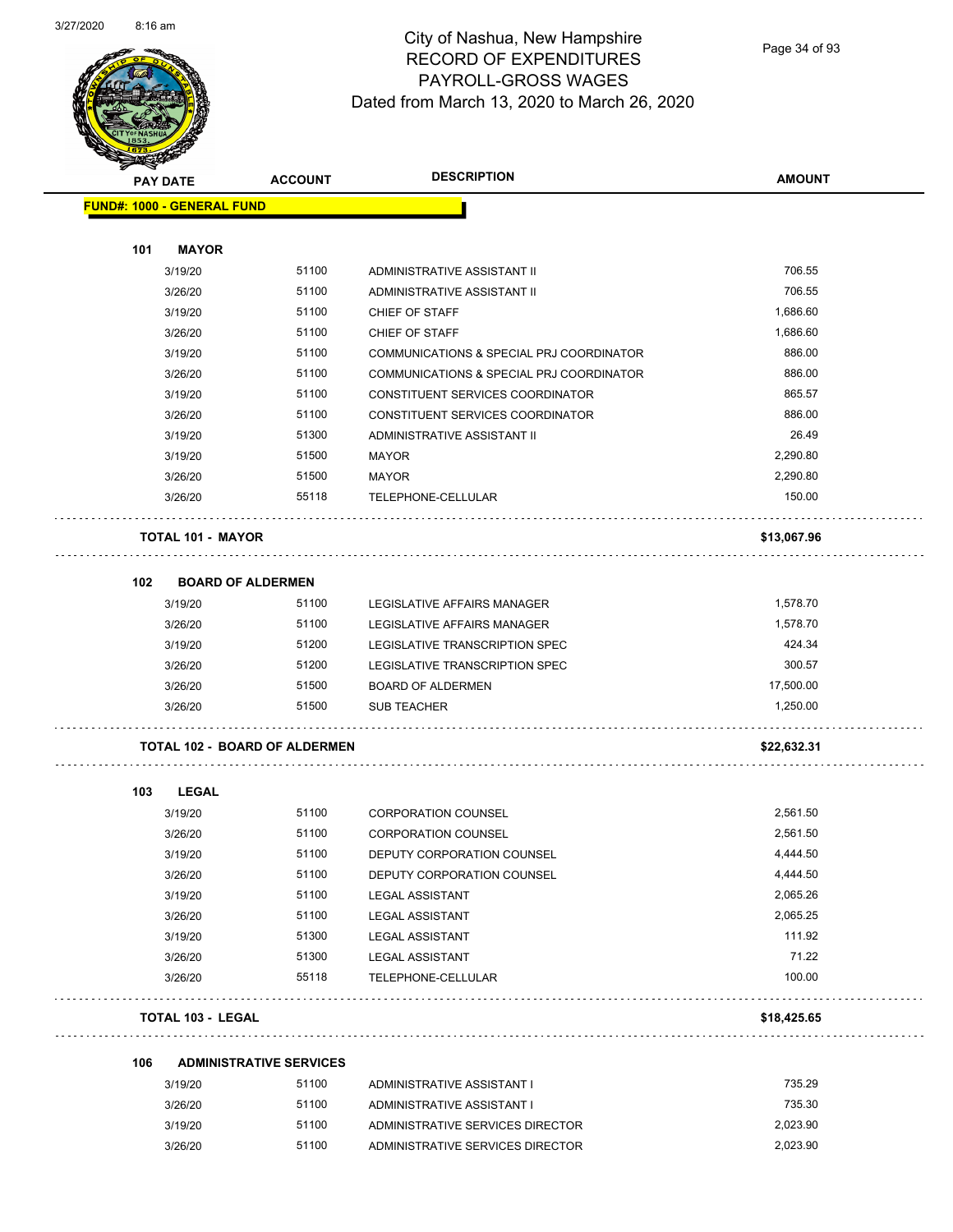# City of Nashua, New Hampshire
## RECORD OF EXPENDITURES
## PAYROLL-GROSS WAGES
## Dated from March 13, 2020 to March 26, 2020

| PAY DATE | ACCOUNT | DESCRIPTION | AMOUNT |
|---|---|---|---|
| **FUND#: 1000 - GENERAL FUND** | | | |
| **101 MAYOR** | | | |
| 3/19/20 | 51100 | ADMINISTRATIVE ASSISTANT II | 706.55 |
| 3/26/20 | 51100 | ADMINISTRATIVE ASSISTANT II | 706.55 |
| 3/19/20 | 51100 | CHIEF OF STAFF | 1,686.60 |
| 3/26/20 | 51100 | CHIEF OF STAFF | 1,686.60 |
| 3/19/20 | 51100 | COMMUNICATIONS & SPECIAL PRJ COORDINATOR | 886.00 |
| 3/26/20 | 51100 | COMMUNICATIONS & SPECIAL PRJ COORDINATOR | 886.00 |
| 3/19/20 | 51100 | CONSTITUENT SERVICES COORDINATOR | 865.57 |
| 3/26/20 | 51100 | CONSTITUENT SERVICES COORDINATOR | 886.00 |
| 3/19/20 | 51300 | ADMINISTRATIVE ASSISTANT II | 26.49 |
| 3/19/20 | 51500 | MAYOR | 2,290.80 |
| 3/26/20 | 51500 | MAYOR | 2,290.80 |
| 3/26/20 | 55118 | TELEPHONE-CELLULAR | 150.00 |
| **TOTAL 101 - MAYOR** | | | **$13,067.96** |
| **102 BOARD OF ALDERMEN** | | | |
| 3/19/20 | 51100 | LEGISLATIVE AFFAIRS MANAGER | 1,578.70 |
| 3/26/20 | 51100 | LEGISLATIVE AFFAIRS MANAGER | 1,578.70 |
| 3/19/20 | 51200 | LEGISLATIVE TRANSCRIPTION SPEC | 424.34 |
| 3/26/20 | 51200 | LEGISLATIVE TRANSCRIPTION SPEC | 300.57 |
| 3/26/20 | 51500 | BOARD OF ALDERMEN | 17,500.00 |
| 3/26/20 | 51500 | SUB TEACHER | 1,250.00 |
| **TOTAL 102 - BOARD OF ALDERMEN** | | | **$22,632.31** |
| **103 LEGAL** | | | |
| 3/19/20 | 51100 | CORPORATION COUNSEL | 2,561.50 |
| 3/26/20 | 51100 | CORPORATION COUNSEL | 2,561.50 |
| 3/19/20 | 51100 | DEPUTY CORPORATION COUNSEL | 4,444.50 |
| 3/26/20 | 51100 | DEPUTY CORPORATION COUNSEL | 4,444.50 |
| 3/19/20 | 51100 | LEGAL ASSISTANT | 2,065.26 |
| 3/26/20 | 51100 | LEGAL ASSISTANT | 2,065.25 |
| 3/19/20 | 51300 | LEGAL ASSISTANT | 111.92 |
| 3/26/20 | 51300 | LEGAL ASSISTANT | 71.22 |
| 3/26/20 | 55118 | TELEPHONE-CELLULAR | 100.00 |
| **TOTAL 103 - LEGAL** | | | **$18,425.65** |
| **106 ADMINISTRATIVE SERVICES** | | | |
| 3/19/20 | 51100 | ADMINISTRATIVE ASSISTANT I | 735.29 |
| 3/26/20 | 51100 | ADMINISTRATIVE ASSISTANT I | 735.30 |
| 3/19/20 | 51100 | ADMINISTRATIVE SERVICES DIRECTOR | 2,023.90 |
| 3/26/20 | 51100 | ADMINISTRATIVE SERVICES DIRECTOR | 2,023.90 |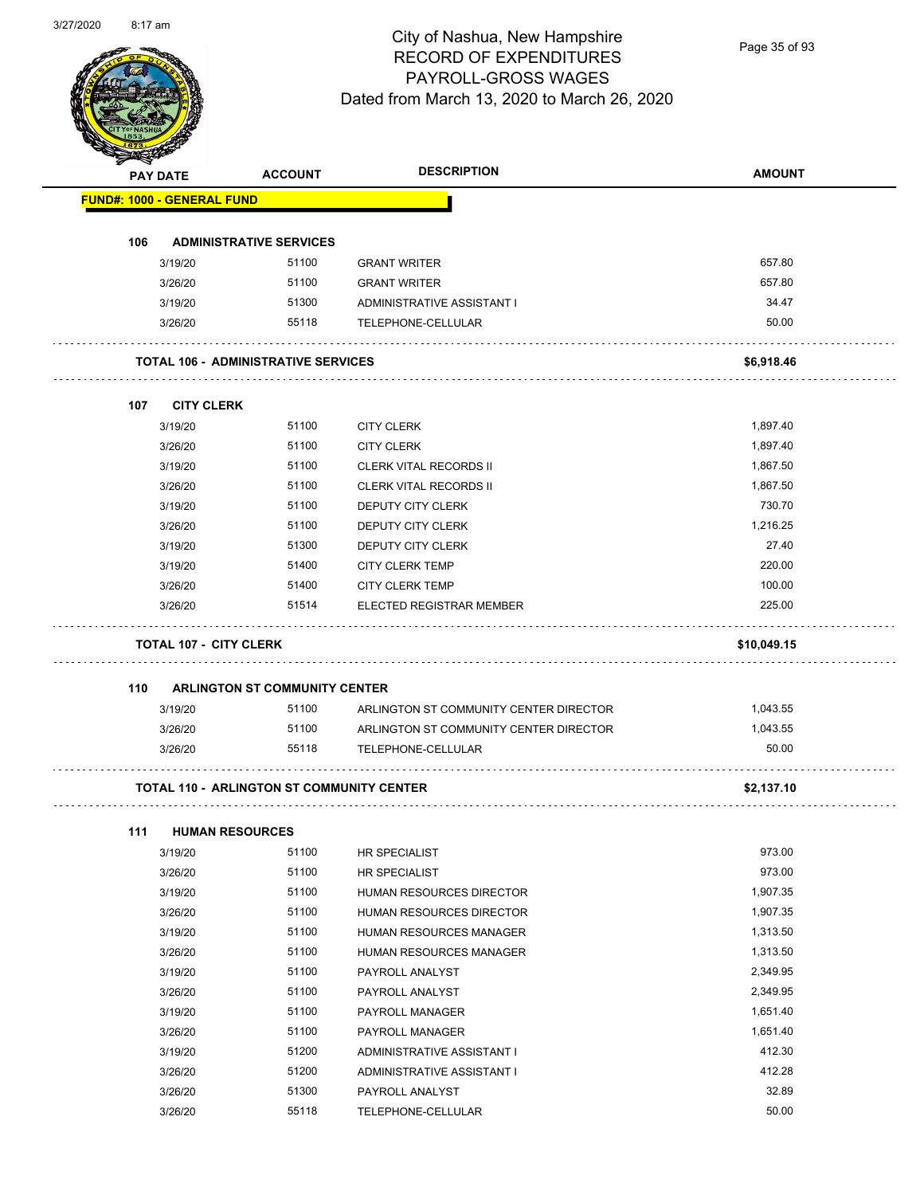# City of Nashua, New Hampshire
## RECORD OF EXPENDITURES
## PAYROLL-GROSS WAGES
### Dated from March 13, 2020 to March 26, 2020

| PAY DATE | ACCOUNT | DESCRIPTION | AMOUNT |
|---|---|---|---|
| **FUND#: 1000 - GENERAL FUND** | | | |
| **106 ADMINISTRATIVE SERVICES** | | | |
| 3/19/20 | 51100 | GRANT WRITER | 657.80 |
| 3/26/20 | 51100 | GRANT WRITER | 657.80 |
| 3/19/20 | 51300 | ADMINISTRATIVE ASSISTANT I | 34.47 |
| 3/26/20 | 55118 | TELEPHONE-CELLULAR | 50.00 |
| **TOTAL 106 - ADMINISTRATIVE SERVICES** | | | **$6,918.46** |
| **107 CITY CLERK** | | | |
| 3/19/20 | 51100 | CITY CLERK | 1,897.40 |
| 3/26/20 | 51100 | CITY CLERK | 1,897.40 |
| 3/19/20 | 51100 | CLERK VITAL RECORDS II | 1,867.50 |
| 3/26/20 | 51100 | CLERK VITAL RECORDS II | 1,867.50 |
| 3/19/20 | 51100 | DEPUTY CITY CLERK | 730.70 |
| 3/26/20 | 51100 | DEPUTY CITY CLERK | 1,216.25 |
| 3/19/20 | 51300 | DEPUTY CITY CLERK | 27.40 |
| 3/19/20 | 51400 | CITY CLERK TEMP | 220.00 |
| 3/26/20 | 51400 | CITY CLERK TEMP | 100.00 |
| 3/26/20 | 51514 | ELECTED REGISTRAR MEMBER | 225.00 |
| **TOTAL 107 - CITY CLERK** | | | **$10,049.15** |
| **110 ARLINGTON ST COMMUNITY CENTER** | | | |
| 3/19/20 | 51100 | ARLINGTON ST COMMUNITY CENTER DIRECTOR | 1,043.55 |
| 3/26/20 | 51100 | ARLINGTON ST COMMUNITY CENTER DIRECTOR | 1,043.55 |
| 3/26/20 | 55118 | TELEPHONE-CELLULAR | 50.00 |
| **TOTAL 110 - ARLINGTON ST COMMUNITY CENTER** | | | **$2,137.10** |
| **111 HUMAN RESOURCES** | | | |
| 3/19/20 | 51100 | HR SPECIALIST | 973.00 |
| 3/26/20 | 51100 | HR SPECIALIST | 973.00 |
| 3/19/20 | 51100 | HUMAN RESOURCES DIRECTOR | 1,907.35 |
| 3/26/20 | 51100 | HUMAN RESOURCES DIRECTOR | 1,907.35 |
| 3/19/20 | 51100 | HUMAN RESOURCES MANAGER | 1,313.50 |
| 3/26/20 | 51100 | HUMAN RESOURCES MANAGER | 1,313.50 |
| 3/19/20 | 51100 | PAYROLL ANALYST | 2,349.95 |
| 3/26/20 | 51100 | PAYROLL ANALYST | 2,349.95 |
| 3/19/20 | 51100 | PAYROLL MANAGER | 1,651.40 |
| 3/26/20 | 51100 | PAYROLL MANAGER | 1,651.40 |
| 3/19/20 | 51200 | ADMINISTRATIVE ASSISTANT I | 412.30 |
| 3/26/20 | 51200 | ADMINISTRATIVE ASSISTANT I | 412.28 |
| 3/26/20 | 51300 | PAYROLL ANALYST | 32.89 |
| 3/26/20 | 55118 | TELEPHONE-CELLULAR | 50.00 |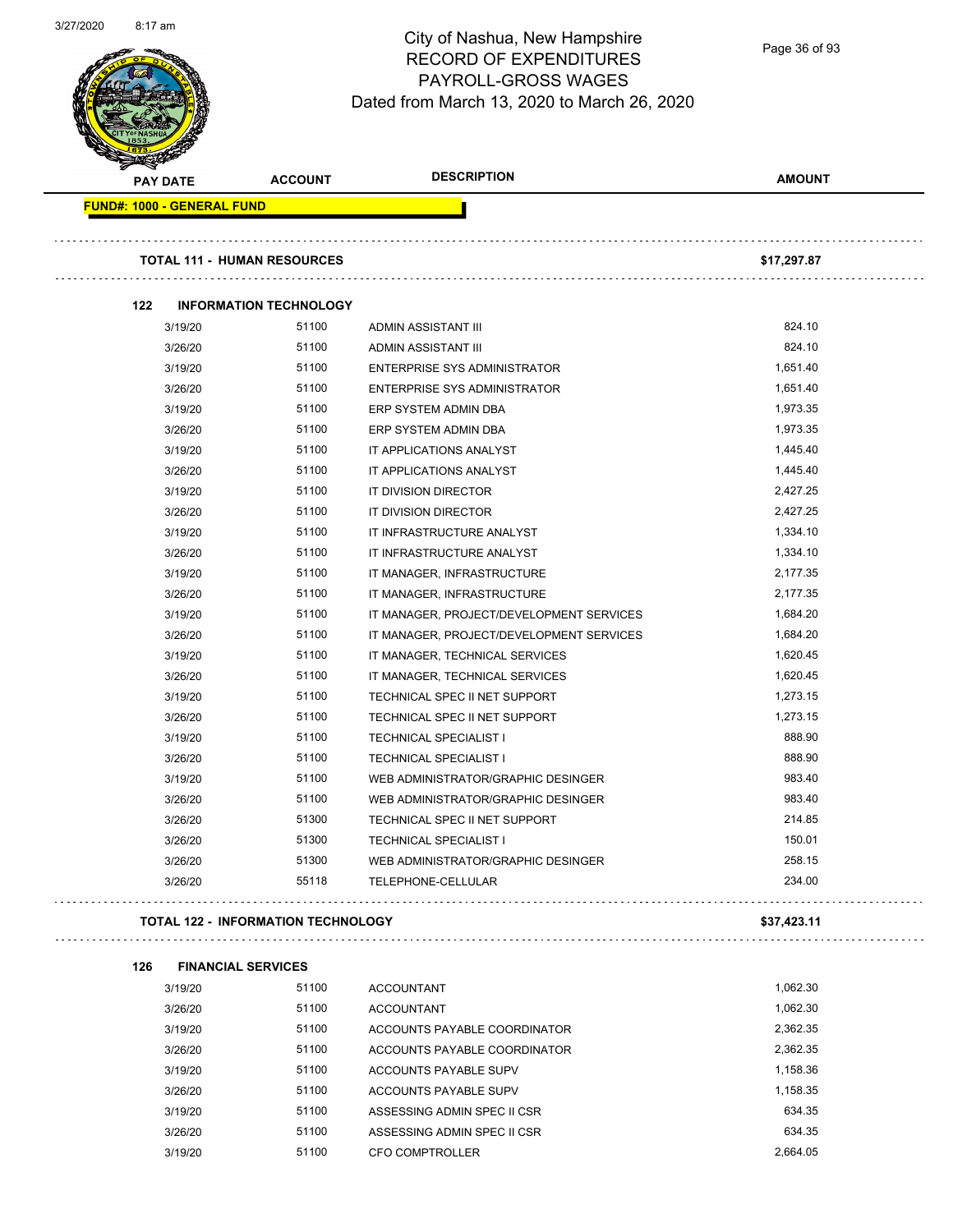# City of Nashua, New Hampshire
## RECORD OF EXPENDITURES
## PAYROLL-GROSS WAGES
### Dated from March 13, 2020 to March 26, 2020

| PAY DATE | ACCOUNT | DESCRIPTION | AMOUNT |
|---|---|---|---|
| **FUND#: 1000 - GENERAL FUND** | | | |
| **TOTAL 111 - HUMAN RESOURCES** | | | **$17,297.87** |
| **122 INFORMATION TECHNOLOGY** | | | |
| 3/19/20 | 51100 | ADMIN ASSISTANT III | 824.10 |
| 3/26/20 | 51100 | ADMIN ASSISTANT III | 824.10 |
| 3/19/20 | 51100 | ENTERPRISE SYS ADMINISTRATOR | 1,651.40 |
| 3/26/20 | 51100 | ENTERPRISE SYS ADMINISTRATOR | 1,651.40 |
| 3/19/20 | 51100 | ERP SYSTEM ADMIN DBA | 1,973.35 |
| 3/26/20 | 51100 | ERP SYSTEM ADMIN DBA | 1,973.35 |
| 3/19/20 | 51100 | IT APPLICATIONS ANALYST | 1,445.40 |
| 3/26/20 | 51100 | IT APPLICATIONS ANALYST | 1,445.40 |
| 3/19/20 | 51100 | IT DIVISION DIRECTOR | 2,427.25 |
| 3/26/20 | 51100 | IT DIVISION DIRECTOR | 2,427.25 |
| 3/19/20 | 51100 | IT INFRASTRUCTURE ANALYST | 1,334.10 |
| 3/26/20 | 51100 | IT INFRASTRUCTURE ANALYST | 1,334.10 |
| 3/19/20 | 51100 | IT MANAGER, INFRASTRUCTURE | 2,177.35 |
| 3/26/20 | 51100 | IT MANAGER, INFRASTRUCTURE | 2,177.35 |
| 3/19/20 | 51100 | IT MANAGER, PROJECT/DEVELOPMENT SERVICES | 1,684.20 |
| 3/26/20 | 51100 | IT MANAGER, PROJECT/DEVELOPMENT SERVICES | 1,684.20 |
| 3/19/20 | 51100 | IT MANAGER, TECHNICAL SERVICES | 1,620.45 |
| 3/26/20 | 51100 | IT MANAGER, TECHNICAL SERVICES | 1,620.45 |
| 3/19/20 | 51100 | TECHNICAL SPEC II NET SUPPORT | 1,273.15 |
| 3/26/20 | 51100 | TECHNICAL SPEC II NET SUPPORT | 1,273.15 |
| 3/19/20 | 51100 | TECHNICAL SPECIALIST I | 888.90 |
| 3/26/20 | 51100 | TECHNICAL SPECIALIST I | 888.90 |
| 3/19/20 | 51100 | WEB ADMINISTRATOR/GRAPHIC DESINGER | 983.40 |
| 3/26/20 | 51100 | WEB ADMINISTRATOR/GRAPHIC DESINGER | 983.40 |
| 3/26/20 | 51300 | TECHNICAL SPEC II NET SUPPORT | 214.85 |
| 3/26/20 | 51300 | TECHNICAL SPECIALIST I | 150.01 |
| 3/26/20 | 51300 | WEB ADMINISTRATOR/GRAPHIC DESINGER | 258.15 |
| 3/26/20 | 55118 | TELEPHONE-CELLULAR | 234.00 |
| **TOTAL 122 - INFORMATION TECHNOLOGY** | | | **$37,423.11** |
| **126 FINANCIAL SERVICES** | | | |
| 3/19/20 | 51100 | ACCOUNTANT | 1,062.30 |
| 3/26/20 | 51100 | ACCOUNTANT | 1,062.30 |
| 3/19/20 | 51100 | ACCOUNTS PAYABLE COORDINATOR | 2,362.35 |
| 3/26/20 | 51100 | ACCOUNTS PAYABLE COORDINATOR | 2,362.35 |
| 3/19/20 | 51100 | ACCOUNTS PAYABLE SUPV | 1,158.36 |
| 3/26/20 | 51100 | ACCOUNTS PAYABLE SUPV | 1,158.35 |
| 3/19/20 | 51100 | ASSESSING ADMIN SPEC II CSR | 634.35 |
| 3/26/20 | 51100 | ASSESSING ADMIN SPEC II CSR | 634.35 |
| 3/19/20 | 51100 | CFO COMPTROLLER | 2,664.05 |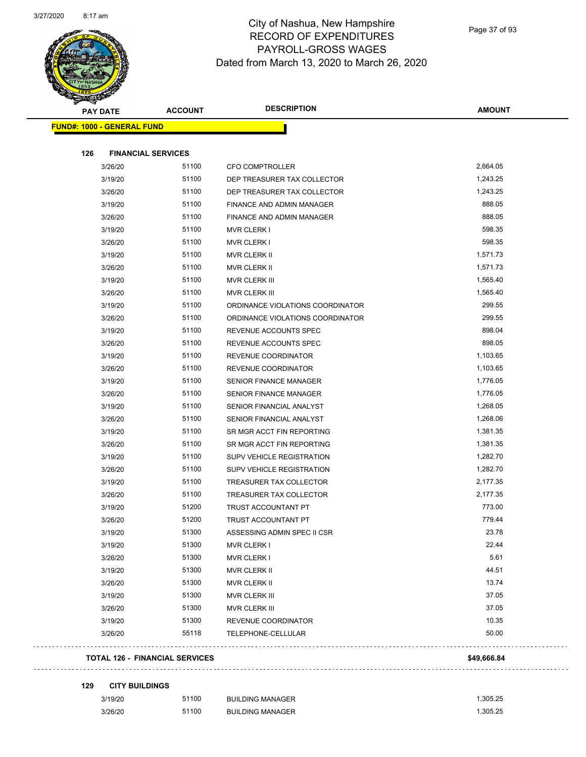# City of Nashua, New Hampshire
## RECORD OF EXPENDITURES
## PAYROLL-GROSS WAGES
## Dated from March 13, 2020 to March 26, 2020

| PAY DATE | ACCOUNT | DESCRIPTION | AMOUNT |
|---|---|---|---|
| **FUND#: 1000 - GENERAL FUND** | | | |
| **126 FINANCIAL SERVICES** | | | |
| 3/26/20 | 51100 | CFO COMPTROLLER | 2,664.05 |
| 3/19/20 | 51100 | DEP TREASURER TAX COLLECTOR | 1,243.25 |
| 3/26/20 | 51100 | DEP TREASURER TAX COLLECTOR | 1,243.25 |
| 3/19/20 | 51100 | FINANCE AND ADMIN MANAGER | 888.05 |
| 3/26/20 | 51100 | FINANCE AND ADMIN MANAGER | 888.05 |
| 3/19/20 | 51100 | MVR CLERK I | 598.35 |
| 3/26/20 | 51100 | MVR CLERK I | 598.35 |
| 3/19/20 | 51100 | MVR CLERK II | 1,571.73 |
| 3/26/20 | 51100 | MVR CLERK II | 1,571.73 |
| 3/19/20 | 51100 | MVR CLERK III | 1,565.40 |
| 3/26/20 | 51100 | MVR CLERK III | 1,565.40 |
| 3/19/20 | 51100 | ORDINANCE VIOLATIONS COORDINATOR | 299.55 |
| 3/26/20 | 51100 | ORDINANCE VIOLATIONS COORDINATOR | 299.55 |
| 3/19/20 | 51100 | REVENUE ACCOUNTS SPEC | 898.04 |
| 3/26/20 | 51100 | REVENUE ACCOUNTS SPEC | 898.05 |
| 3/19/20 | 51100 | REVENUE COORDINATOR | 1,103.65 |
| 3/26/20 | 51100 | REVENUE COORDINATOR | 1,103.65 |
| 3/19/20 | 51100 | SENIOR FINANCE MANAGER | 1,776.05 |
| 3/26/20 | 51100 | SENIOR FINANCE MANAGER | 1,776.05 |
| 3/19/20 | 51100 | SENIOR FINANCIAL ANALYST | 1,268.05 |
| 3/26/20 | 51100 | SENIOR FINANCIAL ANALYST | 1,268.06 |
| 3/19/20 | 51100 | SR MGR ACCT FIN REPORTING | 1,381.35 |
| 3/26/20 | 51100 | SR MGR ACCT FIN REPORTING | 1,381.35 |
| 3/19/20 | 51100 | SUPV VEHICLE REGISTRATION | 1,282.70 |
| 3/26/20 | 51100 | SUPV VEHICLE REGISTRATION | 1,282.70 |
| 3/19/20 | 51100 | TREASURER TAX COLLECTOR | 2,177.35 |
| 3/26/20 | 51100 | TREASURER TAX COLLECTOR | 2,177.35 |
| 3/19/20 | 51200 | TRUST ACCOUNTANT PT | 773.00 |
| 3/26/20 | 51200 | TRUST ACCOUNTANT PT | 779.44 |
| 3/19/20 | 51300 | ASSESSING ADMIN SPEC II CSR | 23.78 |
| 3/19/20 | 51300 | MVR CLERK I | 22.44 |
| 3/26/20 | 51300 | MVR CLERK I | 5.61 |
| 3/19/20 | 51300 | MVR CLERK II | 44.51 |
| 3/26/20 | 51300 | MVR CLERK II | 13.74 |
| 3/19/20 | 51300 | MVR CLERK III | 37.05 |
| 3/26/20 | 51300 | MVR CLERK III | 37.05 |
| 3/19/20 | 51300 | REVENUE COORDINATOR | 10.35 |
| 3/26/20 | 55118 | TELEPHONE-CELLULAR | 50.00 |
| **TOTAL 126 - FINANCIAL SERVICES** | | | **$49,666.84** |
| **129 CITY BUILDINGS** | | | |
| 3/19/20 | 51100 | BUILDING MANAGER | 1,305.25 |
| 3/26/20 | 51100 | BUILDING MANAGER | 1,305.25 |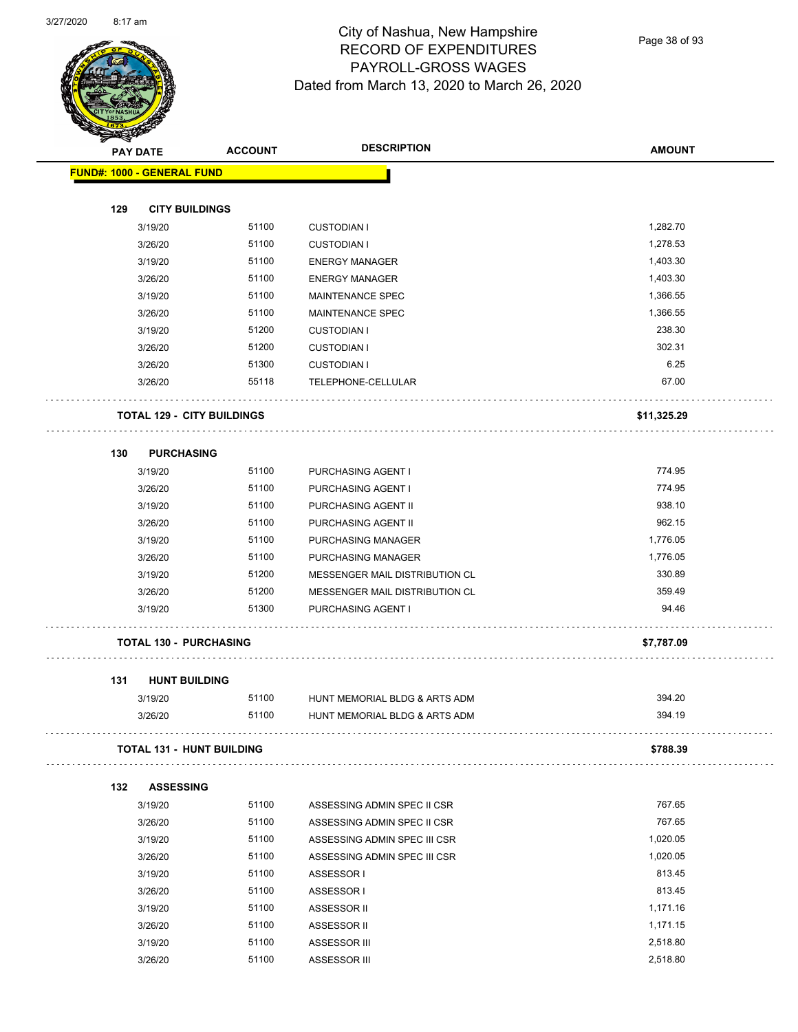# City of Nashua, New Hampshire
## RECORD OF EXPENDITURES
## PAYROLL-GROSS WAGES
### Dated from March 13, 2020 to March 26, 2020

| PAY DATE | ACCOUNT | DESCRIPTION | AMOUNT |
|---|---|---|---|
| **FUND#: 1000 - GENERAL FUND** | | | |
| **129 CITY BUILDINGS** | | | |
| 3/19/20 | 51100 | CUSTODIAN I | 1,282.70 |
| 3/26/20 | 51100 | CUSTODIAN I | 1,278.53 |
| 3/19/20 | 51100 | ENERGY MANAGER | 1,403.30 |
| 3/26/20 | 51100 | ENERGY MANAGER | 1,403.30 |
| 3/19/20 | 51100 | MAINTENANCE SPEC | 1,366.55 |
| 3/26/20 | 51100 | MAINTENANCE SPEC | 1,366.55 |
| 3/19/20 | 51200 | CUSTODIAN I | 238.30 |
| 3/26/20 | 51200 | CUSTODIAN I | 302.31 |
| 3/26/20 | 51300 | CUSTODIAN I | 6.25 |
| 3/26/20 | 55118 | TELEPHONE-CELLULAR | 67.00 |
| **TOTAL 129 - CITY BUILDINGS** | | | **$11,325.29** |
| **130 PURCHASING** | | | |
| 3/19/20 | 51100 | PURCHASING AGENT I | 774.95 |
| 3/26/20 | 51100 | PURCHASING AGENT I | 774.95 |
| 3/19/20 | 51100 | PURCHASING AGENT II | 938.10 |
| 3/26/20 | 51100 | PURCHASING AGENT II | 962.15 |
| 3/19/20 | 51100 | PURCHASING MANAGER | 1,776.05 |
| 3/26/20 | 51100 | PURCHASING MANAGER | 1,776.05 |
| 3/19/20 | 51200 | MESSENGER MAIL DISTRIBUTION CL | 330.89 |
| 3/26/20 | 51200 | MESSENGER MAIL DISTRIBUTION CL | 359.49 |
| 3/19/20 | 51300 | PURCHASING AGENT I | 94.46 |
| **TOTAL 130 - PURCHASING** | | | **$7,787.09** |
| **131 HUNT BUILDING** | | | |
| 3/19/20 | 51100 | HUNT MEMORIAL BLDG & ARTS ADM | 394.20 |
| 3/26/20 | 51100 | HUNT MEMORIAL BLDG & ARTS ADM | 394.19 |
| **TOTAL 131 - HUNT BUILDING** | | | **$788.39** |
| **132 ASSESSING** | | | |
| 3/19/20 | 51100 | ASSESSING ADMIN SPEC II CSR | 767.65 |
| 3/26/20 | 51100 | ASSESSING ADMIN SPEC II CSR | 767.65 |
| 3/19/20 | 51100 | ASSESSING ADMIN SPEC III CSR | 1,020.05 |
| 3/26/20 | 51100 | ASSESSING ADMIN SPEC III CSR | 1,020.05 |
| 3/19/20 | 51100 | ASSESSOR I | 813.45 |
| 3/26/20 | 51100 | ASSESSOR I | 813.45 |
| 3/19/20 | 51100 | ASSESSOR II | 1,171.16 |
| 3/26/20 | 51100 | ASSESSOR II | 1,171.15 |
| 3/19/20 | 51100 | ASSESSOR III | 2,518.80 |
| 3/26/20 | 51100 | ASSESSOR III | 2,518.80 |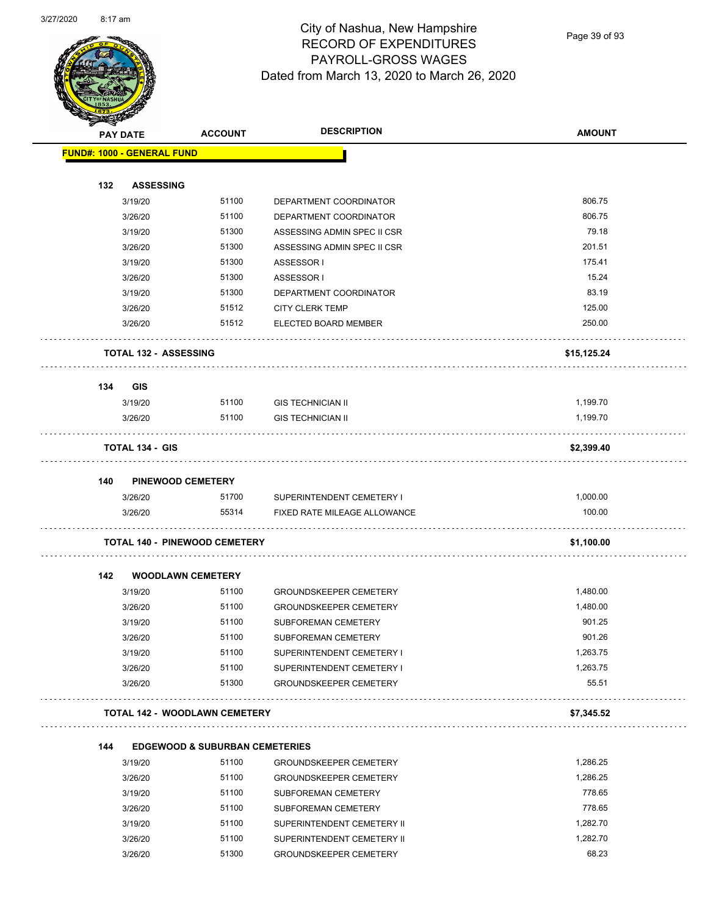# City of Nashua, New Hampshire
## RECORD OF EXPENDITURES
## PAYROLL-GROSS WAGES
### Dated from March 13, 2020 to March 26, 2020

| PAY DATE | ACCOUNT | DESCRIPTION | AMOUNT |
|---|---|---|---|
| **FUND#: 1000 - GENERAL FUND** | | | |
| **132 ASSESSING** | | | |
| 3/19/20 | 51100 | DEPARTMENT COORDINATOR | 806.75 |
| 3/26/20 | 51100 | DEPARTMENT COORDINATOR | 806.75 |
| 3/19/20 | 51300 | ASSESSING ADMIN SPEC II CSR | 79.18 |
| 3/26/20 | 51300 | ASSESSING ADMIN SPEC II CSR | 201.51 |
| 3/19/20 | 51300 | ASSESSOR I | 175.41 |
| 3/26/20 | 51300 | ASSESSOR I | 15.24 |
| 3/19/20 | 51300 | DEPARTMENT COORDINATOR | 83.19 |
| 3/26/20 | 51512 | CITY CLERK TEMP | 125.00 |
| 3/26/20 | 51512 | ELECTED BOARD MEMBER | 250.00 |
| **TOTAL 132 - ASSESSING** | | | **$15,125.24** |
| **134 GIS** | | | |
| 3/19/20 | 51100 | GIS TECHNICIAN II | 1,199.70 |
| 3/26/20 | 51100 | GIS TECHNICIAN II | 1,199.70 |
| **TOTAL 134 - GIS** | | | **$2,399.40** |
| **140 PINEWOOD CEMETERY** | | | |
| 3/26/20 | 51700 | SUPERINTENDENT CEMETERY I | 1,000.00 |
| 3/26/20 | 55314 | FIXED RATE MILEAGE ALLOWANCE | 100.00 |
| **TOTAL 140 - PINEWOOD CEMETERY** | | | **$1,100.00** |
| **142 WOODLAWN CEMETERY** | | | |
| 3/19/20 | 51100 | GROUNDSKEEPER CEMETERY | 1,480.00 |
| 3/26/20 | 51100 | GROUNDSKEEPER CEMETERY | 1,480.00 |
| 3/19/20 | 51100 | SUBFOREMAN CEMETERY | 901.25 |
| 3/26/20 | 51100 | SUBFOREMAN CEMETERY | 901.26 |
| 3/19/20 | 51100 | SUPERINTENDENT CEMETERY I | 1,263.75 |
| 3/26/20 | 51100 | SUPERINTENDENT CEMETERY I | 1,263.75 |
| 3/26/20 | 51300 | GROUNDSKEEPER CEMETERY | 55.51 |
| **TOTAL 142 - WOODLAWN CEMETERY** | | | **$7,345.52** |
| **144 EDGEWOOD & SUBURBAN CEMETERIES** | | | |
| 3/19/20 | 51100 | GROUNDSKEEPER CEMETERY | 1,286.25 |
| 3/26/20 | 51100 | GROUNDSKEEPER CEMETERY | 1,286.25 |
| 3/19/20 | 51100 | SUBFOREMAN CEMETERY | 778.65 |
| 3/26/20 | 51100 | SUBFOREMAN CEMETERY | 778.65 |
| 3/19/20 | 51100 | SUPERINTENDENT CEMETERY II | 1,282.70 |
| 3/26/20 | 51100 | SUPERINTENDENT CEMETERY II | 1,282.70 |
| 3/26/20 | 51300 | GROUNDSKEEPER CEMETERY | 68.23 |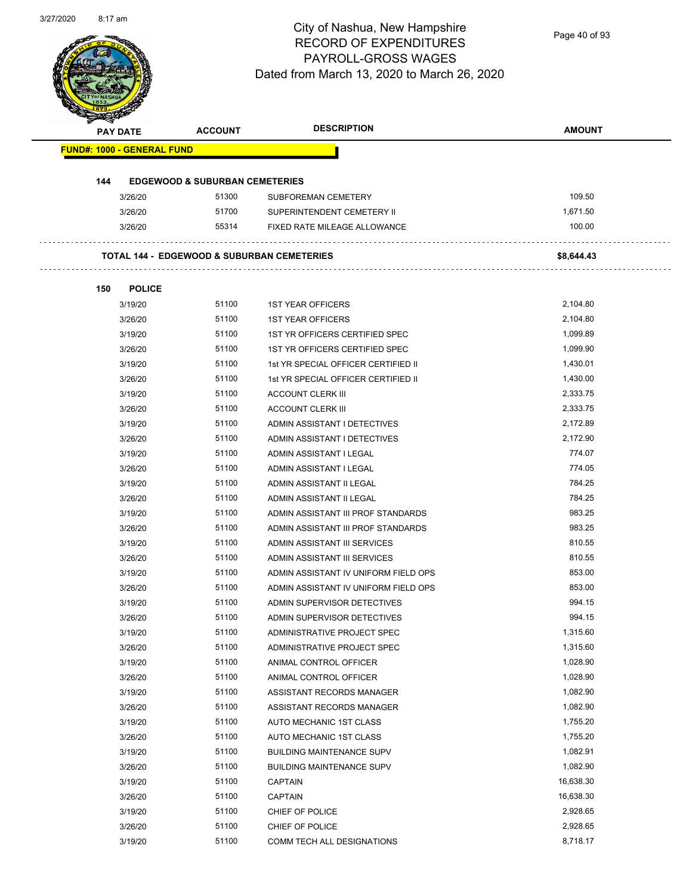# City of Nashua, New Hampshire
## RECORD OF EXPENDITURES
## PAYROLL-GROSS WAGES
## Dated from March 13, 2020 to March 26, 2020

| PAY DATE | ACCOUNT | DESCRIPTION | AMOUNT |
|---|---|---|---|
| **FUND#: 1000 - GENERAL FUND** | | | |
| **144 EDGEWOOD & SUBURBAN CEMETERIES** | | | |
| 3/26/20 | 51300 | SUBFOREMAN CEMETERY | 109.50 |
| 3/26/20 | 51700 | SUPERINTENDENT CEMETERY II | 1,671.50 |
| 3/26/20 | 55314 | FIXED RATE MILEAGE ALLOWANCE | 100.00 |
| **TOTAL 144 - EDGEWOOD & SUBURBAN CEMETERIES** | | | **$8,644.43** |
| **150 POLICE** | | | |
| 3/19/20 | 51100 | 1ST YEAR OFFICERS | 2,104.80 |
| 3/26/20 | 51100 | 1ST YEAR OFFICERS | 2,104.80 |
| 3/19/20 | 51100 | 1ST YR OFFICERS CERTIFIED SPEC | 1,099.89 |
| 3/26/20 | 51100 | 1ST YR OFFICERS CERTIFIED SPEC | 1,099.90 |
| 3/19/20 | 51100 | 1st YR SPECIAL OFFICER CERTIFIED II | 1,430.01 |
| 3/26/20 | 51100 | 1st YR SPECIAL OFFICER CERTIFIED II | 1,430.00 |
| 3/19/20 | 51100 | ACCOUNT CLERK III | 2,333.75 |
| 3/26/20 | 51100 | ACCOUNT CLERK III | 2,333.75 |
| 3/19/20 | 51100 | ADMIN ASSISTANT I DETECTIVES | 2,172.89 |
| 3/26/20 | 51100 | ADMIN ASSISTANT I DETECTIVES | 2,172.90 |
| 3/19/20 | 51100 | ADMIN ASSISTANT I LEGAL | 774.07 |
| 3/26/20 | 51100 | ADMIN ASSISTANT I LEGAL | 774.05 |
| 3/19/20 | 51100 | ADMIN ASSISTANT II LEGAL | 784.25 |
| 3/26/20 | 51100 | ADMIN ASSISTANT II LEGAL | 784.25 |
| 3/19/20 | 51100 | ADMIN ASSISTANT III PROF STANDARDS | 983.25 |
| 3/26/20 | 51100 | ADMIN ASSISTANT III PROF STANDARDS | 983.25 |
| 3/19/20 | 51100 | ADMIN ASSISTANT III SERVICES | 810.55 |
| 3/26/20 | 51100 | ADMIN ASSISTANT III SERVICES | 810.55 |
| 3/19/20 | 51100 | ADMIN ASSISTANT IV UNIFORM FIELD OPS | 853.00 |
| 3/26/20 | 51100 | ADMIN ASSISTANT IV UNIFORM FIELD OPS | 853.00 |
| 3/19/20 | 51100 | ADMIN SUPERVISOR DETECTIVES | 994.15 |
| 3/26/20 | 51100 | ADMIN SUPERVISOR DETECTIVES | 994.15 |
| 3/19/20 | 51100 | ADMINISTRATIVE PROJECT SPEC | 1,315.60 |
| 3/26/20 | 51100 | ADMINISTRATIVE PROJECT SPEC | 1,315.60 |
| 3/19/20 | 51100 | ANIMAL CONTROL OFFICER | 1,028.90 |
| 3/26/20 | 51100 | ANIMAL CONTROL OFFICER | 1,028.90 |
| 3/19/20 | 51100 | ASSISTANT RECORDS MANAGER | 1,082.90 |
| 3/26/20 | 51100 | ASSISTANT RECORDS MANAGER | 1,082.90 |
| 3/19/20 | 51100 | AUTO MECHANIC 1ST CLASS | 1,755.20 |
| 3/26/20 | 51100 | AUTO MECHANIC 1ST CLASS | 1,755.20 |
| 3/19/20 | 51100 | BUILDING MAINTENANCE SUPV | 1,082.91 |
| 3/26/20 | 51100 | BUILDING MAINTENANCE SUPV | 1,082.90 |
| 3/19/20 | 51100 | CAPTAIN | 16,638.30 |
| 3/26/20 | 51100 | CAPTAIN | 16,638.30 |
| 3/19/20 | 51100 | CHIEF OF POLICE | 2,928.65 |
| 3/26/20 | 51100 | CHIEF OF POLICE | 2,928.65 |
| 3/19/20 | 51100 | COMM TECH ALL DESIGNATIONS | 8,718.17 |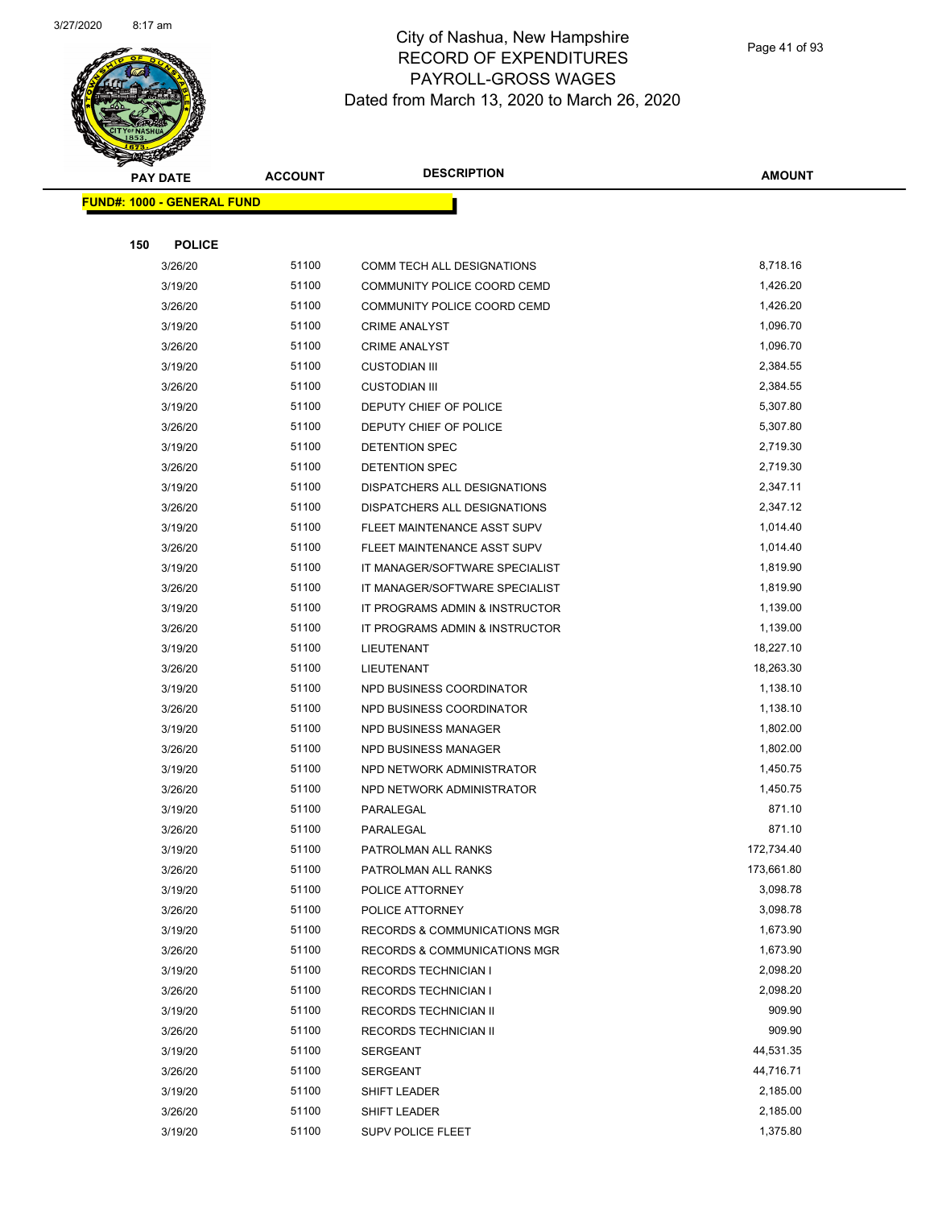# City of Nashua, New Hampshire
## RECORD OF EXPENDITURES
## PAYROLL-GROSS WAGES
## Dated from March 13, 2020 to March 26, 2020

**FUND#: 1000 - GENERAL FUND**

**150 POLICE**

| PAY DATE | ACCOUNT | DESCRIPTION | AMOUNT |
|---|---|---|---|
| 3/26/20 | 51100 | COMM TECH ALL DESIGNATIONS | 8,718.16 |
| 3/19/20 | 51100 | COMMUNITY POLICE COORD CEMD | 1,426.20 |
| 3/26/20 | 51100 | COMMUNITY POLICE COORD CEMD | 1,426.20 |
| 3/19/20 | 51100 | CRIME ANALYST | 1,096.70 |
| 3/26/20 | 51100 | CRIME ANALYST | 1,096.70 |
| 3/19/20 | 51100 | CUSTODIAN III | 2,384.55 |
| 3/26/20 | 51100 | CUSTODIAN III | 2,384.55 |
| 3/19/20 | 51100 | DEPUTY CHIEF OF POLICE | 5,307.80 |
| 3/26/20 | 51100 | DEPUTY CHIEF OF POLICE | 5,307.80 |
| 3/19/20 | 51100 | DETENTION SPEC | 2,719.30 |
| 3/26/20 | 51100 | DETENTION SPEC | 2,719.30 |
| 3/19/20 | 51100 | DISPATCHERS ALL DESIGNATIONS | 2,347.11 |
| 3/26/20 | 51100 | DISPATCHERS ALL DESIGNATIONS | 2,347.12 |
| 3/19/20 | 51100 | FLEET MAINTENANCE ASST SUPV | 1,014.40 |
| 3/26/20 | 51100 | FLEET MAINTENANCE ASST SUPV | 1,014.40 |
| 3/19/20 | 51100 | IT MANAGER/SOFTWARE SPECIALIST | 1,819.90 |
| 3/26/20 | 51100 | IT MANAGER/SOFTWARE SPECIALIST | 1,819.90 |
| 3/19/20 | 51100 | IT PROGRAMS ADMIN & INSTRUCTOR | 1,139.00 |
| 3/26/20 | 51100 | IT PROGRAMS ADMIN & INSTRUCTOR | 1,139.00 |
| 3/19/20 | 51100 | LIEUTENANT | 18,227.10 |
| 3/26/20 | 51100 | LIEUTENANT | 18,263.30 |
| 3/19/20 | 51100 | NPD BUSINESS COORDINATOR | 1,138.10 |
| 3/26/20 | 51100 | NPD BUSINESS COORDINATOR | 1,138.10 |
| 3/19/20 | 51100 | NPD BUSINESS MANAGER | 1,802.00 |
| 3/26/20 | 51100 | NPD BUSINESS MANAGER | 1,802.00 |
| 3/19/20 | 51100 | NPD NETWORK ADMINISTRATOR | 1,450.75 |
| 3/26/20 | 51100 | NPD NETWORK ADMINISTRATOR | 1,450.75 |
| 3/19/20 | 51100 | PARALEGAL | 871.10 |
| 3/26/20 | 51100 | PARALEGAL | 871.10 |
| 3/19/20 | 51100 | PATROLMAN ALL RANKS | 172,734.40 |
| 3/26/20 | 51100 | PATROLMAN ALL RANKS | 173,661.80 |
| 3/19/20 | 51100 | POLICE ATTORNEY | 3,098.78 |
| 3/26/20 | 51100 | POLICE ATTORNEY | 3,098.78 |
| 3/19/20 | 51100 | RECORDS & COMMUNICATIONS MGR | 1,673.90 |
| 3/26/20 | 51100 | RECORDS & COMMUNICATIONS MGR | 1,673.90 |
| 3/19/20 | 51100 | RECORDS TECHNICIAN I | 2,098.20 |
| 3/26/20 | 51100 | RECORDS TECHNICIAN I | 2,098.20 |
| 3/19/20 | 51100 | RECORDS TECHNICIAN II | 909.90 |
| 3/26/20 | 51100 | RECORDS TECHNICIAN II | 909.90 |
| 3/19/20 | 51100 | SERGEANT | 44,531.35 |
| 3/26/20 | 51100 | SERGEANT | 44,716.71 |
| 3/19/20 | 51100 | SHIFT LEADER | 2,185.00 |
| 3/26/20 | 51100 | SHIFT LEADER | 2,185.00 |
| 3/19/20 | 51100 | SUPV POLICE FLEET | 1,375.80 |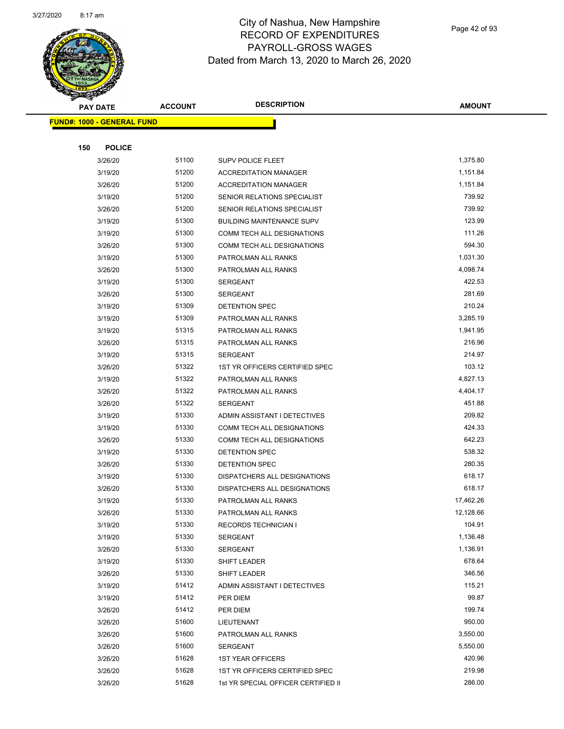# City of Nashua, New Hampshire
## RECORD OF EXPENDITURES
## PAYROLL-GROSS WAGES
## Dated from March 13, 2020 to March 26, 2020

| PAY DATE | ACCOUNT | DESCRIPTION | AMOUNT |
|---|---|---|---|

**FUND#: 1000 - GENERAL FUND**

**150 POLICE**

| PAY DATE | ACCOUNT | DESCRIPTION | AMOUNT |
|---|---|---|---|
| 3/26/20 | 51100 | SUPV POLICE FLEET | 1,375.80 |
| 3/19/20 | 51200 | ACCREDITATION MANAGER | 1,151.84 |
| 3/26/20 | 51200 | ACCREDITATION MANAGER | 1,151.84 |
| 3/19/20 | 51200 | SENIOR RELATIONS SPECIALIST | 739.92 |
| 3/26/20 | 51200 | SENIOR RELATIONS SPECIALIST | 739.92 |
| 3/19/20 | 51300 | BUILDING MAINTENANCE SUPV | 123.99 |
| 3/19/20 | 51300 | COMM TECH ALL DESIGNATIONS | 111.26 |
| 3/26/20 | 51300 | COMM TECH ALL DESIGNATIONS | 594.30 |
| 3/19/20 | 51300 | PATROLMAN ALL RANKS | 1,031.30 |
| 3/26/20 | 51300 | PATROLMAN ALL RANKS | 4,098.74 |
| 3/19/20 | 51300 | SERGEANT | 422.53 |
| 3/26/20 | 51300 | SERGEANT | 281.69 |
| 3/19/20 | 51309 | DETENTION SPEC | 210.24 |
| 3/19/20 | 51309 | PATROLMAN ALL RANKS | 3,285.19 |
| 3/19/20 | 51315 | PATROLMAN ALL RANKS | 1,941.95 |
| 3/26/20 | 51315 | PATROLMAN ALL RANKS | 216.96 |
| 3/19/20 | 51315 | SERGEANT | 214.97 |
| 3/26/20 | 51322 | 1ST YR OFFICERS CERTIFIED SPEC | 103.12 |
| 3/19/20 | 51322 | PATROLMAN ALL RANKS | 4,827.13 |
| 3/26/20 | 51322 | PATROLMAN ALL RANKS | 4,404.17 |
| 3/26/20 | 51322 | SERGEANT | 451.88 |
| 3/19/20 | 51330 | ADMIN ASSISTANT I DETECTIVES | 209.82 |
| 3/19/20 | 51330 | COMM TECH ALL DESIGNATIONS | 424.33 |
| 3/26/20 | 51330 | COMM TECH ALL DESIGNATIONS | 642.23 |
| 3/19/20 | 51330 | DETENTION SPEC | 538.32 |
| 3/26/20 | 51330 | DETENTION SPEC | 280.35 |
| 3/19/20 | 51330 | DISPATCHERS ALL DESIGNATIONS | 618.17 |
| 3/26/20 | 51330 | DISPATCHERS ALL DESIGNATIONS | 618.17 |
| 3/19/20 | 51330 | PATROLMAN ALL RANKS | 17,462.26 |
| 3/26/20 | 51330 | PATROLMAN ALL RANKS | 12,128.66 |
| 3/19/20 | 51330 | RECORDS TECHNICIAN I | 104.91 |
| 3/19/20 | 51330 | SERGEANT | 1,136.48 |
| 3/26/20 | 51330 | SERGEANT | 1,136.91 |
| 3/19/20 | 51330 | SHIFT LEADER | 678.64 |
| 3/26/20 | 51330 | SHIFT LEADER | 346.56 |
| 3/19/20 | 51412 | ADMIN ASSISTANT I DETECTIVES | 115.21 |
| 3/19/20 | 51412 | PER DIEM | 99.87 |
| 3/26/20 | 51412 | PER DIEM | 199.74 |
| 3/26/20 | 51600 | LIEUTENANT | 950.00 |
| 3/26/20 | 51600 | PATROLMAN ALL RANKS | 3,550.00 |
| 3/26/20 | 51600 | SERGEANT | 5,550.00 |
| 3/26/20 | 51628 | 1ST YEAR OFFICERS | 420.96 |
| 3/26/20 | 51628 | 1ST YR OFFICERS CERTIFIED SPEC | 219.98 |
| 3/26/20 | 51628 | 1st YR SPECIAL OFFICER CERTIFIED II | 286.00 |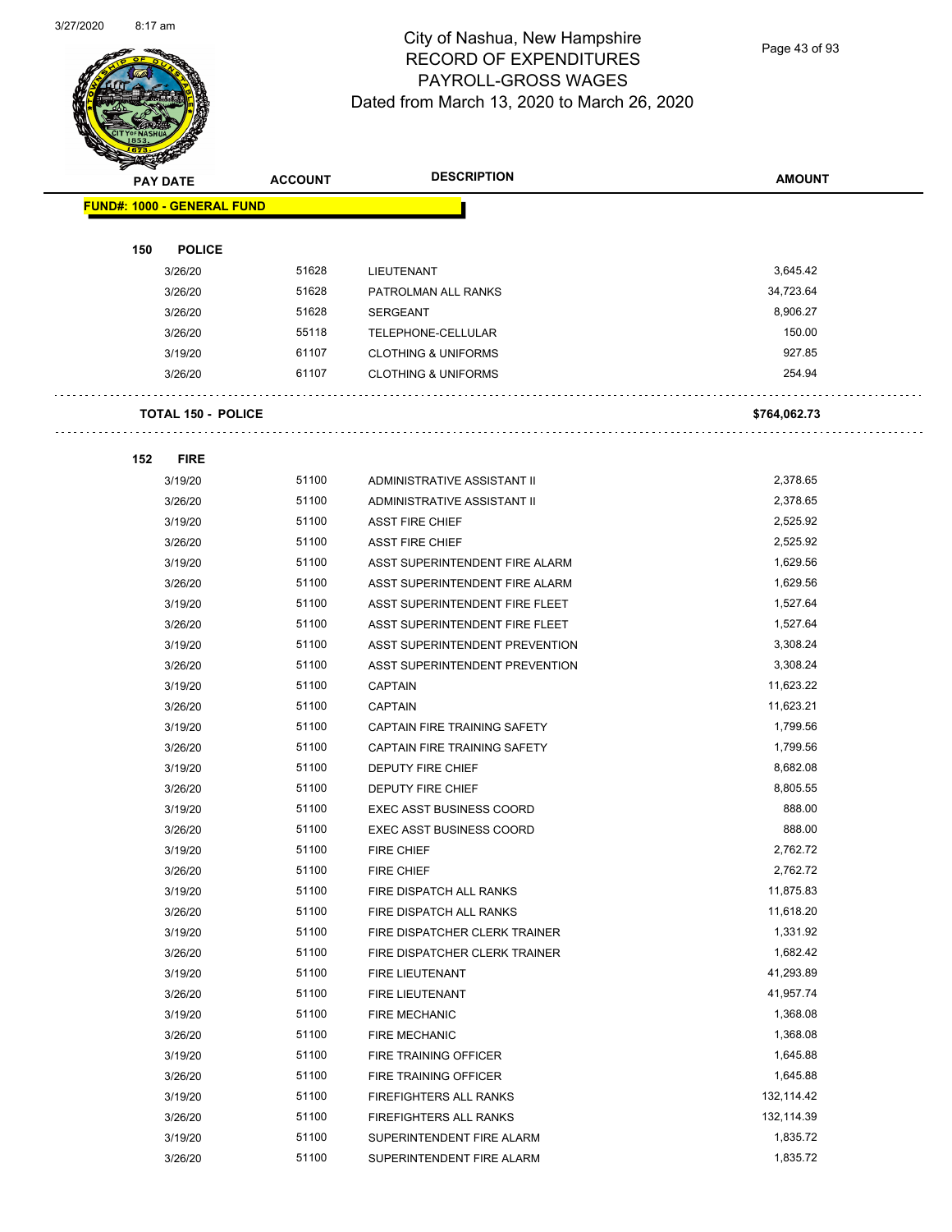# City of Nashua, New Hampshire
## RECORD OF EXPENDITURES
## PAYROLL-GROSS WAGES
## Dated from March 13, 2020 to March 26, 2020

| PAY DATE | ACCOUNT | DESCRIPTION | AMOUNT |
|---|---|---|---|
| **FUND#: 1000 - GENERAL FUND** | | | |
| **150 POLICE** | | | |
| 3/26/20 | 51628 | LIEUTENANT | 3,645.42 |
| 3/26/20 | 51628 | PATROLMAN ALL RANKS | 34,723.64 |
| 3/26/20 | 51628 | SERGEANT | 8,906.27 |
| 3/26/20 | 55118 | TELEPHONE-CELLULAR | 150.00 |
| 3/19/20 | 61107 | CLOTHING & UNIFORMS | 927.85 |
| 3/26/20 | 61107 | CLOTHING & UNIFORMS | 254.94 |
| **TOTAL 150 - POLICE** | | | **$764,062.73** |
| **152 FIRE** | | | |
| 3/19/20 | 51100 | ADMINISTRATIVE ASSISTANT II | 2,378.65 |
| 3/26/20 | 51100 | ADMINISTRATIVE ASSISTANT II | 2,378.65 |
| 3/19/20 | 51100 | ASST FIRE CHIEF | 2,525.92 |
| 3/26/20 | 51100 | ASST FIRE CHIEF | 2,525.92 |
| 3/19/20 | 51100 | ASST SUPERINTENDENT FIRE ALARM | 1,629.56 |
| 3/26/20 | 51100 | ASST SUPERINTENDENT FIRE ALARM | 1,629.56 |
| 3/19/20 | 51100 | ASST SUPERINTENDENT FIRE FLEET | 1,527.64 |
| 3/26/20 | 51100 | ASST SUPERINTENDENT FIRE FLEET | 1,527.64 |
| 3/19/20 | 51100 | ASST SUPERINTENDENT PREVENTION | 3,308.24 |
| 3/26/20 | 51100 | ASST SUPERINTENDENT PREVENTION | 3,308.24 |
| 3/19/20 | 51100 | CAPTAIN | 11,623.22 |
| 3/26/20 | 51100 | CAPTAIN | 11,623.21 |
| 3/19/20 | 51100 | CAPTAIN FIRE TRAINING SAFETY | 1,799.56 |
| 3/26/20 | 51100 | CAPTAIN FIRE TRAINING SAFETY | 1,799.56 |
| 3/19/20 | 51100 | DEPUTY FIRE CHIEF | 8,682.08 |
| 3/26/20 | 51100 | DEPUTY FIRE CHIEF | 8,805.55 |
| 3/19/20 | 51100 | EXEC ASST BUSINESS COORD | 888.00 |
| 3/26/20 | 51100 | EXEC ASST BUSINESS COORD | 888.00 |
| 3/19/20 | 51100 | FIRE CHIEF | 2,762.72 |
| 3/26/20 | 51100 | FIRE CHIEF | 2,762.72 |
| 3/19/20 | 51100 | FIRE DISPATCH ALL RANKS | 11,875.83 |
| 3/26/20 | 51100 | FIRE DISPATCH ALL RANKS | 11,618.20 |
| 3/19/20 | 51100 | FIRE DISPATCHER CLERK TRAINER | 1,331.92 |
| 3/26/20 | 51100 | FIRE DISPATCHER CLERK TRAINER | 1,682.42 |
| 3/19/20 | 51100 | FIRE LIEUTENANT | 41,293.89 |
| 3/26/20 | 51100 | FIRE LIEUTENANT | 41,957.74 |
| 3/19/20 | 51100 | FIRE MECHANIC | 1,368.08 |
| 3/26/20 | 51100 | FIRE MECHANIC | 1,368.08 |
| 3/19/20 | 51100 | FIRE TRAINING OFFICER | 1,645.88 |
| 3/26/20 | 51100 | FIRE TRAINING OFFICER | 1,645.88 |
| 3/19/20 | 51100 | FIREFIGHTERS ALL RANKS | 132,114.42 |
| 3/26/20 | 51100 | FIREFIGHTERS ALL RANKS | 132,114.39 |
| 3/19/20 | 51100 | SUPERINTENDENT FIRE ALARM | 1,835.72 |
| 3/26/20 | 51100 | SUPERINTENDENT FIRE ALARM | 1,835.72 |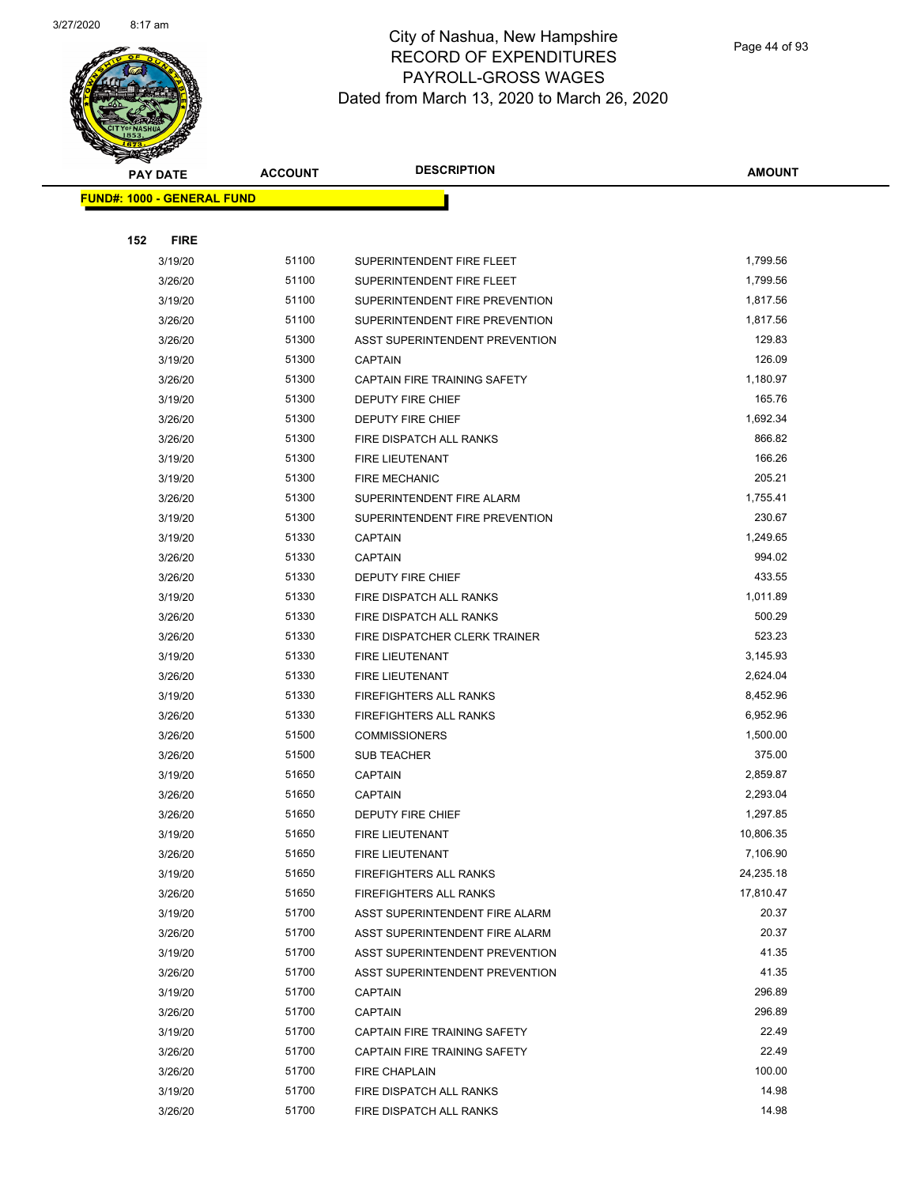# City of Nashua, New Hampshire
# RECORD OF EXPENDITURES
# PAYROLL-GROSS WAGES
# Dated from March 13, 2020 to March 26, 2020

| PAY DATE | ACCOUNT | DESCRIPTION | AMOUNT |
|---|---|---|---|
| **FUND#: 1000 - GENERAL FUND** | | | |
| **152 FIRE** | | | |
| 3/19/20 | 51100 | SUPERINTENDENT FIRE FLEET | 1,799.56 |
| 3/26/20 | 51100 | SUPERINTENDENT FIRE FLEET | 1,799.56 |
| 3/19/20 | 51100 | SUPERINTENDENT FIRE PREVENTION | 1,817.56 |
| 3/26/20 | 51100 | SUPERINTENDENT FIRE PREVENTION | 1,817.56 |
| 3/26/20 | 51300 | ASST SUPERINTENDENT PREVENTION | 129.83 |
| 3/19/20 | 51300 | CAPTAIN | 126.09 |
| 3/26/20 | 51300 | CAPTAIN FIRE TRAINING SAFETY | 1,180.97 |
| 3/19/20 | 51300 | DEPUTY FIRE CHIEF | 165.76 |
| 3/26/20 | 51300 | DEPUTY FIRE CHIEF | 1,692.34 |
| 3/26/20 | 51300 | FIRE DISPATCH ALL RANKS | 866.82 |
| 3/19/20 | 51300 | FIRE LIEUTENANT | 166.26 |
| 3/19/20 | 51300 | FIRE MECHANIC | 205.21 |
| 3/26/20 | 51300 | SUPERINTENDENT FIRE ALARM | 1,755.41 |
| 3/19/20 | 51300 | SUPERINTENDENT FIRE PREVENTION | 230.67 |
| 3/19/20 | 51330 | CAPTAIN | 1,249.65 |
| 3/26/20 | 51330 | CAPTAIN | 994.02 |
| 3/26/20 | 51330 | DEPUTY FIRE CHIEF | 433.55 |
| 3/19/20 | 51330 | FIRE DISPATCH ALL RANKS | 1,011.89 |
| 3/26/20 | 51330 | FIRE DISPATCH ALL RANKS | 500.29 |
| 3/26/20 | 51330 | FIRE DISPATCHER CLERK TRAINER | 523.23 |
| 3/19/20 | 51330 | FIRE LIEUTENANT | 3,145.93 |
| 3/26/20 | 51330 | FIRE LIEUTENANT | 2,624.04 |
| 3/19/20 | 51330 | FIREFIGHTERS ALL RANKS | 8,452.96 |
| 3/26/20 | 51330 | FIREFIGHTERS ALL RANKS | 6,952.96 |
| 3/26/20 | 51500 | COMMISSIONERS | 1,500.00 |
| 3/26/20 | 51500 | SUB TEACHER | 375.00 |
| 3/19/20 | 51650 | CAPTAIN | 2,859.87 |
| 3/26/20 | 51650 | CAPTAIN | 2,293.04 |
| 3/26/20 | 51650 | DEPUTY FIRE CHIEF | 1,297.85 |
| 3/19/20 | 51650 | FIRE LIEUTENANT | 10,806.35 |
| 3/26/20 | 51650 | FIRE LIEUTENANT | 7,106.90 |
| 3/19/20 | 51650 | FIREFIGHTERS ALL RANKS | 24,235.18 |
| 3/26/20 | 51650 | FIREFIGHTERS ALL RANKS | 17,810.47 |
| 3/19/20 | 51700 | ASST SUPERINTENDENT FIRE ALARM | 20.37 |
| 3/26/20 | 51700 | ASST SUPERINTENDENT FIRE ALARM | 20.37 |
| 3/19/20 | 51700 | ASST SUPERINTENDENT PREVENTION | 41.35 |
| 3/26/20 | 51700 | ASST SUPERINTENDENT PREVENTION | 41.35 |
| 3/19/20 | 51700 | CAPTAIN | 296.89 |
| 3/26/20 | 51700 | CAPTAIN | 296.89 |
| 3/19/20 | 51700 | CAPTAIN FIRE TRAINING SAFETY | 22.49 |
| 3/26/20 | 51700 | CAPTAIN FIRE TRAINING SAFETY | 22.49 |
| 3/26/20 | 51700 | FIRE CHAPLAIN | 100.00 |
| 3/19/20 | 51700 | FIRE DISPATCH ALL RANKS | 14.98 |
| 3/26/20 | 51700 | FIRE DISPATCH ALL RANKS | 14.98 |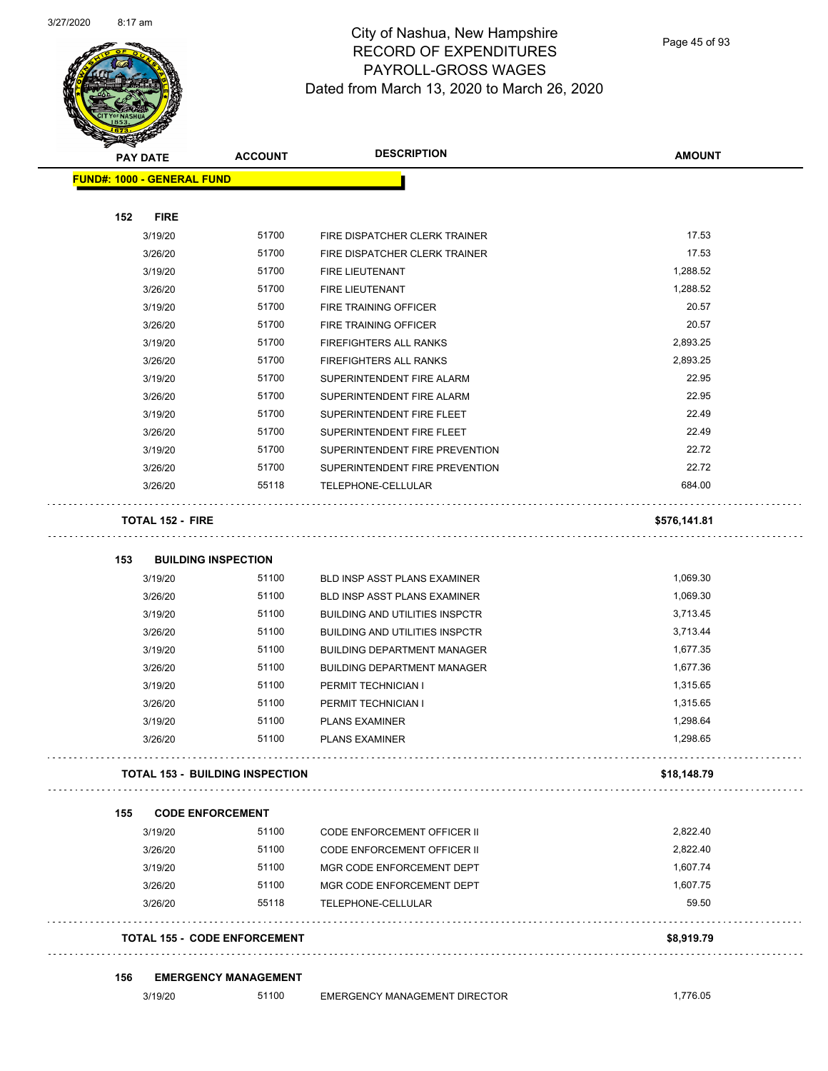# City of Nashua, New Hampshire
## RECORD OF EXPENDITURES
## PAYROLL-GROSS WAGES
## Dated from March 13, 2020 to March 26, 2020

| PAY DATE | ACCOUNT | DESCRIPTION | AMOUNT |
|---|---|---|---|
| **FUND#: 1000 - GENERAL FUND** | | | |
| **152 FIRE** | | | |
| 3/19/20 | 51700 | FIRE DISPATCHER CLERK TRAINER | 17.53 |
| 3/26/20 | 51700 | FIRE DISPATCHER CLERK TRAINER | 17.53 |
| 3/19/20 | 51700 | FIRE LIEUTENANT | 1,288.52 |
| 3/26/20 | 51700 | FIRE LIEUTENANT | 1,288.52 |
| 3/19/20 | 51700 | FIRE TRAINING OFFICER | 20.57 |
| 3/26/20 | 51700 | FIRE TRAINING OFFICER | 20.57 |
| 3/19/20 | 51700 | FIREFIGHTERS ALL RANKS | 2,893.25 |
| 3/26/20 | 51700 | FIREFIGHTERS ALL RANKS | 2,893.25 |
| 3/19/20 | 51700 | SUPERINTENDENT FIRE ALARM | 22.95 |
| 3/26/20 | 51700 | SUPERINTENDENT FIRE ALARM | 22.95 |
| 3/19/20 | 51700 | SUPERINTENDENT FIRE FLEET | 22.49 |
| 3/26/20 | 51700 | SUPERINTENDENT FIRE FLEET | 22.49 |
| 3/19/20 | 51700 | SUPERINTENDENT FIRE PREVENTION | 22.72 |
| 3/26/20 | 51700 | SUPERINTENDENT FIRE PREVENTION | 22.72 |
| 3/26/20 | 55118 | TELEPHONE-CELLULAR | 684.00 |
| **TOTAL 152 - FIRE** | | | **$576,141.81** |
| **153 BUILDING INSPECTION** | | | |
| 3/19/20 | 51100 | BLD INSP ASST PLANS EXAMINER | 1,069.30 |
| 3/26/20 | 51100 | BLD INSP ASST PLANS EXAMINER | 1,069.30 |
| 3/19/20 | 51100 | BUILDING AND UTILITIES INSPCTR | 3,713.45 |
| 3/26/20 | 51100 | BUILDING AND UTILITIES INSPCTR | 3,713.44 |
| 3/19/20 | 51100 | BUILDING DEPARTMENT MANAGER | 1,677.35 |
| 3/26/20 | 51100 | BUILDING DEPARTMENT MANAGER | 1,677.36 |
| 3/19/20 | 51100 | PERMIT TECHNICIAN I | 1,315.65 |
| 3/26/20 | 51100 | PERMIT TECHNICIAN I | 1,315.65 |
| 3/19/20 | 51100 | PLANS EXAMINER | 1,298.64 |
| 3/26/20 | 51100 | PLANS EXAMINER | 1,298.65 |
| **TOTAL 153 - BUILDING INSPECTION** | | | **$18,148.79** |
| **155 CODE ENFORCEMENT** | | | |
| 3/19/20 | 51100 | CODE ENFORCEMENT OFFICER II | 2,822.40 |
| 3/26/20 | 51100 | CODE ENFORCEMENT OFFICER II | 2,822.40 |
| 3/19/20 | 51100 | MGR CODE ENFORCEMENT DEPT | 1,607.74 |
| 3/26/20 | 51100 | MGR CODE ENFORCEMENT DEPT | 1,607.75 |
| 3/26/20 | 55118 | TELEPHONE-CELLULAR | 59.50 |
| **TOTAL 155 - CODE ENFORCEMENT** | | | **$8,919.79** |
| **156 EMERGENCY MANAGEMENT** | | | |
| 3/19/20 | 51100 | EMERGENCY MANAGEMENT DIRECTOR | 1,776.05 |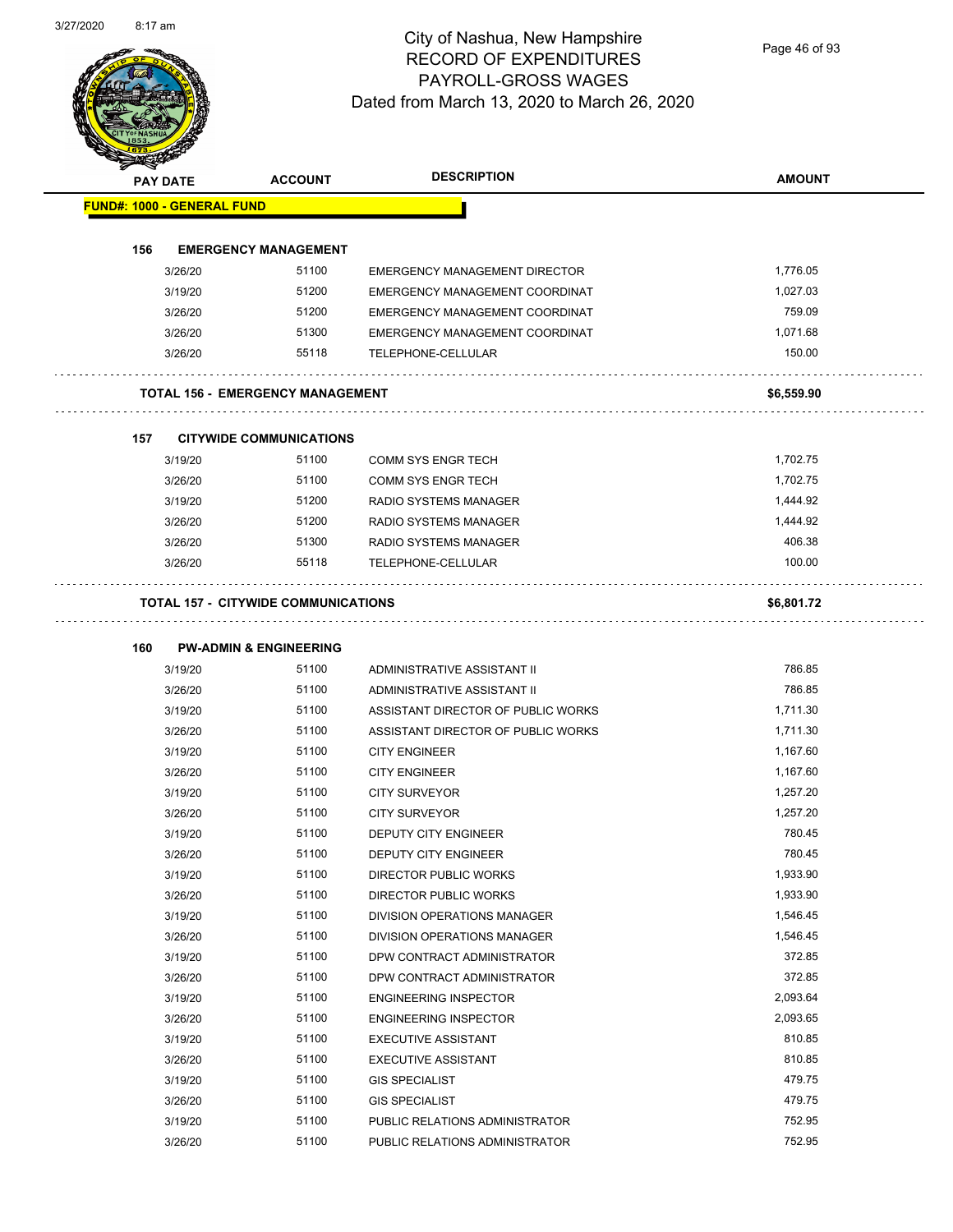# City of Nashua, New Hampshire
# RECORD OF EXPENDITURES
# PAYROLL-GROSS WAGES
# Dated from March 13, 2020 to March 26, 2020

3/27/2020 8:17 am

| PAY DATE | ACCOUNT | DESCRIPTION | AMOUNT |
|---|---|---|---|

**FUND#: 1000 - GENERAL FUND**

**156 EMERGENCY MANAGEMENT**

| PAY DATE | ACCOUNT | DESCRIPTION | AMOUNT |
|---|---|---|---|
| 3/26/20 | 51100 | EMERGENCY MANAGEMENT DIRECTOR | 1,776.05 |
| 3/19/20 | 51200 | EMERGENCY MANAGEMENT COORDINAT | 1,027.03 |
| 3/26/20 | 51200 | EMERGENCY MANAGEMENT COORDINAT | 759.09 |
| 3/26/20 | 51300 | EMERGENCY MANAGEMENT COORDINAT | 1,071.68 |
| 3/26/20 | 55118 | TELEPHONE-CELLULAR | 150.00 |

**TOTAL 156 - EMERGENCY MANAGEMENT** **$6,559.90**

**157 CITYWIDE COMMUNICATIONS**

| PAY DATE | ACCOUNT | DESCRIPTION | AMOUNT |
|---|---|---|---|
| 3/19/20 | 51100 | COMM SYS ENGR TECH | 1,702.75 |
| 3/26/20 | 51100 | COMM SYS ENGR TECH | 1,702.75 |
| 3/19/20 | 51200 | RADIO SYSTEMS MANAGER | 1,444.92 |
| 3/26/20 | 51200 | RADIO SYSTEMS MANAGER | 1,444.92 |
| 3/26/20 | 51300 | RADIO SYSTEMS MANAGER | 406.38 |
| 3/26/20 | 55118 | TELEPHONE-CELLULAR | 100.00 |

**TOTAL 157 - CITYWIDE COMMUNICATIONS** **$6,801.72**

**160 PW-ADMIN & ENGINEERING**

| PAY DATE | ACCOUNT | DESCRIPTION | AMOUNT |
|---|---|---|---|
| 3/19/20 | 51100 | ADMINISTRATIVE ASSISTANT II | 786.85 |
| 3/26/20 | 51100 | ADMINISTRATIVE ASSISTANT II | 786.85 |
| 3/19/20 | 51100 | ASSISTANT DIRECTOR OF PUBLIC WORKS | 1,711.30 |
| 3/26/20 | 51100 | ASSISTANT DIRECTOR OF PUBLIC WORKS | 1,711.30 |
| 3/19/20 | 51100 | CITY ENGINEER | 1,167.60 |
| 3/26/20 | 51100 | CITY ENGINEER | 1,167.60 |
| 3/19/20 | 51100 | CITY SURVEYOR | 1,257.20 |
| 3/26/20 | 51100 | CITY SURVEYOR | 1,257.20 |
| 3/19/20 | 51100 | DEPUTY CITY ENGINEER | 780.45 |
| 3/26/20 | 51100 | DEPUTY CITY ENGINEER | 780.45 |
| 3/19/20 | 51100 | DIRECTOR PUBLIC WORKS | 1,933.90 |
| 3/26/20 | 51100 | DIRECTOR PUBLIC WORKS | 1,933.90 |
| 3/19/20 | 51100 | DIVISION OPERATIONS MANAGER | 1,546.45 |
| 3/26/20 | 51100 | DIVISION OPERATIONS MANAGER | 1,546.45 |
| 3/19/20 | 51100 | DPW CONTRACT ADMINISTRATOR | 372.85 |
| 3/26/20 | 51100 | DPW CONTRACT ADMINISTRATOR | 372.85 |
| 3/19/20 | 51100 | ENGINEERING INSPECTOR | 2,093.64 |
| 3/26/20 | 51100 | ENGINEERING INSPECTOR | 2,093.65 |
| 3/19/20 | 51100 | EXECUTIVE ASSISTANT | 810.85 |
| 3/26/20 | 51100 | EXECUTIVE ASSISTANT | 810.85 |
| 3/19/20 | 51100 | GIS SPECIALIST | 479.75 |
| 3/26/20 | 51100 | GIS SPECIALIST | 479.75 |
| 3/19/20 | 51100 | PUBLIC RELATIONS ADMINISTRATOR | 752.95 |
| 3/26/20 | 51100 | PUBLIC RELATIONS ADMINISTRATOR | 752.95 |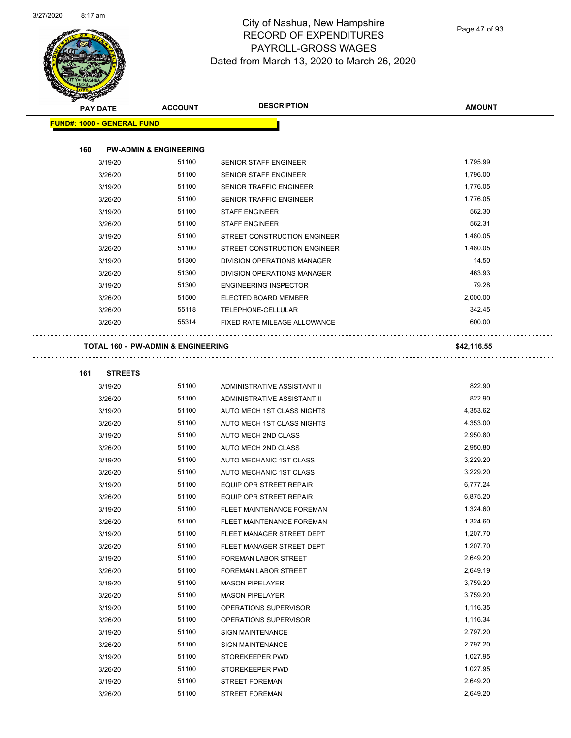# City of Nashua, New Hampshire
## RECORD OF EXPENDITURES
## PAYROLL-GROSS WAGES
## Dated from March 13, 2020 to March 26, 2020

| PAY DATE | ACCOUNT | DESCRIPTION | AMOUNT |
|---|---|---|---|
| **FUND#: 1000 - GENERAL FUND** | | | |
| **160 PW-ADMIN & ENGINEERING** | | | |
| 3/19/20 | 51100 | SENIOR STAFF ENGINEER | 1,795.99 |
| 3/26/20 | 51100 | SENIOR STAFF ENGINEER | 1,796.00 |
| 3/19/20 | 51100 | SENIOR TRAFFIC ENGINEER | 1,776.05 |
| 3/26/20 | 51100 | SENIOR TRAFFIC ENGINEER | 1,776.05 |
| 3/19/20 | 51100 | STAFF ENGINEER | 562.30 |
| 3/26/20 | 51100 | STAFF ENGINEER | 562.31 |
| 3/19/20 | 51100 | STREET CONSTRUCTION ENGINEER | 1,480.05 |
| 3/26/20 | 51100 | STREET CONSTRUCTION ENGINEER | 1,480.05 |
| 3/19/20 | 51300 | DIVISION OPERATIONS MANAGER | 14.50 |
| 3/26/20 | 51300 | DIVISION OPERATIONS MANAGER | 463.93 |
| 3/19/20 | 51300 | ENGINEERING INSPECTOR | 79.28 |
| 3/26/20 | 51500 | ELECTED BOARD MEMBER | 2,000.00 |
| 3/26/20 | 55118 | TELEPHONE-CELLULAR | 342.45 |
| 3/26/20 | 55314 | FIXED RATE MILEAGE ALLOWANCE | 600.00 |
| **TOTAL 160 - PW-ADMIN & ENGINEERING** | | | **$42,116.55** |
| **161 STREETS** | | | |
| 3/19/20 | 51100 | ADMINISTRATIVE ASSISTANT II | 822.90 |
| 3/26/20 | 51100 | ADMINISTRATIVE ASSISTANT II | 822.90 |
| 3/19/20 | 51100 | AUTO MECH 1ST CLASS NIGHTS | 4,353.62 |
| 3/26/20 | 51100 | AUTO MECH 1ST CLASS NIGHTS | 4,353.00 |
| 3/19/20 | 51100 | AUTO MECH 2ND CLASS | 2,950.80 |
| 3/26/20 | 51100 | AUTO MECH 2ND CLASS | 2,950.80 |
| 3/19/20 | 51100 | AUTO MECHANIC 1ST CLASS | 3,229.20 |
| 3/26/20 | 51100 | AUTO MECHANIC 1ST CLASS | 3,229.20 |
| 3/19/20 | 51100 | EQUIP OPR STREET REPAIR | 6,777.24 |
| 3/26/20 | 51100 | EQUIP OPR STREET REPAIR | 6,875.20 |
| 3/19/20 | 51100 | FLEET MAINTENANCE FOREMAN | 1,324.60 |
| 3/26/20 | 51100 | FLEET MAINTENANCE FOREMAN | 1,324.60 |
| 3/19/20 | 51100 | FLEET MANAGER STREET DEPT | 1,207.70 |
| 3/26/20 | 51100 | FLEET MANAGER STREET DEPT | 1,207.70 |
| 3/19/20 | 51100 | FOREMAN LABOR STREET | 2,649.20 |
| 3/26/20 | 51100 | FOREMAN LABOR STREET | 2,649.19 |
| 3/19/20 | 51100 | MASON PIPELAYER | 3,759.20 |
| 3/26/20 | 51100 | MASON PIPELAYER | 3,759.20 |
| 3/19/20 | 51100 | OPERATIONS SUPERVISOR | 1,116.35 |
| 3/26/20 | 51100 | OPERATIONS SUPERVISOR | 1,116.34 |
| 3/19/20 | 51100 | SIGN MAINTENANCE | 2,797.20 |
| 3/26/20 | 51100 | SIGN MAINTENANCE | 2,797.20 |
| 3/19/20 | 51100 | STOREKEEPER PWD | 1,027.95 |
| 3/26/20 | 51100 | STOREKEEPER PWD | 1,027.95 |
| 3/19/20 | 51100 | STREET FOREMAN | 2,649.20 |
| 3/26/20 | 51100 | STREET FOREMAN | 2,649.20 |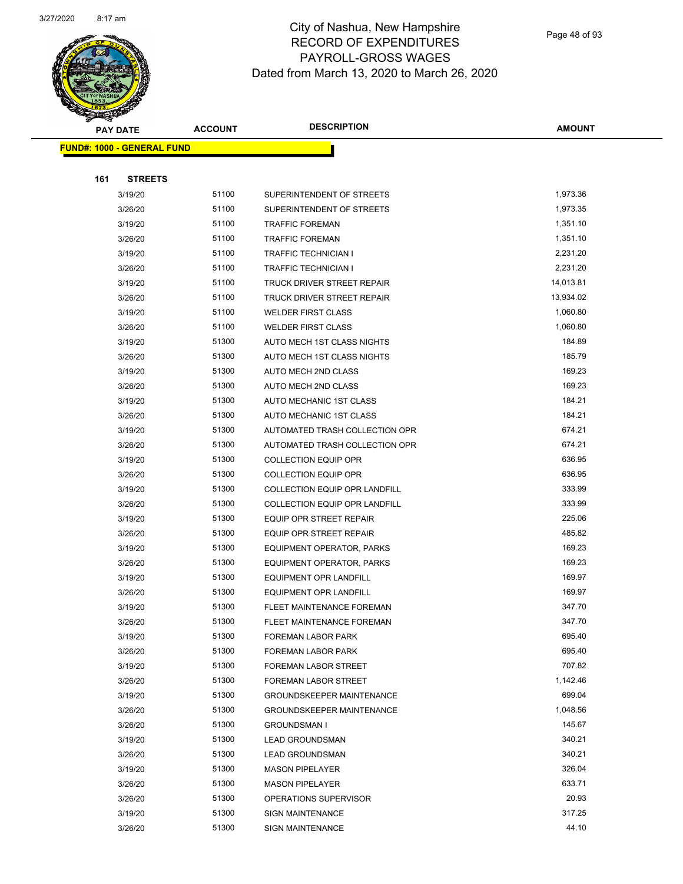# City of Nashua, New Hampshire
## RECORD OF EXPENDITURES
## PAYROLL-GROSS WAGES
## Dated from March 13, 2020 to March 26, 2020

| PAY DATE | ACCOUNT | DESCRIPTION | AMOUNT |
|---|---|---|---|
| **FUND#: 1000 - GENERAL FUND** | | | |
| **161 STREETS** | | | |
| 3/19/20 | 51100 | SUPERINTENDENT OF STREETS | 1,973.36 |
| 3/26/20 | 51100 | SUPERINTENDENT OF STREETS | 1,973.35 |
| 3/19/20 | 51100 | TRAFFIC FOREMAN | 1,351.10 |
| 3/26/20 | 51100 | TRAFFIC FOREMAN | 1,351.10 |
| 3/19/20 | 51100 | TRAFFIC TECHNICIAN I | 2,231.20 |
| 3/26/20 | 51100 | TRAFFIC TECHNICIAN I | 2,231.20 |
| 3/19/20 | 51100 | TRUCK DRIVER STREET REPAIR | 14,013.81 |
| 3/26/20 | 51100 | TRUCK DRIVER STREET REPAIR | 13,934.02 |
| 3/19/20 | 51100 | WELDER FIRST CLASS | 1,060.80 |
| 3/26/20 | 51100 | WELDER FIRST CLASS | 1,060.80 |
| 3/19/20 | 51300 | AUTO MECH 1ST CLASS NIGHTS | 184.89 |
| 3/26/20 | 51300 | AUTO MECH 1ST CLASS NIGHTS | 185.79 |
| 3/19/20 | 51300 | AUTO MECH 2ND CLASS | 169.23 |
| 3/26/20 | 51300 | AUTO MECH 2ND CLASS | 169.23 |
| 3/19/20 | 51300 | AUTO MECHANIC 1ST CLASS | 184.21 |
| 3/26/20 | 51300 | AUTO MECHANIC 1ST CLASS | 184.21 |
| 3/19/20 | 51300 | AUTOMATED TRASH COLLECTION OPR | 674.21 |
| 3/26/20 | 51300 | AUTOMATED TRASH COLLECTION OPR | 674.21 |
| 3/19/20 | 51300 | COLLECTION EQUIP OPR | 636.95 |
| 3/26/20 | 51300 | COLLECTION EQUIP OPR | 636.95 |
| 3/19/20 | 51300 | COLLECTION EQUIP OPR LANDFILL | 333.99 |
| 3/26/20 | 51300 | COLLECTION EQUIP OPR LANDFILL | 333.99 |
| 3/19/20 | 51300 | EQUIP OPR STREET REPAIR | 225.06 |
| 3/26/20 | 51300 | EQUIP OPR STREET REPAIR | 485.82 |
| 3/19/20 | 51300 | EQUIPMENT OPERATOR, PARKS | 169.23 |
| 3/26/20 | 51300 | EQUIPMENT OPERATOR, PARKS | 169.23 |
| 3/19/20 | 51300 | EQUIPMENT OPR LANDFILL | 169.97 |
| 3/26/20 | 51300 | EQUIPMENT OPR LANDFILL | 169.97 |
| 3/19/20 | 51300 | FLEET MAINTENANCE FOREMAN | 347.70 |
| 3/26/20 | 51300 | FLEET MAINTENANCE FOREMAN | 347.70 |
| 3/19/20 | 51300 | FOREMAN LABOR PARK | 695.40 |
| 3/26/20 | 51300 | FOREMAN LABOR PARK | 695.40 |
| 3/19/20 | 51300 | FOREMAN LABOR STREET | 707.82 |
| 3/26/20 | 51300 | FOREMAN LABOR STREET | 1,142.46 |
| 3/19/20 | 51300 | GROUNDSKEEPER MAINTENANCE | 699.04 |
| 3/26/20 | 51300 | GROUNDSKEEPER MAINTENANCE | 1,048.56 |
| 3/26/20 | 51300 | GROUNDSMAN I | 145.67 |
| 3/19/20 | 51300 | LEAD GROUNDSMAN | 340.21 |
| 3/26/20 | 51300 | LEAD GROUNDSMAN | 340.21 |
| 3/19/20 | 51300 | MASON PIPELAYER | 326.04 |
| 3/26/20 | 51300 | MASON PIPELAYER | 633.71 |
| 3/26/20 | 51300 | OPERATIONS SUPERVISOR | 20.93 |
| 3/19/20 | 51300 | SIGN MAINTENANCE | 317.25 |
| 3/26/20 | 51300 | SIGN MAINTENANCE | 44.10 |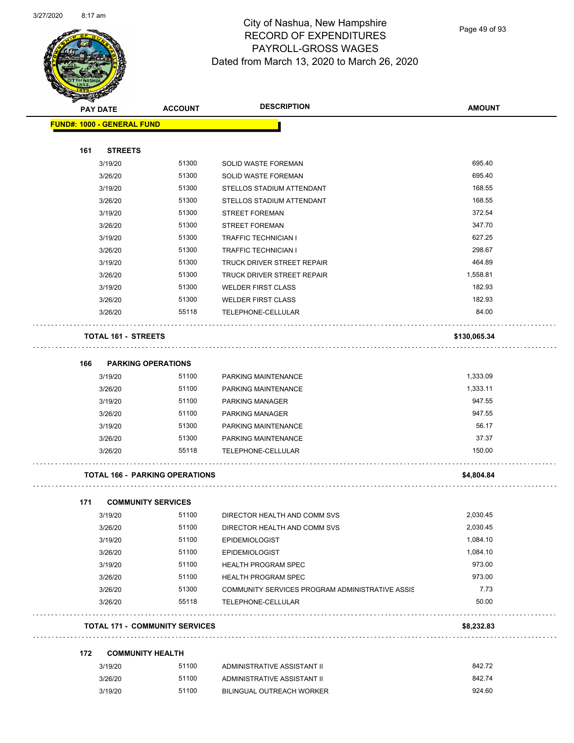# City of Nashua, New Hampshire
## RECORD OF EXPENDITURES
## PAYROLL-GROSS WAGES
### Dated from March 13, 2020 to March 26, 2020

| PAY DATE | ACCOUNT | DESCRIPTION | AMOUNT |
|---|---|---|---|
| **FUND#: 1000 - GENERAL FUND** | | | |
| **161 STREETS** | | | |
| 3/19/20 | 51300 | SOLID WASTE FOREMAN | 695.40 |
| 3/26/20 | 51300 | SOLID WASTE FOREMAN | 695.40 |
| 3/19/20 | 51300 | STELLOS STADIUM ATTENDANT | 168.55 |
| 3/26/20 | 51300 | STELLOS STADIUM ATTENDANT | 168.55 |
| 3/19/20 | 51300 | STREET FOREMAN | 372.54 |
| 3/26/20 | 51300 | STREET FOREMAN | 347.70 |
| 3/19/20 | 51300 | TRAFFIC TECHNICIAN I | 627.25 |
| 3/26/20 | 51300 | TRAFFIC TECHNICIAN I | 298.67 |
| 3/19/20 | 51300 | TRUCK DRIVER STREET REPAIR | 464.89 |
| 3/26/20 | 51300 | TRUCK DRIVER STREET REPAIR | 1,558.81 |
| 3/19/20 | 51300 | WELDER FIRST CLASS | 182.93 |
| 3/26/20 | 51300 | WELDER FIRST CLASS | 182.93 |
| 3/26/20 | 55118 | TELEPHONE-CELLULAR | 84.00 |
| **TOTAL 161 - STREETS** | | | **$130,065.34** |
| **166 PARKING OPERATIONS** | | | |
| 3/19/20 | 51100 | PARKING MAINTENANCE | 1,333.09 |
| 3/26/20 | 51100 | PARKING MAINTENANCE | 1,333.11 |
| 3/19/20 | 51100 | PARKING MANAGER | 947.55 |
| 3/26/20 | 51100 | PARKING MANAGER | 947.55 |
| 3/19/20 | 51300 | PARKING MAINTENANCE | 56.17 |
| 3/26/20 | 51300 | PARKING MAINTENANCE | 37.37 |
| 3/26/20 | 55118 | TELEPHONE-CELLULAR | 150.00 |
| **TOTAL 166 - PARKING OPERATIONS** | | | **$4,804.84** |
| **171 COMMUNITY SERVICES** | | | |
| 3/19/20 | 51100 | DIRECTOR HEALTH AND COMM SVS | 2,030.45 |
| 3/26/20 | 51100 | DIRECTOR HEALTH AND COMM SVS | 2,030.45 |
| 3/19/20 | 51100 | EPIDEMIOLOGIST | 1,084.10 |
| 3/26/20 | 51100 | EPIDEMIOLOGIST | 1,084.10 |
| 3/19/20 | 51100 | HEALTH PROGRAM SPEC | 973.00 |
| 3/26/20 | 51100 | HEALTH PROGRAM SPEC | 973.00 |
| 3/26/20 | 51300 | COMMUNITY SERVICES PROGRAM ADMINISTRATIVE ASSIS | 7.73 |
| 3/26/20 | 55118 | TELEPHONE-CELLULAR | 50.00 |
| **TOTAL 171 - COMMUNITY SERVICES** | | | **$8,232.83** |
| **172 COMMUNITY HEALTH** | | | |
| 3/19/20 | 51100 | ADMINISTRATIVE ASSISTANT II | 842.72 |
| 3/26/20 | 51100 | ADMINISTRATIVE ASSISTANT II | 842.74 |
| 3/19/20 | 51100 | BILINGUAL OUTREACH WORKER | 924.60 |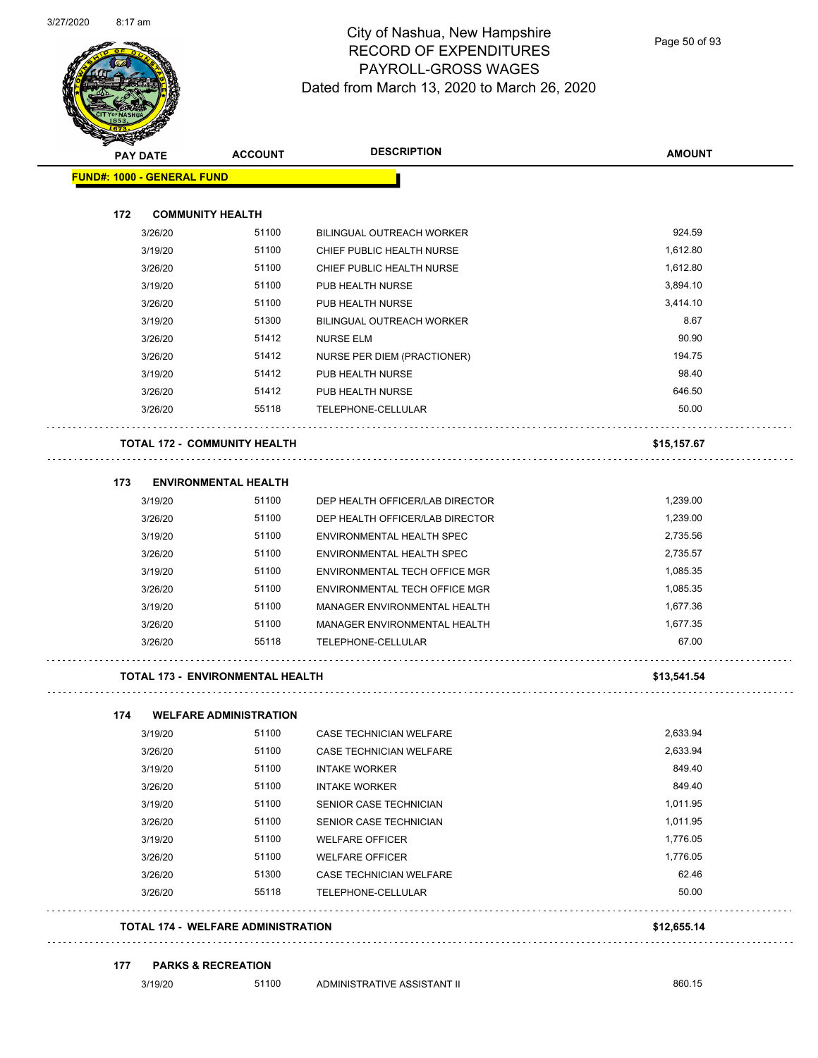# City of Nashua, New Hampshire
## RECORD OF EXPENDITURES
## PAYROLL-GROSS WAGES
### Dated from March 13, 2020 to March 26, 2020

**FUND#: 1000 - GENERAL FUND**

| PAY DATE | ACCOUNT | DESCRIPTION | AMOUNT |
|---|---|---|---|
| **172 COMMUNITY HEALTH** | | | |
| 3/26/20 | 51100 | BILINGUAL OUTREACH WORKER | 924.59 |
| 3/19/20 | 51100 | CHIEF PUBLIC HEALTH NURSE | 1,612.80 |
| 3/26/20 | 51100 | CHIEF PUBLIC HEALTH NURSE | 1,612.80 |
| 3/19/20 | 51100 | PUB HEALTH NURSE | 3,894.10 |
| 3/26/20 | 51100 | PUB HEALTH NURSE | 3,414.10 |
| 3/19/20 | 51300 | BILINGUAL OUTREACH WORKER | 8.67 |
| 3/26/20 | 51412 | NURSE ELM | 90.90 |
| 3/26/20 | 51412 | NURSE PER DIEM (PRACTIONER) | 194.75 |
| 3/19/20 | 51412 | PUB HEALTH NURSE | 98.40 |
| 3/26/20 | 51412 | PUB HEALTH NURSE | 646.50 |
| 3/26/20 | 55118 | TELEPHONE-CELLULAR | 50.00 |
| **TOTAL 172 - COMMUNITY HEALTH** | | | **$15,157.67** |
| **173 ENVIRONMENTAL HEALTH** | | | |
| 3/19/20 | 51100 | DEP HEALTH OFFICER/LAB DIRECTOR | 1,239.00 |
| 3/26/20 | 51100 | DEP HEALTH OFFICER/LAB DIRECTOR | 1,239.00 |
| 3/19/20 | 51100 | ENVIRONMENTAL HEALTH SPEC | 2,735.56 |
| 3/26/20 | 51100 | ENVIRONMENTAL HEALTH SPEC | 2,735.57 |
| 3/19/20 | 51100 | ENVIRONMENTAL TECH OFFICE MGR | 1,085.35 |
| 3/26/20 | 51100 | ENVIRONMENTAL TECH OFFICE MGR | 1,085.35 |
| 3/19/20 | 51100 | MANAGER ENVIRONMENTAL HEALTH | 1,677.36 |
| 3/26/20 | 51100 | MANAGER ENVIRONMENTAL HEALTH | 1,677.35 |
| 3/26/20 | 55118 | TELEPHONE-CELLULAR | 67.00 |
| **TOTAL 173 - ENVIRONMENTAL HEALTH** | | | **$13,541.54** |
| **174 WELFARE ADMINISTRATION** | | | |
| 3/19/20 | 51100 | CASE TECHNICIAN WELFARE | 2,633.94 |
| 3/26/20 | 51100 | CASE TECHNICIAN WELFARE | 2,633.94 |
| 3/19/20 | 51100 | INTAKE WORKER | 849.40 |
| 3/26/20 | 51100 | INTAKE WORKER | 849.40 |
| 3/19/20 | 51100 | SENIOR CASE TECHNICIAN | 1,011.95 |
| 3/26/20 | 51100 | SENIOR CASE TECHNICIAN | 1,011.95 |
| 3/19/20 | 51100 | WELFARE OFFICER | 1,776.05 |
| 3/26/20 | 51100 | WELFARE OFFICER | 1,776.05 |
| 3/26/20 | 51300 | CASE TECHNICIAN WELFARE | 62.46 |
| 3/26/20 | 55118 | TELEPHONE-CELLULAR | 50.00 |
| **TOTAL 174 - WELFARE ADMINISTRATION** | | | **$12,655.14** |
| **177 PARKS & RECREATION** | | | |
| 3/19/20 | 51100 | ADMINISTRATIVE ASSISTANT II | 860.15 |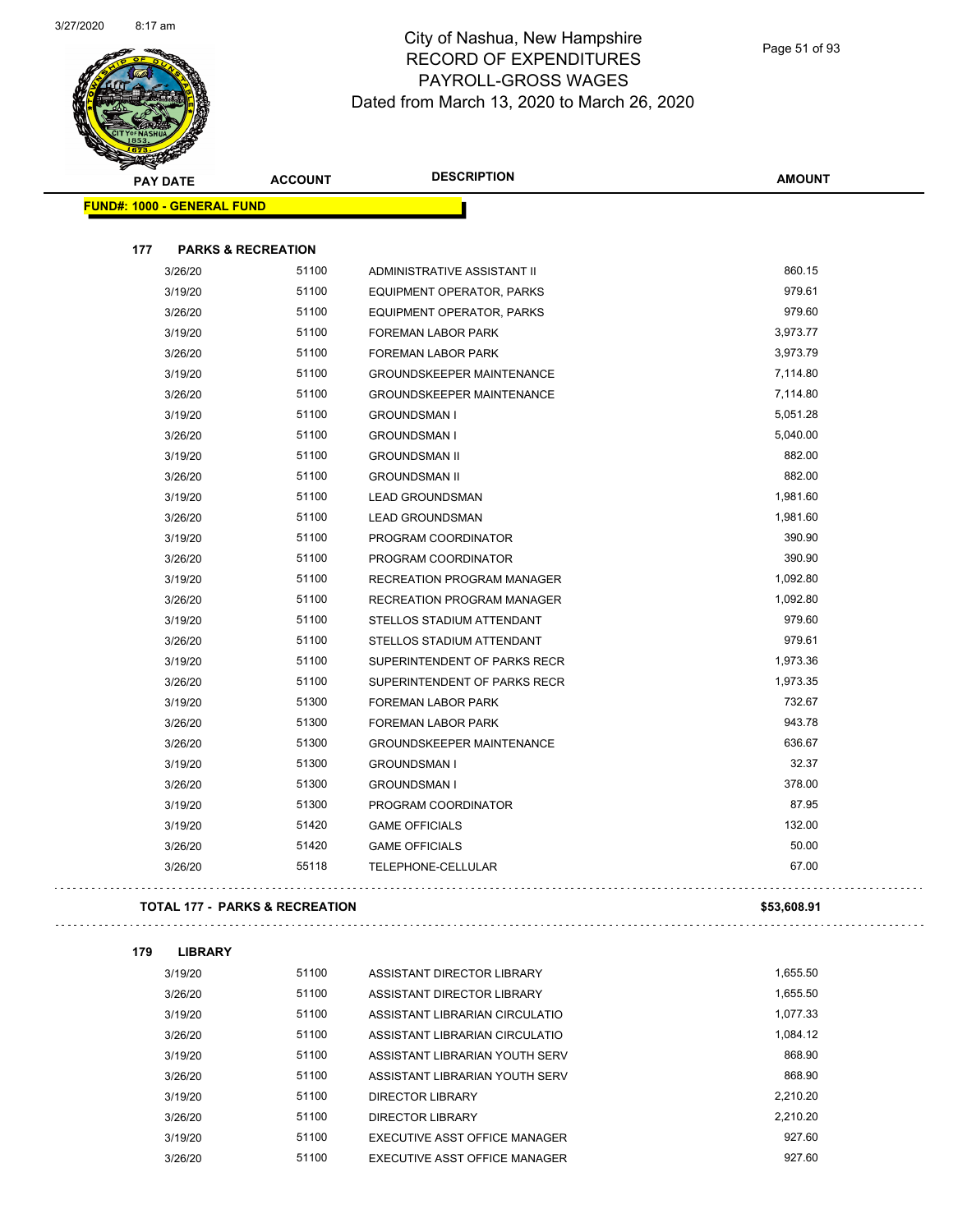# City of Nashua, New Hampshire
## RECORD OF EXPENDITURES
## PAYROLL-GROSS WAGES
## Dated from March 13, 2020 to March 26, 2020

**FUND#: 1000 - GENERAL FUND**

### 177 PARKS & RECREATION

| PAY DATE | ACCOUNT | DESCRIPTION | AMOUNT |
|---|---|---|---|
| 3/26/20 | 51100 | ADMINISTRATIVE ASSISTANT II | 860.15 |
| 3/19/20 | 51100 | EQUIPMENT OPERATOR, PARKS | 979.61 |
| 3/26/20 | 51100 | EQUIPMENT OPERATOR, PARKS | 979.60 |
| 3/19/20 | 51100 | FOREMAN LABOR PARK | 3,973.77 |
| 3/26/20 | 51100 | FOREMAN LABOR PARK | 3,973.79 |
| 3/19/20 | 51100 | GROUNDSKEEPER MAINTENANCE | 7,114.80 |
| 3/26/20 | 51100 | GROUNDSKEEPER MAINTENANCE | 7,114.80 |
| 3/19/20 | 51100 | GROUNDSMAN I | 5,051.28 |
| 3/26/20 | 51100 | GROUNDSMAN I | 5,040.00 |
| 3/19/20 | 51100 | GROUNDSMAN II | 882.00 |
| 3/26/20 | 51100 | GROUNDSMAN II | 882.00 |
| 3/19/20 | 51100 | LEAD GROUNDSMAN | 1,981.60 |
| 3/26/20 | 51100 | LEAD GROUNDSMAN | 1,981.60 |
| 3/19/20 | 51100 | PROGRAM COORDINATOR | 390.90 |
| 3/26/20 | 51100 | PROGRAM COORDINATOR | 390.90 |
| 3/19/20 | 51100 | RECREATION PROGRAM MANAGER | 1,092.80 |
| 3/26/20 | 51100 | RECREATION PROGRAM MANAGER | 1,092.80 |
| 3/19/20 | 51100 | STELLOS STADIUM ATTENDANT | 979.60 |
| 3/26/20 | 51100 | STELLOS STADIUM ATTENDANT | 979.61 |
| 3/19/20 | 51100 | SUPERINTENDENT OF PARKS RECR | 1,973.36 |
| 3/26/20 | 51100 | SUPERINTENDENT OF PARKS RECR | 1,973.35 |
| 3/19/20 | 51300 | FOREMAN LABOR PARK | 732.67 |
| 3/26/20 | 51300 | FOREMAN LABOR PARK | 943.78 |
| 3/26/20 | 51300 | GROUNDSKEEPER MAINTENANCE | 636.67 |
| 3/19/20 | 51300 | GROUNDSMAN I | 32.37 |
| 3/26/20 | 51300 | GROUNDSMAN I | 378.00 |
| 3/19/20 | 51300 | PROGRAM COORDINATOR | 87.95 |
| 3/19/20 | 51420 | GAME OFFICIALS | 132.00 |
| 3/26/20 | 51420 | GAME OFFICIALS | 50.00 |
| 3/26/20 | 55118 | TELEPHONE-CELLULAR | 67.00 |

**TOTAL 177 - PARKS & RECREATION** **$53,608.91**

### 179 LIBRARY

| PAY DATE | ACCOUNT | DESCRIPTION | AMOUNT |
|---|---|---|---|
| 3/19/20 | 51100 | ASSISTANT DIRECTOR LIBRARY | 1,655.50 |
| 3/26/20 | 51100 | ASSISTANT DIRECTOR LIBRARY | 1,655.50 |
| 3/19/20 | 51100 | ASSISTANT LIBRARIAN CIRCULATIO | 1,077.33 |
| 3/26/20 | 51100 | ASSISTANT LIBRARIAN CIRCULATIO | 1,084.12 |
| 3/19/20 | 51100 | ASSISTANT LIBRARIAN YOUTH SERV | 868.90 |
| 3/26/20 | 51100 | ASSISTANT LIBRARIAN YOUTH SERV | 868.90 |
| 3/19/20 | 51100 | DIRECTOR LIBRARY | 2,210.20 |
| 3/26/20 | 51100 | DIRECTOR LIBRARY | 2,210.20 |
| 3/19/20 | 51100 | EXECUTIVE ASST OFFICE MANAGER | 927.60 |
| 3/26/20 | 51100 | EXECUTIVE ASST OFFICE MANAGER | 927.60 |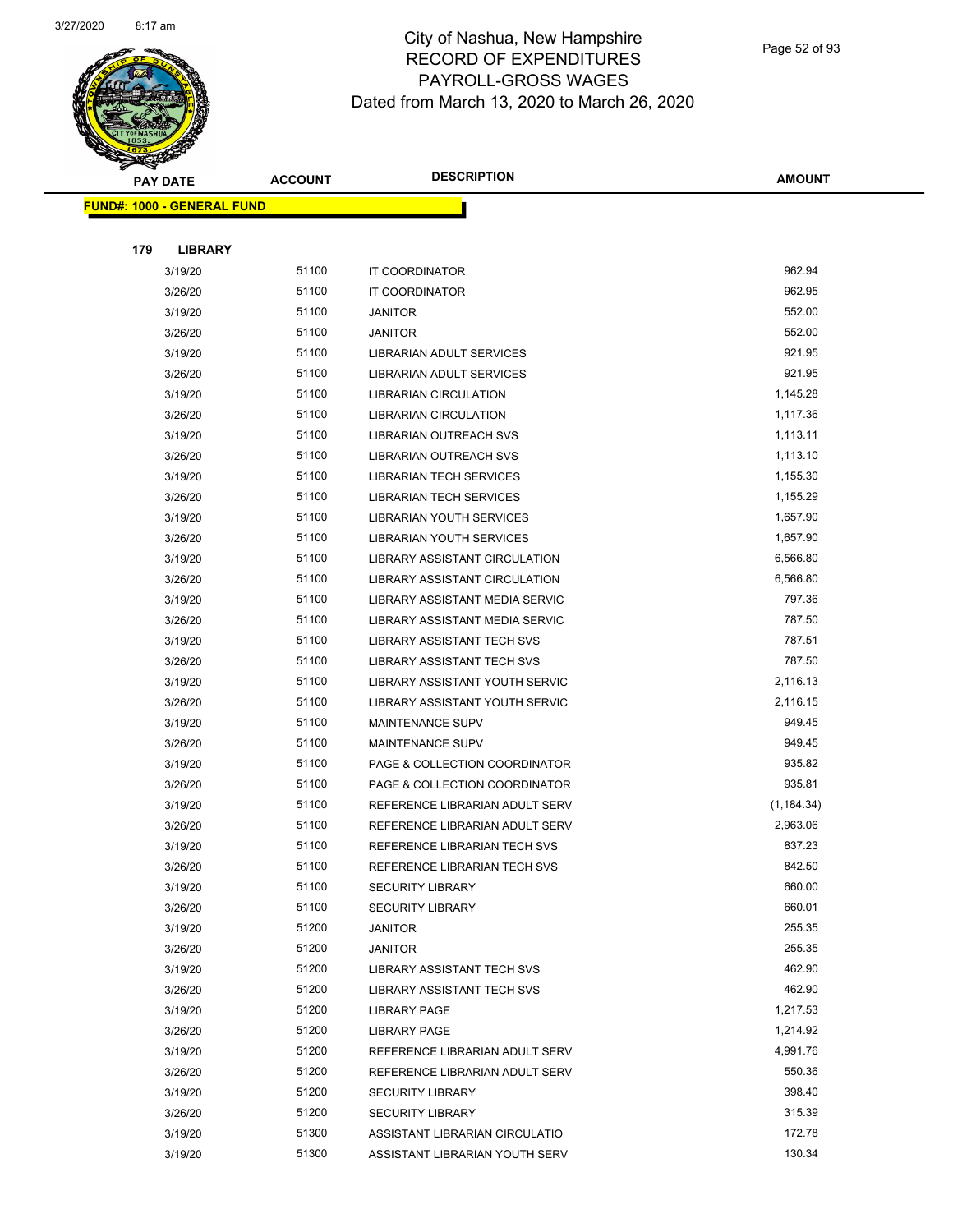# City of Nashua, New Hampshire
## RECORD OF EXPENDITURES
## PAYROLL-GROSS WAGES
## Dated from March 13, 2020 to March 26, 2020

| PAY DATE | ACCOUNT | DESCRIPTION | AMOUNT |
|---|---|---|---|

**FUND#: 1000 - GENERAL FUND**

**179 LIBRARY**

| PAY DATE | ACCOUNT | DESCRIPTION | AMOUNT |
|---|---|---|---|
| 3/19/20 | 51100 | IT COORDINATOR | 962.94 |
| 3/26/20 | 51100 | IT COORDINATOR | 962.95 |
| 3/19/20 | 51100 | JANITOR | 552.00 |
| 3/26/20 | 51100 | JANITOR | 552.00 |
| 3/19/20 | 51100 | LIBRARIAN ADULT SERVICES | 921.95 |
| 3/26/20 | 51100 | LIBRARIAN ADULT SERVICES | 921.95 |
| 3/19/20 | 51100 | LIBRARIAN CIRCULATION | 1,145.28 |
| 3/26/20 | 51100 | LIBRARIAN CIRCULATION | 1,117.36 |
| 3/19/20 | 51100 | LIBRARIAN OUTREACH SVS | 1,113.11 |
| 3/26/20 | 51100 | LIBRARIAN OUTREACH SVS | 1,113.10 |
| 3/19/20 | 51100 | LIBRARIAN TECH SERVICES | 1,155.30 |
| 3/26/20 | 51100 | LIBRARIAN TECH SERVICES | 1,155.29 |
| 3/19/20 | 51100 | LIBRARIAN YOUTH SERVICES | 1,657.90 |
| 3/26/20 | 51100 | LIBRARIAN YOUTH SERVICES | 1,657.90 |
| 3/19/20 | 51100 | LIBRARY ASSISTANT CIRCULATION | 6,566.80 |
| 3/26/20 | 51100 | LIBRARY ASSISTANT CIRCULATION | 6,566.80 |
| 3/19/20 | 51100 | LIBRARY ASSISTANT MEDIA SERVIC | 797.36 |
| 3/26/20 | 51100 | LIBRARY ASSISTANT MEDIA SERVIC | 787.50 |
| 3/19/20 | 51100 | LIBRARY ASSISTANT TECH SVS | 787.51 |
| 3/26/20 | 51100 | LIBRARY ASSISTANT TECH SVS | 787.50 |
| 3/19/20 | 51100 | LIBRARY ASSISTANT YOUTH SERVIC | 2,116.13 |
| 3/26/20 | 51100 | LIBRARY ASSISTANT YOUTH SERVIC | 2,116.15 |
| 3/19/20 | 51100 | MAINTENANCE SUPV | 949.45 |
| 3/26/20 | 51100 | MAINTENANCE SUPV | 949.45 |
| 3/19/20 | 51100 | PAGE & COLLECTION COORDINATOR | 935.82 |
| 3/26/20 | 51100 | PAGE & COLLECTION COORDINATOR | 935.81 |
| 3/19/20 | 51100 | REFERENCE LIBRARIAN ADULT SERV | (1,184.34) |
| 3/26/20 | 51100 | REFERENCE LIBRARIAN ADULT SERV | 2,963.06 |
| 3/19/20 | 51100 | REFERENCE LIBRARIAN TECH SVS | 837.23 |
| 3/26/20 | 51100 | REFERENCE LIBRARIAN TECH SVS | 842.50 |
| 3/19/20 | 51100 | SECURITY LIBRARY | 660.00 |
| 3/26/20 | 51100 | SECURITY LIBRARY | 660.01 |
| 3/19/20 | 51200 | JANITOR | 255.35 |
| 3/26/20 | 51200 | JANITOR | 255.35 |
| 3/19/20 | 51200 | LIBRARY ASSISTANT TECH SVS | 462.90 |
| 3/26/20 | 51200 | LIBRARY ASSISTANT TECH SVS | 462.90 |
| 3/19/20 | 51200 | LIBRARY PAGE | 1,217.53 |
| 3/26/20 | 51200 | LIBRARY PAGE | 1,214.92 |
| 3/19/20 | 51200 | REFERENCE LIBRARIAN ADULT SERV | 4,991.76 |
| 3/26/20 | 51200 | REFERENCE LIBRARIAN ADULT SERV | 550.36 |
| 3/19/20 | 51200 | SECURITY LIBRARY | 398.40 |
| 3/26/20 | 51200 | SECURITY LIBRARY | 315.39 |
| 3/19/20 | 51300 | ASSISTANT LIBRARIAN CIRCULATIO | 172.78 |
| 3/19/20 | 51300 | ASSISTANT LIBRARIAN YOUTH SERV | 130.34 |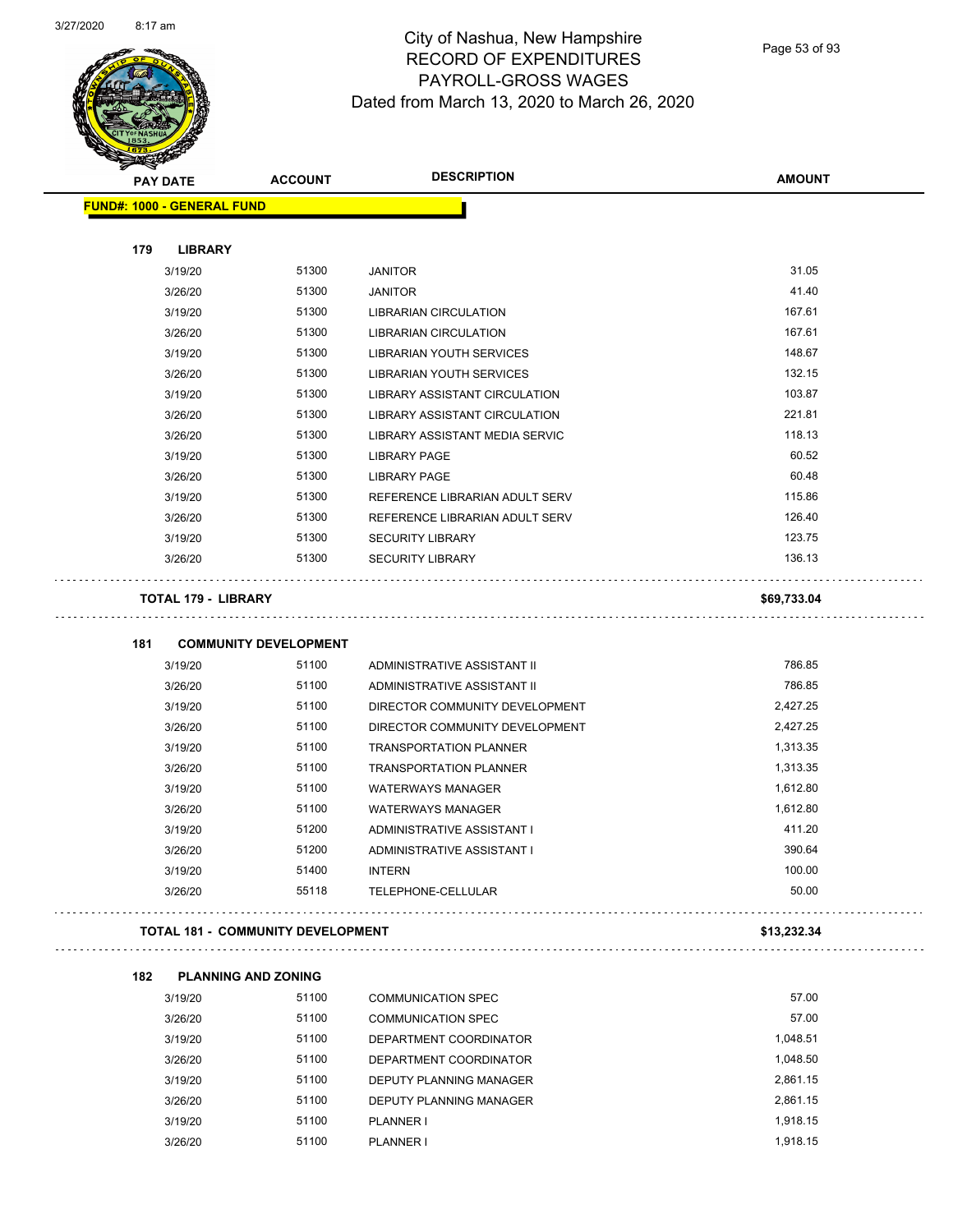# City of Nashua, New Hampshire
## RECORD OF EXPENDITURES
## PAYROLL-GROSS WAGES
### Dated from March 13, 2020 to March 26, 2020

| PAY DATE | ACCOUNT | DESCRIPTION | AMOUNT |
|---|---|---|---|
| **FUND#: 1000 - GENERAL FUND** | | | |
| **179 LIBRARY** | | | |
| 3/19/20 | 51300 | JANITOR | 31.05 |
| 3/26/20 | 51300 | JANITOR | 41.40 |
| 3/19/20 | 51300 | LIBRARIAN CIRCULATION | 167.61 |
| 3/26/20 | 51300 | LIBRARIAN CIRCULATION | 167.61 |
| 3/19/20 | 51300 | LIBRARIAN YOUTH SERVICES | 148.67 |
| 3/26/20 | 51300 | LIBRARIAN YOUTH SERVICES | 132.15 |
| 3/19/20 | 51300 | LIBRARY ASSISTANT CIRCULATION | 103.87 |
| 3/26/20 | 51300 | LIBRARY ASSISTANT CIRCULATION | 221.81 |
| 3/26/20 | 51300 | LIBRARY ASSISTANT MEDIA SERVIC | 118.13 |
| 3/19/20 | 51300 | LIBRARY PAGE | 60.52 |
| 3/26/20 | 51300 | LIBRARY PAGE | 60.48 |
| 3/19/20 | 51300 | REFERENCE LIBRARIAN ADULT SERV | 115.86 |
| 3/26/20 | 51300 | REFERENCE LIBRARIAN ADULT SERV | 126.40 |
| 3/19/20 | 51300 | SECURITY LIBRARY | 123.75 |
| 3/26/20 | 51300 | SECURITY LIBRARY | 136.13 |
| **TOTAL 179 - LIBRARY** | | | **$69,733.04** |
| **181 COMMUNITY DEVELOPMENT** | | | |
| 3/19/20 | 51100 | ADMINISTRATIVE ASSISTANT II | 786.85 |
| 3/26/20 | 51100 | ADMINISTRATIVE ASSISTANT II | 786.85 |
| 3/19/20 | 51100 | DIRECTOR COMMUNITY DEVELOPMENT | 2,427.25 |
| 3/26/20 | 51100 | DIRECTOR COMMUNITY DEVELOPMENT | 2,427.25 |
| 3/19/20 | 51100 | TRANSPORTATION PLANNER | 1,313.35 |
| 3/26/20 | 51100 | TRANSPORTATION PLANNER | 1,313.35 |
| 3/19/20 | 51100 | WATERWAYS MANAGER | 1,612.80 |
| 3/26/20 | 51100 | WATERWAYS MANAGER | 1,612.80 |
| 3/19/20 | 51200 | ADMINISTRATIVE ASSISTANT I | 411.20 |
| 3/26/20 | 51200 | ADMINISTRATIVE ASSISTANT I | 390.64 |
| 3/19/20 | 51400 | INTERN | 100.00 |
| 3/26/20 | 55118 | TELEPHONE-CELLULAR | 50.00 |
| **TOTAL 181 - COMMUNITY DEVELOPMENT** | | | **$13,232.34** |
| **182 PLANNING AND ZONING** | | | |
| 3/19/20 | 51100 | COMMUNICATION SPEC | 57.00 |
| 3/26/20 | 51100 | COMMUNICATION SPEC | 57.00 |
| 3/19/20 | 51100 | DEPARTMENT COORDINATOR | 1,048.51 |
| 3/26/20 | 51100 | DEPARTMENT COORDINATOR | 1,048.50 |
| 3/19/20 | 51100 | DEPUTY PLANNING MANAGER | 2,861.15 |
| 3/26/20 | 51100 | DEPUTY PLANNING MANAGER | 2,861.15 |
| 3/19/20 | 51100 | PLANNER I | 1,918.15 |
| 3/26/20 | 51100 | PLANNER I | 1,918.15 |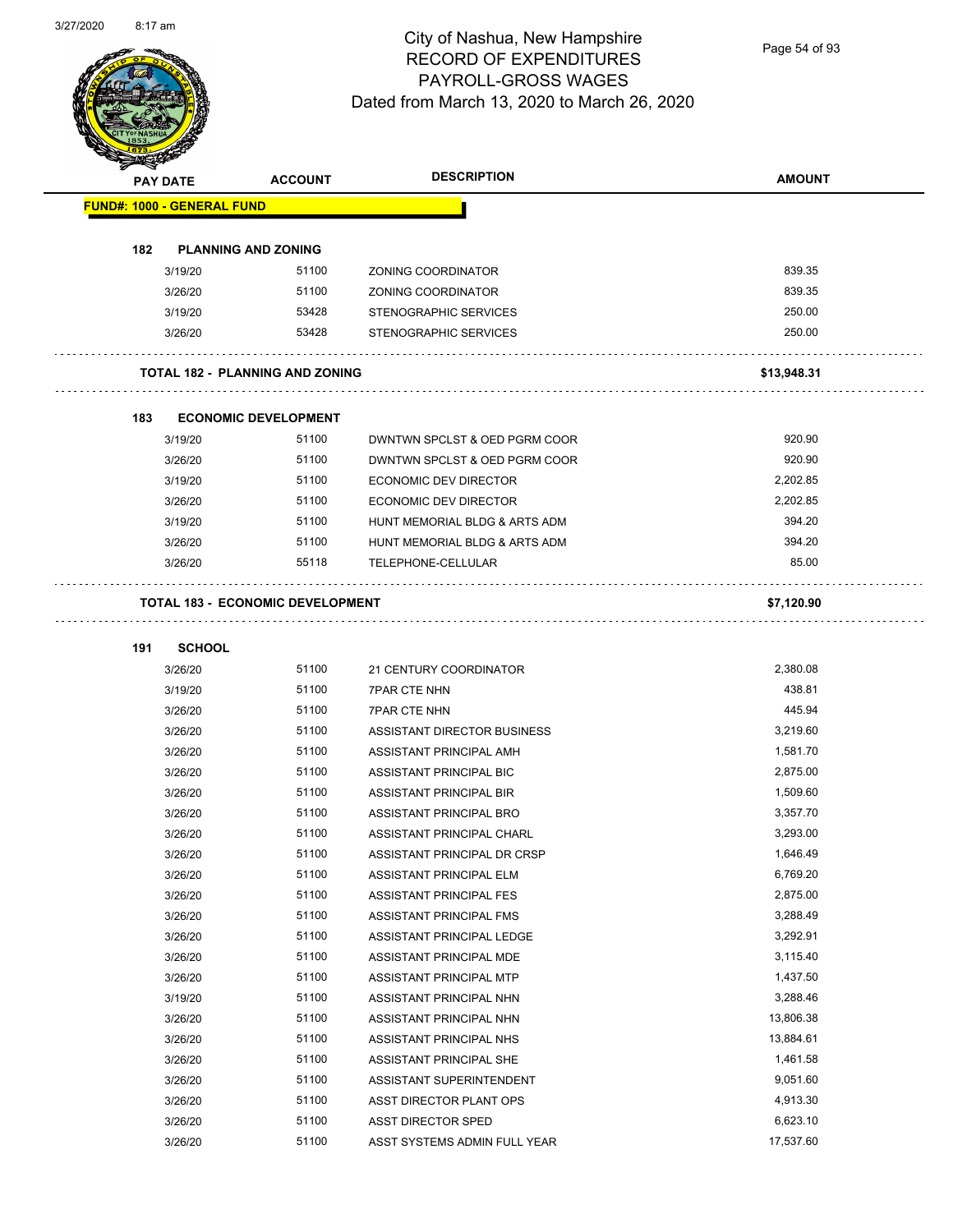City of Nashua, New Hampshire
RECORD OF EXPENDITURES
PAYROLL-GROSS WAGES
Dated from March 13, 2020 to March 26, 2020

| PAY DATE | ACCOUNT | DESCRIPTION | AMOUNT |
|---|---|---|---|
| **FUND#: 1000 - GENERAL FUND** | | | |
| **182 PLANNING AND ZONING** | | | |
| 3/19/20 | 51100 | ZONING COORDINATOR | 839.35 |
| 3/26/20 | 51100 | ZONING COORDINATOR | 839.35 |
| 3/19/20 | 53428 | STENOGRAPHIC SERVICES | 250.00 |
| 3/26/20 | 53428 | STENOGRAPHIC SERVICES | 250.00 |
| **TOTAL 182 - PLANNING AND ZONING** | | | **$13,948.31** |
| **183 ECONOMIC DEVELOPMENT** | | | |
| 3/19/20 | 51100 | DWNTWN SPCLST & OED PGRM COOR | 920.90 |
| 3/26/20 | 51100 | DWNTWN SPCLST & OED PGRM COOR | 920.90 |
| 3/19/20 | 51100 | ECONOMIC DEV DIRECTOR | 2,202.85 |
| 3/26/20 | 51100 | ECONOMIC DEV DIRECTOR | 2,202.85 |
| 3/19/20 | 51100 | HUNT MEMORIAL BLDG & ARTS ADM | 394.20 |
| 3/26/20 | 51100 | HUNT MEMORIAL BLDG & ARTS ADM | 394.20 |
| 3/26/20 | 55118 | TELEPHONE-CELLULAR | 85.00 |
| **TOTAL 183 - ECONOMIC DEVELOPMENT** | | | **$7,120.90** |
| **191 SCHOOL** | | | |
| 3/26/20 | 51100 | 21 CENTURY COORDINATOR | 2,380.08 |
| 3/19/20 | 51100 | 7PAR CTE NHN | 438.81 |
| 3/26/20 | 51100 | 7PAR CTE NHN | 445.94 |
| 3/26/20 | 51100 | ASSISTANT DIRECTOR BUSINESS | 3,219.60 |
| 3/26/20 | 51100 | ASSISTANT PRINCIPAL AMH | 1,581.70 |
| 3/26/20 | 51100 | ASSISTANT PRINCIPAL BIC | 2,875.00 |
| 3/26/20 | 51100 | ASSISTANT PRINCIPAL BIR | 1,509.60 |
| 3/26/20 | 51100 | ASSISTANT PRINCIPAL BRO | 3,357.70 |
| 3/26/20 | 51100 | ASSISTANT PRINCIPAL CHARL | 3,293.00 |
| 3/26/20 | 51100 | ASSISTANT PRINCIPAL DR CRSP | 1,646.49 |
| 3/26/20 | 51100 | ASSISTANT PRINCIPAL ELM | 6,769.20 |
| 3/26/20 | 51100 | ASSISTANT PRINCIPAL FES | 2,875.00 |
| 3/26/20 | 51100 | ASSISTANT PRINCIPAL FMS | 3,288.49 |
| 3/26/20 | 51100 | ASSISTANT PRINCIPAL LEDGE | 3,292.91 |
| 3/26/20 | 51100 | ASSISTANT PRINCIPAL MDE | 3,115.40 |
| 3/26/20 | 51100 | ASSISTANT PRINCIPAL MTP | 1,437.50 |
| 3/19/20 | 51100 | ASSISTANT PRINCIPAL NHN | 3,288.46 |
| 3/26/20 | 51100 | ASSISTANT PRINCIPAL NHN | 13,806.38 |
| 3/26/20 | 51100 | ASSISTANT PRINCIPAL NHS | 13,884.61 |
| 3/26/20 | 51100 | ASSISTANT PRINCIPAL SHE | 1,461.58 |
| 3/26/20 | 51100 | ASSISTANT SUPERINTENDENT | 9,051.60 |
| 3/26/20 | 51100 | ASST DIRECTOR PLANT OPS | 4,913.30 |
| 3/26/20 | 51100 | ASST DIRECTOR SPED | 6,623.10 |
| 3/26/20 | 51100 | ASST SYSTEMS ADMIN FULL YEAR | 17,537.60 |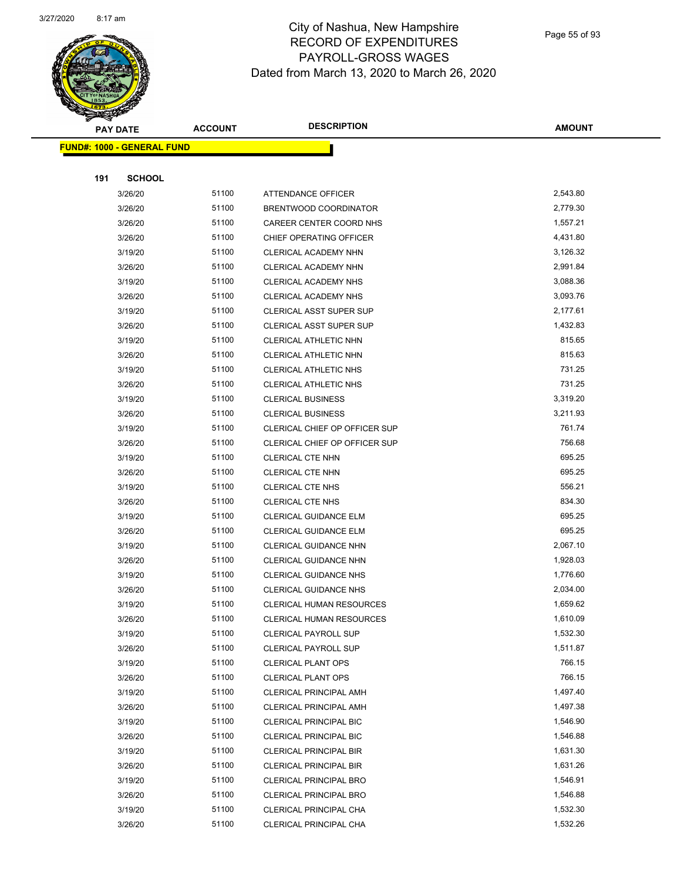# City of Nashua, New Hampshire
## RECORD OF EXPENDITURES
## PAYROLL-GROSS WAGES
## Dated from March 13, 2020 to March 26, 2020

| PAY DATE | ACCOUNT | DESCRIPTION | AMOUNT |
|---|---|---|---|
| **FUND#: 1000 - GENERAL FUND** | | | |
| **191 SCHOOL** | | | |
| 3/26/20 | 51100 | ATTENDANCE OFFICER | 2,543.80 |
| 3/26/20 | 51100 | BRENTWOOD COORDINATOR | 2,779.30 |
| 3/26/20 | 51100 | CAREER CENTER COORD NHS | 1,557.21 |
| 3/26/20 | 51100 | CHIEF OPERATING OFFICER | 4,431.80 |
| 3/19/20 | 51100 | CLERICAL ACADEMY NHN | 3,126.32 |
| 3/26/20 | 51100 | CLERICAL ACADEMY NHN | 2,991.84 |
| 3/19/20 | 51100 | CLERICAL ACADEMY NHS | 3,088.36 |
| 3/26/20 | 51100 | CLERICAL ACADEMY NHS | 3,093.76 |
| 3/19/20 | 51100 | CLERICAL ASST SUPER SUP | 2,177.61 |
| 3/26/20 | 51100 | CLERICAL ASST SUPER SUP | 1,432.83 |
| 3/19/20 | 51100 | CLERICAL ATHLETIC NHN | 815.65 |
| 3/26/20 | 51100 | CLERICAL ATHLETIC NHN | 815.63 |
| 3/19/20 | 51100 | CLERICAL ATHLETIC NHS | 731.25 |
| 3/26/20 | 51100 | CLERICAL ATHLETIC NHS | 731.25 |
| 3/19/20 | 51100 | CLERICAL BUSINESS | 3,319.20 |
| 3/26/20 | 51100 | CLERICAL BUSINESS | 3,211.93 |
| 3/19/20 | 51100 | CLERICAL CHIEF OP OFFICER SUP | 761.74 |
| 3/26/20 | 51100 | CLERICAL CHIEF OP OFFICER SUP | 756.68 |
| 3/19/20 | 51100 | CLERICAL CTE NHN | 695.25 |
| 3/26/20 | 51100 | CLERICAL CTE NHN | 695.25 |
| 3/19/20 | 51100 | CLERICAL CTE NHS | 556.21 |
| 3/26/20 | 51100 | CLERICAL CTE NHS | 834.30 |
| 3/19/20 | 51100 | CLERICAL GUIDANCE ELM | 695.25 |
| 3/26/20 | 51100 | CLERICAL GUIDANCE ELM | 695.25 |
| 3/19/20 | 51100 | CLERICAL GUIDANCE NHN | 2,067.10 |
| 3/26/20 | 51100 | CLERICAL GUIDANCE NHN | 1,928.03 |
| 3/19/20 | 51100 | CLERICAL GUIDANCE NHS | 1,776.60 |
| 3/26/20 | 51100 | CLERICAL GUIDANCE NHS | 2,034.00 |
| 3/19/20 | 51100 | CLERICAL HUMAN RESOURCES | 1,659.62 |
| 3/26/20 | 51100 | CLERICAL HUMAN RESOURCES | 1,610.09 |
| 3/19/20 | 51100 | CLERICAL PAYROLL SUP | 1,532.30 |
| 3/26/20 | 51100 | CLERICAL PAYROLL SUP | 1,511.87 |
| 3/19/20 | 51100 | CLERICAL PLANT OPS | 766.15 |
| 3/26/20 | 51100 | CLERICAL PLANT OPS | 766.15 |
| 3/19/20 | 51100 | CLERICAL PRINCIPAL AMH | 1,497.40 |
| 3/26/20 | 51100 | CLERICAL PRINCIPAL AMH | 1,497.38 |
| 3/19/20 | 51100 | CLERICAL PRINCIPAL BIC | 1,546.90 |
| 3/26/20 | 51100 | CLERICAL PRINCIPAL BIC | 1,546.88 |
| 3/19/20 | 51100 | CLERICAL PRINCIPAL BIR | 1,631.30 |
| 3/26/20 | 51100 | CLERICAL PRINCIPAL BIR | 1,631.26 |
| 3/19/20 | 51100 | CLERICAL PRINCIPAL BRO | 1,546.91 |
| 3/26/20 | 51100 | CLERICAL PRINCIPAL BRO | 1,546.88 |
| 3/19/20 | 51100 | CLERICAL PRINCIPAL CHA | 1,532.30 |
| 3/26/20 | 51100 | CLERICAL PRINCIPAL CHA | 1,532.26 |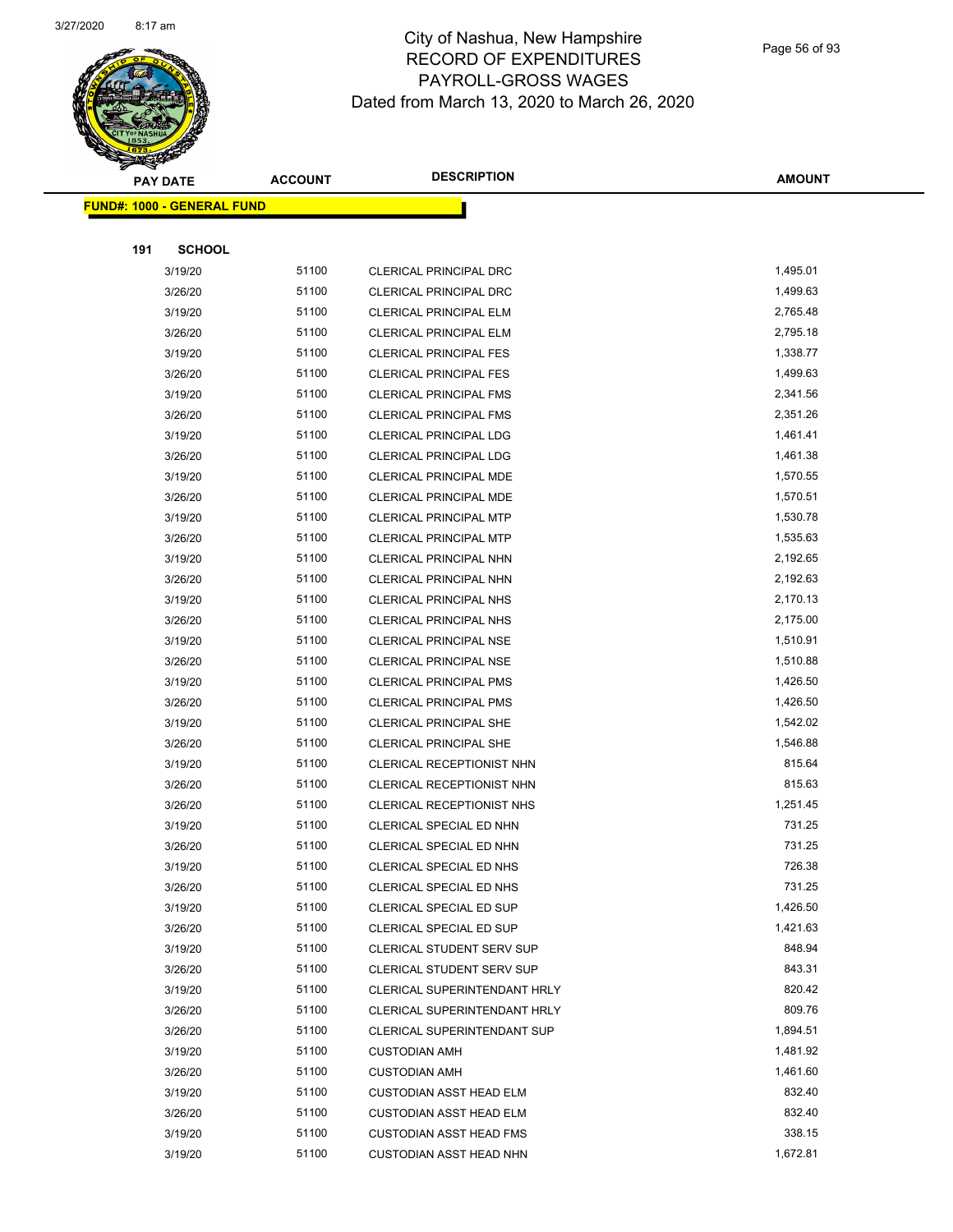# City of Nashua, New Hampshire
## RECORD OF EXPENDITURES
## PAYROLL-GROSS WAGES
## Dated from March 13, 2020 to March 26, 2020

| PAY DATE | ACCOUNT | DESCRIPTION | AMOUNT |
|---|---|---|---|
| **FUND#: 1000 - GENERAL FUND** | | | |
| **191 SCHOOL** | | | |
| 3/19/20 | 51100 | CLERICAL PRINCIPAL DRC | 1,495.01 |
| 3/26/20 | 51100 | CLERICAL PRINCIPAL DRC | 1,499.63 |
| 3/19/20 | 51100 | CLERICAL PRINCIPAL ELM | 2,765.48 |
| 3/26/20 | 51100 | CLERICAL PRINCIPAL ELM | 2,795.18 |
| 3/19/20 | 51100 | CLERICAL PRINCIPAL FES | 1,338.77 |
| 3/26/20 | 51100 | CLERICAL PRINCIPAL FES | 1,499.63 |
| 3/19/20 | 51100 | CLERICAL PRINCIPAL FMS | 2,341.56 |
| 3/26/20 | 51100 | CLERICAL PRINCIPAL FMS | 2,351.26 |
| 3/19/20 | 51100 | CLERICAL PRINCIPAL LDG | 1,461.41 |
| 3/26/20 | 51100 | CLERICAL PRINCIPAL LDG | 1,461.38 |
| 3/19/20 | 51100 | CLERICAL PRINCIPAL MDE | 1,570.55 |
| 3/26/20 | 51100 | CLERICAL PRINCIPAL MDE | 1,570.51 |
| 3/19/20 | 51100 | CLERICAL PRINCIPAL MTP | 1,530.78 |
| 3/26/20 | 51100 | CLERICAL PRINCIPAL MTP | 1,535.63 |
| 3/19/20 | 51100 | CLERICAL PRINCIPAL NHN | 2,192.65 |
| 3/26/20 | 51100 | CLERICAL PRINCIPAL NHN | 2,192.63 |
| 3/19/20 | 51100 | CLERICAL PRINCIPAL NHS | 2,170.13 |
| 3/26/20 | 51100 | CLERICAL PRINCIPAL NHS | 2,175.00 |
| 3/19/20 | 51100 | CLERICAL PRINCIPAL NSE | 1,510.91 |
| 3/26/20 | 51100 | CLERICAL PRINCIPAL NSE | 1,510.88 |
| 3/19/20 | 51100 | CLERICAL PRINCIPAL PMS | 1,426.50 |
| 3/26/20 | 51100 | CLERICAL PRINCIPAL PMS | 1,426.50 |
| 3/19/20 | 51100 | CLERICAL PRINCIPAL SHE | 1,542.02 |
| 3/26/20 | 51100 | CLERICAL PRINCIPAL SHE | 1,546.88 |
| 3/19/20 | 51100 | CLERICAL RECEPTIONIST NHN | 815.64 |
| 3/26/20 | 51100 | CLERICAL RECEPTIONIST NHN | 815.63 |
| 3/26/20 | 51100 | CLERICAL RECEPTIONIST NHS | 1,251.45 |
| 3/19/20 | 51100 | CLERICAL SPECIAL ED NHN | 731.25 |
| 3/26/20 | 51100 | CLERICAL SPECIAL ED NHN | 731.25 |
| 3/19/20 | 51100 | CLERICAL SPECIAL ED NHS | 726.38 |
| 3/26/20 | 51100 | CLERICAL SPECIAL ED NHS | 731.25 |
| 3/19/20 | 51100 | CLERICAL SPECIAL ED SUP | 1,426.50 |
| 3/26/20 | 51100 | CLERICAL SPECIAL ED SUP | 1,421.63 |
| 3/19/20 | 51100 | CLERICAL STUDENT SERV SUP | 848.94 |
| 3/26/20 | 51100 | CLERICAL STUDENT SERV SUP | 843.31 |
| 3/19/20 | 51100 | CLERICAL SUPERINTENDANT HRLY | 820.42 |
| 3/26/20 | 51100 | CLERICAL SUPERINTENDANT HRLY | 809.76 |
| 3/26/20 | 51100 | CLERICAL SUPERINTENDANT SUP | 1,894.51 |
| 3/19/20 | 51100 | CUSTODIAN AMH | 1,481.92 |
| 3/26/20 | 51100 | CUSTODIAN AMH | 1,461.60 |
| 3/19/20 | 51100 | CUSTODIAN ASST HEAD ELM | 832.40 |
| 3/26/20 | 51100 | CUSTODIAN ASST HEAD ELM | 832.40 |
| 3/19/20 | 51100 | CUSTODIAN ASST HEAD FMS | 338.15 |
| 3/19/20 | 51100 | CUSTODIAN ASST HEAD NHN | 1,672.81 |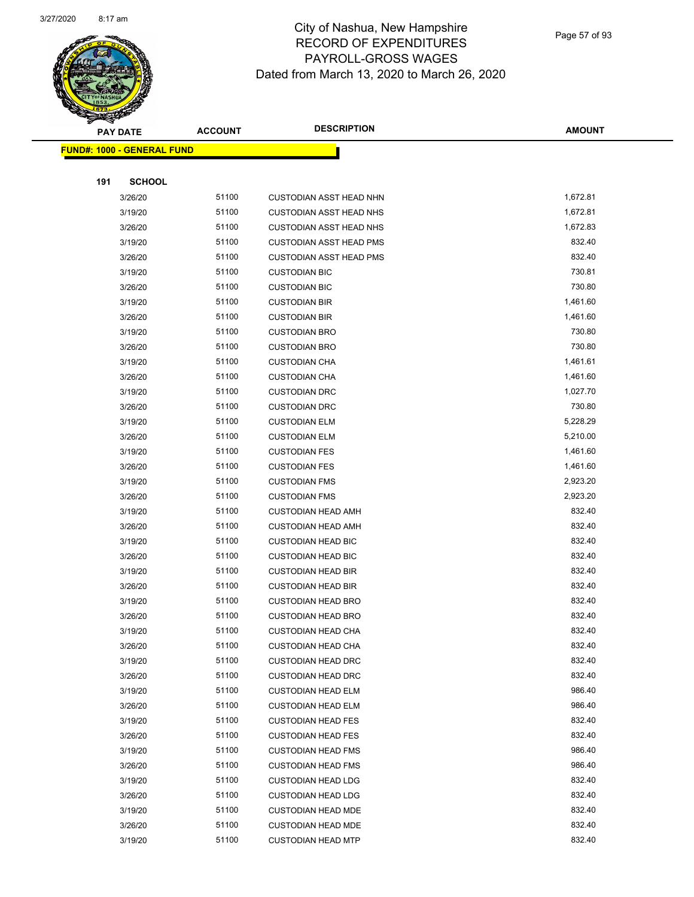# City of Nashua, New Hampshire
## RECORD OF EXPENDITURES
## PAYROLL-GROSS WAGES
## Dated from March 13, 2020 to March 26, 2020

**FUND#: 1000 - GENERAL FUND**

**191 SCHOOL**

| PAY DATE | ACCOUNT | DESCRIPTION | AMOUNT |
|---|---|---|---|
| 3/26/20 | 51100 | CUSTODIAN ASST HEAD NHN | 1,672.81 |
| 3/19/20 | 51100 | CUSTODIAN ASST HEAD NHS | 1,672.81 |
| 3/26/20 | 51100 | CUSTODIAN ASST HEAD NHS | 1,672.83 |
| 3/19/20 | 51100 | CUSTODIAN ASST HEAD PMS | 832.40 |
| 3/26/20 | 51100 | CUSTODIAN ASST HEAD PMS | 832.40 |
| 3/19/20 | 51100 | CUSTODIAN BIC | 730.81 |
| 3/26/20 | 51100 | CUSTODIAN BIC | 730.80 |
| 3/19/20 | 51100 | CUSTODIAN BIR | 1,461.60 |
| 3/26/20 | 51100 | CUSTODIAN BIR | 1,461.60 |
| 3/19/20 | 51100 | CUSTODIAN BRO | 730.80 |
| 3/26/20 | 51100 | CUSTODIAN BRO | 730.80 |
| 3/19/20 | 51100 | CUSTODIAN CHA | 1,461.61 |
| 3/26/20 | 51100 | CUSTODIAN CHA | 1,461.60 |
| 3/19/20 | 51100 | CUSTODIAN DRC | 1,027.70 |
| 3/26/20 | 51100 | CUSTODIAN DRC | 730.80 |
| 3/19/20 | 51100 | CUSTODIAN ELM | 5,228.29 |
| 3/26/20 | 51100 | CUSTODIAN ELM | 5,210.00 |
| 3/19/20 | 51100 | CUSTODIAN FES | 1,461.60 |
| 3/26/20 | 51100 | CUSTODIAN FES | 1,461.60 |
| 3/19/20 | 51100 | CUSTODIAN FMS | 2,923.20 |
| 3/26/20 | 51100 | CUSTODIAN FMS | 2,923.20 |
| 3/19/20 | 51100 | CUSTODIAN HEAD AMH | 832.40 |
| 3/26/20 | 51100 | CUSTODIAN HEAD AMH | 832.40 |
| 3/19/20 | 51100 | CUSTODIAN HEAD BIC | 832.40 |
| 3/26/20 | 51100 | CUSTODIAN HEAD BIC | 832.40 |
| 3/19/20 | 51100 | CUSTODIAN HEAD BIR | 832.40 |
| 3/26/20 | 51100 | CUSTODIAN HEAD BIR | 832.40 |
| 3/19/20 | 51100 | CUSTODIAN HEAD BRO | 832.40 |
| 3/26/20 | 51100 | CUSTODIAN HEAD BRO | 832.40 |
| 3/19/20 | 51100 | CUSTODIAN HEAD CHA | 832.40 |
| 3/26/20 | 51100 | CUSTODIAN HEAD CHA | 832.40 |
| 3/19/20 | 51100 | CUSTODIAN HEAD DRC | 832.40 |
| 3/26/20 | 51100 | CUSTODIAN HEAD DRC | 832.40 |
| 3/19/20 | 51100 | CUSTODIAN HEAD ELM | 986.40 |
| 3/26/20 | 51100 | CUSTODIAN HEAD ELM | 986.40 |
| 3/19/20 | 51100 | CUSTODIAN HEAD FES | 832.40 |
| 3/26/20 | 51100 | CUSTODIAN HEAD FES | 832.40 |
| 3/19/20 | 51100 | CUSTODIAN HEAD FMS | 986.40 |
| 3/26/20 | 51100 | CUSTODIAN HEAD FMS | 986.40 |
| 3/19/20 | 51100 | CUSTODIAN HEAD LDG | 832.40 |
| 3/26/20 | 51100 | CUSTODIAN HEAD LDG | 832.40 |
| 3/19/20 | 51100 | CUSTODIAN HEAD MDE | 832.40 |
| 3/26/20 | 51100 | CUSTODIAN HEAD MDE | 832.40 |
| 3/19/20 | 51100 | CUSTODIAN HEAD MTP | 832.40 |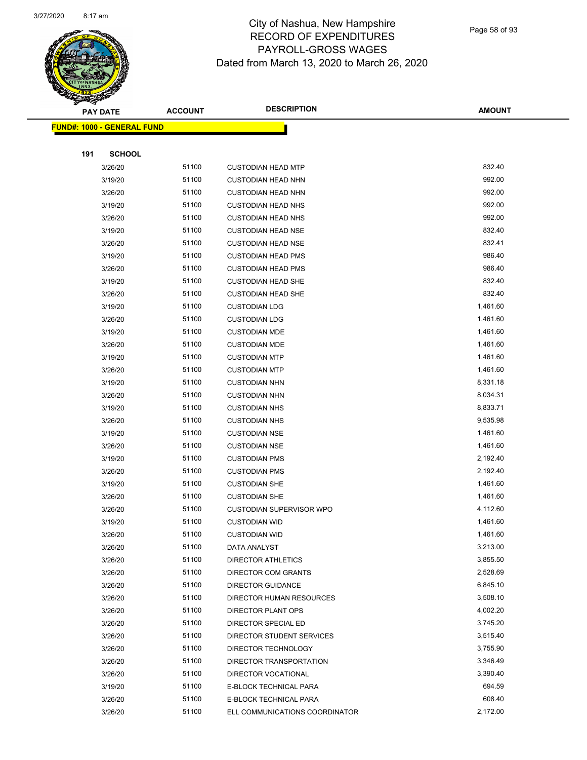# City of Nashua, New Hampshire
# RECORD OF EXPENDITURES
# PAYROLL-GROSS WAGES
# Dated from March 13, 2020 to March 26, 2020

**FUND#: 1000 - GENERAL FUND**

**191 SCHOOL**

| PAY DATE | ACCOUNT | DESCRIPTION | AMOUNT |
|---|---|---|---|
| 3/26/20 | 51100 | CUSTODIAN HEAD MTP | 832.40 |
| 3/19/20 | 51100 | CUSTODIAN HEAD NHN | 992.00 |
| 3/26/20 | 51100 | CUSTODIAN HEAD NHN | 992.00 |
| 3/19/20 | 51100 | CUSTODIAN HEAD NHS | 992.00 |
| 3/26/20 | 51100 | CUSTODIAN HEAD NHS | 992.00 |
| 3/19/20 | 51100 | CUSTODIAN HEAD NSE | 832.40 |
| 3/26/20 | 51100 | CUSTODIAN HEAD NSE | 832.41 |
| 3/19/20 | 51100 | CUSTODIAN HEAD PMS | 986.40 |
| 3/26/20 | 51100 | CUSTODIAN HEAD PMS | 986.40 |
| 3/19/20 | 51100 | CUSTODIAN HEAD SHE | 832.40 |
| 3/26/20 | 51100 | CUSTODIAN HEAD SHE | 832.40 |
| 3/19/20 | 51100 | CUSTODIAN LDG | 1,461.60 |
| 3/26/20 | 51100 | CUSTODIAN LDG | 1,461.60 |
| 3/19/20 | 51100 | CUSTODIAN MDE | 1,461.60 |
| 3/26/20 | 51100 | CUSTODIAN MDE | 1,461.60 |
| 3/19/20 | 51100 | CUSTODIAN MTP | 1,461.60 |
| 3/26/20 | 51100 | CUSTODIAN MTP | 1,461.60 |
| 3/19/20 | 51100 | CUSTODIAN NHN | 8,331.18 |
| 3/26/20 | 51100 | CUSTODIAN NHN | 8,034.31 |
| 3/19/20 | 51100 | CUSTODIAN NHS | 8,833.71 |
| 3/26/20 | 51100 | CUSTODIAN NHS | 9,535.98 |
| 3/19/20 | 51100 | CUSTODIAN NSE | 1,461.60 |
| 3/26/20 | 51100 | CUSTODIAN NSE | 1,461.60 |
| 3/19/20 | 51100 | CUSTODIAN PMS | 2,192.40 |
| 3/26/20 | 51100 | CUSTODIAN PMS | 2,192.40 |
| 3/19/20 | 51100 | CUSTODIAN SHE | 1,461.60 |
| 3/26/20 | 51100 | CUSTODIAN SHE | 1,461.60 |
| 3/26/20 | 51100 | CUSTODIAN SUPERVISOR WPO | 4,112.60 |
| 3/19/20 | 51100 | CUSTODIAN WID | 1,461.60 |
| 3/26/20 | 51100 | CUSTODIAN WID | 1,461.60 |
| 3/26/20 | 51100 | DATA ANALYST | 3,213.00 |
| 3/26/20 | 51100 | DIRECTOR ATHLETICS | 3,855.50 |
| 3/26/20 | 51100 | DIRECTOR COM GRANTS | 2,528.69 |
| 3/26/20 | 51100 | DIRECTOR GUIDANCE | 6,845.10 |
| 3/26/20 | 51100 | DIRECTOR HUMAN RESOURCES | 3,508.10 |
| 3/26/20 | 51100 | DIRECTOR PLANT OPS | 4,002.20 |
| 3/26/20 | 51100 | DIRECTOR SPECIAL ED | 3,745.20 |
| 3/26/20 | 51100 | DIRECTOR STUDENT SERVICES | 3,515.40 |
| 3/26/20 | 51100 | DIRECTOR TECHNOLOGY | 3,755.90 |
| 3/26/20 | 51100 | DIRECTOR TRANSPORTATION | 3,346.49 |
| 3/26/20 | 51100 | DIRECTOR VOCATIONAL | 3,390.40 |
| 3/19/20 | 51100 | E-BLOCK TECHNICAL PARA | 694.59 |
| 3/26/20 | 51100 | E-BLOCK TECHNICAL PARA | 608.40 |
| 3/26/20 | 51100 | ELL COMMUNICATIONS COORDINATOR | 2,172.00 |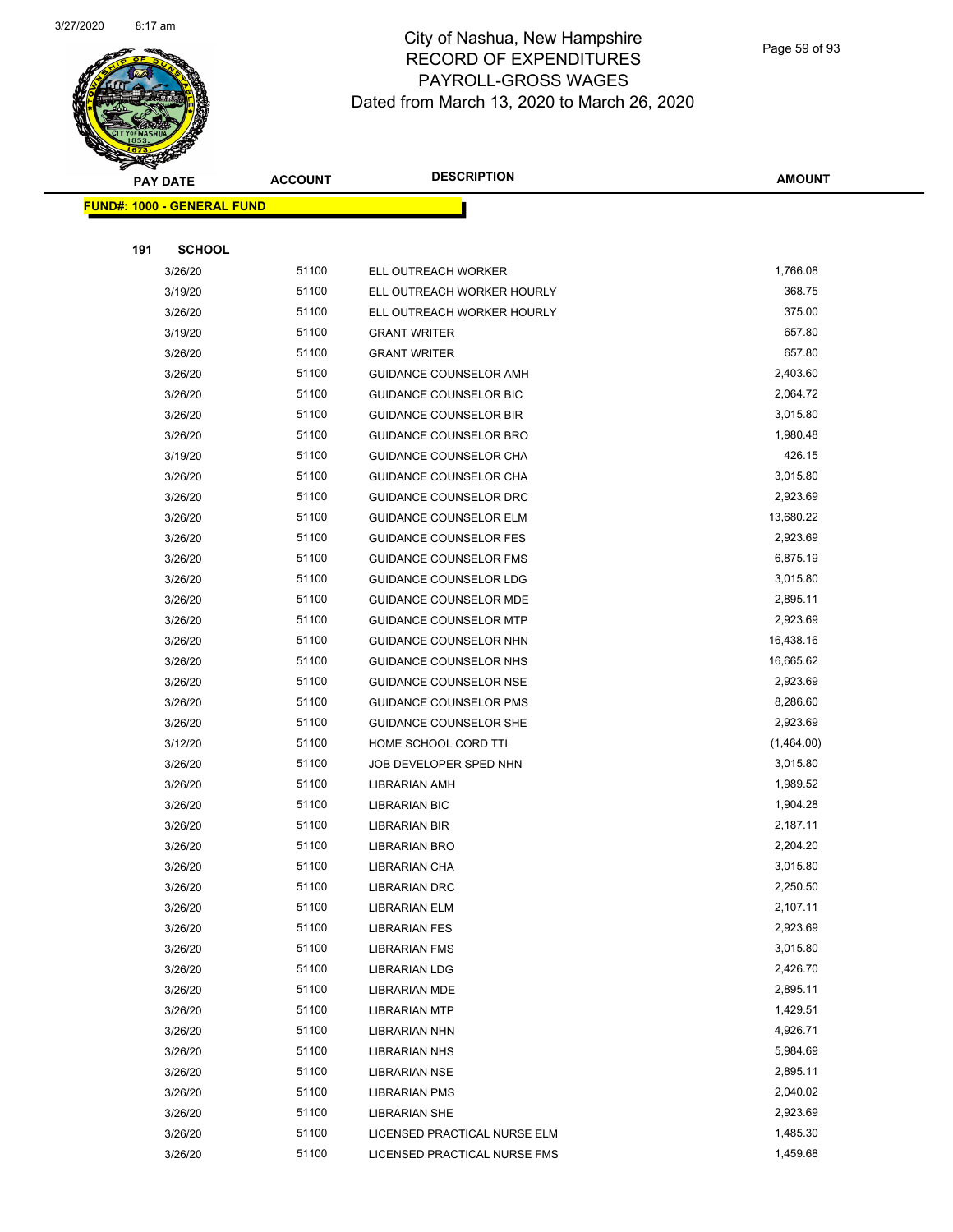# City of Nashua, New Hampshire
## RECORD OF EXPENDITURES
## PAYROLL-GROSS WAGES
### Dated from March 13, 2020 to March 26, 2020

**FUND#: 1000 - GENERAL FUND**

**191 SCHOOL**

| PAY DATE | ACCOUNT | DESCRIPTION | AMOUNT |
|---|---|---|---|
| 3/26/20 | 51100 | ELL OUTREACH WORKER | 1,766.08 |
| 3/19/20 | 51100 | ELL OUTREACH WORKER HOURLY | 368.75 |
| 3/26/20 | 51100 | ELL OUTREACH WORKER HOURLY | 375.00 |
| 3/19/20 | 51100 | GRANT WRITER | 657.80 |
| 3/26/20 | 51100 | GRANT WRITER | 657.80 |
| 3/26/20 | 51100 | GUIDANCE COUNSELOR AMH | 2,403.60 |
| 3/26/20 | 51100 | GUIDANCE COUNSELOR BIC | 2,064.72 |
| 3/26/20 | 51100 | GUIDANCE COUNSELOR BIR | 3,015.80 |
| 3/26/20 | 51100 | GUIDANCE COUNSELOR BRO | 1,980.48 |
| 3/19/20 | 51100 | GUIDANCE COUNSELOR CHA | 426.15 |
| 3/26/20 | 51100 | GUIDANCE COUNSELOR CHA | 3,015.80 |
| 3/26/20 | 51100 | GUIDANCE COUNSELOR DRC | 2,923.69 |
| 3/26/20 | 51100 | GUIDANCE COUNSELOR ELM | 13,680.22 |
| 3/26/20 | 51100 | GUIDANCE COUNSELOR FES | 2,923.69 |
| 3/26/20 | 51100 | GUIDANCE COUNSELOR FMS | 6,875.19 |
| 3/26/20 | 51100 | GUIDANCE COUNSELOR LDG | 3,015.80 |
| 3/26/20 | 51100 | GUIDANCE COUNSELOR MDE | 2,895.11 |
| 3/26/20 | 51100 | GUIDANCE COUNSELOR MTP | 2,923.69 |
| 3/26/20 | 51100 | GUIDANCE COUNSELOR NHN | 16,438.16 |
| 3/26/20 | 51100 | GUIDANCE COUNSELOR NHS | 16,665.62 |
| 3/26/20 | 51100 | GUIDANCE COUNSELOR NSE | 2,923.69 |
| 3/26/20 | 51100 | GUIDANCE COUNSELOR PMS | 8,286.60 |
| 3/26/20 | 51100 | GUIDANCE COUNSELOR SHE | 2,923.69 |
| 3/12/20 | 51100 | HOME SCHOOL CORD TTI | (1,464.00) |
| 3/26/20 | 51100 | JOB DEVELOPER SPED NHN | 3,015.80 |
| 3/26/20 | 51100 | LIBRARIAN AMH | 1,989.52 |
| 3/26/20 | 51100 | LIBRARIAN BIC | 1,904.28 |
| 3/26/20 | 51100 | LIBRARIAN BIR | 2,187.11 |
| 3/26/20 | 51100 | LIBRARIAN BRO | 2,204.20 |
| 3/26/20 | 51100 | LIBRARIAN CHA | 3,015.80 |
| 3/26/20 | 51100 | LIBRARIAN DRC | 2,250.50 |
| 3/26/20 | 51100 | LIBRARIAN ELM | 2,107.11 |
| 3/26/20 | 51100 | LIBRARIAN FES | 2,923.69 |
| 3/26/20 | 51100 | LIBRARIAN FMS | 3,015.80 |
| 3/26/20 | 51100 | LIBRARIAN LDG | 2,426.70 |
| 3/26/20 | 51100 | LIBRARIAN MDE | 2,895.11 |
| 3/26/20 | 51100 | LIBRARIAN MTP | 1,429.51 |
| 3/26/20 | 51100 | LIBRARIAN NHN | 4,926.71 |
| 3/26/20 | 51100 | LIBRARIAN NHS | 5,984.69 |
| 3/26/20 | 51100 | LIBRARIAN NSE | 2,895.11 |
| 3/26/20 | 51100 | LIBRARIAN PMS | 2,040.02 |
| 3/26/20 | 51100 | LIBRARIAN SHE | 2,923.69 |
| 3/26/20 | 51100 | LICENSED PRACTICAL NURSE ELM | 1,485.30 |
| 3/26/20 | 51100 | LICENSED PRACTICAL NURSE FMS | 1,459.68 |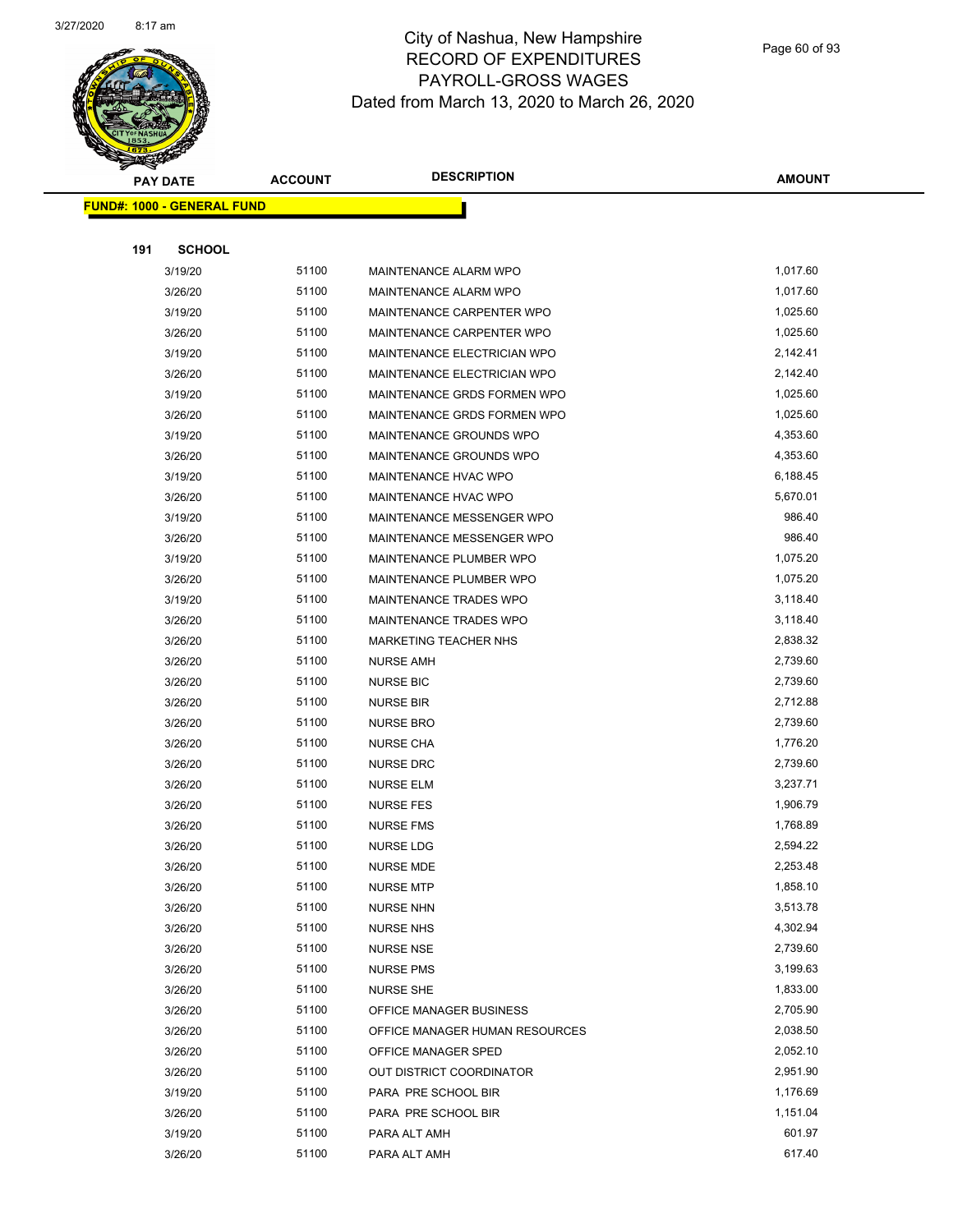# City of Nashua, New Hampshire
## RECORD OF EXPENDITURES
## PAYROLL-GROSS WAGES
### Dated from March 13, 2020 to March 26, 2020

| PAY DATE | ACCOUNT | DESCRIPTION | AMOUNT |
|---|---|---|---|
| **FUND#: 1000 - GENERAL FUND** | | | |
| **191 SCHOOL** | | | |
| 3/19/20 | 51100 | MAINTENANCE ALARM WPO | 1,017.60 |
| 3/26/20 | 51100 | MAINTENANCE ALARM WPO | 1,017.60 |
| 3/19/20 | 51100 | MAINTENANCE CARPENTER WPO | 1,025.60 |
| 3/26/20 | 51100 | MAINTENANCE CARPENTER WPO | 1,025.60 |
| 3/19/20 | 51100 | MAINTENANCE ELECTRICIAN WPO | 2,142.41 |
| 3/26/20 | 51100 | MAINTENANCE ELECTRICIAN WPO | 2,142.40 |
| 3/19/20 | 51100 | MAINTENANCE GRDS FORMEN WPO | 1,025.60 |
| 3/26/20 | 51100 | MAINTENANCE GRDS FORMEN WPO | 1,025.60 |
| 3/19/20 | 51100 | MAINTENANCE GROUNDS WPO | 4,353.60 |
| 3/26/20 | 51100 | MAINTENANCE GROUNDS WPO | 4,353.60 |
| 3/19/20 | 51100 | MAINTENANCE HVAC WPO | 6,188.45 |
| 3/26/20 | 51100 | MAINTENANCE HVAC WPO | 5,670.01 |
| 3/19/20 | 51100 | MAINTENANCE MESSENGER WPO | 986.40 |
| 3/26/20 | 51100 | MAINTENANCE MESSENGER WPO | 986.40 |
| 3/19/20 | 51100 | MAINTENANCE PLUMBER WPO | 1,075.20 |
| 3/26/20 | 51100 | MAINTENANCE PLUMBER WPO | 1,075.20 |
| 3/19/20 | 51100 | MAINTENANCE TRADES WPO | 3,118.40 |
| 3/26/20 | 51100 | MAINTENANCE TRADES WPO | 3,118.40 |
| 3/26/20 | 51100 | MARKETING TEACHER NHS | 2,838.32 |
| 3/26/20 | 51100 | NURSE AMH | 2,739.60 |
| 3/26/20 | 51100 | NURSE BIC | 2,739.60 |
| 3/26/20 | 51100 | NURSE BIR | 2,712.88 |
| 3/26/20 | 51100 | NURSE BRO | 2,739.60 |
| 3/26/20 | 51100 | NURSE CHA | 1,776.20 |
| 3/26/20 | 51100 | NURSE DRC | 2,739.60 |
| 3/26/20 | 51100 | NURSE ELM | 3,237.71 |
| 3/26/20 | 51100 | NURSE FES | 1,906.79 |
| 3/26/20 | 51100 | NURSE FMS | 1,768.89 |
| 3/26/20 | 51100 | NURSE LDG | 2,594.22 |
| 3/26/20 | 51100 | NURSE MDE | 2,253.48 |
| 3/26/20 | 51100 | NURSE MTP | 1,858.10 |
| 3/26/20 | 51100 | NURSE NHN | 3,513.78 |
| 3/26/20 | 51100 | NURSE NHS | 4,302.94 |
| 3/26/20 | 51100 | NURSE NSE | 2,739.60 |
| 3/26/20 | 51100 | NURSE PMS | 3,199.63 |
| 3/26/20 | 51100 | NURSE SHE | 1,833.00 |
| 3/26/20 | 51100 | OFFICE MANAGER BUSINESS | 2,705.90 |
| 3/26/20 | 51100 | OFFICE MANAGER HUMAN RESOURCES | 2,038.50 |
| 3/26/20 | 51100 | OFFICE MANAGER SPED | 2,052.10 |
| 3/26/20 | 51100 | OUT DISTRICT COORDINATOR | 2,951.90 |
| 3/19/20 | 51100 | PARA PRE SCHOOL BIR | 1,176.69 |
| 3/26/20 | 51100 | PARA PRE SCHOOL BIR | 1,151.04 |
| 3/19/20 | 51100 | PARA ALT AMH | 601.97 |
| 3/26/20 | 51100 | PARA ALT AMH | 617.40 |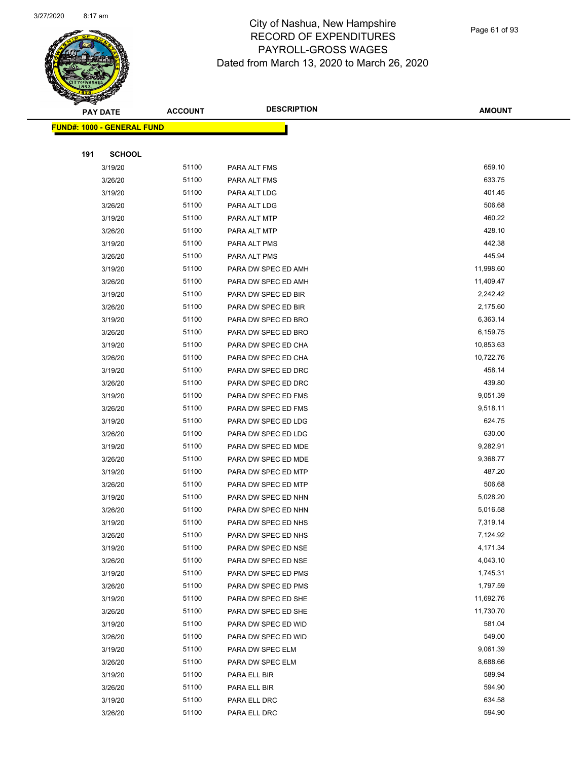# City of Nashua, New Hampshire
## RECORD OF EXPENDITURES
## PAYROLL-GROSS WAGES
## Dated from March 13, 2020 to March 26, 2020

| PAY DATE | ACCOUNT | DESCRIPTION | AMOUNT |
|---|---|---|---|

**FUND#: 1000 - GENERAL FUND**

**191 SCHOOL**

| PAY DATE | ACCOUNT | DESCRIPTION | AMOUNT |
|---|---|---|---|
| 3/19/20 | 51100 | PARA ALT FMS | 659.10 |
| 3/26/20 | 51100 | PARA ALT FMS | 633.75 |
| 3/19/20 | 51100 | PARA ALT LDG | 401.45 |
| 3/26/20 | 51100 | PARA ALT LDG | 506.68 |
| 3/19/20 | 51100 | PARA ALT MTP | 460.22 |
| 3/26/20 | 51100 | PARA ALT MTP | 428.10 |
| 3/19/20 | 51100 | PARA ALT PMS | 442.38 |
| 3/26/20 | 51100 | PARA ALT PMS | 445.94 |
| 3/19/20 | 51100 | PARA DW SPEC ED AMH | 11,998.60 |
| 3/26/20 | 51100 | PARA DW SPEC ED AMH | 11,409.47 |
| 3/19/20 | 51100 | PARA DW SPEC ED BIR | 2,242.42 |
| 3/26/20 | 51100 | PARA DW SPEC ED BIR | 2,175.60 |
| 3/19/20 | 51100 | PARA DW SPEC ED BRO | 6,363.14 |
| 3/26/20 | 51100 | PARA DW SPEC ED BRO | 6,159.75 |
| 3/19/20 | 51100 | PARA DW SPEC ED CHA | 10,853.63 |
| 3/26/20 | 51100 | PARA DW SPEC ED CHA | 10,722.76 |
| 3/19/20 | 51100 | PARA DW SPEC ED DRC | 458.14 |
| 3/26/20 | 51100 | PARA DW SPEC ED DRC | 439.80 |
| 3/19/20 | 51100 | PARA DW SPEC ED FMS | 9,051.39 |
| 3/26/20 | 51100 | PARA DW SPEC ED FMS | 9,518.11 |
| 3/19/20 | 51100 | PARA DW SPEC ED LDG | 624.75 |
| 3/26/20 | 51100 | PARA DW SPEC ED LDG | 630.00 |
| 3/19/20 | 51100 | PARA DW SPEC ED MDE | 9,282.91 |
| 3/26/20 | 51100 | PARA DW SPEC ED MDE | 9,368.77 |
| 3/19/20 | 51100 | PARA DW SPEC ED MTP | 487.20 |
| 3/26/20 | 51100 | PARA DW SPEC ED MTP | 506.68 |
| 3/19/20 | 51100 | PARA DW SPEC ED NHN | 5,028.20 |
| 3/26/20 | 51100 | PARA DW SPEC ED NHN | 5,016.58 |
| 3/19/20 | 51100 | PARA DW SPEC ED NHS | 7,319.14 |
| 3/26/20 | 51100 | PARA DW SPEC ED NHS | 7,124.92 |
| 3/19/20 | 51100 | PARA DW SPEC ED NSE | 4,171.34 |
| 3/26/20 | 51100 | PARA DW SPEC ED NSE | 4,043.10 |
| 3/19/20 | 51100 | PARA DW SPEC ED PMS | 1,745.31 |
| 3/26/20 | 51100 | PARA DW SPEC ED PMS | 1,797.59 |
| 3/19/20 | 51100 | PARA DW SPEC ED SHE | 11,692.76 |
| 3/26/20 | 51100 | PARA DW SPEC ED SHE | 11,730.70 |
| 3/19/20 | 51100 | PARA DW SPEC ED WID | 581.04 |
| 3/26/20 | 51100 | PARA DW SPEC ED WID | 549.00 |
| 3/19/20 | 51100 | PARA DW SPEC ELM | 9,061.39 |
| 3/26/20 | 51100 | PARA DW SPEC ELM | 8,688.66 |
| 3/19/20 | 51100 | PARA ELL BIR | 589.94 |
| 3/26/20 | 51100 | PARA ELL BIR | 594.90 |
| 3/19/20 | 51100 | PARA ELL DRC | 634.58 |
| 3/26/20 | 51100 | PARA ELL DRC | 594.90 |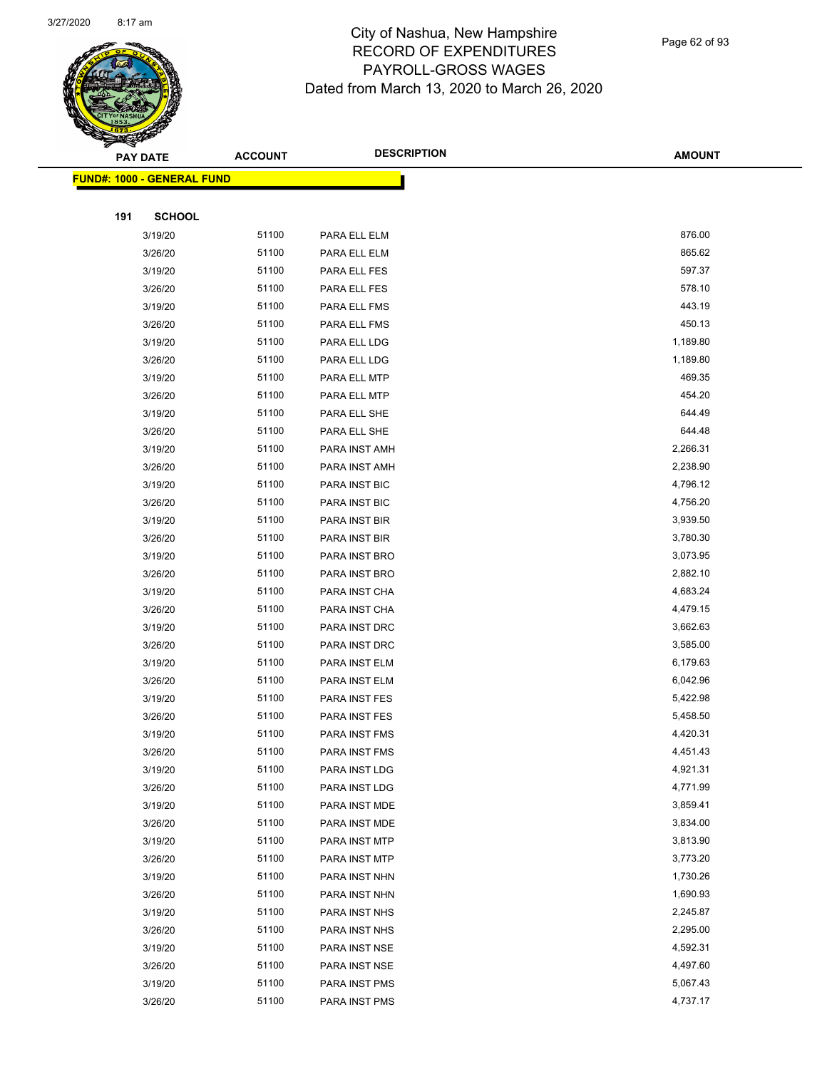# City of Nashua, New Hampshire
## RECORD OF EXPENDITURES
## PAYROLL-GROSS WAGES
## Dated from March 13, 2020 to March 26, 2020

**FUND#: 1000 - GENERAL FUND**

**191 SCHOOL**

| PAY DATE | ACCOUNT | DESCRIPTION | AMOUNT |
|---|---|---|---|
| 3/19/20 | 51100 | PARA ELL ELM | 876.00 |
| 3/26/20 | 51100 | PARA ELL ELM | 865.62 |
| 3/19/20 | 51100 | PARA ELL FES | 597.37 |
| 3/26/20 | 51100 | PARA ELL FES | 578.10 |
| 3/19/20 | 51100 | PARA ELL FMS | 443.19 |
| 3/26/20 | 51100 | PARA ELL FMS | 450.13 |
| 3/19/20 | 51100 | PARA ELL LDG | 1,189.80 |
| 3/26/20 | 51100 | PARA ELL LDG | 1,189.80 |
| 3/19/20 | 51100 | PARA ELL MTP | 469.35 |
| 3/26/20 | 51100 | PARA ELL MTP | 454.20 |
| 3/19/20 | 51100 | PARA ELL SHE | 644.49 |
| 3/26/20 | 51100 | PARA ELL SHE | 644.48 |
| 3/19/20 | 51100 | PARA INST AMH | 2,266.31 |
| 3/26/20 | 51100 | PARA INST AMH | 2,238.90 |
| 3/19/20 | 51100 | PARA INST BIC | 4,796.12 |
| 3/26/20 | 51100 | PARA INST BIC | 4,756.20 |
| 3/19/20 | 51100 | PARA INST BIR | 3,939.50 |
| 3/26/20 | 51100 | PARA INST BIR | 3,780.30 |
| 3/19/20 | 51100 | PARA INST BRO | 3,073.95 |
| 3/26/20 | 51100 | PARA INST BRO | 2,882.10 |
| 3/19/20 | 51100 | PARA INST CHA | 4,683.24 |
| 3/26/20 | 51100 | PARA INST CHA | 4,479.15 |
| 3/19/20 | 51100 | PARA INST DRC | 3,662.63 |
| 3/26/20 | 51100 | PARA INST DRC | 3,585.00 |
| 3/19/20 | 51100 | PARA INST ELM | 6,179.63 |
| 3/26/20 | 51100 | PARA INST ELM | 6,042.96 |
| 3/19/20 | 51100 | PARA INST FES | 5,422.98 |
| 3/26/20 | 51100 | PARA INST FES | 5,458.50 |
| 3/19/20 | 51100 | PARA INST FMS | 4,420.31 |
| 3/26/20 | 51100 | PARA INST FMS | 4,451.43 |
| 3/19/20 | 51100 | PARA INST LDG | 4,921.31 |
| 3/26/20 | 51100 | PARA INST LDG | 4,771.99 |
| 3/19/20 | 51100 | PARA INST MDE | 3,859.41 |
| 3/26/20 | 51100 | PARA INST MDE | 3,834.00 |
| 3/19/20 | 51100 | PARA INST MTP | 3,813.90 |
| 3/26/20 | 51100 | PARA INST MTP | 3,773.20 |
| 3/19/20 | 51100 | PARA INST NHN | 1,730.26 |
| 3/26/20 | 51100 | PARA INST NHN | 1,690.93 |
| 3/19/20 | 51100 | PARA INST NHS | 2,245.87 |
| 3/26/20 | 51100 | PARA INST NHS | 2,295.00 |
| 3/19/20 | 51100 | PARA INST NSE | 4,592.31 |
| 3/26/20 | 51100 | PARA INST NSE | 4,497.60 |
| 3/19/20 | 51100 | PARA INST PMS | 5,067.43 |
| 3/26/20 | 51100 | PARA INST PMS | 4,737.17 |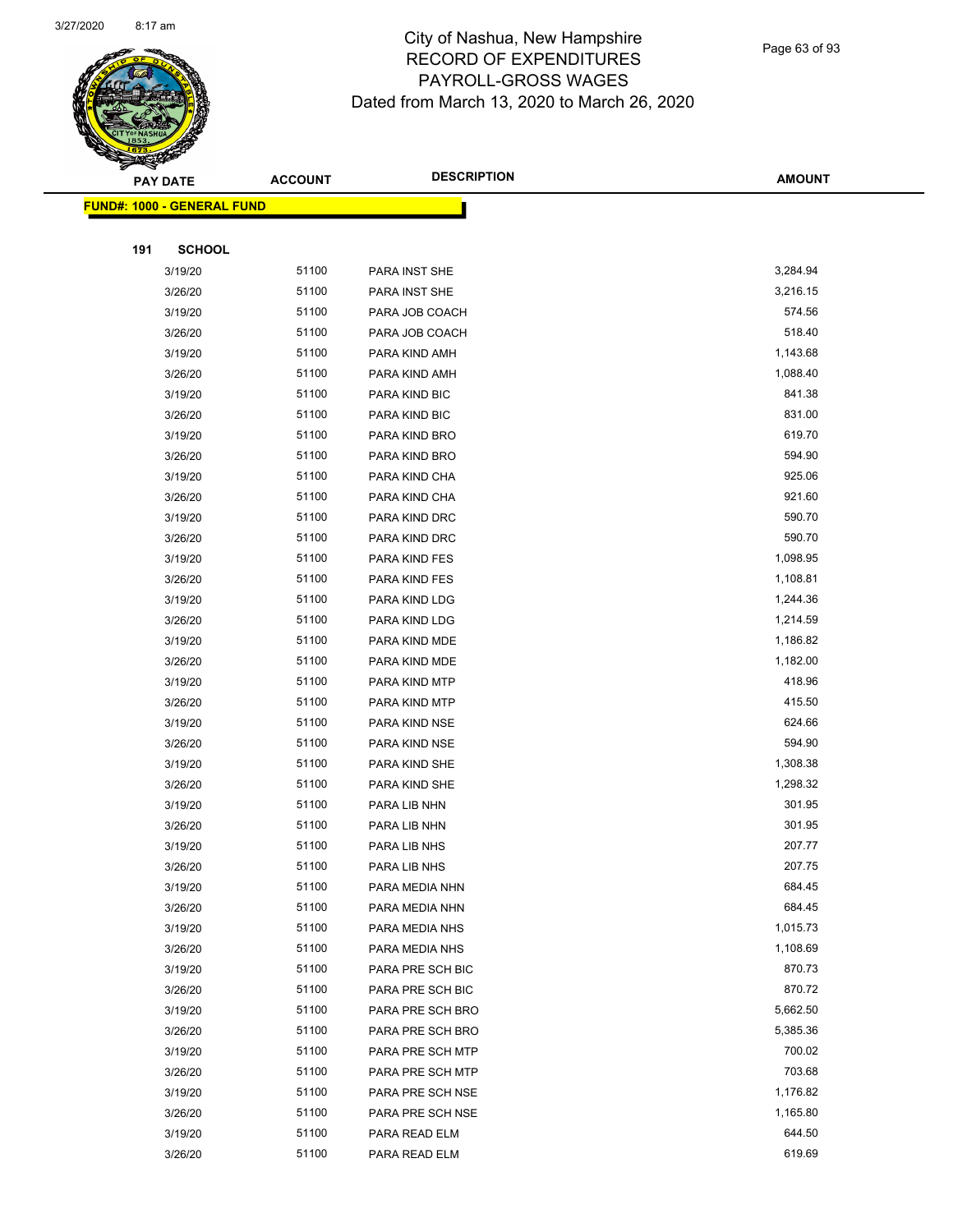# City of Nashua, New Hampshire
# RECORD OF EXPENDITURES
# PAYROLL-GROSS WAGES
# Dated from March 13, 2020 to March 26, 2020

**FUND#: 1000 - GENERAL FUND**

**191 SCHOOL**

| PAY DATE | ACCOUNT | DESCRIPTION | AMOUNT |
|---|---|---|---|
| 3/19/20 | 51100 | PARA INST SHE | 3,284.94 |
| 3/26/20 | 51100 | PARA INST SHE | 3,216.15 |
| 3/19/20 | 51100 | PARA JOB COACH | 574.56 |
| 3/26/20 | 51100 | PARA JOB COACH | 518.40 |
| 3/19/20 | 51100 | PARA KIND AMH | 1,143.68 |
| 3/26/20 | 51100 | PARA KIND AMH | 1,088.40 |
| 3/19/20 | 51100 | PARA KIND BIC | 841.38 |
| 3/26/20 | 51100 | PARA KIND BIC | 831.00 |
| 3/19/20 | 51100 | PARA KIND BRO | 619.70 |
| 3/26/20 | 51100 | PARA KIND BRO | 594.90 |
| 3/19/20 | 51100 | PARA KIND CHA | 925.06 |
| 3/26/20 | 51100 | PARA KIND CHA | 921.60 |
| 3/19/20 | 51100 | PARA KIND DRC | 590.70 |
| 3/26/20 | 51100 | PARA KIND DRC | 590.70 |
| 3/19/20 | 51100 | PARA KIND FES | 1,098.95 |
| 3/26/20 | 51100 | PARA KIND FES | 1,108.81 |
| 3/19/20 | 51100 | PARA KIND LDG | 1,244.36 |
| 3/26/20 | 51100 | PARA KIND LDG | 1,214.59 |
| 3/19/20 | 51100 | PARA KIND MDE | 1,186.82 |
| 3/26/20 | 51100 | PARA KIND MDE | 1,182.00 |
| 3/19/20 | 51100 | PARA KIND MTP | 418.96 |
| 3/26/20 | 51100 | PARA KIND MTP | 415.50 |
| 3/19/20 | 51100 | PARA KIND NSE | 624.66 |
| 3/26/20 | 51100 | PARA KIND NSE | 594.90 |
| 3/19/20 | 51100 | PARA KIND SHE | 1,308.38 |
| 3/26/20 | 51100 | PARA KIND SHE | 1,298.32 |
| 3/19/20 | 51100 | PARA LIB NHN | 301.95 |
| 3/26/20 | 51100 | PARA LIB NHN | 301.95 |
| 3/19/20 | 51100 | PARA LIB NHS | 207.77 |
| 3/26/20 | 51100 | PARA LIB NHS | 207.75 |
| 3/19/20 | 51100 | PARA MEDIA NHN | 684.45 |
| 3/26/20 | 51100 | PARA MEDIA NHN | 684.45 |
| 3/19/20 | 51100 | PARA MEDIA NHS | 1,015.73 |
| 3/26/20 | 51100 | PARA MEDIA NHS | 1,108.69 |
| 3/19/20 | 51100 | PARA PRE SCH BIC | 870.73 |
| 3/26/20 | 51100 | PARA PRE SCH BIC | 870.72 |
| 3/19/20 | 51100 | PARA PRE SCH BRO | 5,662.50 |
| 3/26/20 | 51100 | PARA PRE SCH BRO | 5,385.36 |
| 3/19/20 | 51100 | PARA PRE SCH MTP | 700.02 |
| 3/26/20 | 51100 | PARA PRE SCH MTP | 703.68 |
| 3/19/20 | 51100 | PARA PRE SCH NSE | 1,176.82 |
| 3/26/20 | 51100 | PARA PRE SCH NSE | 1,165.80 |
| 3/19/20 | 51100 | PARA READ ELM | 644.50 |
| 3/26/20 | 51100 | PARA READ ELM | 619.69 |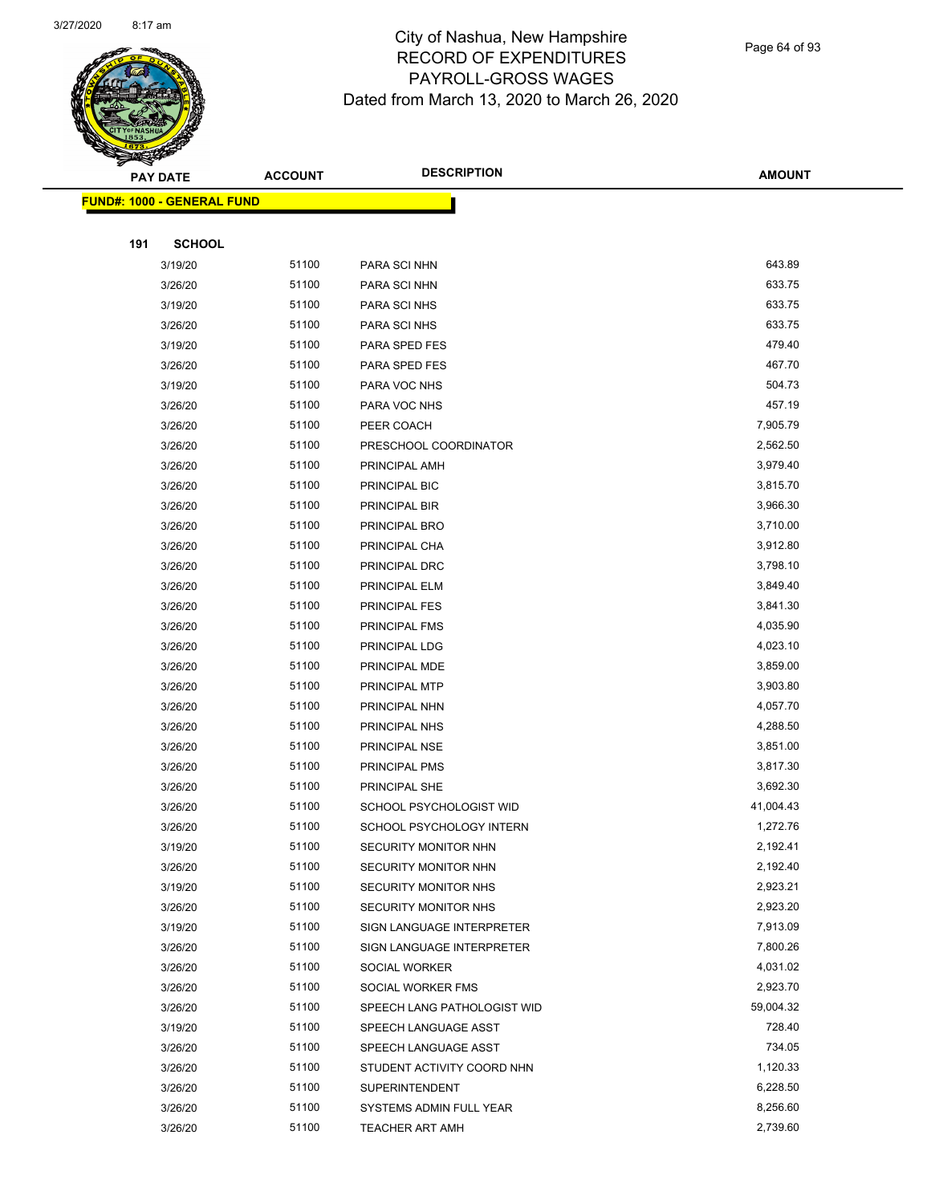# City of Nashua, New Hampshire
## RECORD OF EXPENDITURES
## PAYROLL-GROSS WAGES
### Dated from March 13, 2020 to March 26, 2020

| PAY DATE | ACCOUNT | DESCRIPTION | AMOUNT |
|---|---|---|---|
| **FUND#: 1000 - GENERAL FUND** | | | |
| **191 SCHOOL** | | | |
| 3/19/20 | 51100 | PARA SCI NHN | 643.89 |
| 3/26/20 | 51100 | PARA SCI NHN | 633.75 |
| 3/19/20 | 51100 | PARA SCI NHS | 633.75 |
| 3/26/20 | 51100 | PARA SCI NHS | 633.75 |
| 3/19/20 | 51100 | PARA SPED FES | 479.40 |
| 3/26/20 | 51100 | PARA SPED FES | 467.70 |
| 3/19/20 | 51100 | PARA VOC NHS | 504.73 |
| 3/26/20 | 51100 | PARA VOC NHS | 457.19 |
| 3/26/20 | 51100 | PEER COACH | 7,905.79 |
| 3/26/20 | 51100 | PRESCHOOL COORDINATOR | 2,562.50 |
| 3/26/20 | 51100 | PRINCIPAL AMH | 3,979.40 |
| 3/26/20 | 51100 | PRINCIPAL BIC | 3,815.70 |
| 3/26/20 | 51100 | PRINCIPAL BIR | 3,966.30 |
| 3/26/20 | 51100 | PRINCIPAL BRO | 3,710.00 |
| 3/26/20 | 51100 | PRINCIPAL CHA | 3,912.80 |
| 3/26/20 | 51100 | PRINCIPAL DRC | 3,798.10 |
| 3/26/20 | 51100 | PRINCIPAL ELM | 3,849.40 |
| 3/26/20 | 51100 | PRINCIPAL FES | 3,841.30 |
| 3/26/20 | 51100 | PRINCIPAL FMS | 4,035.90 |
| 3/26/20 | 51100 | PRINCIPAL LDG | 4,023.10 |
| 3/26/20 | 51100 | PRINCIPAL MDE | 3,859.00 |
| 3/26/20 | 51100 | PRINCIPAL MTP | 3,903.80 |
| 3/26/20 | 51100 | PRINCIPAL NHN | 4,057.70 |
| 3/26/20 | 51100 | PRINCIPAL NHS | 4,288.50 |
| 3/26/20 | 51100 | PRINCIPAL NSE | 3,851.00 |
| 3/26/20 | 51100 | PRINCIPAL PMS | 3,817.30 |
| 3/26/20 | 51100 | PRINCIPAL SHE | 3,692.30 |
| 3/26/20 | 51100 | SCHOOL PSYCHOLOGIST WID | 41,004.43 |
| 3/26/20 | 51100 | SCHOOL PSYCHOLOGY INTERN | 1,272.76 |
| 3/19/20 | 51100 | SECURITY MONITOR NHN | 2,192.41 |
| 3/26/20 | 51100 | SECURITY MONITOR NHN | 2,192.40 |
| 3/19/20 | 51100 | SECURITY MONITOR NHS | 2,923.21 |
| 3/26/20 | 51100 | SECURITY MONITOR NHS | 2,923.20 |
| 3/19/20 | 51100 | SIGN LANGUAGE INTERPRETER | 7,913.09 |
| 3/26/20 | 51100 | SIGN LANGUAGE INTERPRETER | 7,800.26 |
| 3/26/20 | 51100 | SOCIAL WORKER | 4,031.02 |
| 3/26/20 | 51100 | SOCIAL WORKER FMS | 2,923.70 |
| 3/26/20 | 51100 | SPEECH LANG PATHOLOGIST WID | 59,004.32 |
| 3/19/20 | 51100 | SPEECH LANGUAGE ASST | 728.40 |
| 3/26/20 | 51100 | SPEECH LANGUAGE ASST | 734.05 |
| 3/26/20 | 51100 | STUDENT ACTIVITY COORD NHN | 1,120.33 |
| 3/26/20 | 51100 | SUPERINTENDENT | 6,228.50 |
| 3/26/20 | 51100 | SYSTEMS ADMIN FULL YEAR | 8,256.60 |
| 3/26/20 | 51100 | TEACHER ART AMH | 2,739.60 |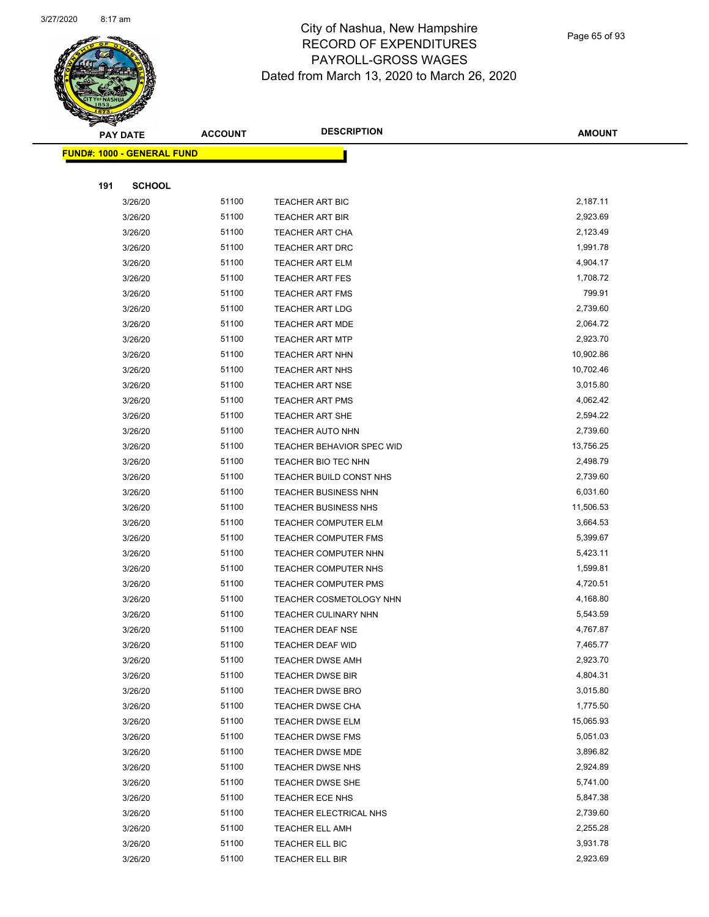# City of Nashua, New Hampshire
## RECORD OF EXPENDITURES
## PAYROLL-GROSS WAGES
## Dated from March 13, 2020 to March 26, 2020

**FUND#: 1000 - GENERAL FUND**

**191 SCHOOL**

| PAY DATE | ACCOUNT | DESCRIPTION | AMOUNT |
|---|---|---|---|
| 3/26/20 | 51100 | TEACHER ART BIC | 2,187.11 |
| 3/26/20 | 51100 | TEACHER ART BIR | 2,923.69 |
| 3/26/20 | 51100 | TEACHER ART CHA | 2,123.49 |
| 3/26/20 | 51100 | TEACHER ART DRC | 1,991.78 |
| 3/26/20 | 51100 | TEACHER ART ELM | 4,904.17 |
| 3/26/20 | 51100 | TEACHER ART FES | 1,708.72 |
| 3/26/20 | 51100 | TEACHER ART FMS | 799.91 |
| 3/26/20 | 51100 | TEACHER ART LDG | 2,739.60 |
| 3/26/20 | 51100 | TEACHER ART MDE | 2,064.72 |
| 3/26/20 | 51100 | TEACHER ART MTP | 2,923.70 |
| 3/26/20 | 51100 | TEACHER ART NHN | 10,902.86 |
| 3/26/20 | 51100 | TEACHER ART NHS | 10,702.46 |
| 3/26/20 | 51100 | TEACHER ART NSE | 3,015.80 |
| 3/26/20 | 51100 | TEACHER ART PMS | 4,062.42 |
| 3/26/20 | 51100 | TEACHER ART SHE | 2,594.22 |
| 3/26/20 | 51100 | TEACHER AUTO NHN | 2,739.60 |
| 3/26/20 | 51100 | TEACHER BEHAVIOR SPEC WID | 13,756.25 |
| 3/26/20 | 51100 | TEACHER BIO TEC NHN | 2,498.79 |
| 3/26/20 | 51100 | TEACHER BUILD CONST NHS | 2,739.60 |
| 3/26/20 | 51100 | TEACHER BUSINESS NHN | 6,031.60 |
| 3/26/20 | 51100 | TEACHER BUSINESS NHS | 11,506.53 |
| 3/26/20 | 51100 | TEACHER COMPUTER ELM | 3,664.53 |
| 3/26/20 | 51100 | TEACHER COMPUTER FMS | 5,399.67 |
| 3/26/20 | 51100 | TEACHER COMPUTER NHN | 5,423.11 |
| 3/26/20 | 51100 | TEACHER COMPUTER NHS | 1,599.81 |
| 3/26/20 | 51100 | TEACHER COMPUTER PMS | 4,720.51 |
| 3/26/20 | 51100 | TEACHER COSMETOLOGY NHN | 4,168.80 |
| 3/26/20 | 51100 | TEACHER CULINARY NHN | 5,543.59 |
| 3/26/20 | 51100 | TEACHER DEAF NSE | 4,767.87 |
| 3/26/20 | 51100 | TEACHER DEAF WID | 7,465.77 |
| 3/26/20 | 51100 | TEACHER DWSE AMH | 2,923.70 |
| 3/26/20 | 51100 | TEACHER DWSE BIR | 4,804.31 |
| 3/26/20 | 51100 | TEACHER DWSE BRO | 3,015.80 |
| 3/26/20 | 51100 | TEACHER DWSE CHA | 1,775.50 |
| 3/26/20 | 51100 | TEACHER DWSE ELM | 15,065.93 |
| 3/26/20 | 51100 | TEACHER DWSE FMS | 5,051.03 |
| 3/26/20 | 51100 | TEACHER DWSE MDE | 3,896.82 |
| 3/26/20 | 51100 | TEACHER DWSE NHS | 2,924.89 |
| 3/26/20 | 51100 | TEACHER DWSE SHE | 5,741.00 |
| 3/26/20 | 51100 | TEACHER ECE NHS | 5,847.38 |
| 3/26/20 | 51100 | TEACHER ELECTRICAL NHS | 2,739.60 |
| 3/26/20 | 51100 | TEACHER ELL AMH | 2,255.28 |
| 3/26/20 | 51100 | TEACHER ELL BIC | 3,931.78 |
| 3/26/20 | 51100 | TEACHER ELL BIR | 2,923.69 |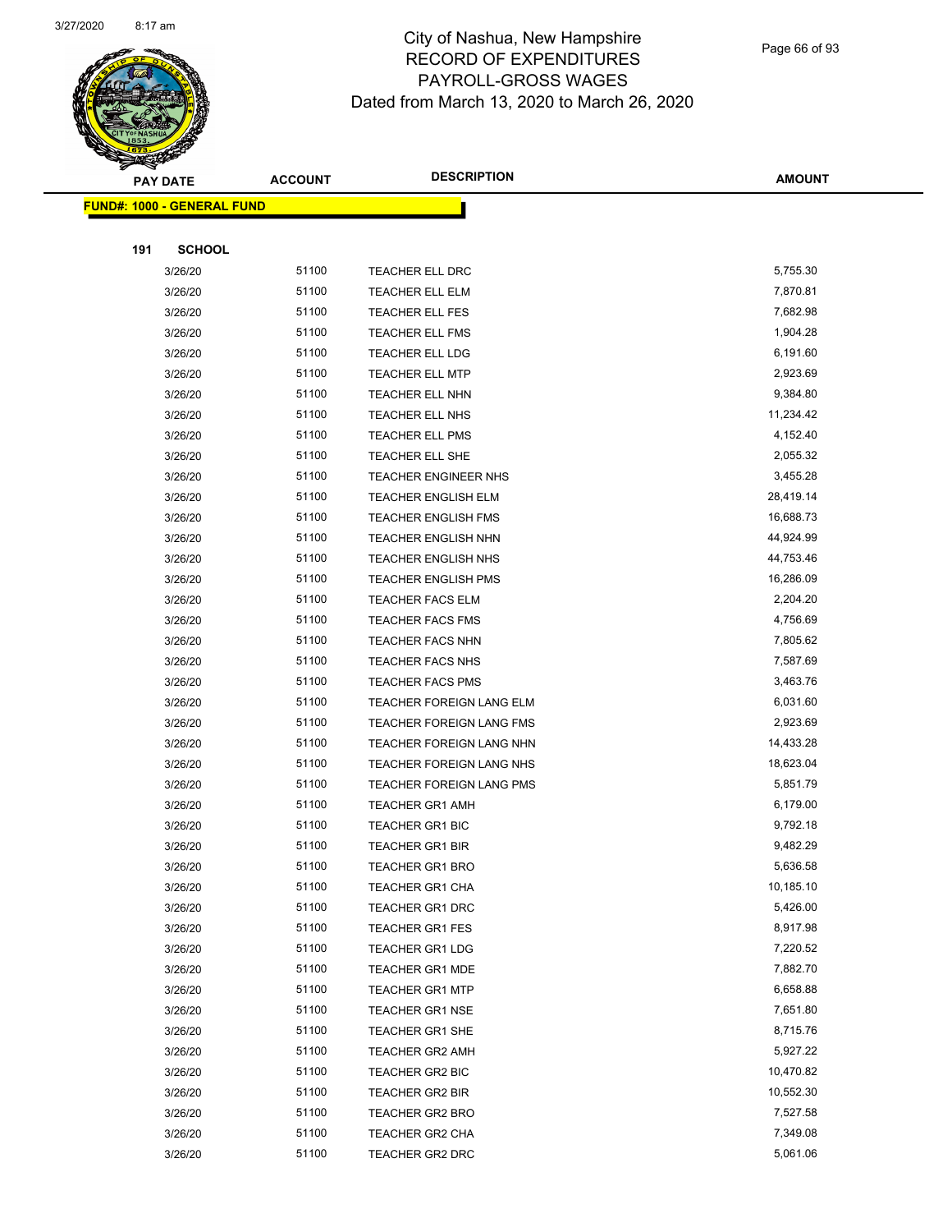# City of Nashua, New Hampshire
## RECORD OF EXPENDITURES
## PAYROLL-GROSS WAGES
### Dated from March 13, 2020 to March 26, 2020

**FUND#: 1000 - GENERAL FUND**

**191 SCHOOL**

| PAY DATE | ACCOUNT | DESCRIPTION | AMOUNT |
|---|---|---|---|
| 3/26/20 | 51100 | TEACHER ELL DRC | 5,755.30 |
| 3/26/20 | 51100 | TEACHER ELL ELM | 7,870.81 |
| 3/26/20 | 51100 | TEACHER ELL FES | 7,682.98 |
| 3/26/20 | 51100 | TEACHER ELL FMS | 1,904.28 |
| 3/26/20 | 51100 | TEACHER ELL LDG | 6,191.60 |
| 3/26/20 | 51100 | TEACHER ELL MTP | 2,923.69 |
| 3/26/20 | 51100 | TEACHER ELL NHN | 9,384.80 |
| 3/26/20 | 51100 | TEACHER ELL NHS | 11,234.42 |
| 3/26/20 | 51100 | TEACHER ELL PMS | 4,152.40 |
| 3/26/20 | 51100 | TEACHER ELL SHE | 2,055.32 |
| 3/26/20 | 51100 | TEACHER ENGINEER NHS | 3,455.28 |
| 3/26/20 | 51100 | TEACHER ENGLISH ELM | 28,419.14 |
| 3/26/20 | 51100 | TEACHER ENGLISH FMS | 16,688.73 |
| 3/26/20 | 51100 | TEACHER ENGLISH NHN | 44,924.99 |
| 3/26/20 | 51100 | TEACHER ENGLISH NHS | 44,753.46 |
| 3/26/20 | 51100 | TEACHER ENGLISH PMS | 16,286.09 |
| 3/26/20 | 51100 | TEACHER FACS ELM | 2,204.20 |
| 3/26/20 | 51100 | TEACHER FACS FMS | 4,756.69 |
| 3/26/20 | 51100 | TEACHER FACS NHN | 7,805.62 |
| 3/26/20 | 51100 | TEACHER FACS NHS | 7,587.69 |
| 3/26/20 | 51100 | TEACHER FACS PMS | 3,463.76 |
| 3/26/20 | 51100 | TEACHER FOREIGN LANG ELM | 6,031.60 |
| 3/26/20 | 51100 | TEACHER FOREIGN LANG FMS | 2,923.69 |
| 3/26/20 | 51100 | TEACHER FOREIGN LANG NHN | 14,433.28 |
| 3/26/20 | 51100 | TEACHER FOREIGN LANG NHS | 18,623.04 |
| 3/26/20 | 51100 | TEACHER FOREIGN LANG PMS | 5,851.79 |
| 3/26/20 | 51100 | TEACHER GR1 AMH | 6,179.00 |
| 3/26/20 | 51100 | TEACHER GR1 BIC | 9,792.18 |
| 3/26/20 | 51100 | TEACHER GR1 BIR | 9,482.29 |
| 3/26/20 | 51100 | TEACHER GR1 BRO | 5,636.58 |
| 3/26/20 | 51100 | TEACHER GR1 CHA | 10,185.10 |
| 3/26/20 | 51100 | TEACHER GR1 DRC | 5,426.00 |
| 3/26/20 | 51100 | TEACHER GR1 FES | 8,917.98 |
| 3/26/20 | 51100 | TEACHER GR1 LDG | 7,220.52 |
| 3/26/20 | 51100 | TEACHER GR1 MDE | 7,882.70 |
| 3/26/20 | 51100 | TEACHER GR1 MTP | 6,658.88 |
| 3/26/20 | 51100 | TEACHER GR1 NSE | 7,651.80 |
| 3/26/20 | 51100 | TEACHER GR1 SHE | 8,715.76 |
| 3/26/20 | 51100 | TEACHER GR2 AMH | 5,927.22 |
| 3/26/20 | 51100 | TEACHER GR2 BIC | 10,470.82 |
| 3/26/20 | 51100 | TEACHER GR2 BIR | 10,552.30 |
| 3/26/20 | 51100 | TEACHER GR2 BRO | 7,527.58 |
| 3/26/20 | 51100 | TEACHER GR2 CHA | 7,349.08 |
| 3/26/20 | 51100 | TEACHER GR2 DRC | 5,061.06 |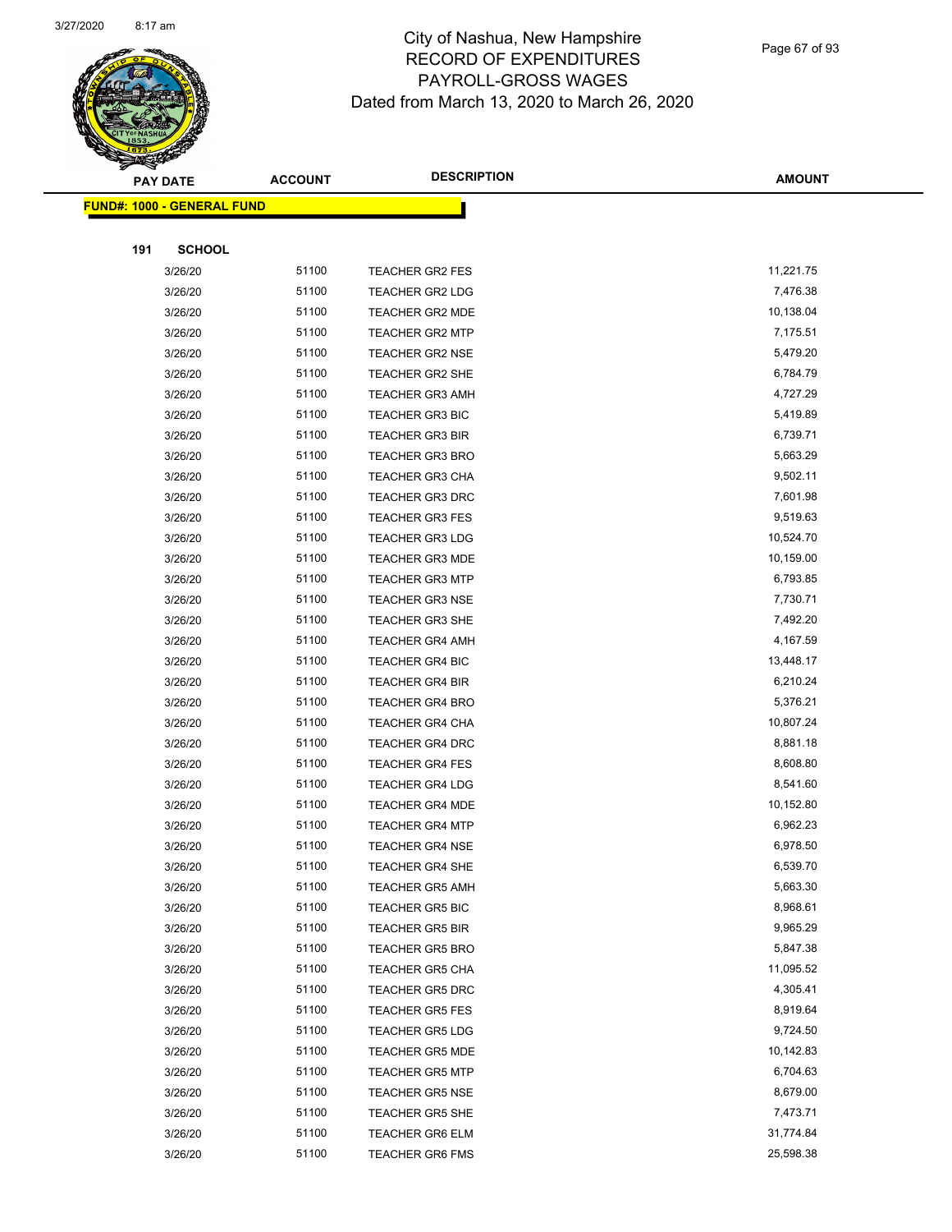# City of Nashua, New Hampshire
## RECORD OF EXPENDITURES
## PAYROLL-GROSS WAGES
## Dated from March 13, 2020 to March 26, 2020

| PAY DATE | ACCOUNT | DESCRIPTION | AMOUNT |
|---|---|---|---|

**FUND#: 1000 - GENERAL FUND**

**191 SCHOOL**

| PAY DATE | ACCOUNT | DESCRIPTION | AMOUNT |
|---|---|---|---|
| 3/26/20 | 51100 | TEACHER GR2 FES | 11,221.75 |
| 3/26/20 | 51100 | TEACHER GR2 LDG | 7,476.38 |
| 3/26/20 | 51100 | TEACHER GR2 MDE | 10,138.04 |
| 3/26/20 | 51100 | TEACHER GR2 MTP | 7,175.51 |
| 3/26/20 | 51100 | TEACHER GR2 NSE | 5,479.20 |
| 3/26/20 | 51100 | TEACHER GR2 SHE | 6,784.79 |
| 3/26/20 | 51100 | TEACHER GR3 AMH | 4,727.29 |
| 3/26/20 | 51100 | TEACHER GR3 BIC | 5,419.89 |
| 3/26/20 | 51100 | TEACHER GR3 BIR | 6,739.71 |
| 3/26/20 | 51100 | TEACHER GR3 BRO | 5,663.29 |
| 3/26/20 | 51100 | TEACHER GR3 CHA | 9,502.11 |
| 3/26/20 | 51100 | TEACHER GR3 DRC | 7,601.98 |
| 3/26/20 | 51100 | TEACHER GR3 FES | 9,519.63 |
| 3/26/20 | 51100 | TEACHER GR3 LDG | 10,524.70 |
| 3/26/20 | 51100 | TEACHER GR3 MDE | 10,159.00 |
| 3/26/20 | 51100 | TEACHER GR3 MTP | 6,793.85 |
| 3/26/20 | 51100 | TEACHER GR3 NSE | 7,730.71 |
| 3/26/20 | 51100 | TEACHER GR3 SHE | 7,492.20 |
| 3/26/20 | 51100 | TEACHER GR4 AMH | 4,167.59 |
| 3/26/20 | 51100 | TEACHER GR4 BIC | 13,448.17 |
| 3/26/20 | 51100 | TEACHER GR4 BIR | 6,210.24 |
| 3/26/20 | 51100 | TEACHER GR4 BRO | 5,376.21 |
| 3/26/20 | 51100 | TEACHER GR4 CHA | 10,807.24 |
| 3/26/20 | 51100 | TEACHER GR4 DRC | 8,881.18 |
| 3/26/20 | 51100 | TEACHER GR4 FES | 8,608.80 |
| 3/26/20 | 51100 | TEACHER GR4 LDG | 8,541.60 |
| 3/26/20 | 51100 | TEACHER GR4 MDE | 10,152.80 |
| 3/26/20 | 51100 | TEACHER GR4 MTP | 6,962.23 |
| 3/26/20 | 51100 | TEACHER GR4 NSE | 6,978.50 |
| 3/26/20 | 51100 | TEACHER GR4 SHE | 6,539.70 |
| 3/26/20 | 51100 | TEACHER GR5 AMH | 5,663.30 |
| 3/26/20 | 51100 | TEACHER GR5 BIC | 8,968.61 |
| 3/26/20 | 51100 | TEACHER GR5 BIR | 9,965.29 |
| 3/26/20 | 51100 | TEACHER GR5 BRO | 5,847.38 |
| 3/26/20 | 51100 | TEACHER GR5 CHA | 11,095.52 |
| 3/26/20 | 51100 | TEACHER GR5 DRC | 4,305.41 |
| 3/26/20 | 51100 | TEACHER GR5 FES | 8,919.64 |
| 3/26/20 | 51100 | TEACHER GR5 LDG | 9,724.50 |
| 3/26/20 | 51100 | TEACHER GR5 MDE | 10,142.83 |
| 3/26/20 | 51100 | TEACHER GR5 MTP | 6,704.63 |
| 3/26/20 | 51100 | TEACHER GR5 NSE | 8,679.00 |
| 3/26/20 | 51100 | TEACHER GR5 SHE | 7,473.71 |
| 3/26/20 | 51100 | TEACHER GR6 ELM | 31,774.84 |
| 3/26/20 | 51100 | TEACHER GR6 FMS | 25,598.38 |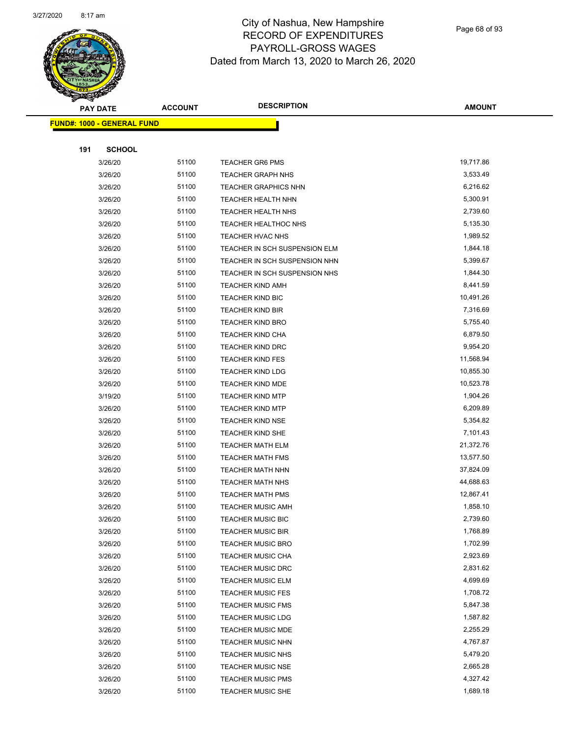# City of Nashua, New Hampshire
## RECORD OF EXPENDITURES
## PAYROLL-GROSS WAGES
### Dated from March 13, 2020 to March 26, 2020

**FUND#: 1000 - GENERAL FUND**

**191 SCHOOL**

| PAY DATE | ACCOUNT | DESCRIPTION | AMOUNT |
|---|---|---|---|
| 3/26/20 | 51100 | TEACHER GR6 PMS | 19,717.86 |
| 3/26/20 | 51100 | TEACHER GRAPH NHS | 3,533.49 |
| 3/26/20 | 51100 | TEACHER GRAPHICS NHN | 6,216.62 |
| 3/26/20 | 51100 | TEACHER HEALTH NHN | 5,300.91 |
| 3/26/20 | 51100 | TEACHER HEALTH NHS | 2,739.60 |
| 3/26/20 | 51100 | TEACHER HEALTHOC NHS | 5,135.30 |
| 3/26/20 | 51100 | TEACHER HVAC NHS | 1,989.52 |
| 3/26/20 | 51100 | TEACHER IN SCH SUSPENSION ELM | 1,844.18 |
| 3/26/20 | 51100 | TEACHER IN SCH SUSPENSION NHN | 5,399.67 |
| 3/26/20 | 51100 | TEACHER IN SCH SUSPENSION NHS | 1,844.30 |
| 3/26/20 | 51100 | TEACHER KIND AMH | 8,441.59 |
| 3/26/20 | 51100 | TEACHER KIND BIC | 10,491.26 |
| 3/26/20 | 51100 | TEACHER KIND BIR | 7,316.69 |
| 3/26/20 | 51100 | TEACHER KIND BRO | 5,755.40 |
| 3/26/20 | 51100 | TEACHER KIND CHA | 6,879.50 |
| 3/26/20 | 51100 | TEACHER KIND DRC | 9,954.20 |
| 3/26/20 | 51100 | TEACHER KIND FES | 11,568.94 |
| 3/26/20 | 51100 | TEACHER KIND LDG | 10,855.30 |
| 3/26/20 | 51100 | TEACHER KIND MDE | 10,523.78 |
| 3/19/20 | 51100 | TEACHER KIND MTP | 1,904.26 |
| 3/26/20 | 51100 | TEACHER KIND MTP | 6,209.89 |
| 3/26/20 | 51100 | TEACHER KIND NSE | 5,354.82 |
| 3/26/20 | 51100 | TEACHER KIND SHE | 7,101.43 |
| 3/26/20 | 51100 | TEACHER MATH ELM | 21,372.76 |
| 3/26/20 | 51100 | TEACHER MATH FMS | 13,577.50 |
| 3/26/20 | 51100 | TEACHER MATH NHN | 37,824.09 |
| 3/26/20 | 51100 | TEACHER MATH NHS | 44,688.63 |
| 3/26/20 | 51100 | TEACHER MATH PMS | 12,867.41 |
| 3/26/20 | 51100 | TEACHER MUSIC AMH | 1,858.10 |
| 3/26/20 | 51100 | TEACHER MUSIC BIC | 2,739.60 |
| 3/26/20 | 51100 | TEACHER MUSIC BIR | 1,768.89 |
| 3/26/20 | 51100 | TEACHER MUSIC BRO | 1,702.99 |
| 3/26/20 | 51100 | TEACHER MUSIC CHA | 2,923.69 |
| 3/26/20 | 51100 | TEACHER MUSIC DRC | 2,831.62 |
| 3/26/20 | 51100 | TEACHER MUSIC ELM | 4,699.69 |
| 3/26/20 | 51100 | TEACHER MUSIC FES | 1,708.72 |
| 3/26/20 | 51100 | TEACHER MUSIC FMS | 5,847.38 |
| 3/26/20 | 51100 | TEACHER MUSIC LDG | 1,587.82 |
| 3/26/20 | 51100 | TEACHER MUSIC MDE | 2,255.29 |
| 3/26/20 | 51100 | TEACHER MUSIC NHN | 4,767.87 |
| 3/26/20 | 51100 | TEACHER MUSIC NHS | 5,479.20 |
| 3/26/20 | 51100 | TEACHER MUSIC NSE | 2,665.28 |
| 3/26/20 | 51100 | TEACHER MUSIC PMS | 4,327.42 |
| 3/26/20 | 51100 | TEACHER MUSIC SHE | 1,689.18 |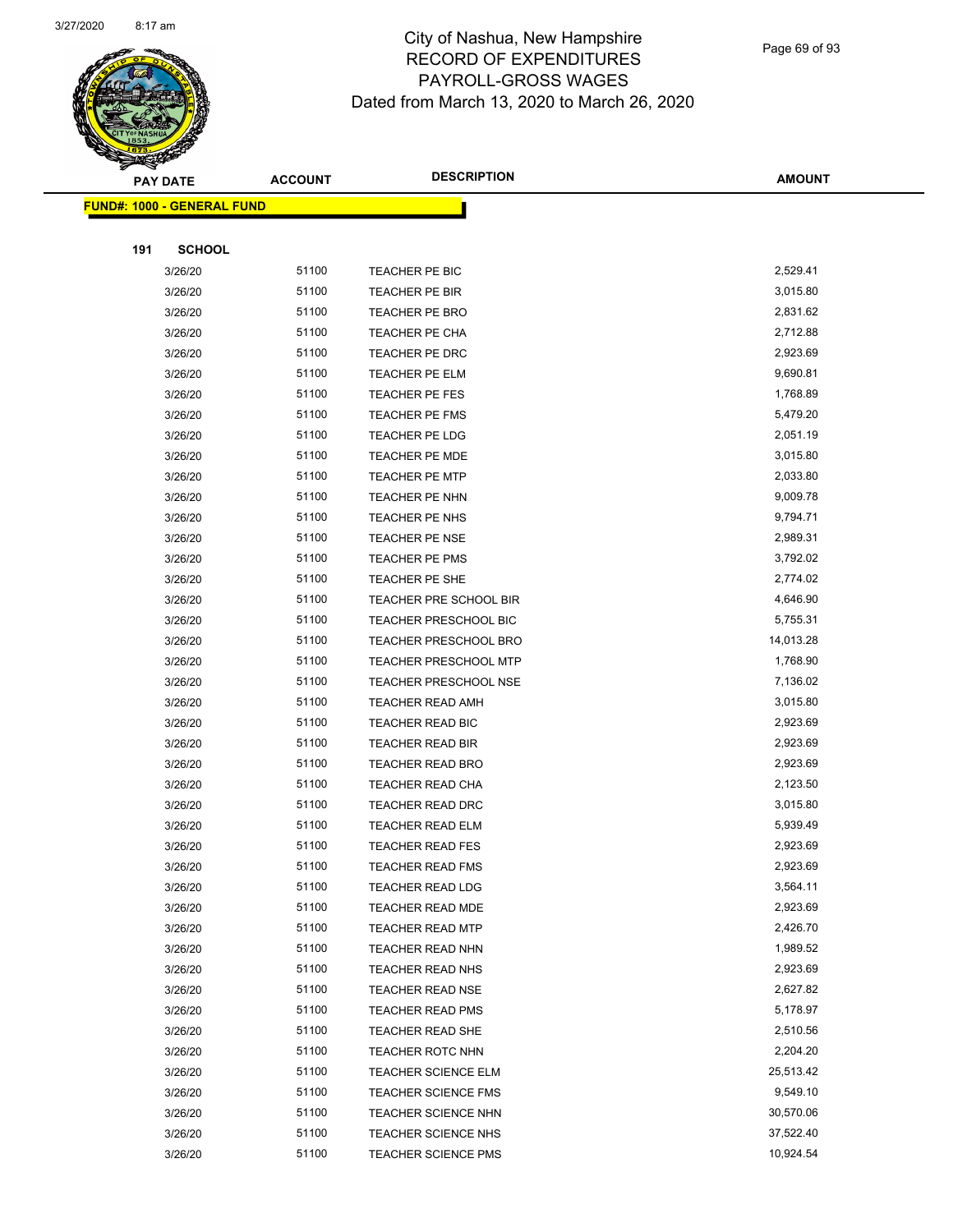# City of Nashua, New Hampshire
# RECORD OF EXPENDITURES
# PAYROLL-GROSS WAGES
# Dated from March 13, 2020 to March 26, 2020

**FUND#: 1000 - GENERAL FUND**

**191 SCHOOL**

| PAY DATE | ACCOUNT | DESCRIPTION | AMOUNT |
|---|---|---|---|
| 3/26/20 | 51100 | TEACHER PE BIC | 2,529.41 |
| 3/26/20 | 51100 | TEACHER PE BIR | 3,015.80 |
| 3/26/20 | 51100 | TEACHER PE BRO | 2,831.62 |
| 3/26/20 | 51100 | TEACHER PE CHA | 2,712.88 |
| 3/26/20 | 51100 | TEACHER PE DRC | 2,923.69 |
| 3/26/20 | 51100 | TEACHER PE ELM | 9,690.81 |
| 3/26/20 | 51100 | TEACHER PE FES | 1,768.89 |
| 3/26/20 | 51100 | TEACHER PE FMS | 5,479.20 |
| 3/26/20 | 51100 | TEACHER PE LDG | 2,051.19 |
| 3/26/20 | 51100 | TEACHER PE MDE | 3,015.80 |
| 3/26/20 | 51100 | TEACHER PE MTP | 2,033.80 |
| 3/26/20 | 51100 | TEACHER PE NHN | 9,009.78 |
| 3/26/20 | 51100 | TEACHER PE NHS | 9,794.71 |
| 3/26/20 | 51100 | TEACHER PE NSE | 2,989.31 |
| 3/26/20 | 51100 | TEACHER PE PMS | 3,792.02 |
| 3/26/20 | 51100 | TEACHER PE SHE | 2,774.02 |
| 3/26/20 | 51100 | TEACHER PRE SCHOOL BIR | 4,646.90 |
| 3/26/20 | 51100 | TEACHER PRESCHOOL BIC | 5,755.31 |
| 3/26/20 | 51100 | TEACHER PRESCHOOL BRO | 14,013.28 |
| 3/26/20 | 51100 | TEACHER PRESCHOOL MTP | 1,768.90 |
| 3/26/20 | 51100 | TEACHER PRESCHOOL NSE | 7,136.02 |
| 3/26/20 | 51100 | TEACHER READ AMH | 3,015.80 |
| 3/26/20 | 51100 | TEACHER READ BIC | 2,923.69 |
| 3/26/20 | 51100 | TEACHER READ BIR | 2,923.69 |
| 3/26/20 | 51100 | TEACHER READ BRO | 2,923.69 |
| 3/26/20 | 51100 | TEACHER READ CHA | 2,123.50 |
| 3/26/20 | 51100 | TEACHER READ DRC | 3,015.80 |
| 3/26/20 | 51100 | TEACHER READ ELM | 5,939.49 |
| 3/26/20 | 51100 | TEACHER READ FES | 2,923.69 |
| 3/26/20 | 51100 | TEACHER READ FMS | 2,923.69 |
| 3/26/20 | 51100 | TEACHER READ LDG | 3,564.11 |
| 3/26/20 | 51100 | TEACHER READ MDE | 2,923.69 |
| 3/26/20 | 51100 | TEACHER READ MTP | 2,426.70 |
| 3/26/20 | 51100 | TEACHER READ NHN | 1,989.52 |
| 3/26/20 | 51100 | TEACHER READ NHS | 2,923.69 |
| 3/26/20 | 51100 | TEACHER READ NSE | 2,627.82 |
| 3/26/20 | 51100 | TEACHER READ PMS | 5,178.97 |
| 3/26/20 | 51100 | TEACHER READ SHE | 2,510.56 |
| 3/26/20 | 51100 | TEACHER ROTC NHN | 2,204.20 |
| 3/26/20 | 51100 | TEACHER SCIENCE ELM | 25,513.42 |
| 3/26/20 | 51100 | TEACHER SCIENCE FMS | 9,549.10 |
| 3/26/20 | 51100 | TEACHER SCIENCE NHN | 30,570.06 |
| 3/26/20 | 51100 | TEACHER SCIENCE NHS | 37,522.40 |
| 3/26/20 | 51100 | TEACHER SCIENCE PMS | 10,924.54 |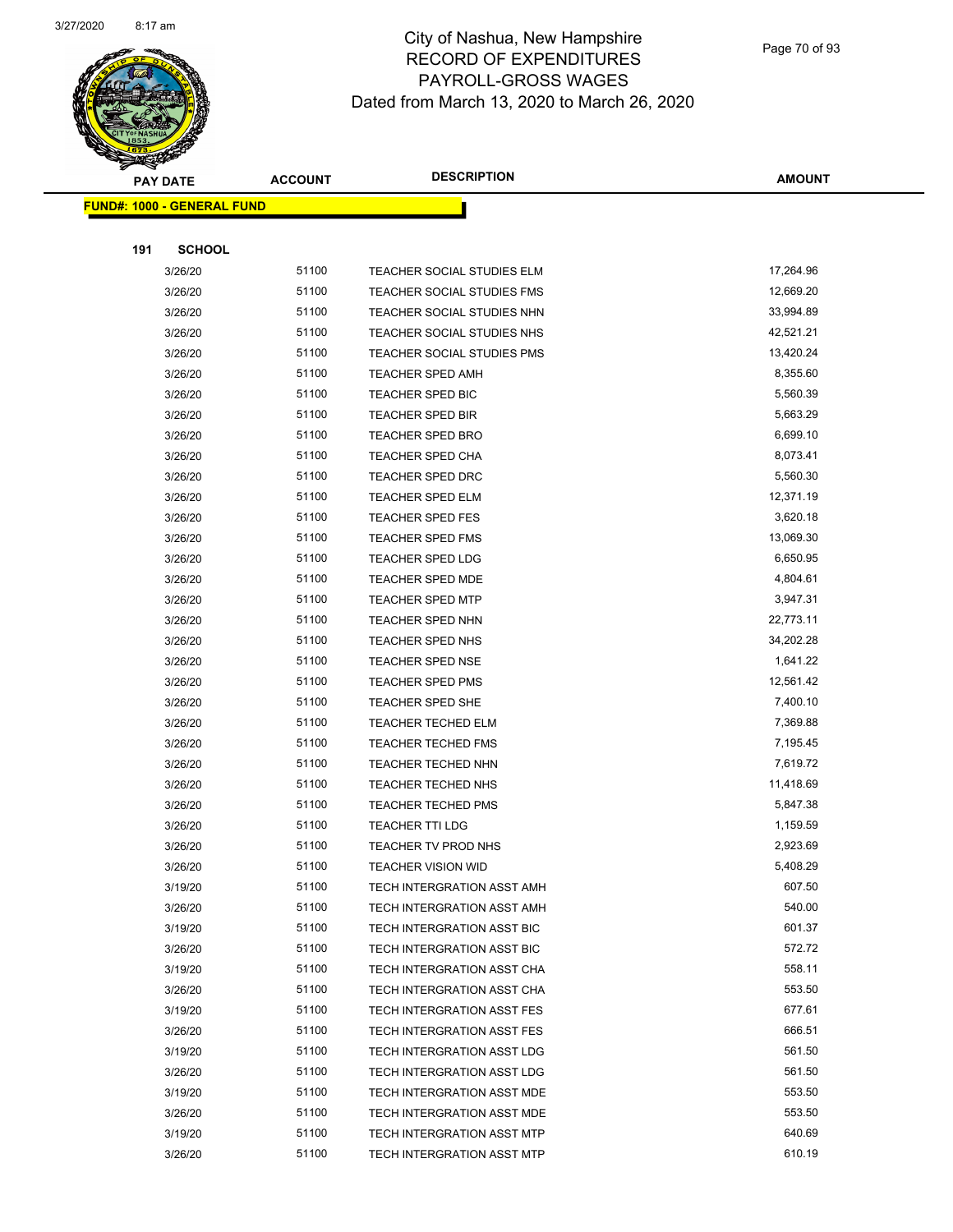# City of Nashua, New Hampshire
# RECORD OF EXPENDITURES
# PAYROLL-GROSS WAGES
# Dated from March 13, 2020 to March 26, 2020

**FUND#: 1000 - GENERAL FUND**

**191 SCHOOL**

| PAY DATE | ACCOUNT | DESCRIPTION | AMOUNT |
|---|---|---|---|
| 3/26/20 | 51100 | TEACHER SOCIAL STUDIES ELM | 17,264.96 |
| 3/26/20 | 51100 | TEACHER SOCIAL STUDIES FMS | 12,669.20 |
| 3/26/20 | 51100 | TEACHER SOCIAL STUDIES NHN | 33,994.89 |
| 3/26/20 | 51100 | TEACHER SOCIAL STUDIES NHS | 42,521.21 |
| 3/26/20 | 51100 | TEACHER SOCIAL STUDIES PMS | 13,420.24 |
| 3/26/20 | 51100 | TEACHER SPED AMH | 8,355.60 |
| 3/26/20 | 51100 | TEACHER SPED BIC | 5,560.39 |
| 3/26/20 | 51100 | TEACHER SPED BIR | 5,663.29 |
| 3/26/20 | 51100 | TEACHER SPED BRO | 6,699.10 |
| 3/26/20 | 51100 | TEACHER SPED CHA | 8,073.41 |
| 3/26/20 | 51100 | TEACHER SPED DRC | 5,560.30 |
| 3/26/20 | 51100 | TEACHER SPED ELM | 12,371.19 |
| 3/26/20 | 51100 | TEACHER SPED FES | 3,620.18 |
| 3/26/20 | 51100 | TEACHER SPED FMS | 13,069.30 |
| 3/26/20 | 51100 | TEACHER SPED LDG | 6,650.95 |
| 3/26/20 | 51100 | TEACHER SPED MDE | 4,804.61 |
| 3/26/20 | 51100 | TEACHER SPED MTP | 3,947.31 |
| 3/26/20 | 51100 | TEACHER SPED NHN | 22,773.11 |
| 3/26/20 | 51100 | TEACHER SPED NHS | 34,202.28 |
| 3/26/20 | 51100 | TEACHER SPED NSE | 1,641.22 |
| 3/26/20 | 51100 | TEACHER SPED PMS | 12,561.42 |
| 3/26/20 | 51100 | TEACHER SPED SHE | 7,400.10 |
| 3/26/20 | 51100 | TEACHER TECHED ELM | 7,369.88 |
| 3/26/20 | 51100 | TEACHER TECHED FMS | 7,195.45 |
| 3/26/20 | 51100 | TEACHER TECHED NHN | 7,619.72 |
| 3/26/20 | 51100 | TEACHER TECHED NHS | 11,418.69 |
| 3/26/20 | 51100 | TEACHER TECHED PMS | 5,847.38 |
| 3/26/20 | 51100 | TEACHER TTI LDG | 1,159.59 |
| 3/26/20 | 51100 | TEACHER TV PROD NHS | 2,923.69 |
| 3/26/20 | 51100 | TEACHER VISION WID | 5,408.29 |
| 3/19/20 | 51100 | TECH INTERGRATION ASST AMH | 607.50 |
| 3/26/20 | 51100 | TECH INTERGRATION ASST AMH | 540.00 |
| 3/19/20 | 51100 | TECH INTERGRATION ASST BIC | 601.37 |
| 3/26/20 | 51100 | TECH INTERGRATION ASST BIC | 572.72 |
| 3/19/20 | 51100 | TECH INTERGRATION ASST CHA | 558.11 |
| 3/26/20 | 51100 | TECH INTERGRATION ASST CHA | 553.50 |
| 3/19/20 | 51100 | TECH INTERGRATION ASST FES | 677.61 |
| 3/26/20 | 51100 | TECH INTERGRATION ASST FES | 666.51 |
| 3/19/20 | 51100 | TECH INTERGRATION ASST LDG | 561.50 |
| 3/26/20 | 51100 | TECH INTERGRATION ASST LDG | 561.50 |
| 3/19/20 | 51100 | TECH INTERGRATION ASST MDE | 553.50 |
| 3/26/20 | 51100 | TECH INTERGRATION ASST MDE | 553.50 |
| 3/19/20 | 51100 | TECH INTERGRATION ASST MTP | 640.69 |
| 3/26/20 | 51100 | TECH INTERGRATION ASST MTP | 610.19 |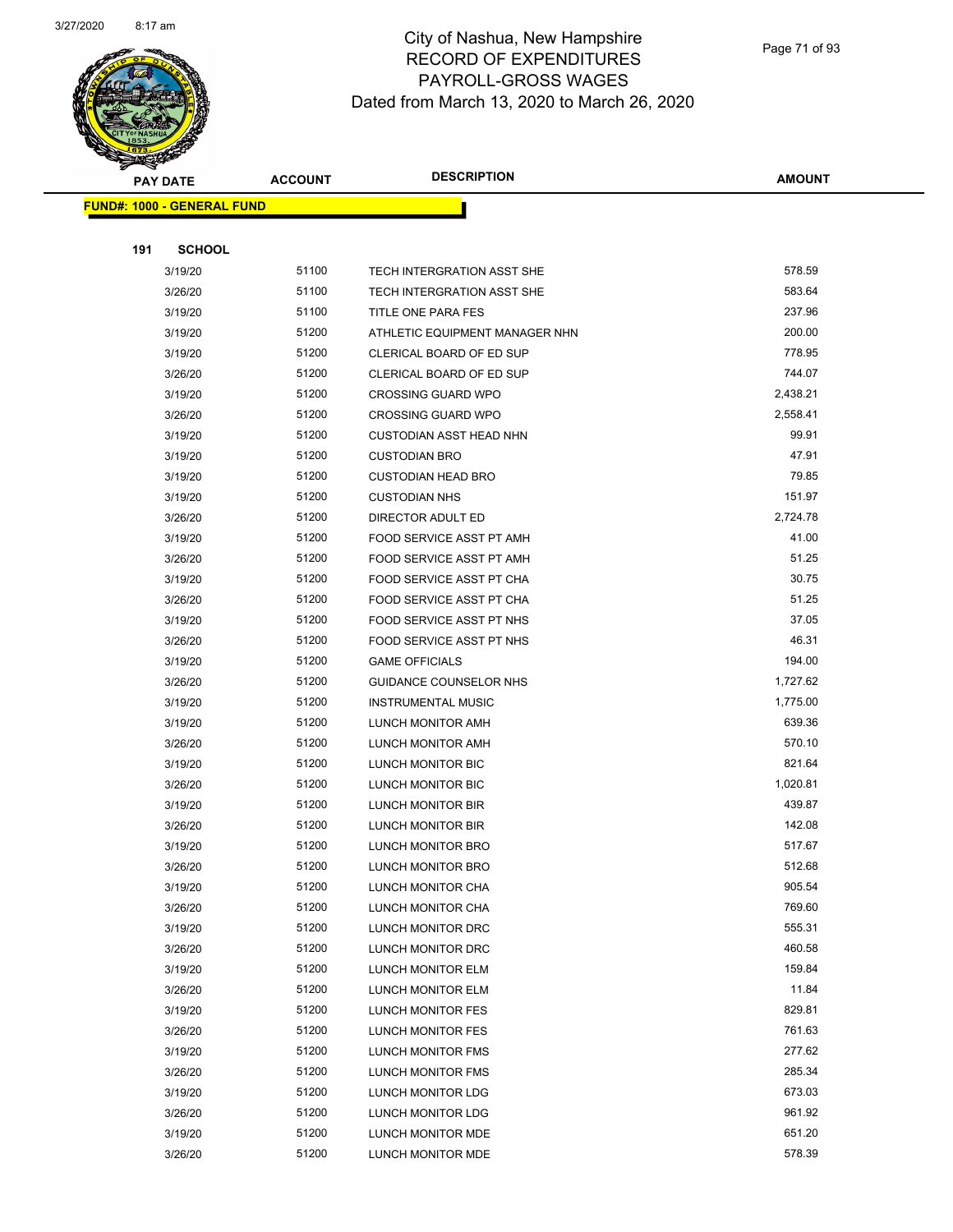# City of Nashua, New Hampshire
## RECORD OF EXPENDITURES
## PAYROLL-GROSS WAGES
## Dated from March 13, 2020 to March 26, 2020

**FUND#: 1000 - GENERAL FUND**

**191 SCHOOL**

| PAY DATE | ACCOUNT | DESCRIPTION | AMOUNT |
|---|---|---|---|
| 3/19/20 | 51100 | TECH INTERGRATION ASST SHE | 578.59 |
| 3/26/20 | 51100 | TECH INTERGRATION ASST SHE | 583.64 |
| 3/19/20 | 51100 | TITLE ONE PARA FES | 237.96 |
| 3/19/20 | 51200 | ATHLETIC EQUIPMENT MANAGER NHN | 200.00 |
| 3/19/20 | 51200 | CLERICAL BOARD OF ED SUP | 778.95 |
| 3/26/20 | 51200 | CLERICAL BOARD OF ED SUP | 744.07 |
| 3/19/20 | 51200 | CROSSING GUARD WPO | 2,438.21 |
| 3/26/20 | 51200 | CROSSING GUARD WPO | 2,558.41 |
| 3/19/20 | 51200 | CUSTODIAN ASST HEAD NHN | 99.91 |
| 3/19/20 | 51200 | CUSTODIAN BRO | 47.91 |
| 3/19/20 | 51200 | CUSTODIAN HEAD BRO | 79.85 |
| 3/19/20 | 51200 | CUSTODIAN NHS | 151.97 |
| 3/26/20 | 51200 | DIRECTOR ADULT ED | 2,724.78 |
| 3/19/20 | 51200 | FOOD SERVICE ASST PT AMH | 41.00 |
| 3/26/20 | 51200 | FOOD SERVICE ASST PT AMH | 51.25 |
| 3/19/20 | 51200 | FOOD SERVICE ASST PT CHA | 30.75 |
| 3/26/20 | 51200 | FOOD SERVICE ASST PT CHA | 51.25 |
| 3/19/20 | 51200 | FOOD SERVICE ASST PT NHS | 37.05 |
| 3/26/20 | 51200 | FOOD SERVICE ASST PT NHS | 46.31 |
| 3/19/20 | 51200 | GAME OFFICIALS | 194.00 |
| 3/26/20 | 51200 | GUIDANCE COUNSELOR NHS | 1,727.62 |
| 3/19/20 | 51200 | INSTRUMENTAL MUSIC | 1,775.00 |
| 3/19/20 | 51200 | LUNCH MONITOR AMH | 639.36 |
| 3/26/20 | 51200 | LUNCH MONITOR AMH | 570.10 |
| 3/19/20 | 51200 | LUNCH MONITOR BIC | 821.64 |
| 3/26/20 | 51200 | LUNCH MONITOR BIC | 1,020.81 |
| 3/19/20 | 51200 | LUNCH MONITOR BIR | 439.87 |
| 3/26/20 | 51200 | LUNCH MONITOR BIR | 142.08 |
| 3/19/20 | 51200 | LUNCH MONITOR BRO | 517.67 |
| 3/26/20 | 51200 | LUNCH MONITOR BRO | 512.68 |
| 3/19/20 | 51200 | LUNCH MONITOR CHA | 905.54 |
| 3/26/20 | 51200 | LUNCH MONITOR CHA | 769.60 |
| 3/19/20 | 51200 | LUNCH MONITOR DRC | 555.31 |
| 3/26/20 | 51200 | LUNCH MONITOR DRC | 460.58 |
| 3/19/20 | 51200 | LUNCH MONITOR ELM | 159.84 |
| 3/26/20 | 51200 | LUNCH MONITOR ELM | 11.84 |
| 3/19/20 | 51200 | LUNCH MONITOR FES | 829.81 |
| 3/26/20 | 51200 | LUNCH MONITOR FES | 761.63 |
| 3/19/20 | 51200 | LUNCH MONITOR FMS | 277.62 |
| 3/26/20 | 51200 | LUNCH MONITOR FMS | 285.34 |
| 3/19/20 | 51200 | LUNCH MONITOR LDG | 673.03 |
| 3/26/20 | 51200 | LUNCH MONITOR LDG | 961.92 |
| 3/19/20 | 51200 | LUNCH MONITOR MDE | 651.20 |
| 3/26/20 | 51200 | LUNCH MONITOR MDE | 578.39 |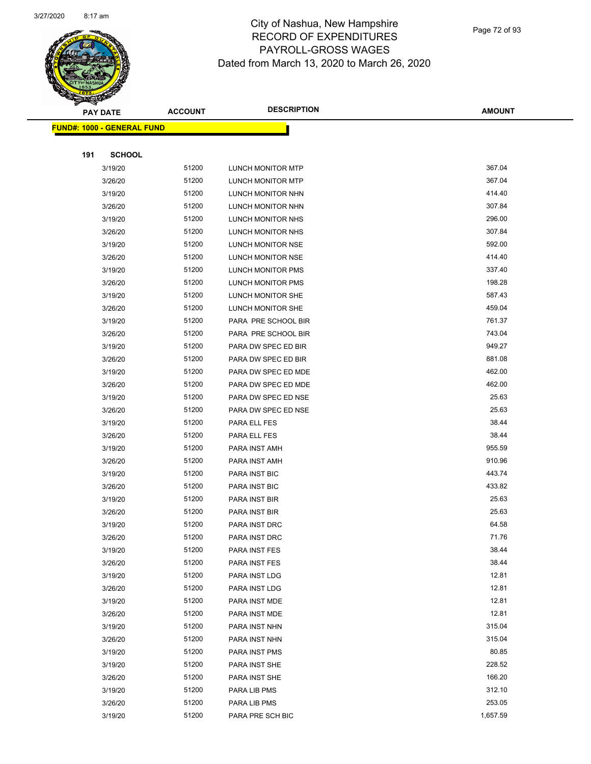# City of Nashua, New Hampshire
## RECORD OF EXPENDITURES
## PAYROLL-GROSS WAGES
## Dated from March 13, 2020 to March 26, 2020

**FUND#: 1000 - GENERAL FUND**

**191 SCHOOL**

| PAY DATE | ACCOUNT | DESCRIPTION | AMOUNT |
|---|---|---|---|
| 3/19/20 | 51200 | LUNCH MONITOR MTP | 367.04 |
| 3/26/20 | 51200 | LUNCH MONITOR MTP | 367.04 |
| 3/19/20 | 51200 | LUNCH MONITOR NHN | 414.40 |
| 3/26/20 | 51200 | LUNCH MONITOR NHN | 307.84 |
| 3/19/20 | 51200 | LUNCH MONITOR NHS | 296.00 |
| 3/26/20 | 51200 | LUNCH MONITOR NHS | 307.84 |
| 3/19/20 | 51200 | LUNCH MONITOR NSE | 592.00 |
| 3/26/20 | 51200 | LUNCH MONITOR NSE | 414.40 |
| 3/19/20 | 51200 | LUNCH MONITOR PMS | 337.40 |
| 3/26/20 | 51200 | LUNCH MONITOR PMS | 198.28 |
| 3/19/20 | 51200 | LUNCH MONITOR SHE | 587.43 |
| 3/26/20 | 51200 | LUNCH MONITOR SHE | 459.04 |
| 3/19/20 | 51200 | PARA PRE SCHOOL BIR | 761.37 |
| 3/26/20 | 51200 | PARA PRE SCHOOL BIR | 743.04 |
| 3/19/20 | 51200 | PARA DW SPEC ED BIR | 949.27 |
| 3/26/20 | 51200 | PARA DW SPEC ED BIR | 881.08 |
| 3/19/20 | 51200 | PARA DW SPEC ED MDE | 462.00 |
| 3/26/20 | 51200 | PARA DW SPEC ED MDE | 462.00 |
| 3/19/20 | 51200 | PARA DW SPEC ED NSE | 25.63 |
| 3/26/20 | 51200 | PARA DW SPEC ED NSE | 25.63 |
| 3/19/20 | 51200 | PARA ELL FES | 38.44 |
| 3/26/20 | 51200 | PARA ELL FES | 38.44 |
| 3/19/20 | 51200 | PARA INST AMH | 955.59 |
| 3/26/20 | 51200 | PARA INST AMH | 910.96 |
| 3/19/20 | 51200 | PARA INST BIC | 443.74 |
| 3/26/20 | 51200 | PARA INST BIC | 433.82 |
| 3/19/20 | 51200 | PARA INST BIR | 25.63 |
| 3/26/20 | 51200 | PARA INST BIR | 25.63 |
| 3/19/20 | 51200 | PARA INST DRC | 64.58 |
| 3/26/20 | 51200 | PARA INST DRC | 71.76 |
| 3/19/20 | 51200 | PARA INST FES | 38.44 |
| 3/26/20 | 51200 | PARA INST FES | 38.44 |
| 3/19/20 | 51200 | PARA INST LDG | 12.81 |
| 3/26/20 | 51200 | PARA INST LDG | 12.81 |
| 3/19/20 | 51200 | PARA INST MDE | 12.81 |
| 3/26/20 | 51200 | PARA INST MDE | 12.81 |
| 3/19/20 | 51200 | PARA INST NHN | 315.04 |
| 3/26/20 | 51200 | PARA INST NHN | 315.04 |
| 3/19/20 | 51200 | PARA INST PMS | 80.85 |
| 3/19/20 | 51200 | PARA INST SHE | 228.52 |
| 3/26/20 | 51200 | PARA INST SHE | 166.20 |
| 3/19/20 | 51200 | PARA LIB PMS | 312.10 |
| 3/26/20 | 51200 | PARA LIB PMS | 253.05 |
| 3/19/20 | 51200 | PARA PRE SCH BIC | 1,657.59 |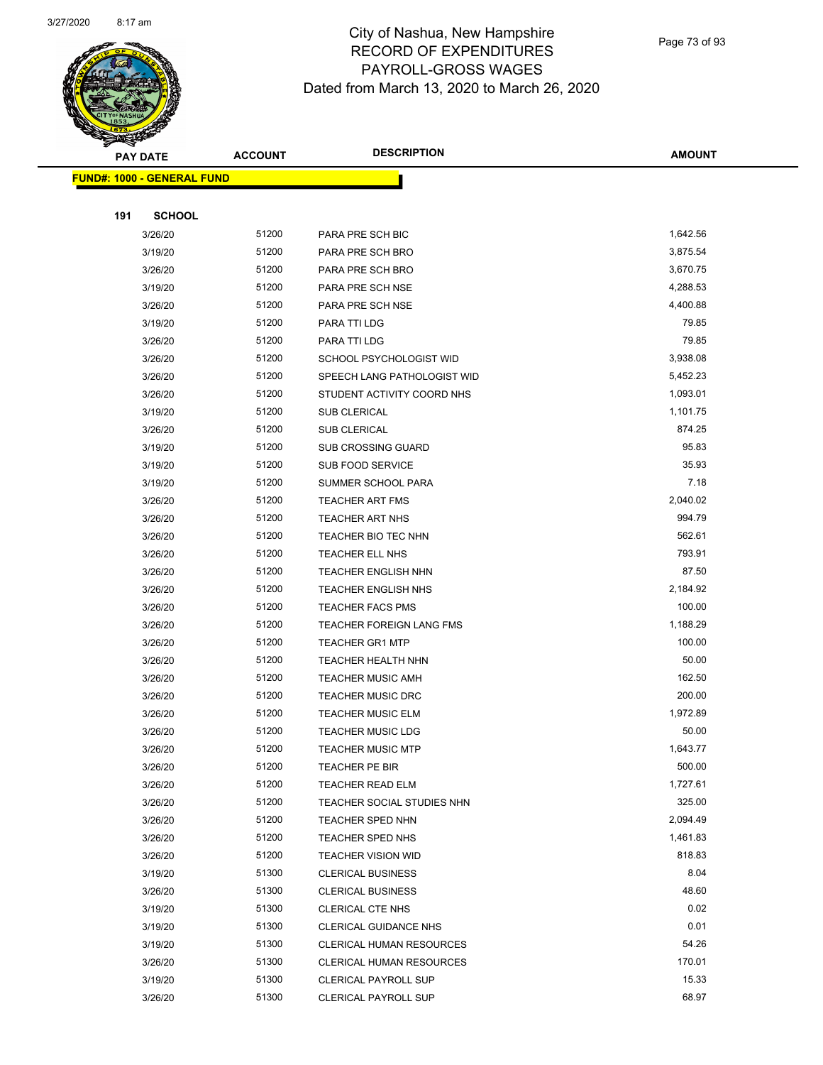# City of Nashua, New Hampshire
## RECORD OF EXPENDITURES
## PAYROLL-GROSS WAGES
## Dated from March 13, 2020 to March 26, 2020

| PAY DATE | ACCOUNT | DESCRIPTION | AMOUNT |
|---|---|---|---|
| **FUND#: 1000 - GENERAL FUND** | | | |
| **191 SCHOOL** | | | |
| 3/26/20 | 51200 | PARA PRE SCH BIC | 1,642.56 |
| 3/19/20 | 51200 | PARA PRE SCH BRO | 3,875.54 |
| 3/26/20 | 51200 | PARA PRE SCH BRO | 3,670.75 |
| 3/19/20 | 51200 | PARA PRE SCH NSE | 4,288.53 |
| 3/26/20 | 51200 | PARA PRE SCH NSE | 4,400.88 |
| 3/19/20 | 51200 | PARA TTI LDG | 79.85 |
| 3/26/20 | 51200 | PARA TTI LDG | 79.85 |
| 3/26/20 | 51200 | SCHOOL PSYCHOLOGIST WID | 3,938.08 |
| 3/26/20 | 51200 | SPEECH LANG PATHOLOGIST WID | 5,452.23 |
| 3/26/20 | 51200 | STUDENT ACTIVITY COORD NHS | 1,093.01 |
| 3/19/20 | 51200 | SUB CLERICAL | 1,101.75 |
| 3/26/20 | 51200 | SUB CLERICAL | 874.25 |
| 3/19/20 | 51200 | SUB CROSSING GUARD | 95.83 |
| 3/19/20 | 51200 | SUB FOOD SERVICE | 35.93 |
| 3/19/20 | 51200 | SUMMER SCHOOL PARA | 7.18 |
| 3/26/20 | 51200 | TEACHER ART FMS | 2,040.02 |
| 3/26/20 | 51200 | TEACHER ART NHS | 994.79 |
| 3/26/20 | 51200 | TEACHER BIO TEC NHN | 562.61 |
| 3/26/20 | 51200 | TEACHER ELL NHS | 793.91 |
| 3/26/20 | 51200 | TEACHER ENGLISH NHN | 87.50 |
| 3/26/20 | 51200 | TEACHER ENGLISH NHS | 2,184.92 |
| 3/26/20 | 51200 | TEACHER FACS PMS | 100.00 |
| 3/26/20 | 51200 | TEACHER FOREIGN LANG FMS | 1,188.29 |
| 3/26/20 | 51200 | TEACHER GR1 MTP | 100.00 |
| 3/26/20 | 51200 | TEACHER HEALTH NHN | 50.00 |
| 3/26/20 | 51200 | TEACHER MUSIC AMH | 162.50 |
| 3/26/20 | 51200 | TEACHER MUSIC DRC | 200.00 |
| 3/26/20 | 51200 | TEACHER MUSIC ELM | 1,972.89 |
| 3/26/20 | 51200 | TEACHER MUSIC LDG | 50.00 |
| 3/26/20 | 51200 | TEACHER MUSIC MTP | 1,643.77 |
| 3/26/20 | 51200 | TEACHER PE BIR | 500.00 |
| 3/26/20 | 51200 | TEACHER READ ELM | 1,727.61 |
| 3/26/20 | 51200 | TEACHER SOCIAL STUDIES NHN | 325.00 |
| 3/26/20 | 51200 | TEACHER SPED NHN | 2,094.49 |
| 3/26/20 | 51200 | TEACHER SPED NHS | 1,461.83 |
| 3/26/20 | 51200 | TEACHER VISION WID | 818.83 |
| 3/19/20 | 51300 | CLERICAL BUSINESS | 8.04 |
| 3/26/20 | 51300 | CLERICAL BUSINESS | 48.60 |
| 3/19/20 | 51300 | CLERICAL CTE NHS | 0.02 |
| 3/19/20 | 51300 | CLERICAL GUIDANCE NHS | 0.01 |
| 3/19/20 | 51300 | CLERICAL HUMAN RESOURCES | 54.26 |
| 3/26/20 | 51300 | CLERICAL HUMAN RESOURCES | 170.01 |
| 3/19/20 | 51300 | CLERICAL PAYROLL SUP | 15.33 |
| 3/26/20 | 51300 | CLERICAL PAYROLL SUP | 68.97 |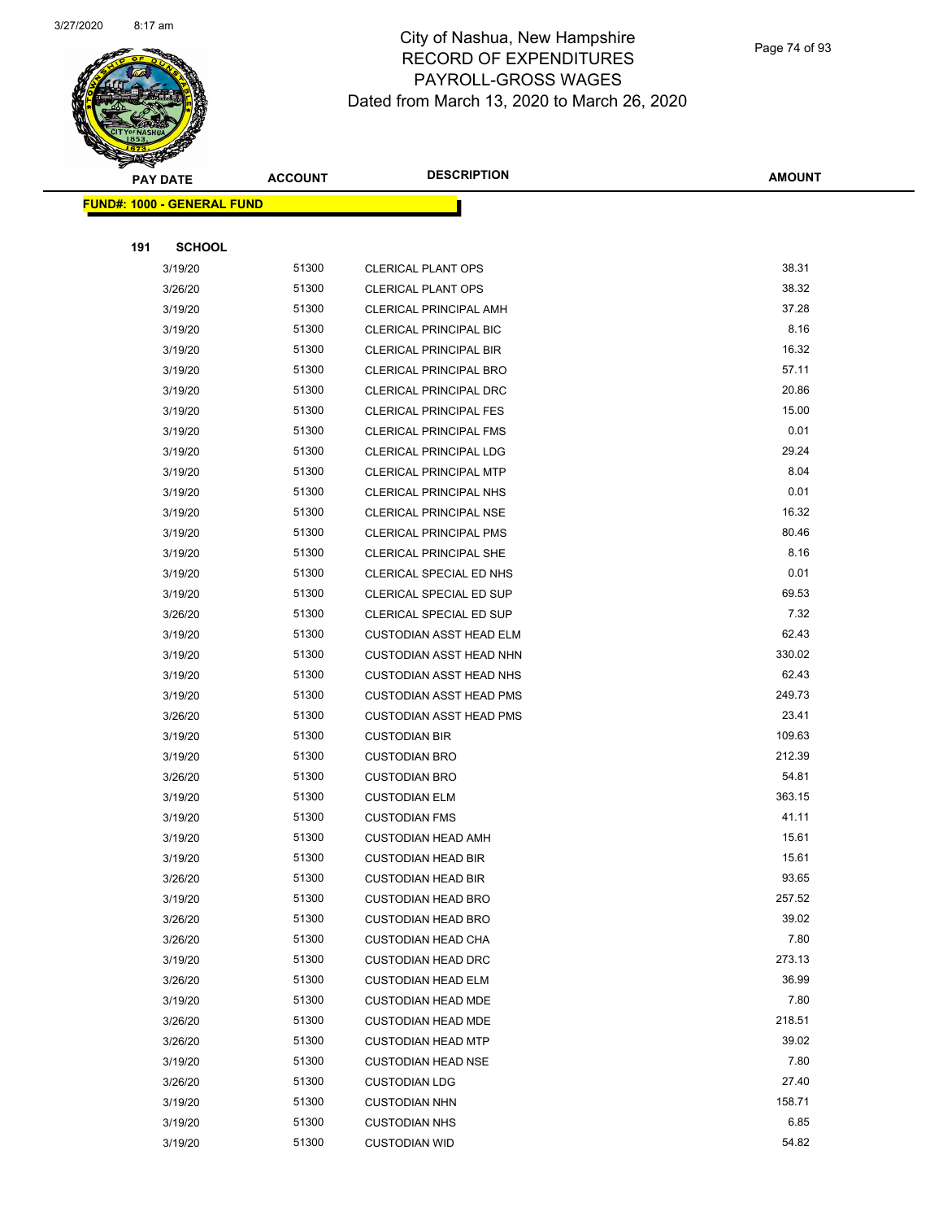# City of Nashua, New Hampshire
## RECORD OF EXPENDITURES
## PAYROLL-GROSS WAGES
## Dated from March 13, 2020 to March 26, 2020

| PAY DATE | ACCOUNT | DESCRIPTION | AMOUNT |
|---|---|---|---|
| **FUND#: 1000 - GENERAL FUND** | | | |
| **191 SCHOOL** | | | |
| 3/19/20 | 51300 | CLERICAL PLANT OPS | 38.31 |
| 3/26/20 | 51300 | CLERICAL PLANT OPS | 38.32 |
| 3/19/20 | 51300 | CLERICAL PRINCIPAL AMH | 37.28 |
| 3/19/20 | 51300 | CLERICAL PRINCIPAL BIC | 8.16 |
| 3/19/20 | 51300 | CLERICAL PRINCIPAL BIR | 16.32 |
| 3/19/20 | 51300 | CLERICAL PRINCIPAL BRO | 57.11 |
| 3/19/20 | 51300 | CLERICAL PRINCIPAL DRC | 20.86 |
| 3/19/20 | 51300 | CLERICAL PRINCIPAL FES | 15.00 |
| 3/19/20 | 51300 | CLERICAL PRINCIPAL FMS | 0.01 |
| 3/19/20 | 51300 | CLERICAL PRINCIPAL LDG | 29.24 |
| 3/19/20 | 51300 | CLERICAL PRINCIPAL MTP | 8.04 |
| 3/19/20 | 51300 | CLERICAL PRINCIPAL NHS | 0.01 |
| 3/19/20 | 51300 | CLERICAL PRINCIPAL NSE | 16.32 |
| 3/19/20 | 51300 | CLERICAL PRINCIPAL PMS | 80.46 |
| 3/19/20 | 51300 | CLERICAL PRINCIPAL SHE | 8.16 |
| 3/19/20 | 51300 | CLERICAL SPECIAL ED NHS | 0.01 |
| 3/19/20 | 51300 | CLERICAL SPECIAL ED SUP | 69.53 |
| 3/26/20 | 51300 | CLERICAL SPECIAL ED SUP | 7.32 |
| 3/19/20 | 51300 | CUSTODIAN ASST HEAD ELM | 62.43 |
| 3/19/20 | 51300 | CUSTODIAN ASST HEAD NHN | 330.02 |
| 3/19/20 | 51300 | CUSTODIAN ASST HEAD NHS | 62.43 |
| 3/19/20 | 51300 | CUSTODIAN ASST HEAD PMS | 249.73 |
| 3/26/20 | 51300 | CUSTODIAN ASST HEAD PMS | 23.41 |
| 3/19/20 | 51300 | CUSTODIAN BIR | 109.63 |
| 3/19/20 | 51300 | CUSTODIAN BRO | 212.39 |
| 3/26/20 | 51300 | CUSTODIAN BRO | 54.81 |
| 3/19/20 | 51300 | CUSTODIAN ELM | 363.15 |
| 3/19/20 | 51300 | CUSTODIAN FMS | 41.11 |
| 3/19/20 | 51300 | CUSTODIAN HEAD AMH | 15.61 |
| 3/19/20 | 51300 | CUSTODIAN HEAD BIR | 15.61 |
| 3/26/20 | 51300 | CUSTODIAN HEAD BIR | 93.65 |
| 3/19/20 | 51300 | CUSTODIAN HEAD BRO | 257.52 |
| 3/26/20 | 51300 | CUSTODIAN HEAD BRO | 39.02 |
| 3/26/20 | 51300 | CUSTODIAN HEAD CHA | 7.80 |
| 3/19/20 | 51300 | CUSTODIAN HEAD DRC | 273.13 |
| 3/26/20 | 51300 | CUSTODIAN HEAD ELM | 36.99 |
| 3/19/20 | 51300 | CUSTODIAN HEAD MDE | 7.80 |
| 3/26/20 | 51300 | CUSTODIAN HEAD MDE | 218.51 |
| 3/26/20 | 51300 | CUSTODIAN HEAD MTP | 39.02 |
| 3/19/20 | 51300 | CUSTODIAN HEAD NSE | 7.80 |
| 3/26/20 | 51300 | CUSTODIAN LDG | 27.40 |
| 3/19/20 | 51300 | CUSTODIAN NHN | 158.71 |
| 3/19/20 | 51300 | CUSTODIAN NHS | 6.85 |
| 3/19/20 | 51300 | CUSTODIAN WID | 54.82 |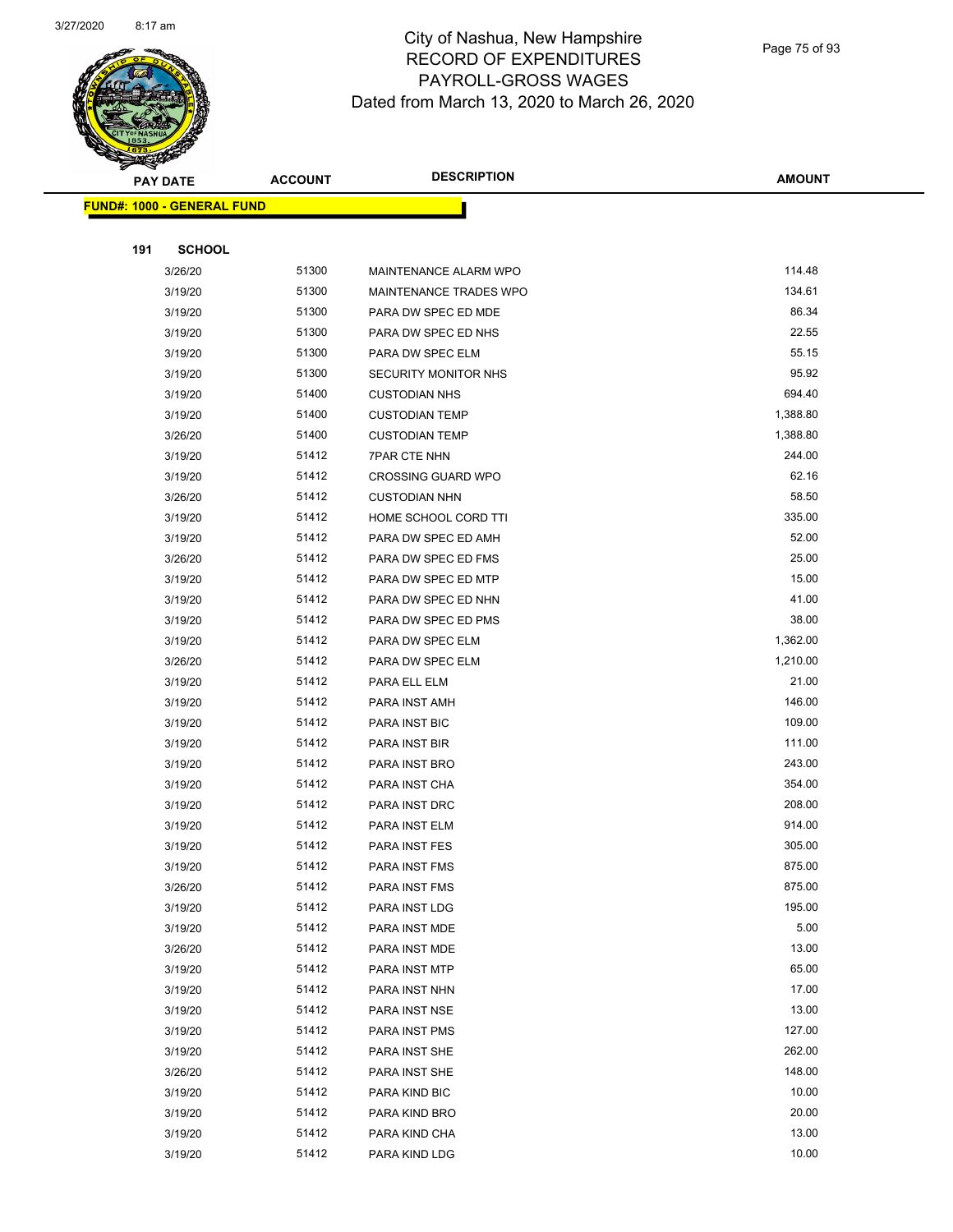# City of Nashua, New Hampshire
## RECORD OF EXPENDITURES
## PAYROLL-GROSS WAGES
## Dated from March 13, 2020 to March 26, 2020

| PAY DATE | ACCOUNT | DESCRIPTION | AMOUNT |
|---|---|---|---|

**FUND#: 1000 - GENERAL FUND**

**191 SCHOOL**

| PAY DATE | ACCOUNT | DESCRIPTION | AMOUNT |
|---|---|---|---|
| 3/26/20 | 51300 | MAINTENANCE ALARM WPO | 114.48 |
| 3/19/20 | 51300 | MAINTENANCE TRADES WPO | 134.61 |
| 3/19/20 | 51300 | PARA DW SPEC ED MDE | 86.34 |
| 3/19/20 | 51300 | PARA DW SPEC ED NHS | 22.55 |
| 3/19/20 | 51300 | PARA DW SPEC ELM | 55.15 |
| 3/19/20 | 51300 | SECURITY MONITOR NHS | 95.92 |
| 3/19/20 | 51400 | CUSTODIAN NHS | 694.40 |
| 3/19/20 | 51400 | CUSTODIAN TEMP | 1,388.80 |
| 3/26/20 | 51400 | CUSTODIAN TEMP | 1,388.80 |
| 3/19/20 | 51412 | 7PAR CTE NHN | 244.00 |
| 3/19/20 | 51412 | CROSSING GUARD WPO | 62.16 |
| 3/26/20 | 51412 | CUSTODIAN NHN | 58.50 |
| 3/19/20 | 51412 | HOME SCHOOL CORD TTI | 335.00 |
| 3/19/20 | 51412 | PARA DW SPEC ED AMH | 52.00 |
| 3/26/20 | 51412 | PARA DW SPEC ED FMS | 25.00 |
| 3/19/20 | 51412 | PARA DW SPEC ED MTP | 15.00 |
| 3/19/20 | 51412 | PARA DW SPEC ED NHN | 41.00 |
| 3/19/20 | 51412 | PARA DW SPEC ED PMS | 38.00 |
| 3/19/20 | 51412 | PARA DW SPEC ELM | 1,362.00 |
| 3/26/20 | 51412 | PARA DW SPEC ELM | 1,210.00 |
| 3/19/20 | 51412 | PARA ELL ELM | 21.00 |
| 3/19/20 | 51412 | PARA INST AMH | 146.00 |
| 3/19/20 | 51412 | PARA INST BIC | 109.00 |
| 3/19/20 | 51412 | PARA INST BIR | 111.00 |
| 3/19/20 | 51412 | PARA INST BRO | 243.00 |
| 3/19/20 | 51412 | PARA INST CHA | 354.00 |
| 3/19/20 | 51412 | PARA INST DRC | 208.00 |
| 3/19/20 | 51412 | PARA INST ELM | 914.00 |
| 3/19/20 | 51412 | PARA INST FES | 305.00 |
| 3/19/20 | 51412 | PARA INST FMS | 875.00 |
| 3/26/20 | 51412 | PARA INST FMS | 875.00 |
| 3/19/20 | 51412 | PARA INST LDG | 195.00 |
| 3/19/20 | 51412 | PARA INST MDE | 5.00 |
| 3/26/20 | 51412 | PARA INST MDE | 13.00 |
| 3/19/20 | 51412 | PARA INST MTP | 65.00 |
| 3/19/20 | 51412 | PARA INST NHN | 17.00 |
| 3/19/20 | 51412 | PARA INST NSE | 13.00 |
| 3/19/20 | 51412 | PARA INST PMS | 127.00 |
| 3/19/20 | 51412 | PARA INST SHE | 262.00 |
| 3/26/20 | 51412 | PARA INST SHE | 148.00 |
| 3/19/20 | 51412 | PARA KIND BIC | 10.00 |
| 3/19/20 | 51412 | PARA KIND BRO | 20.00 |
| 3/19/20 | 51412 | PARA KIND CHA | 13.00 |
| 3/19/20 | 51412 | PARA KIND LDG | 10.00 |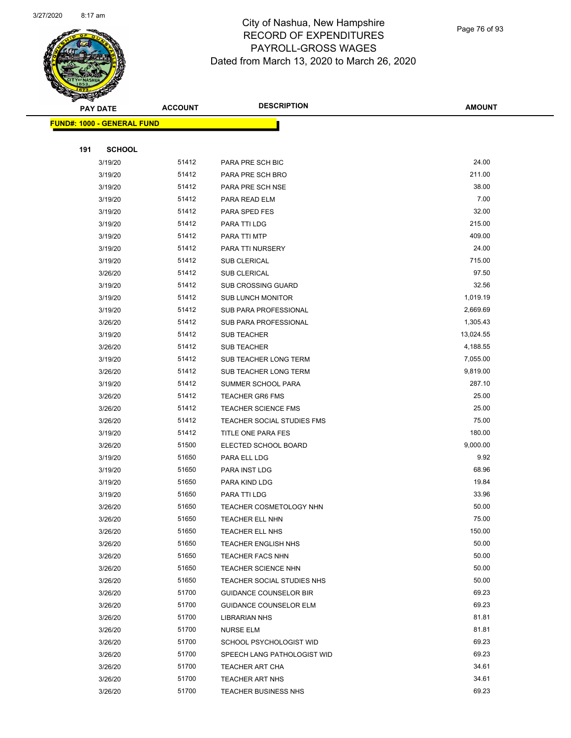# City of Nashua, New Hampshire
## RECORD OF EXPENDITURES
## PAYROLL-GROSS WAGES
## Dated from March 13, 2020 to March 26, 2020

**FUND#: 1000 - GENERAL FUND**

**191 SCHOOL**

| PAY DATE | ACCOUNT | DESCRIPTION | AMOUNT |
|---|---|---|---|
| 3/19/20 | 51412 | PARA PRE SCH BIC | 24.00 |
| 3/19/20 | 51412 | PARA PRE SCH BRO | 211.00 |
| 3/19/20 | 51412 | PARA PRE SCH NSE | 38.00 |
| 3/19/20 | 51412 | PARA READ ELM | 7.00 |
| 3/19/20 | 51412 | PARA SPED FES | 32.00 |
| 3/19/20 | 51412 | PARA TTI LDG | 215.00 |
| 3/19/20 | 51412 | PARA TTI MTP | 409.00 |
| 3/19/20 | 51412 | PARA TTI NURSERY | 24.00 |
| 3/19/20 | 51412 | SUB CLERICAL | 715.00 |
| 3/26/20 | 51412 | SUB CLERICAL | 97.50 |
| 3/19/20 | 51412 | SUB CROSSING GUARD | 32.56 |
| 3/19/20 | 51412 | SUB LUNCH MONITOR | 1,019.19 |
| 3/19/20 | 51412 | SUB PARA PROFESSIONAL | 2,669.69 |
| 3/26/20 | 51412 | SUB PARA PROFESSIONAL | 1,305.43 |
| 3/19/20 | 51412 | SUB TEACHER | 13,024.55 |
| 3/26/20 | 51412 | SUB TEACHER | 4,188.55 |
| 3/19/20 | 51412 | SUB TEACHER LONG TERM | 7,055.00 |
| 3/26/20 | 51412 | SUB TEACHER LONG TERM | 9,819.00 |
| 3/19/20 | 51412 | SUMMER SCHOOL PARA | 287.10 |
| 3/26/20 | 51412 | TEACHER GR6 FMS | 25.00 |
| 3/26/20 | 51412 | TEACHER SCIENCE FMS | 25.00 |
| 3/26/20 | 51412 | TEACHER SOCIAL STUDIES FMS | 75.00 |
| 3/19/20 | 51412 | TITLE ONE PARA FES | 180.00 |
| 3/26/20 | 51500 | ELECTED SCHOOL BOARD | 9,000.00 |
| 3/19/20 | 51650 | PARA ELL LDG | 9.92 |
| 3/19/20 | 51650 | PARA INST LDG | 68.96 |
| 3/19/20 | 51650 | PARA KIND LDG | 19.84 |
| 3/19/20 | 51650 | PARA TTI LDG | 33.96 |
| 3/26/20 | 51650 | TEACHER COSMETOLOGY NHN | 50.00 |
| 3/26/20 | 51650 | TEACHER ELL NHN | 75.00 |
| 3/26/20 | 51650 | TEACHER ELL NHS | 150.00 |
| 3/26/20 | 51650 | TEACHER ENGLISH NHS | 50.00 |
| 3/26/20 | 51650 | TEACHER FACS NHN | 50.00 |
| 3/26/20 | 51650 | TEACHER SCIENCE NHN | 50.00 |
| 3/26/20 | 51650 | TEACHER SOCIAL STUDIES NHS | 50.00 |
| 3/26/20 | 51700 | GUIDANCE COUNSELOR BIR | 69.23 |
| 3/26/20 | 51700 | GUIDANCE COUNSELOR ELM | 69.23 |
| 3/26/20 | 51700 | LIBRARIAN NHS | 81.81 |
| 3/26/20 | 51700 | NURSE ELM | 81.81 |
| 3/26/20 | 51700 | SCHOOL PSYCHOLOGIST WID | 69.23 |
| 3/26/20 | 51700 | SPEECH LANG PATHOLOGIST WID | 69.23 |
| 3/26/20 | 51700 | TEACHER ART CHA | 34.61 |
| 3/26/20 | 51700 | TEACHER ART NHS | 34.61 |
| 3/26/20 | 51700 | TEACHER BUSINESS NHS | 69.23 |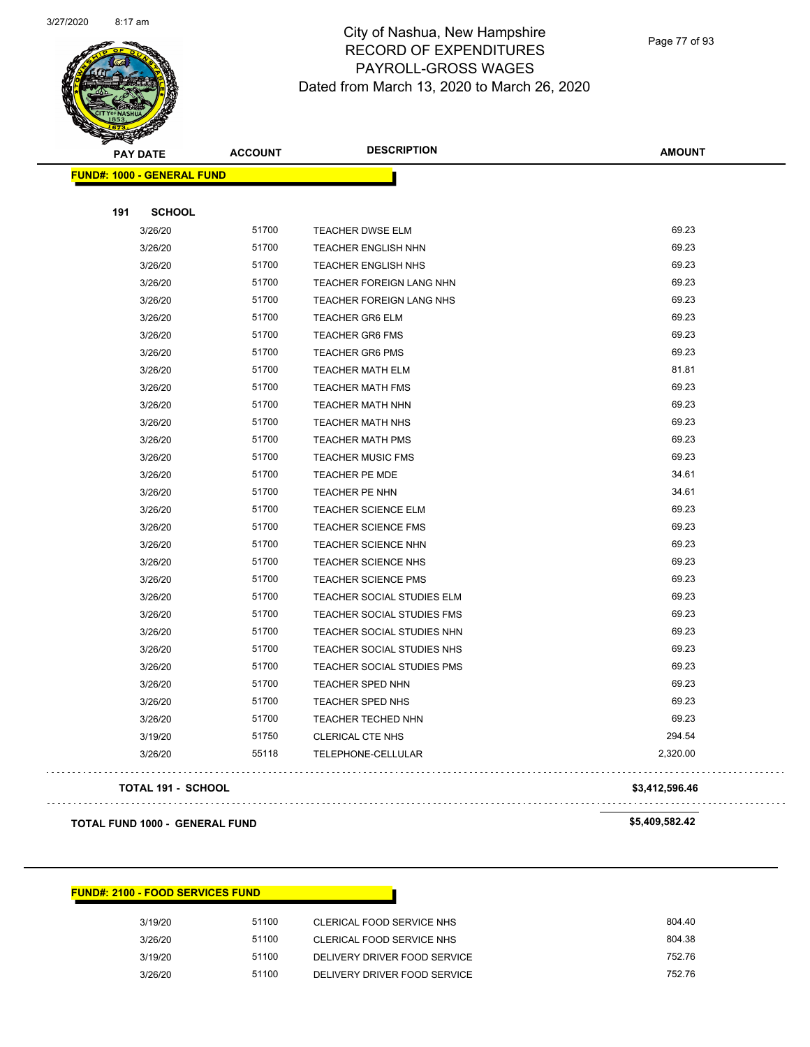# City of Nashua, New Hampshire
# RECORD OF EXPENDITURES
# PAYROLL-GROSS WAGES
Dated from March 13, 2020 to March 26, 2020

| PAY DATE | ACCOUNT | DESCRIPTION | AMOUNT |
|---|---|---|---|
| **FUND#: 1000 - GENERAL FUND** | | | |
| **191 SCHOOL** | | | |
| 3/26/20 | 51700 | TEACHER DWSE ELM | 69.23 |
| 3/26/20 | 51700 | TEACHER ENGLISH NHN | 69.23 |
| 3/26/20 | 51700 | TEACHER ENGLISH NHS | 69.23 |
| 3/26/20 | 51700 | TEACHER FOREIGN LANG NHN | 69.23 |
| 3/26/20 | 51700 | TEACHER FOREIGN LANG NHS | 69.23 |
| 3/26/20 | 51700 | TEACHER GR6 ELM | 69.23 |
| 3/26/20 | 51700 | TEACHER GR6 FMS | 69.23 |
| 3/26/20 | 51700 | TEACHER GR6 PMS | 69.23 |
| 3/26/20 | 51700 | TEACHER MATH ELM | 81.81 |
| 3/26/20 | 51700 | TEACHER MATH FMS | 69.23 |
| 3/26/20 | 51700 | TEACHER MATH NHN | 69.23 |
| 3/26/20 | 51700 | TEACHER MATH NHS | 69.23 |
| 3/26/20 | 51700 | TEACHER MATH PMS | 69.23 |
| 3/26/20 | 51700 | TEACHER MUSIC FMS | 69.23 |
| 3/26/20 | 51700 | TEACHER PE MDE | 34.61 |
| 3/26/20 | 51700 | TEACHER PE NHN | 34.61 |
| 3/26/20 | 51700 | TEACHER SCIENCE ELM | 69.23 |
| 3/26/20 | 51700 | TEACHER SCIENCE FMS | 69.23 |
| 3/26/20 | 51700 | TEACHER SCIENCE NHN | 69.23 |
| 3/26/20 | 51700 | TEACHER SCIENCE NHS | 69.23 |
| 3/26/20 | 51700 | TEACHER SCIENCE PMS | 69.23 |
| 3/26/20 | 51700 | TEACHER SOCIAL STUDIES ELM | 69.23 |
| 3/26/20 | 51700 | TEACHER SOCIAL STUDIES FMS | 69.23 |
| 3/26/20 | 51700 | TEACHER SOCIAL STUDIES NHN | 69.23 |
| 3/26/20 | 51700 | TEACHER SOCIAL STUDIES NHS | 69.23 |
| 3/26/20 | 51700 | TEACHER SOCIAL STUDIES PMS | 69.23 |
| 3/26/20 | 51700 | TEACHER SPED NHN | 69.23 |
| 3/26/20 | 51700 | TEACHER SPED NHS | 69.23 |
| 3/26/20 | 51700 | TEACHER TECHED NHN | 69.23 |
| 3/19/20 | 51750 | CLERICAL CTE NHS | 294.54 |
| 3/26/20 | 55118 | TELEPHONE-CELLULAR | 2,320.00 |
| **TOTAL 191 - SCHOOL** | | | **$3,412,596.46** |
| **TOTAL FUND 1000 - GENERAL FUND** | | | **$5,409,582.42** |

| PAY DATE | ACCOUNT | DESCRIPTION | AMOUNT |
|---|---|---|---|
| **FUND#: 2100 - FOOD SERVICES FUND** | | | |
| 3/19/20 | 51100 | CLERICAL FOOD SERVICE NHS | 804.40 |
| 3/26/20 | 51100 | CLERICAL FOOD SERVICE NHS | 804.38 |
| 3/19/20 | 51100 | DELIVERY DRIVER FOOD SERVICE | 752.76 |
| 3/26/20 | 51100 | DELIVERY DRIVER FOOD SERVICE | 752.76 |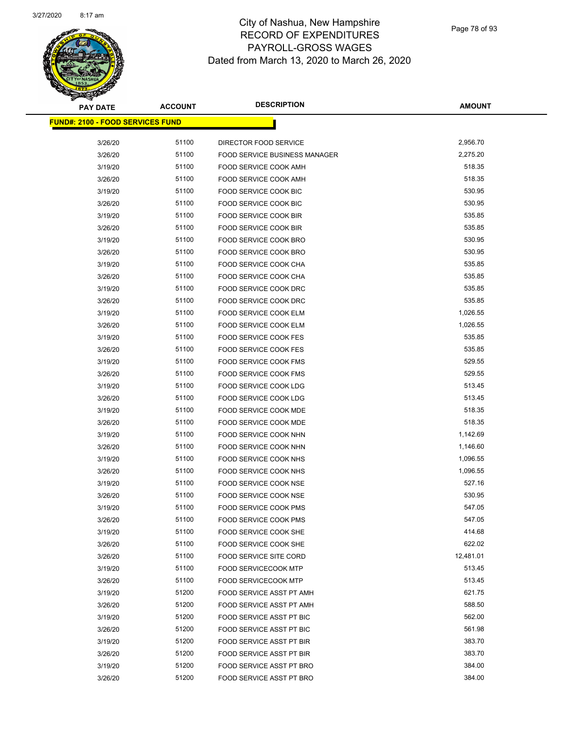# City of Nashua, New Hampshire
## RECORD OF EXPENDITURES
## PAYROLL-GROSS WAGES
## Dated from March 13, 2020 to March 26, 2020

| PAY DATE | ACCOUNT | DESCRIPTION | AMOUNT |
|---|---|---|---|
| **FUND#: 2100 - FOOD SERVICES FUND** | | | |
| 3/26/20 | 51100 | DIRECTOR FOOD SERVICE | 2,956.70 |
| 3/26/20 | 51100 | FOOD SERVICE BUSINESS MANAGER | 2,275.20 |
| 3/19/20 | 51100 | FOOD SERVICE COOK AMH | 518.35 |
| 3/26/20 | 51100 | FOOD SERVICE COOK AMH | 518.35 |
| 3/19/20 | 51100 | FOOD SERVICE COOK BIC | 530.95 |
| 3/26/20 | 51100 | FOOD SERVICE COOK BIC | 530.95 |
| 3/19/20 | 51100 | FOOD SERVICE COOK BIR | 535.85 |
| 3/26/20 | 51100 | FOOD SERVICE COOK BIR | 535.85 |
| 3/19/20 | 51100 | FOOD SERVICE COOK BRO | 530.95 |
| 3/26/20 | 51100 | FOOD SERVICE COOK BRO | 530.95 |
| 3/19/20 | 51100 | FOOD SERVICE COOK CHA | 535.85 |
| 3/26/20 | 51100 | FOOD SERVICE COOK CHA | 535.85 |
| 3/19/20 | 51100 | FOOD SERVICE COOK DRC | 535.85 |
| 3/26/20 | 51100 | FOOD SERVICE COOK DRC | 535.85 |
| 3/19/20 | 51100 | FOOD SERVICE COOK ELM | 1,026.55 |
| 3/26/20 | 51100 | FOOD SERVICE COOK ELM | 1,026.55 |
| 3/19/20 | 51100 | FOOD SERVICE COOK FES | 535.85 |
| 3/26/20 | 51100 | FOOD SERVICE COOK FES | 535.85 |
| 3/19/20 | 51100 | FOOD SERVICE COOK FMS | 529.55 |
| 3/26/20 | 51100 | FOOD SERVICE COOK FMS | 529.55 |
| 3/19/20 | 51100 | FOOD SERVICE COOK LDG | 513.45 |
| 3/26/20 | 51100 | FOOD SERVICE COOK LDG | 513.45 |
| 3/19/20 | 51100 | FOOD SERVICE COOK MDE | 518.35 |
| 3/26/20 | 51100 | FOOD SERVICE COOK MDE | 518.35 |
| 3/19/20 | 51100 | FOOD SERVICE COOK NHN | 1,142.69 |
| 3/26/20 | 51100 | FOOD SERVICE COOK NHN | 1,146.60 |
| 3/19/20 | 51100 | FOOD SERVICE COOK NHS | 1,096.55 |
| 3/26/20 | 51100 | FOOD SERVICE COOK NHS | 1,096.55 |
| 3/19/20 | 51100 | FOOD SERVICE COOK NSE | 527.16 |
| 3/26/20 | 51100 | FOOD SERVICE COOK NSE | 530.95 |
| 3/19/20 | 51100 | FOOD SERVICE COOK PMS | 547.05 |
| 3/26/20 | 51100 | FOOD SERVICE COOK PMS | 547.05 |
| 3/19/20 | 51100 | FOOD SERVICE COOK SHE | 414.68 |
| 3/26/20 | 51100 | FOOD SERVICE COOK SHE | 622.02 |
| 3/26/20 | 51100 | FOOD SERVICE SITE CORD | 12,481.01 |
| 3/19/20 | 51100 | FOOD SERVICECOOK MTP | 513.45 |
| 3/26/20 | 51100 | FOOD SERVICECOOK MTP | 513.45 |
| 3/19/20 | 51200 | FOOD SERVICE ASST PT AMH | 621.75 |
| 3/26/20 | 51200 | FOOD SERVICE ASST PT AMH | 588.50 |
| 3/19/20 | 51200 | FOOD SERVICE ASST PT BIC | 562.00 |
| 3/26/20 | 51200 | FOOD SERVICE ASST PT BIC | 561.98 |
| 3/19/20 | 51200 | FOOD SERVICE ASST PT BIR | 383.70 |
| 3/26/20 | 51200 | FOOD SERVICE ASST PT BIR | 383.70 |
| 3/19/20 | 51200 | FOOD SERVICE ASST PT BRO | 384.00 |
| 3/26/20 | 51200 | FOOD SERVICE ASST PT BRO | 384.00 |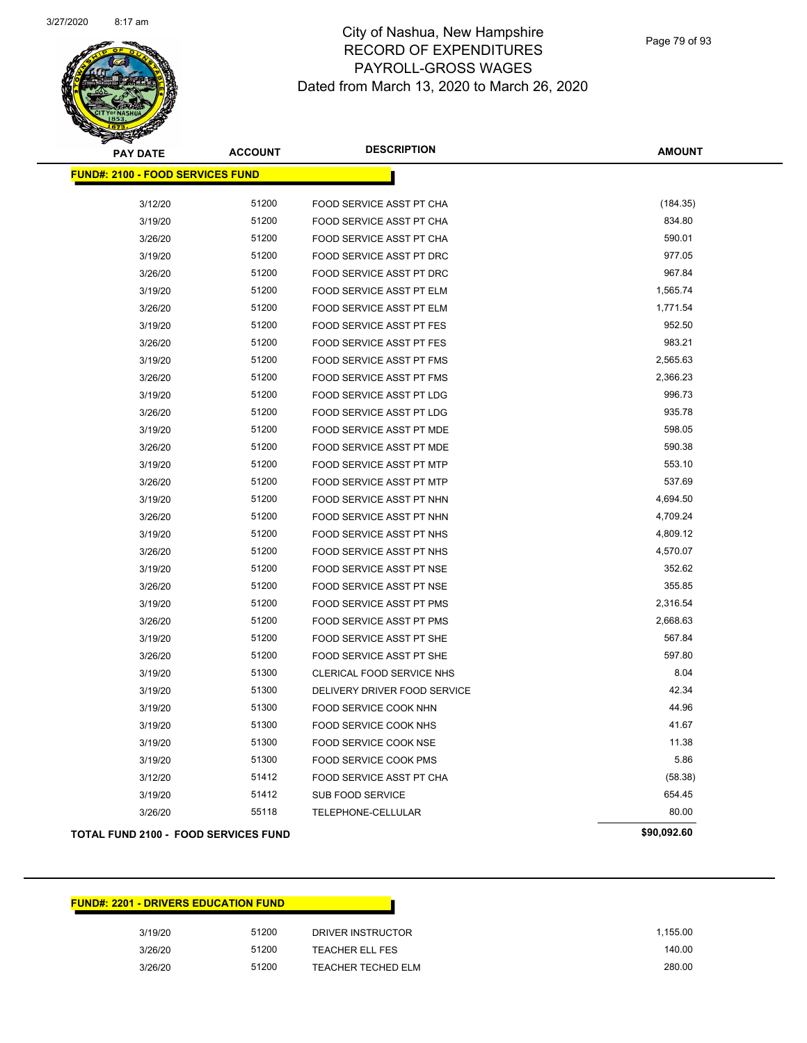# City of Nashua, New Hampshire
## RECORD OF EXPENDITURES
## PAYROLL-GROSS WAGES
## Dated from March 13, 2020 to March 26, 2020

| PAY DATE | ACCOUNT | DESCRIPTION | AMOUNT |
|---|---|---|---|
| **FUND#: 2100 - FOOD SERVICES FUND** | | | |
| 3/12/20 | 51200 | FOOD SERVICE ASST PT CHA | (184.35) |
| 3/19/20 | 51200 | FOOD SERVICE ASST PT CHA | 834.80 |
| 3/26/20 | 51200 | FOOD SERVICE ASST PT CHA | 590.01 |
| 3/19/20 | 51200 | FOOD SERVICE ASST PT DRC | 977.05 |
| 3/26/20 | 51200 | FOOD SERVICE ASST PT DRC | 967.84 |
| 3/19/20 | 51200 | FOOD SERVICE ASST PT ELM | 1,565.74 |
| 3/26/20 | 51200 | FOOD SERVICE ASST PT ELM | 1,771.54 |
| 3/19/20 | 51200 | FOOD SERVICE ASST PT FES | 952.50 |
| 3/26/20 | 51200 | FOOD SERVICE ASST PT FES | 983.21 |
| 3/19/20 | 51200 | FOOD SERVICE ASST PT FMS | 2,565.63 |
| 3/26/20 | 51200 | FOOD SERVICE ASST PT FMS | 2,366.23 |
| 3/19/20 | 51200 | FOOD SERVICE ASST PT LDG | 996.73 |
| 3/26/20 | 51200 | FOOD SERVICE ASST PT LDG | 935.78 |
| 3/19/20 | 51200 | FOOD SERVICE ASST PT MDE | 598.05 |
| 3/26/20 | 51200 | FOOD SERVICE ASST PT MDE | 590.38 |
| 3/19/20 | 51200 | FOOD SERVICE ASST PT MTP | 553.10 |
| 3/26/20 | 51200 | FOOD SERVICE ASST PT MTP | 537.69 |
| 3/19/20 | 51200 | FOOD SERVICE ASST PT NHN | 4,694.50 |
| 3/26/20 | 51200 | FOOD SERVICE ASST PT NHN | 4,709.24 |
| 3/19/20 | 51200 | FOOD SERVICE ASST PT NHS | 4,809.12 |
| 3/26/20 | 51200 | FOOD SERVICE ASST PT NHS | 4,570.07 |
| 3/19/20 | 51200 | FOOD SERVICE ASST PT NSE | 352.62 |
| 3/26/20 | 51200 | FOOD SERVICE ASST PT NSE | 355.85 |
| 3/19/20 | 51200 | FOOD SERVICE ASST PT PMS | 2,316.54 |
| 3/26/20 | 51200 | FOOD SERVICE ASST PT PMS | 2,668.63 |
| 3/19/20 | 51200 | FOOD SERVICE ASST PT SHE | 567.84 |
| 3/26/20 | 51200 | FOOD SERVICE ASST PT SHE | 597.80 |
| 3/19/20 | 51300 | CLERICAL FOOD SERVICE NHS | 8.04 |
| 3/19/20 | 51300 | DELIVERY DRIVER FOOD SERVICE | 42.34 |
| 3/19/20 | 51300 | FOOD SERVICE COOK NHN | 44.96 |
| 3/19/20 | 51300 | FOOD SERVICE COOK NHS | 41.67 |
| 3/19/20 | 51300 | FOOD SERVICE COOK NSE | 11.38 |
| 3/19/20 | 51300 | FOOD SERVICE COOK PMS | 5.86 |
| 3/12/20 | 51412 | FOOD SERVICE ASST PT CHA | (58.38) |
| 3/19/20 | 51412 | SUB FOOD SERVICE | 654.45 |
| 3/26/20 | 55118 | TELEPHONE-CELLULAR | 80.00 |
| **TOTAL FUND 2100 - FOOD SERVICES FUND** | | | **$90,092.60** |

| PAY DATE | ACCOUNT | DESCRIPTION | AMOUNT |
|---|---|---|---|
| **FUND#: 2201 - DRIVERS EDUCATION FUND** | | | |
| 3/19/20 | 51200 | DRIVER INSTRUCTOR | 1,155.00 |
| 3/26/20 | 51200 | TEACHER ELL FES | 140.00 |
| 3/26/20 | 51200 | TEACHER TECHED ELM | 280.00 |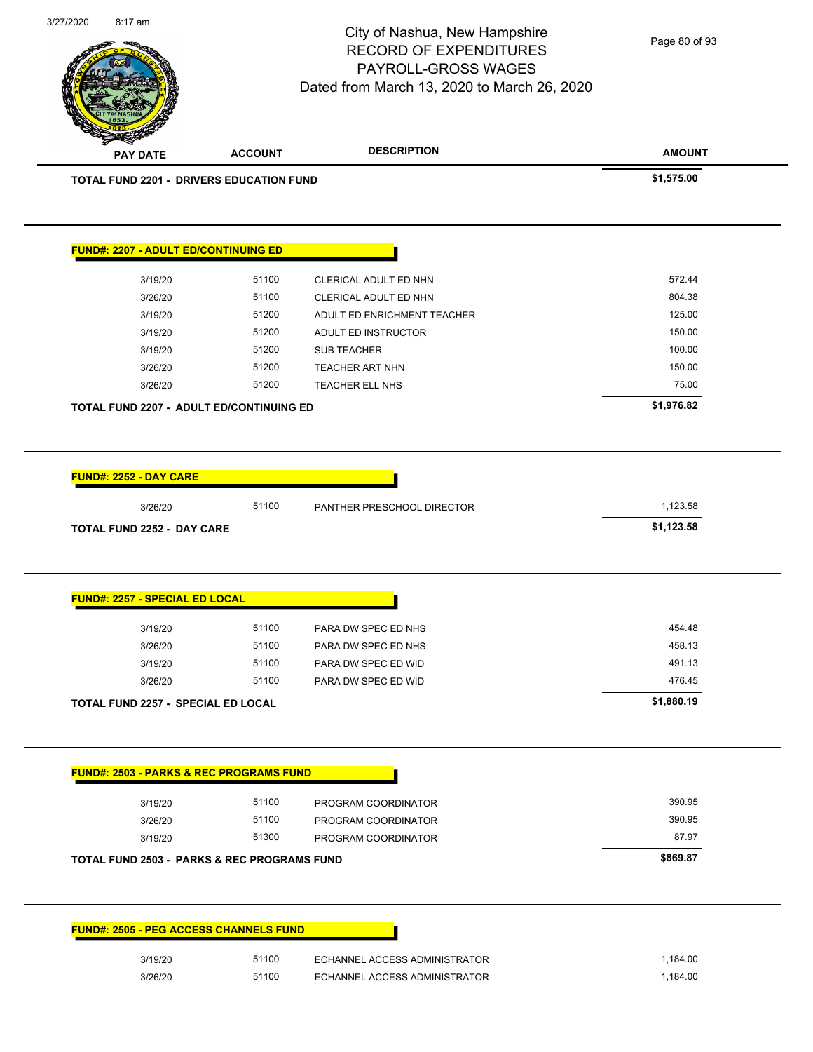# City of Nashua, New Hampshire
## RECORD OF EXPENDITURES
## PAYROLL-GROSS WAGES
## Dated from March 13, 2020 to March 26, 2020

| PAY DATE | ACCOUNT | DESCRIPTION | AMOUNT |
|---|---|---|---|
| **TOTAL FUND 2201 - DRIVERS EDUCATION FUND** | | | **$1,575.00** |

**FUND#: 2207 - ADULT ED/CONTINUING ED**

| PAY DATE | ACCOUNT | DESCRIPTION | AMOUNT |
|---|---|---|---|
| 3/19/20 | 51100 | CLERICAL ADULT ED NHN | 572.44 |
| 3/26/20 | 51100 | CLERICAL ADULT ED NHN | 804.38 |
| 3/19/20 | 51200 | ADULT ED ENRICHMENT TEACHER | 125.00 |
| 3/19/20 | 51200 | ADULT ED INSTRUCTOR | 150.00 |
| 3/19/20 | 51200 | SUB TEACHER | 100.00 |
| 3/26/20 | 51200 | TEACHER ART NHN | 150.00 |
| 3/26/20 | 51200 | TEACHER ELL NHS | 75.00 |
| **TOTAL FUND 2207 - ADULT ED/CONTINUING ED** | | | **$1,976.82** |

**FUND#: 2252 - DAY CARE**

| PAY DATE | ACCOUNT | DESCRIPTION | AMOUNT |
|---|---|---|---|
| 3/26/20 | 51100 | PANTHER PRESCHOOL DIRECTOR | 1,123.58 |
| **TOTAL FUND 2252 - DAY CARE** | | | **$1,123.58** |

**FUND#: 2257 - SPECIAL ED LOCAL**

| PAY DATE | ACCOUNT | DESCRIPTION | AMOUNT |
|---|---|---|---|
| 3/19/20 | 51100 | PARA DW SPEC ED NHS | 454.48 |
| 3/26/20 | 51100 | PARA DW SPEC ED NHS | 458.13 |
| 3/19/20 | 51100 | PARA DW SPEC ED WID | 491.13 |
| 3/26/20 | 51100 | PARA DW SPEC ED WID | 476.45 |
| **TOTAL FUND 2257 - SPECIAL ED LOCAL** | | | **$1,880.19** |

**FUND#: 2503 - PARKS & REC PROGRAMS FUND**

| PAY DATE | ACCOUNT | DESCRIPTION | AMOUNT |
|---|---|---|---|
| 3/19/20 | 51100 | PROGRAM COORDINATOR | 390.95 |
| 3/26/20 | 51100 | PROGRAM COORDINATOR | 390.95 |
| 3/19/20 | 51300 | PROGRAM COORDINATOR | 87.97 |
| **TOTAL FUND 2503 - PARKS & REC PROGRAMS FUND** | | | **$869.87** |

**FUND#: 2505 - PEG ACCESS CHANNELS FUND**

| PAY DATE | ACCOUNT | DESCRIPTION | AMOUNT |
|---|---|---|---|
| 3/19/20 | 51100 | ECHANNEL ACCESS ADMINISTRATOR | 1,184.00 |
| 3/26/20 | 51100 | ECHANNEL ACCESS ADMINISTRATOR | 1,184.00 |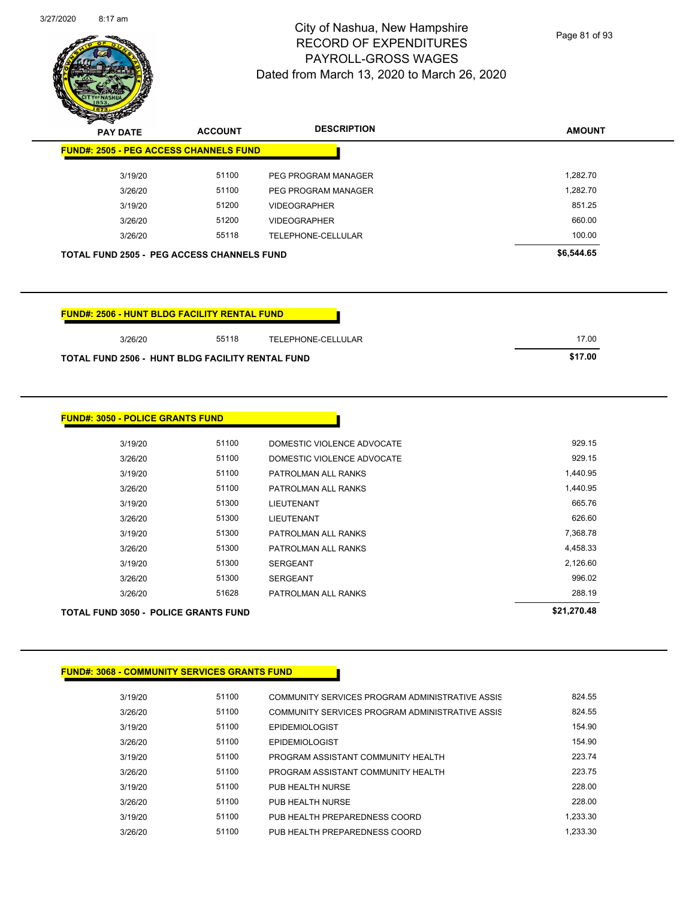# City of Nashua, New Hampshire
## RECORD OF EXPENDITURES
## PAYROLL-GROSS WAGES
## Dated from March 13, 2020 to March 26, 2020

| PAY DATE | ACCOUNT | DESCRIPTION | AMOUNT |
|---|---|---|---|
| **FUND#: 2505 - PEG ACCESS CHANNELS FUND** | | | |
| 3/19/20 | 51100 | PEG PROGRAM MANAGER | 1,282.70 |
| 3/26/20 | 51100 | PEG PROGRAM MANAGER | 1,282.70 |
| 3/19/20 | 51200 | VIDEOGRAPHER | 851.25 |
| 3/26/20 | 51200 | VIDEOGRAPHER | 660.00 |
| 3/26/20 | 55118 | TELEPHONE-CELLULAR | 100.00 |
| **TOTAL FUND 2505 - PEG ACCESS CHANNELS FUND** | | | **$6,544.65** |

| PAY DATE | ACCOUNT | DESCRIPTION | AMOUNT |
|---|---|---|---|
| **FUND#: 2506 - HUNT BLDG FACILITY RENTAL FUND** | | | |
| 3/26/20 | 55118 | TELEPHONE-CELLULAR | 17.00 |
| **TOTAL FUND 2506 - HUNT BLDG FACILITY RENTAL FUND** | | | **$17.00** |

| PAY DATE | ACCOUNT | DESCRIPTION | AMOUNT |
|---|---|---|---|
| **FUND#: 3050 - POLICE GRANTS FUND** | | | |
| 3/19/20 | 51100 | DOMESTIC VIOLENCE ADVOCATE | 929.15 |
| 3/26/20 | 51100 | DOMESTIC VIOLENCE ADVOCATE | 929.15 |
| 3/19/20 | 51100 | PATROLMAN ALL RANKS | 1,440.95 |
| 3/26/20 | 51100 | PATROLMAN ALL RANKS | 1,440.95 |
| 3/19/20 | 51300 | LIEUTENANT | 665.76 |
| 3/26/20 | 51300 | LIEUTENANT | 626.60 |
| 3/19/20 | 51300 | PATROLMAN ALL RANKS | 7,368.78 |
| 3/26/20 | 51300 | PATROLMAN ALL RANKS | 4,458.33 |
| 3/19/20 | 51300 | SERGEANT | 2,126.60 |
| 3/26/20 | 51300 | SERGEANT | 996.02 |
| 3/26/20 | 51628 | PATROLMAN ALL RANKS | 288.19 |
| **TOTAL FUND 3050 - POLICE GRANTS FUND** | | | **$21,270.48** |

| PAY DATE | ACCOUNT | DESCRIPTION | AMOUNT |
|---|---|---|---|
| **FUND#: 3068 - COMMUNITY SERVICES GRANTS FUND** | | | |
| 3/19/20 | 51100 | COMMUNITY SERVICES PROGRAM ADMINISTRATIVE ASSIS | 824.55 |
| 3/26/20 | 51100 | COMMUNITY SERVICES PROGRAM ADMINISTRATIVE ASSIS | 824.55 |
| 3/19/20 | 51100 | EPIDEMIOLOGIST | 154.90 |
| 3/26/20 | 51100 | EPIDEMIOLOGIST | 154.90 |
| 3/19/20 | 51100 | PROGRAM ASSISTANT COMMUNITY HEALTH | 223.74 |
| 3/26/20 | 51100 | PROGRAM ASSISTANT COMMUNITY HEALTH | 223.75 |
| 3/19/20 | 51100 | PUB HEALTH NURSE | 228.00 |
| 3/26/20 | 51100 | PUB HEALTH NURSE | 228.00 |
| 3/19/20 | 51100 | PUB HEALTH PREPAREDNESS COORD | 1,233.30 |
| 3/26/20 | 51100 | PUB HEALTH PREPAREDNESS COORD | 1,233.30 |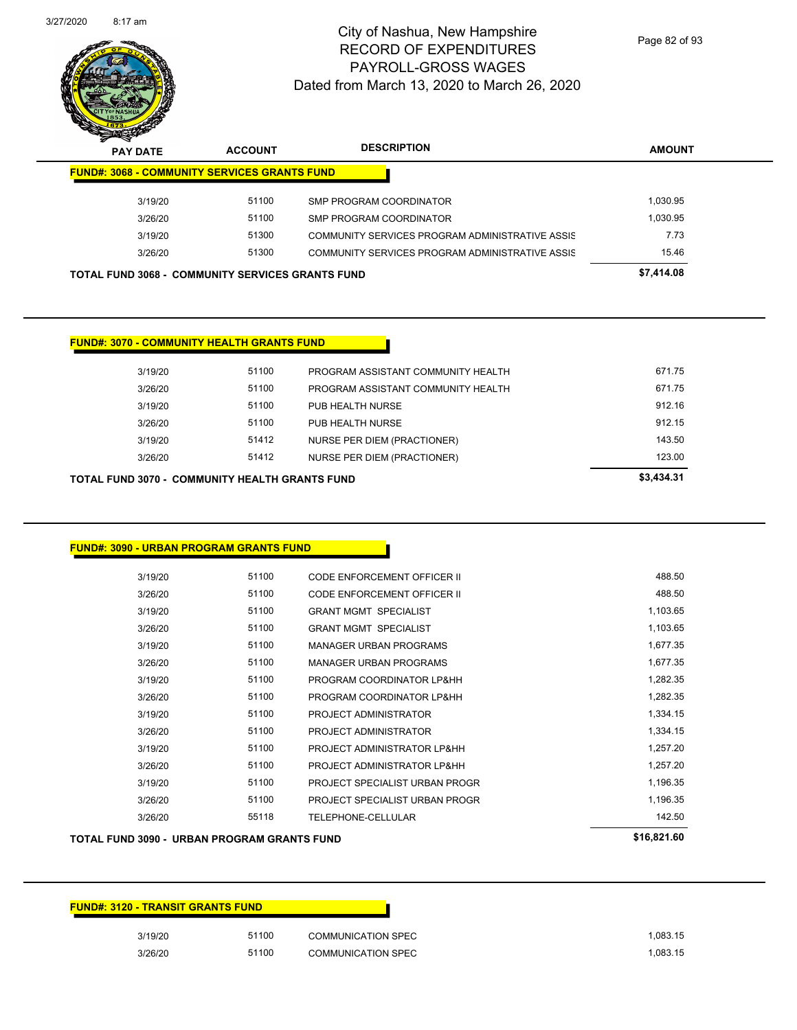# City of Nashua, New Hampshire
## RECORD OF EXPENDITURES
## PAYROLL-GROSS WAGES
### Dated from March 13, 2020 to March 26, 2020

| PAY DATE | ACCOUNT | DESCRIPTION | AMOUNT |
|---|---|---|---|
| **FUND#: 3068 - COMMUNITY SERVICES GRANTS FUND** | | | |
| 3/19/20 | 51100 | SMP PROGRAM COORDINATOR | 1,030.95 |
| 3/26/20 | 51100 | SMP PROGRAM COORDINATOR | 1,030.95 |
| 3/19/20 | 51300 | COMMUNITY SERVICES PROGRAM ADMINISTRATIVE ASSIS | 7.73 |
| 3/26/20 | 51300 | COMMUNITY SERVICES PROGRAM ADMINISTRATIVE ASSIS | 15.46 |
| **TOTAL FUND 3068 - COMMUNITY SERVICES GRANTS FUND** | | | **$7,414.08** |

| PAY DATE | ACCOUNT | DESCRIPTION | AMOUNT |
|---|---|---|---|
| **FUND#: 3070 - COMMUNITY HEALTH GRANTS FUND** | | | |
| 3/19/20 | 51100 | PROGRAM ASSISTANT COMMUNITY HEALTH | 671.75 |
| 3/26/20 | 51100 | PROGRAM ASSISTANT COMMUNITY HEALTH | 671.75 |
| 3/19/20 | 51100 | PUB HEALTH NURSE | 912.16 |
| 3/26/20 | 51100 | PUB HEALTH NURSE | 912.15 |
| 3/19/20 | 51412 | NURSE PER DIEM (PRACTIONER) | 143.50 |
| 3/26/20 | 51412 | NURSE PER DIEM (PRACTIONER) | 123.00 |
| **TOTAL FUND 3070 - COMMUNITY HEALTH GRANTS FUND** | | | **$3,434.31** |

| PAY DATE | ACCOUNT | DESCRIPTION | AMOUNT |
|---|---|---|---|
| **FUND#: 3090 - URBAN PROGRAM GRANTS FUND** | | | |
| 3/19/20 | 51100 | CODE ENFORCEMENT OFFICER II | 488.50 |
| 3/26/20 | 51100 | CODE ENFORCEMENT OFFICER II | 488.50 |
| 3/19/20 | 51100 | GRANT MGMT SPECIALIST | 1,103.65 |
| 3/26/20 | 51100 | GRANT MGMT SPECIALIST | 1,103.65 |
| 3/19/20 | 51100 | MANAGER URBAN PROGRAMS | 1,677.35 |
| 3/26/20 | 51100 | MANAGER URBAN PROGRAMS | 1,677.35 |
| 3/19/20 | 51100 | PROGRAM COORDINATOR LP&HH | 1,282.35 |
| 3/26/20 | 51100 | PROGRAM COORDINATOR LP&HH | 1,282.35 |
| 3/19/20 | 51100 | PROJECT ADMINISTRATOR | 1,334.15 |
| 3/26/20 | 51100 | PROJECT ADMINISTRATOR | 1,334.15 |
| 3/19/20 | 51100 | PROJECT ADMINISTRATOR LP&HH | 1,257.20 |
| 3/26/20 | 51100 | PROJECT ADMINISTRATOR LP&HH | 1,257.20 |
| 3/19/20 | 51100 | PROJECT SPECIALIST URBAN PROGR | 1,196.35 |
| 3/26/20 | 51100 | PROJECT SPECIALIST URBAN PROGR | 1,196.35 |
| 3/26/20 | 55118 | TELEPHONE-CELLULAR | 142.50 |
| **TOTAL FUND 3090 - URBAN PROGRAM GRANTS FUND** | | | **$16,821.60** |

| PAY DATE | ACCOUNT | DESCRIPTION | AMOUNT |
|---|---|---|---|
| **FUND#: 3120 - TRANSIT GRANTS FUND** | | | |
| 3/19/20 | 51100 | COMMUNICATION SPEC | 1,083.15 |
| 3/26/20 | 51100 | COMMUNICATION SPEC | 1,083.15 |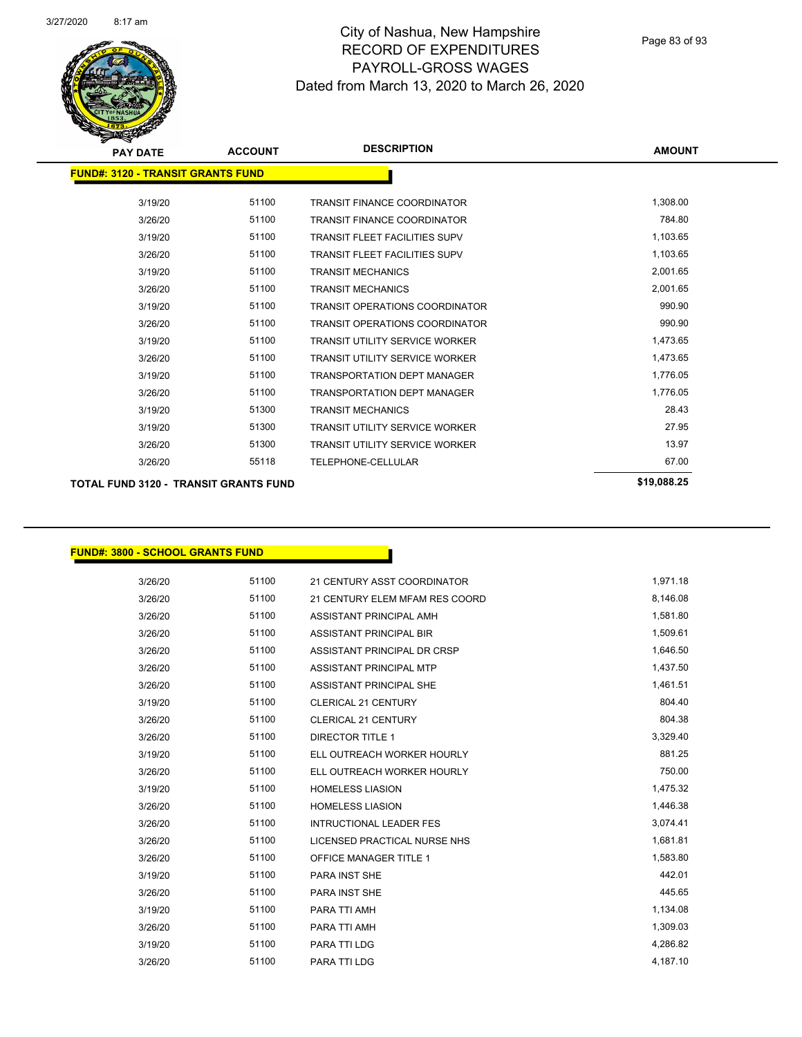# City of Nashua, New Hampshire
## RECORD OF EXPENDITURES
## PAYROLL-GROSS WAGES
## Dated from March 13, 2020 to March 26, 2020

### FUND#: 3120 - TRANSIT GRANTS FUND

| PAY DATE | ACCOUNT | DESCRIPTION | AMOUNT |
|---|---|---|---|
| 3/19/20 | 51100 | TRANSIT FINANCE COORDINATOR | 1,308.00 |
| 3/26/20 | 51100 | TRANSIT FINANCE COORDINATOR | 784.80 |
| 3/19/20 | 51100 | TRANSIT FLEET FACILITIES SUPV | 1,103.65 |
| 3/26/20 | 51100 | TRANSIT FLEET FACILITIES SUPV | 1,103.65 |
| 3/19/20 | 51100 | TRANSIT MECHANICS | 2,001.65 |
| 3/26/20 | 51100 | TRANSIT MECHANICS | 2,001.65 |
| 3/19/20 | 51100 | TRANSIT OPERATIONS COORDINATOR | 990.90 |
| 3/26/20 | 51100 | TRANSIT OPERATIONS COORDINATOR | 990.90 |
| 3/19/20 | 51100 | TRANSIT UTILITY SERVICE WORKER | 1,473.65 |
| 3/26/20 | 51100 | TRANSIT UTILITY SERVICE WORKER | 1,473.65 |
| 3/19/20 | 51100 | TRANSPORTATION DEPT MANAGER | 1,776.05 |
| 3/26/20 | 51100 | TRANSPORTATION DEPT MANAGER | 1,776.05 |
| 3/19/20 | 51300 | TRANSIT MECHANICS | 28.43 |
| 3/19/20 | 51300 | TRANSIT UTILITY SERVICE WORKER | 27.95 |
| 3/26/20 | 51300 | TRANSIT UTILITY SERVICE WORKER | 13.97 |
| 3/26/20 | 55118 | TELEPHONE-CELLULAR | 67.00 |
| **TOTAL FUND 3120 - TRANSIT GRANTS FUND** | | | **$19,088.25** |

### FUND#: 3800 - SCHOOL GRANTS FUND

| PAY DATE | ACCOUNT | DESCRIPTION | AMOUNT |
|---|---|---|---|
| 3/26/20 | 51100 | 21 CENTURY ASST COORDINATOR | 1,971.18 |
| 3/26/20 | 51100 | 21 CENTURY ELEM MFAM RES COORD | 8,146.08 |
| 3/26/20 | 51100 | ASSISTANT PRINCIPAL AMH | 1,581.80 |
| 3/26/20 | 51100 | ASSISTANT PRINCIPAL BIR | 1,509.61 |
| 3/26/20 | 51100 | ASSISTANT PRINCIPAL DR CRSP | 1,646.50 |
| 3/26/20 | 51100 | ASSISTANT PRINCIPAL MTP | 1,437.50 |
| 3/26/20 | 51100 | ASSISTANT PRINCIPAL SHE | 1,461.51 |
| 3/19/20 | 51100 | CLERICAL 21 CENTURY | 804.40 |
| 3/26/20 | 51100 | CLERICAL 21 CENTURY | 804.38 |
| 3/26/20 | 51100 | DIRECTOR TITLE 1 | 3,329.40 |
| 3/19/20 | 51100 | ELL OUTREACH WORKER HOURLY | 881.25 |
| 3/26/20 | 51100 | ELL OUTREACH WORKER HOURLY | 750.00 |
| 3/19/20 | 51100 | HOMELESS LIASION | 1,475.32 |
| 3/26/20 | 51100 | HOMELESS LIASION | 1,446.38 |
| 3/26/20 | 51100 | INTRUCTIONAL LEADER FES | 3,074.41 |
| 3/26/20 | 51100 | LICENSED PRACTICAL NURSE NHS | 1,681.81 |
| 3/26/20 | 51100 | OFFICE MANAGER TITLE 1 | 1,583.80 |
| 3/19/20 | 51100 | PARA INST SHE | 442.01 |
| 3/26/20 | 51100 | PARA INST SHE | 445.65 |
| 3/19/20 | 51100 | PARA TTI AMH | 1,134.08 |
| 3/26/20 | 51100 | PARA TTI AMH | 1,309.03 |
| 3/19/20 | 51100 | PARA TTI LDG | 4,286.82 |
| 3/26/20 | 51100 | PARA TTI LDG | 4,187.10 |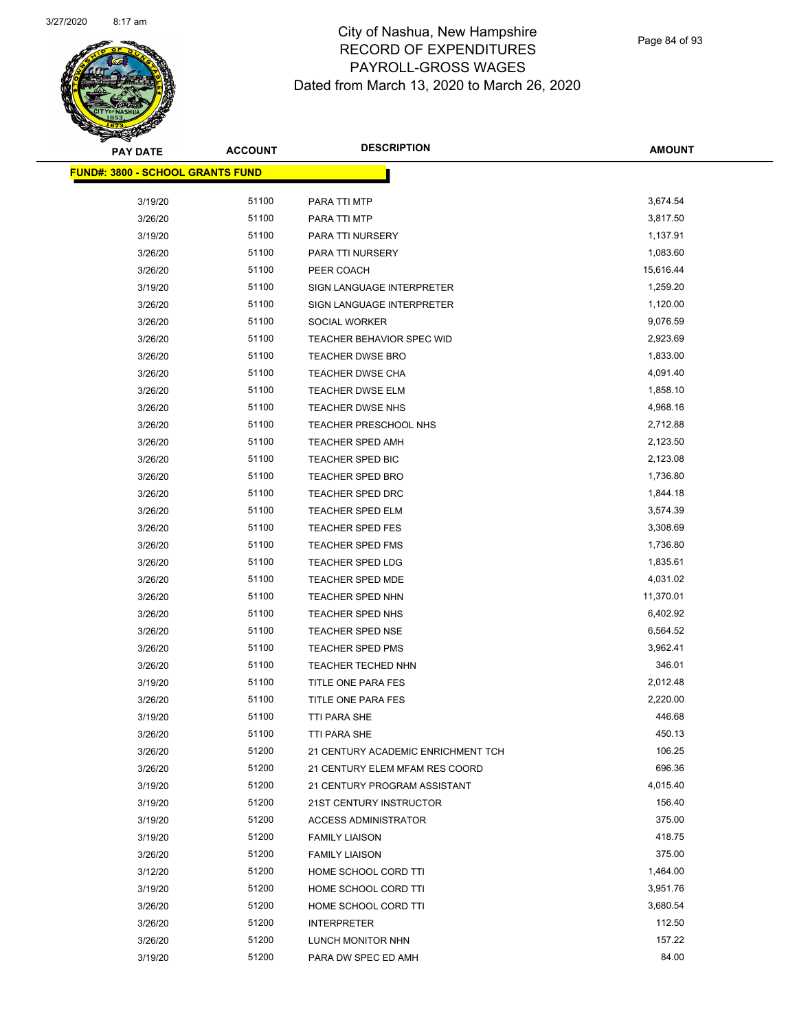# City of Nashua, New Hampshire
# RECORD OF EXPENDITURES
# PAYROLL-GROSS WAGES
# Dated from March 13, 2020 to March 26, 2020

| PAY DATE | ACCOUNT | DESCRIPTION | AMOUNT |
|---|---|---|---|
| **FUND#: 3800 - SCHOOL GRANTS FUND** | | | |
| 3/19/20 | 51100 | PARA TTI MTP | 3,674.54 |
| 3/26/20 | 51100 | PARA TTI MTP | 3,817.50 |
| 3/19/20 | 51100 | PARA TTI NURSERY | 1,137.91 |
| 3/26/20 | 51100 | PARA TTI NURSERY | 1,083.60 |
| 3/26/20 | 51100 | PEER COACH | 15,616.44 |
| 3/19/20 | 51100 | SIGN LANGUAGE INTERPRETER | 1,259.20 |
| 3/26/20 | 51100 | SIGN LANGUAGE INTERPRETER | 1,120.00 |
| 3/26/20 | 51100 | SOCIAL WORKER | 9,076.59 |
| 3/26/20 | 51100 | TEACHER BEHAVIOR SPEC WID | 2,923.69 |
| 3/26/20 | 51100 | TEACHER DWSE BRO | 1,833.00 |
| 3/26/20 | 51100 | TEACHER DWSE CHA | 4,091.40 |
| 3/26/20 | 51100 | TEACHER DWSE ELM | 1,858.10 |
| 3/26/20 | 51100 | TEACHER DWSE NHS | 4,968.16 |
| 3/26/20 | 51100 | TEACHER PRESCHOOL NHS | 2,712.88 |
| 3/26/20 | 51100 | TEACHER SPED AMH | 2,123.50 |
| 3/26/20 | 51100 | TEACHER SPED BIC | 2,123.08 |
| 3/26/20 | 51100 | TEACHER SPED BRO | 1,736.80 |
| 3/26/20 | 51100 | TEACHER SPED DRC | 1,844.18 |
| 3/26/20 | 51100 | TEACHER SPED ELM | 3,574.39 |
| 3/26/20 | 51100 | TEACHER SPED FES | 3,308.69 |
| 3/26/20 | 51100 | TEACHER SPED FMS | 1,736.80 |
| 3/26/20 | 51100 | TEACHER SPED LDG | 1,835.61 |
| 3/26/20 | 51100 | TEACHER SPED MDE | 4,031.02 |
| 3/26/20 | 51100 | TEACHER SPED NHN | 11,370.01 |
| 3/26/20 | 51100 | TEACHER SPED NHS | 6,402.92 |
| 3/26/20 | 51100 | TEACHER SPED NSE | 6,564.52 |
| 3/26/20 | 51100 | TEACHER SPED PMS | 3,962.41 |
| 3/26/20 | 51100 | TEACHER TECHED NHN | 346.01 |
| 3/19/20 | 51100 | TITLE ONE PARA FES | 2,012.48 |
| 3/26/20 | 51100 | TITLE ONE PARA FES | 2,220.00 |
| 3/19/20 | 51100 | TTI PARA SHE | 446.68 |
| 3/26/20 | 51100 | TTI PARA SHE | 450.13 |
| 3/26/20 | 51200 | 21 CENTURY ACADEMIC ENRICHMENT TCH | 106.25 |
| 3/26/20 | 51200 | 21 CENTURY ELEM MFAM RES COORD | 696.36 |
| 3/19/20 | 51200 | 21 CENTURY PROGRAM ASSISTANT | 4,015.40 |
| 3/19/20 | 51200 | 21ST CENTURY INSTRUCTOR | 156.40 |
| 3/19/20 | 51200 | ACCESS ADMINISTRATOR | 375.00 |
| 3/19/20 | 51200 | FAMILY LIAISON | 418.75 |
| 3/26/20 | 51200 | FAMILY LIAISON | 375.00 |
| 3/12/20 | 51200 | HOME SCHOOL CORD TTI | 1,464.00 |
| 3/19/20 | 51200 | HOME SCHOOL CORD TTI | 3,951.76 |
| 3/26/20 | 51200 | HOME SCHOOL CORD TTI | 3,680.54 |
| 3/26/20 | 51200 | INTERPRETER | 112.50 |
| 3/26/20 | 51200 | LUNCH MONITOR NHN | 157.22 |
| 3/19/20 | 51200 | PARA DW SPEC ED AMH | 84.00 |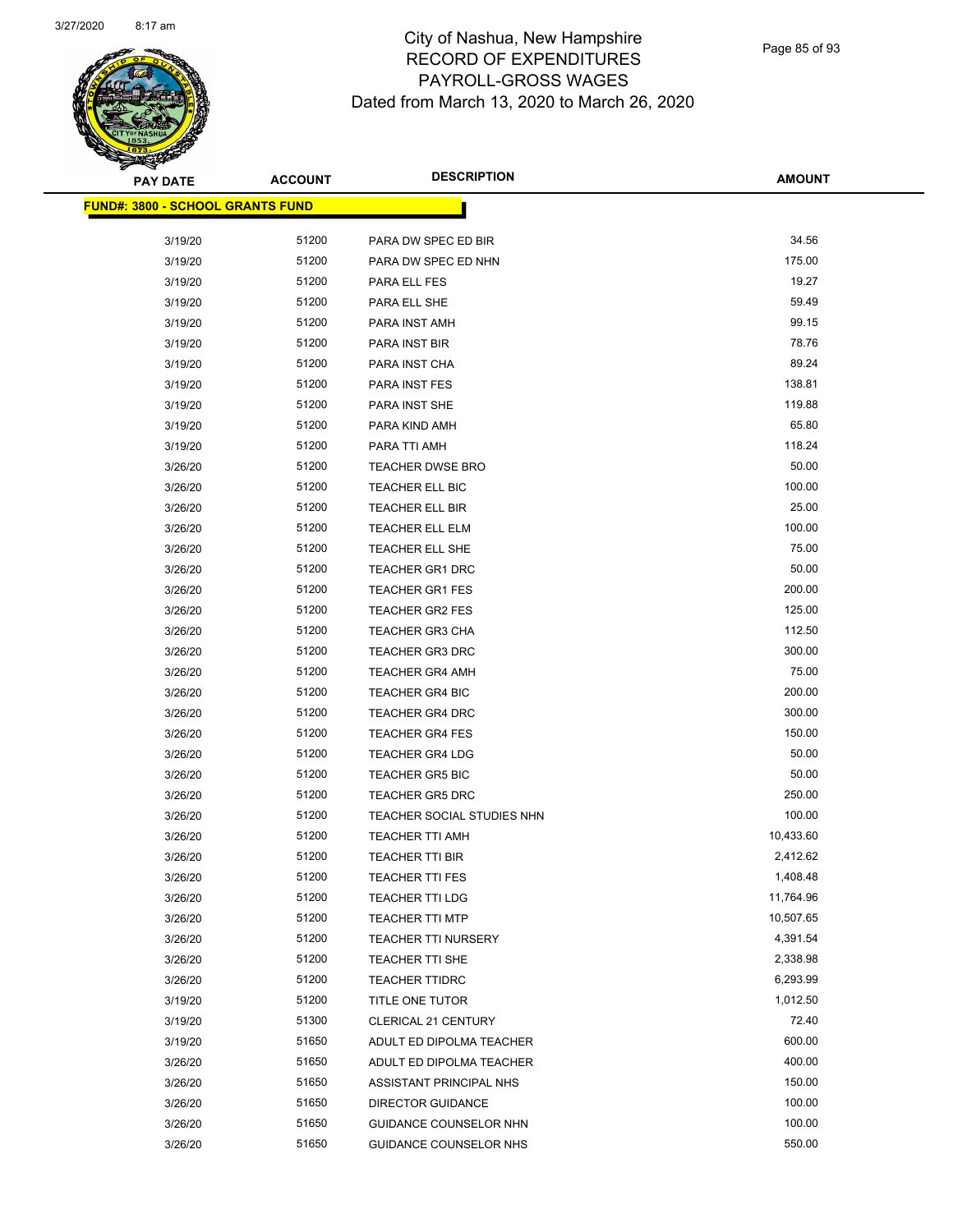City of Nashua, New Hampshire
RECORD OF EXPENDITURES
PAYROLL-GROSS WAGES
Dated from March 13, 2020 to March 26, 2020

| PAY DATE | ACCOUNT | DESCRIPTION | AMOUNT |
|---|---|---|---|
| **FUND#: 3800 - SCHOOL GRANTS FUND** | | | |
| 3/19/20 | 51200 | PARA DW SPEC ED BIR | 34.56 |
| 3/19/20 | 51200 | PARA DW SPEC ED NHN | 175.00 |
| 3/19/20 | 51200 | PARA ELL FES | 19.27 |
| 3/19/20 | 51200 | PARA ELL SHE | 59.49 |
| 3/19/20 | 51200 | PARA INST AMH | 99.15 |
| 3/19/20 | 51200 | PARA INST BIR | 78.76 |
| 3/19/20 | 51200 | PARA INST CHA | 89.24 |
| 3/19/20 | 51200 | PARA INST FES | 138.81 |
| 3/19/20 | 51200 | PARA INST SHE | 119.88 |
| 3/19/20 | 51200 | PARA KIND AMH | 65.80 |
| 3/19/20 | 51200 | PARA TTI AMH | 118.24 |
| 3/26/20 | 51200 | TEACHER DWSE BRO | 50.00 |
| 3/26/20 | 51200 | TEACHER ELL BIC | 100.00 |
| 3/26/20 | 51200 | TEACHER ELL BIR | 25.00 |
| 3/26/20 | 51200 | TEACHER ELL ELM | 100.00 |
| 3/26/20 | 51200 | TEACHER ELL SHE | 75.00 |
| 3/26/20 | 51200 | TEACHER GR1 DRC | 50.00 |
| 3/26/20 | 51200 | TEACHER GR1 FES | 200.00 |
| 3/26/20 | 51200 | TEACHER GR2 FES | 125.00 |
| 3/26/20 | 51200 | TEACHER GR3 CHA | 112.50 |
| 3/26/20 | 51200 | TEACHER GR3 DRC | 300.00 |
| 3/26/20 | 51200 | TEACHER GR4 AMH | 75.00 |
| 3/26/20 | 51200 | TEACHER GR4 BIC | 200.00 |
| 3/26/20 | 51200 | TEACHER GR4 DRC | 300.00 |
| 3/26/20 | 51200 | TEACHER GR4 FES | 150.00 |
| 3/26/20 | 51200 | TEACHER GR4 LDG | 50.00 |
| 3/26/20 | 51200 | TEACHER GR5 BIC | 50.00 |
| 3/26/20 | 51200 | TEACHER GR5 DRC | 250.00 |
| 3/26/20 | 51200 | TEACHER SOCIAL STUDIES NHN | 100.00 |
| 3/26/20 | 51200 | TEACHER TTI AMH | 10,433.60 |
| 3/26/20 | 51200 | TEACHER TTI BIR | 2,412.62 |
| 3/26/20 | 51200 | TEACHER TTI FES | 1,408.48 |
| 3/26/20 | 51200 | TEACHER TTI LDG | 11,764.96 |
| 3/26/20 | 51200 | TEACHER TTI MTP | 10,507.65 |
| 3/26/20 | 51200 | TEACHER TTI NURSERY | 4,391.54 |
| 3/26/20 | 51200 | TEACHER TTI SHE | 2,338.98 |
| 3/26/20 | 51200 | TEACHER TTIDRC | 6,293.99 |
| 3/19/20 | 51200 | TITLE ONE TUTOR | 1,012.50 |
| 3/19/20 | 51300 | CLERICAL 21 CENTURY | 72.40 |
| 3/19/20 | 51650 | ADULT ED DIPOLMA TEACHER | 600.00 |
| 3/26/20 | 51650 | ADULT ED DIPOLMA TEACHER | 400.00 |
| 3/26/20 | 51650 | ASSISTANT PRINCIPAL NHS | 150.00 |
| 3/26/20 | 51650 | DIRECTOR GUIDANCE | 100.00 |
| 3/26/20 | 51650 | GUIDANCE COUNSELOR NHN | 100.00 |
| 3/26/20 | 51650 | GUIDANCE COUNSELOR NHS | 550.00 |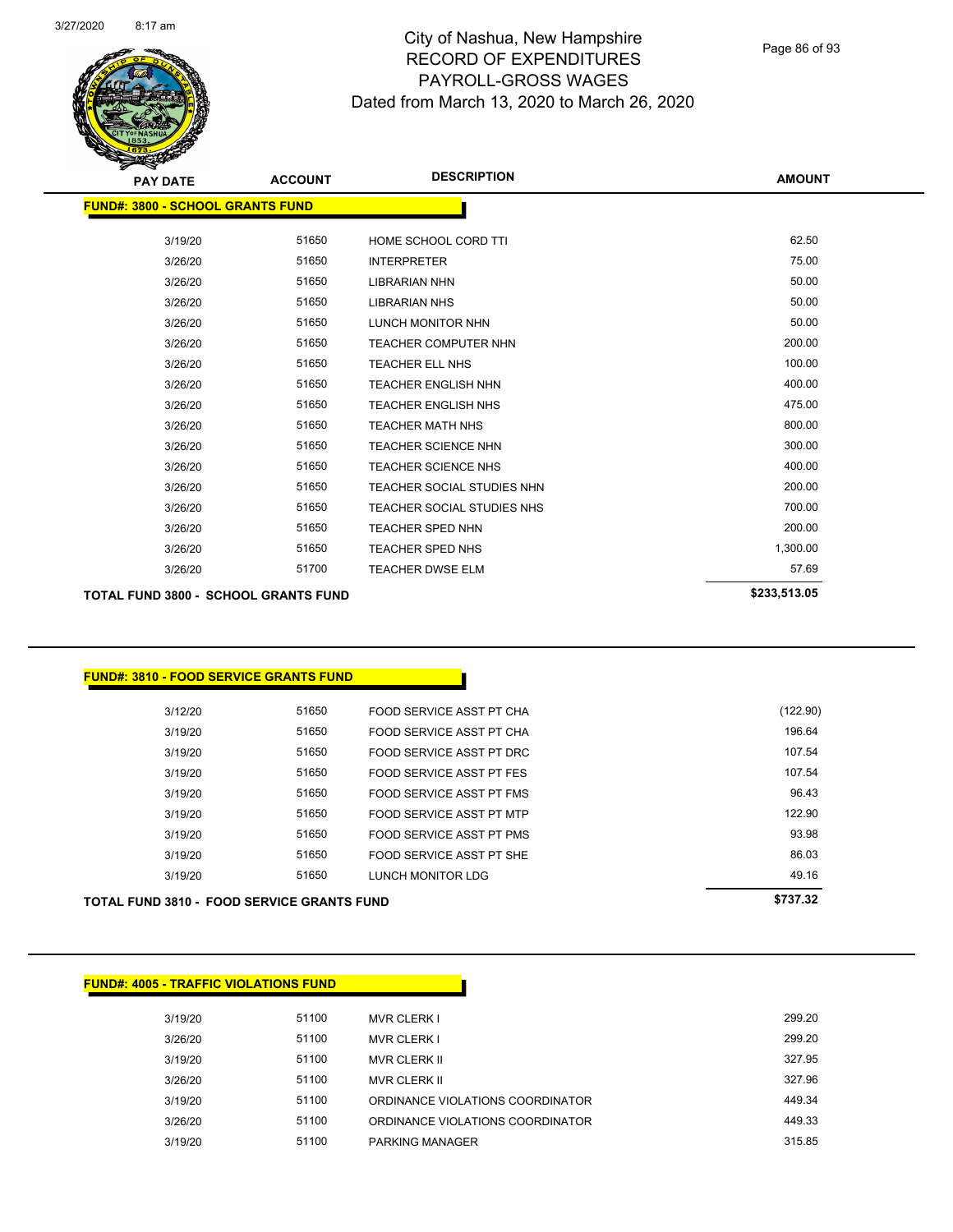# City of Nashua, New Hampshire
## RECORD OF EXPENDITURES
## PAYROLL-GROSS WAGES
## Dated from March 13, 2020 to March 26, 2020

| PAY DATE | ACCOUNT | DESCRIPTION | AMOUNT |
|---|---|---|---|
| **FUND#: 3800 - SCHOOL GRANTS FUND** | | | |
| 3/19/20 | 51650 | HOME SCHOOL CORD TTI | 62.50 |
| 3/26/20 | 51650 | INTERPRETER | 75.00 |
| 3/26/20 | 51650 | LIBRARIAN NHN | 50.00 |
| 3/26/20 | 51650 | LIBRARIAN NHS | 50.00 |
| 3/26/20 | 51650 | LUNCH MONITOR NHN | 50.00 |
| 3/26/20 | 51650 | TEACHER COMPUTER NHN | 200.00 |
| 3/26/20 | 51650 | TEACHER ELL NHS | 100.00 |
| 3/26/20 | 51650 | TEACHER ENGLISH NHN | 400.00 |
| 3/26/20 | 51650 | TEACHER ENGLISH NHS | 475.00 |
| 3/26/20 | 51650 | TEACHER MATH NHS | 800.00 |
| 3/26/20 | 51650 | TEACHER SCIENCE NHN | 300.00 |
| 3/26/20 | 51650 | TEACHER SCIENCE NHS | 400.00 |
| 3/26/20 | 51650 | TEACHER SOCIAL STUDIES NHN | 200.00 |
| 3/26/20 | 51650 | TEACHER SOCIAL STUDIES NHS | 700.00 |
| 3/26/20 | 51650 | TEACHER SPED NHN | 200.00 |
| 3/26/20 | 51650 | TEACHER SPED NHS | 1,300.00 |
| 3/26/20 | 51700 | TEACHER DWSE ELM | 57.69 |
| **TOTAL FUND 3800 - SCHOOL GRANTS FUND** | | | **$233,513.05** |

| PAY DATE | ACCOUNT | DESCRIPTION | AMOUNT |
|---|---|---|---|
| **FUND#: 3810 - FOOD SERVICE GRANTS FUND** | | | |
| 3/12/20 | 51650 | FOOD SERVICE ASST PT CHA | (122.90) |
| 3/19/20 | 51650 | FOOD SERVICE ASST PT CHA | 196.64 |
| 3/19/20 | 51650 | FOOD SERVICE ASST PT DRC | 107.54 |
| 3/19/20 | 51650 | FOOD SERVICE ASST PT FES | 107.54 |
| 3/19/20 | 51650 | FOOD SERVICE ASST PT FMS | 96.43 |
| 3/19/20 | 51650 | FOOD SERVICE ASST PT MTP | 122.90 |
| 3/19/20 | 51650 | FOOD SERVICE ASST PT PMS | 93.98 |
| 3/19/20 | 51650 | FOOD SERVICE ASST PT SHE | 86.03 |
| 3/19/20 | 51650 | LUNCH MONITOR LDG | 49.16 |
| **TOTAL FUND 3810 - FOOD SERVICE GRANTS FUND** | | | **$737.32** |

| PAY DATE | ACCOUNT | DESCRIPTION | AMOUNT |
|---|---|---|---|
| **FUND#: 4005 - TRAFFIC VIOLATIONS FUND** | | | |
| 3/19/20 | 51100 | MVR CLERK I | 299.20 |
| 3/26/20 | 51100 | MVR CLERK I | 299.20 |
| 3/19/20 | 51100 | MVR CLERK II | 327.95 |
| 3/26/20 | 51100 | MVR CLERK II | 327.96 |
| 3/19/20 | 51100 | ORDINANCE VIOLATIONS COORDINATOR | 449.34 |
| 3/26/20 | 51100 | ORDINANCE VIOLATIONS COORDINATOR | 449.33 |
| 3/19/20 | 51100 | PARKING MANAGER | 315.85 |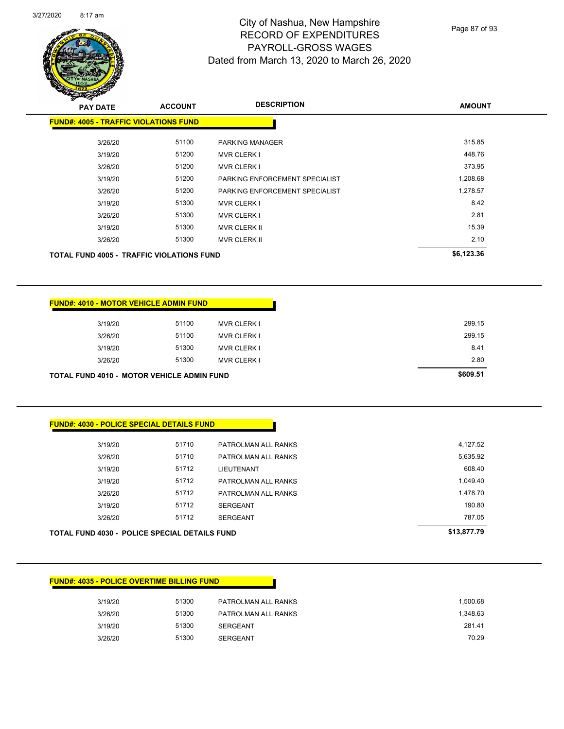# City of Nashua, New Hampshire
## RECORD OF EXPENDITURES
## PAYROLL-GROSS WAGES
## Dated from March 13, 2020 to March 26, 2020

**FUND#: 4005 - TRAFFIC VIOLATIONS FUND**

| PAY DATE | ACCOUNT | DESCRIPTION | AMOUNT |
|---|---|---|---|
| 3/26/20 | 51100 | PARKING MANAGER | 315.85 |
| 3/19/20 | 51200 | MVR CLERK I | 448.76 |
| 3/26/20 | 51200 | MVR CLERK I | 373.95 |
| 3/19/20 | 51200 | PARKING ENFORCEMENT SPECIALIST | 1,208.68 |
| 3/26/20 | 51200 | PARKING ENFORCEMENT SPECIALIST | 1,278.57 |
| 3/19/20 | 51300 | MVR CLERK I | 8.42 |
| 3/26/20 | 51300 | MVR CLERK I | 2.81 |
| 3/19/20 | 51300 | MVR CLERK II | 15.39 |
| 3/26/20 | 51300 | MVR CLERK II | 2.10 |
| **TOTAL FUND 4005 - TRAFFIC VIOLATIONS FUND** | | | **$6,123.36** |

**FUND#: 4010 - MOTOR VEHICLE ADMIN FUND**

| PAY DATE | ACCOUNT | DESCRIPTION | AMOUNT |
|---|---|---|---|
| 3/19/20 | 51100 | MVR CLERK I | 299.15 |
| 3/26/20 | 51100 | MVR CLERK I | 299.15 |
| 3/19/20 | 51300 | MVR CLERK I | 8.41 |
| 3/26/20 | 51300 | MVR CLERK I | 2.80 |
| **TOTAL FUND 4010 - MOTOR VEHICLE ADMIN FUND** | | | **$609.51** |

**FUND#: 4030 - POLICE SPECIAL DETAILS FUND**

| PAY DATE | ACCOUNT | DESCRIPTION | AMOUNT |
|---|---|---|---|
| 3/19/20 | 51710 | PATROLMAN ALL RANKS | 4,127.52 |
| 3/26/20 | 51710 | PATROLMAN ALL RANKS | 5,635.92 |
| 3/19/20 | 51712 | LIEUTENANT | 608.40 |
| 3/19/20 | 51712 | PATROLMAN ALL RANKS | 1,049.40 |
| 3/26/20 | 51712 | PATROLMAN ALL RANKS | 1,478.70 |
| 3/19/20 | 51712 | SERGEANT | 190.80 |
| 3/26/20 | 51712 | SERGEANT | 787.05 |
| **TOTAL FUND 4030 - POLICE SPECIAL DETAILS FUND** | | | **$13,877.79** |

**FUND#: 4035 - POLICE OVERTIME BILLING FUND**

| PAY DATE | ACCOUNT | DESCRIPTION | AMOUNT |
|---|---|---|---|
| 3/19/20 | 51300 | PATROLMAN ALL RANKS | 1,500.68 |
| 3/26/20 | 51300 | PATROLMAN ALL RANKS | 1,348.63 |
| 3/19/20 | 51300 | SERGEANT | 281.41 |
| 3/26/20 | 51300 | SERGEANT | 70.29 |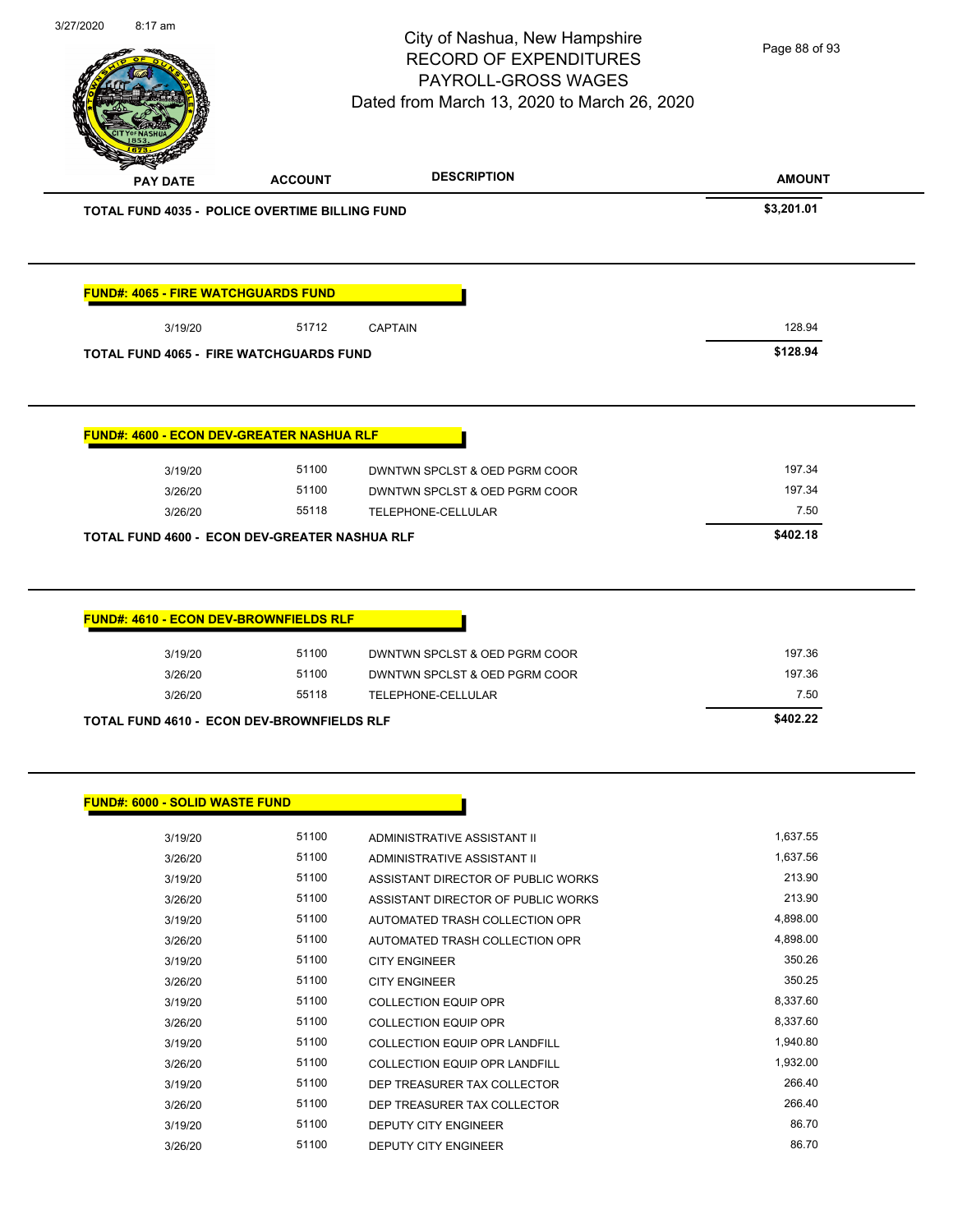City of Nashua, New Hampshire
RECORD OF EXPENDITURES
PAYROLL-GROSS WAGES
Dated from March 13, 2020 to March 26, 2020

| PAY DATE | ACCOUNT | DESCRIPTION | AMOUNT |
|---|---|---|---|
| **TOTAL FUND 4035 - POLICE OVERTIME BILLING FUND** | | | **$3,201.01** |

**FUND#: 4065 - FIRE WATCHGUARDS FUND**

| PAY DATE | ACCOUNT | DESCRIPTION | AMOUNT |
|---|---|---|---|
| 3/19/20 | 51712 | CAPTAIN | 128.94 |
| **TOTAL FUND 4065 - FIRE WATCHGUARDS FUND** | | | **$128.94** |

**FUND#: 4600 - ECON DEV-GREATER NASHUA RLF**

| PAY DATE | ACCOUNT | DESCRIPTION | AMOUNT |
|---|---|---|---|
| 3/19/20 | 51100 | DWNTWN SPCLST & OED PGRM COOR | 197.34 |
| 3/26/20 | 51100 | DWNTWN SPCLST & OED PGRM COOR | 197.34 |
| 3/26/20 | 55118 | TELEPHONE-CELLULAR | 7.50 |
| **TOTAL FUND 4600 - ECON DEV-GREATER NASHUA RLF** | | | **$402.18** |

**FUND#: 4610 - ECON DEV-BROWNFIELDS RLF**

| PAY DATE | ACCOUNT | DESCRIPTION | AMOUNT |
|---|---|---|---|
| 3/19/20 | 51100 | DWNTWN SPCLST & OED PGRM COOR | 197.36 |
| 3/26/20 | 51100 | DWNTWN SPCLST & OED PGRM COOR | 197.36 |
| 3/26/20 | 55118 | TELEPHONE-CELLULAR | 7.50 |
| **TOTAL FUND 4610 - ECON DEV-BROWNFIELDS RLF** | | | **$402.22** |

**FUND#: 6000 - SOLID WASTE FUND**

| PAY DATE | ACCOUNT | DESCRIPTION | AMOUNT |
|---|---|---|---|
| 3/19/20 | 51100 | ADMINISTRATIVE ASSISTANT II | 1,637.55 |
| 3/26/20 | 51100 | ADMINISTRATIVE ASSISTANT II | 1,637.56 |
| 3/19/20 | 51100 | ASSISTANT DIRECTOR OF PUBLIC WORKS | 213.90 |
| 3/26/20 | 51100 | ASSISTANT DIRECTOR OF PUBLIC WORKS | 213.90 |
| 3/19/20 | 51100 | AUTOMATED TRASH COLLECTION OPR | 4,898.00 |
| 3/26/20 | 51100 | AUTOMATED TRASH COLLECTION OPR | 4,898.00 |
| 3/19/20 | 51100 | CITY ENGINEER | 350.26 |
| 3/26/20 | 51100 | CITY ENGINEER | 350.25 |
| 3/19/20 | 51100 | COLLECTION EQUIP OPR | 8,337.60 |
| 3/26/20 | 51100 | COLLECTION EQUIP OPR | 8,337.60 |
| 3/19/20 | 51100 | COLLECTION EQUIP OPR LANDFILL | 1,940.80 |
| 3/26/20 | 51100 | COLLECTION EQUIP OPR LANDFILL | 1,932.00 |
| 3/19/20 | 51100 | DEP TREASURER TAX COLLECTOR | 266.40 |
| 3/26/20 | 51100 | DEP TREASURER TAX COLLECTOR | 266.40 |
| 3/19/20 | 51100 | DEPUTY CITY ENGINEER | 86.70 |
| 3/26/20 | 51100 | DEPUTY CITY ENGINEER | 86.70 |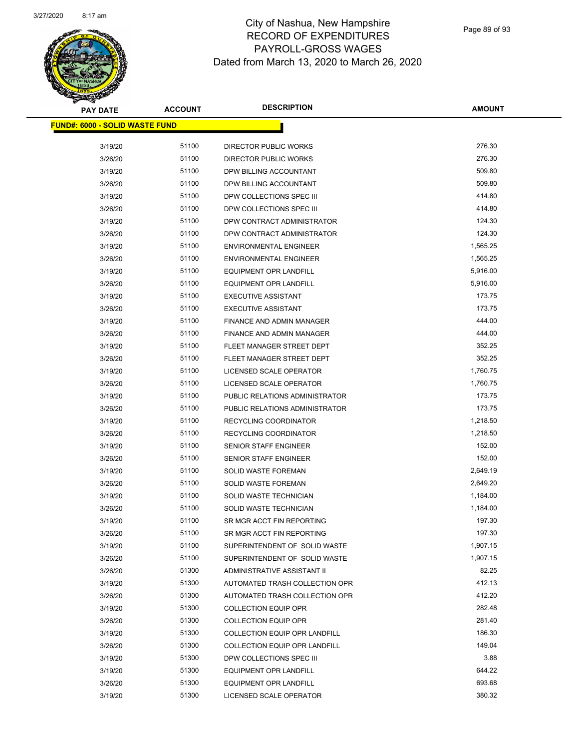# City of Nashua, New Hampshire
# RECORD OF EXPENDITURES
# PAYROLL-GROSS WAGES
# Dated from March 13, 2020 to March 26, 2020

| PAY DATE | ACCOUNT | DESCRIPTION | AMOUNT |
|---|---|---|---|
| **FUND#: 6000 - SOLID WASTE FUND** | | | |
| 3/19/20 | 51100 | DIRECTOR PUBLIC WORKS | 276.30 |
| 3/26/20 | 51100 | DIRECTOR PUBLIC WORKS | 276.30 |
| 3/19/20 | 51100 | DPW BILLING ACCOUNTANT | 509.80 |
| 3/26/20 | 51100 | DPW BILLING ACCOUNTANT | 509.80 |
| 3/19/20 | 51100 | DPW COLLECTIONS SPEC III | 414.80 |
| 3/26/20 | 51100 | DPW COLLECTIONS SPEC III | 414.80 |
| 3/19/20 | 51100 | DPW CONTRACT ADMINISTRATOR | 124.30 |
| 3/26/20 | 51100 | DPW CONTRACT ADMINISTRATOR | 124.30 |
| 3/19/20 | 51100 | ENVIRONMENTAL ENGINEER | 1,565.25 |
| 3/26/20 | 51100 | ENVIRONMENTAL ENGINEER | 1,565.25 |
| 3/19/20 | 51100 | EQUIPMENT OPR LANDFILL | 5,916.00 |
| 3/26/20 | 51100 | EQUIPMENT OPR LANDFILL | 5,916.00 |
| 3/19/20 | 51100 | EXECUTIVE ASSISTANT | 173.75 |
| 3/26/20 | 51100 | EXECUTIVE ASSISTANT | 173.75 |
| 3/19/20 | 51100 | FINANCE AND ADMIN MANAGER | 444.00 |
| 3/26/20 | 51100 | FINANCE AND ADMIN MANAGER | 444.00 |
| 3/19/20 | 51100 | FLEET MANAGER STREET DEPT | 352.25 |
| 3/26/20 | 51100 | FLEET MANAGER STREET DEPT | 352.25 |
| 3/19/20 | 51100 | LICENSED SCALE OPERATOR | 1,760.75 |
| 3/26/20 | 51100 | LICENSED SCALE OPERATOR | 1,760.75 |
| 3/19/20 | 51100 | PUBLIC RELATIONS ADMINISTRATOR | 173.75 |
| 3/26/20 | 51100 | PUBLIC RELATIONS ADMINISTRATOR | 173.75 |
| 3/19/20 | 51100 | RECYCLING COORDINATOR | 1,218.50 |
| 3/26/20 | 51100 | RECYCLING COORDINATOR | 1,218.50 |
| 3/19/20 | 51100 | SENIOR STAFF ENGINEER | 152.00 |
| 3/26/20 | 51100 | SENIOR STAFF ENGINEER | 152.00 |
| 3/19/20 | 51100 | SOLID WASTE FOREMAN | 2,649.19 |
| 3/26/20 | 51100 | SOLID WASTE FOREMAN | 2,649.20 |
| 3/19/20 | 51100 | SOLID WASTE TECHNICIAN | 1,184.00 |
| 3/26/20 | 51100 | SOLID WASTE TECHNICIAN | 1,184.00 |
| 3/19/20 | 51100 | SR MGR ACCT FIN REPORTING | 197.30 |
| 3/26/20 | 51100 | SR MGR ACCT FIN REPORTING | 197.30 |
| 3/19/20 | 51100 | SUPERINTENDENT OF SOLID WASTE | 1,907.15 |
| 3/26/20 | 51100 | SUPERINTENDENT OF SOLID WASTE | 1,907.15 |
| 3/26/20 | 51300 | ADMINISTRATIVE ASSISTANT II | 82.25 |
| 3/19/20 | 51300 | AUTOMATED TRASH COLLECTION OPR | 412.13 |
| 3/26/20 | 51300 | AUTOMATED TRASH COLLECTION OPR | 412.20 |
| 3/19/20 | 51300 | COLLECTION EQUIP OPR | 282.48 |
| 3/26/20 | 51300 | COLLECTION EQUIP OPR | 281.40 |
| 3/19/20 | 51300 | COLLECTION EQUIP OPR LANDFILL | 186.30 |
| 3/26/20 | 51300 | COLLECTION EQUIP OPR LANDFILL | 149.04 |
| 3/19/20 | 51300 | DPW COLLECTIONS SPEC III | 3.88 |
| 3/19/20 | 51300 | EQUIPMENT OPR LANDFILL | 644.22 |
| 3/26/20 | 51300 | EQUIPMENT OPR LANDFILL | 693.68 |
| 3/19/20 | 51300 | LICENSED SCALE OPERATOR | 380.32 |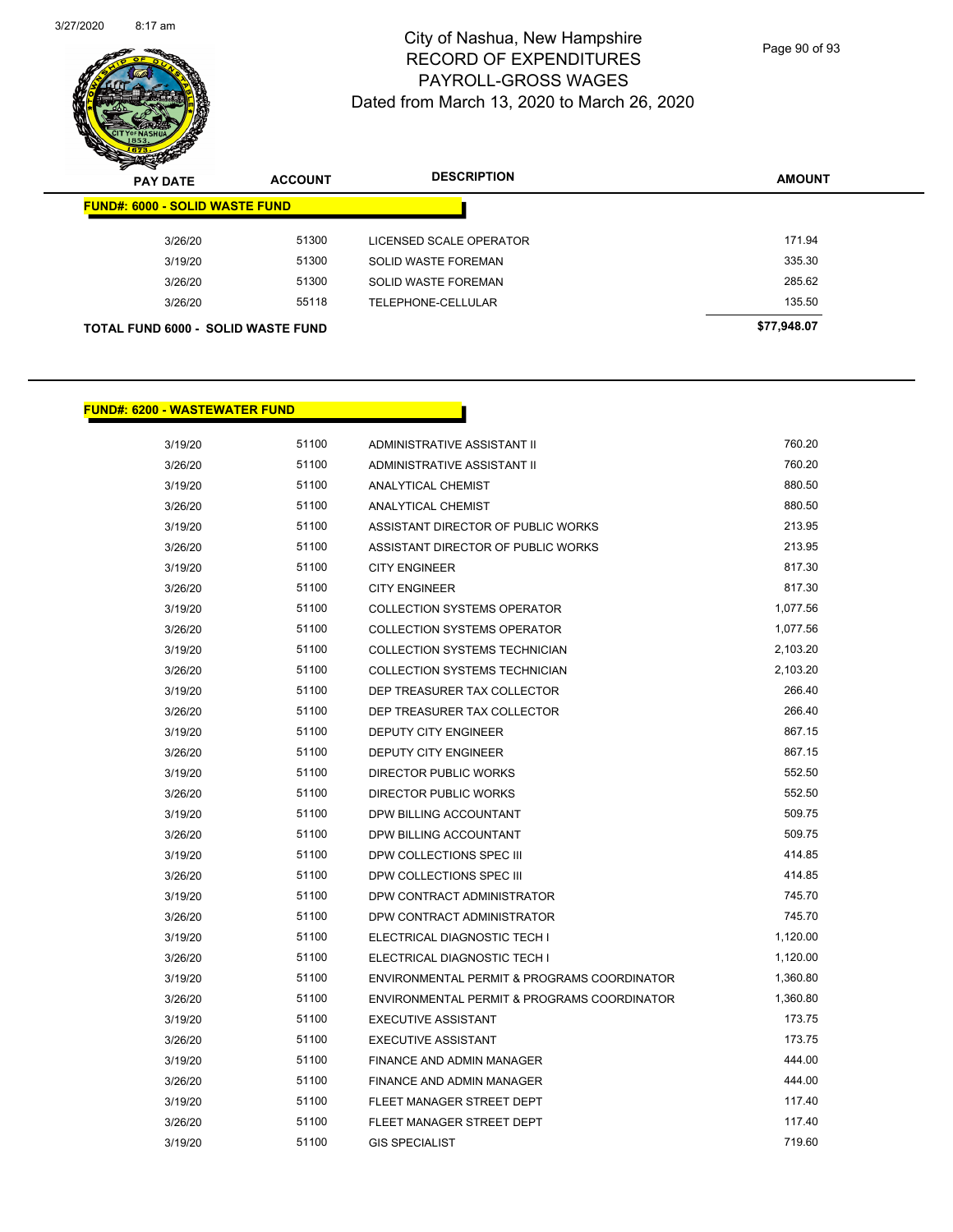# City of Nashua, New Hampshire
## RECORD OF EXPENDITURES
## PAYROLL-GROSS WAGES
## Dated from March 13, 2020 to March 26, 2020

| PAY DATE | ACCOUNT | DESCRIPTION | AMOUNT |
|---|---|---|---|
| **FUND#: 6000 - SOLID WASTE FUND** | | | |
| 3/26/20 | 51300 | LICENSED SCALE OPERATOR | 171.94 |
| 3/19/20 | 51300 | SOLID WASTE FOREMAN | 335.30 |
| 3/26/20 | 51300 | SOLID WASTE FOREMAN | 285.62 |
| 3/26/20 | 55118 | TELEPHONE-CELLULAR | 135.50 |
| **TOTAL FUND 6000 - SOLID WASTE FUND** | | | **$77,948.07** |

| PAY DATE | ACCOUNT | DESCRIPTION | AMOUNT |
|---|---|---|---|
| **FUND#: 6200 - WASTEWATER FUND** | | | |
| 3/19/20 | 51100 | ADMINISTRATIVE ASSISTANT II | 760.20 |
| 3/26/20 | 51100 | ADMINISTRATIVE ASSISTANT II | 760.20 |
| 3/19/20 | 51100 | ANALYTICAL CHEMIST | 880.50 |
| 3/26/20 | 51100 | ANALYTICAL CHEMIST | 880.50 |
| 3/19/20 | 51100 | ASSISTANT DIRECTOR OF PUBLIC WORKS | 213.95 |
| 3/26/20 | 51100 | ASSISTANT DIRECTOR OF PUBLIC WORKS | 213.95 |
| 3/19/20 | 51100 | CITY ENGINEER | 817.30 |
| 3/26/20 | 51100 | CITY ENGINEER | 817.30 |
| 3/19/20 | 51100 | COLLECTION SYSTEMS OPERATOR | 1,077.56 |
| 3/26/20 | 51100 | COLLECTION SYSTEMS OPERATOR | 1,077.56 |
| 3/19/20 | 51100 | COLLECTION SYSTEMS TECHNICIAN | 2,103.20 |
| 3/26/20 | 51100 | COLLECTION SYSTEMS TECHNICIAN | 2,103.20 |
| 3/19/20 | 51100 | DEP TREASURER TAX COLLECTOR | 266.40 |
| 3/26/20 | 51100 | DEP TREASURER TAX COLLECTOR | 266.40 |
| 3/19/20 | 51100 | DEPUTY CITY ENGINEER | 867.15 |
| 3/26/20 | 51100 | DEPUTY CITY ENGINEER | 867.15 |
| 3/19/20 | 51100 | DIRECTOR PUBLIC WORKS | 552.50 |
| 3/26/20 | 51100 | DIRECTOR PUBLIC WORKS | 552.50 |
| 3/19/20 | 51100 | DPW BILLING ACCOUNTANT | 509.75 |
| 3/26/20 | 51100 | DPW BILLING ACCOUNTANT | 509.75 |
| 3/19/20 | 51100 | DPW COLLECTIONS SPEC III | 414.85 |
| 3/26/20 | 51100 | DPW COLLECTIONS SPEC III | 414.85 |
| 3/19/20 | 51100 | DPW CONTRACT ADMINISTRATOR | 745.70 |
| 3/26/20 | 51100 | DPW CONTRACT ADMINISTRATOR | 745.70 |
| 3/19/20 | 51100 | ELECTRICAL DIAGNOSTIC TECH I | 1,120.00 |
| 3/26/20 | 51100 | ELECTRICAL DIAGNOSTIC TECH I | 1,120.00 |
| 3/19/20 | 51100 | ENVIRONMENTAL PERMIT & PROGRAMS COORDINATOR | 1,360.80 |
| 3/26/20 | 51100 | ENVIRONMENTAL PERMIT & PROGRAMS COORDINATOR | 1,360.80 |
| 3/19/20 | 51100 | EXECUTIVE ASSISTANT | 173.75 |
| 3/26/20 | 51100 | EXECUTIVE ASSISTANT | 173.75 |
| 3/19/20 | 51100 | FINANCE AND ADMIN MANAGER | 444.00 |
| 3/26/20 | 51100 | FINANCE AND ADMIN MANAGER | 444.00 |
| 3/19/20 | 51100 | FLEET MANAGER STREET DEPT | 117.40 |
| 3/26/20 | 51100 | FLEET MANAGER STREET DEPT | 117.40 |
| 3/19/20 | 51100 | GIS SPECIALIST | 719.60 |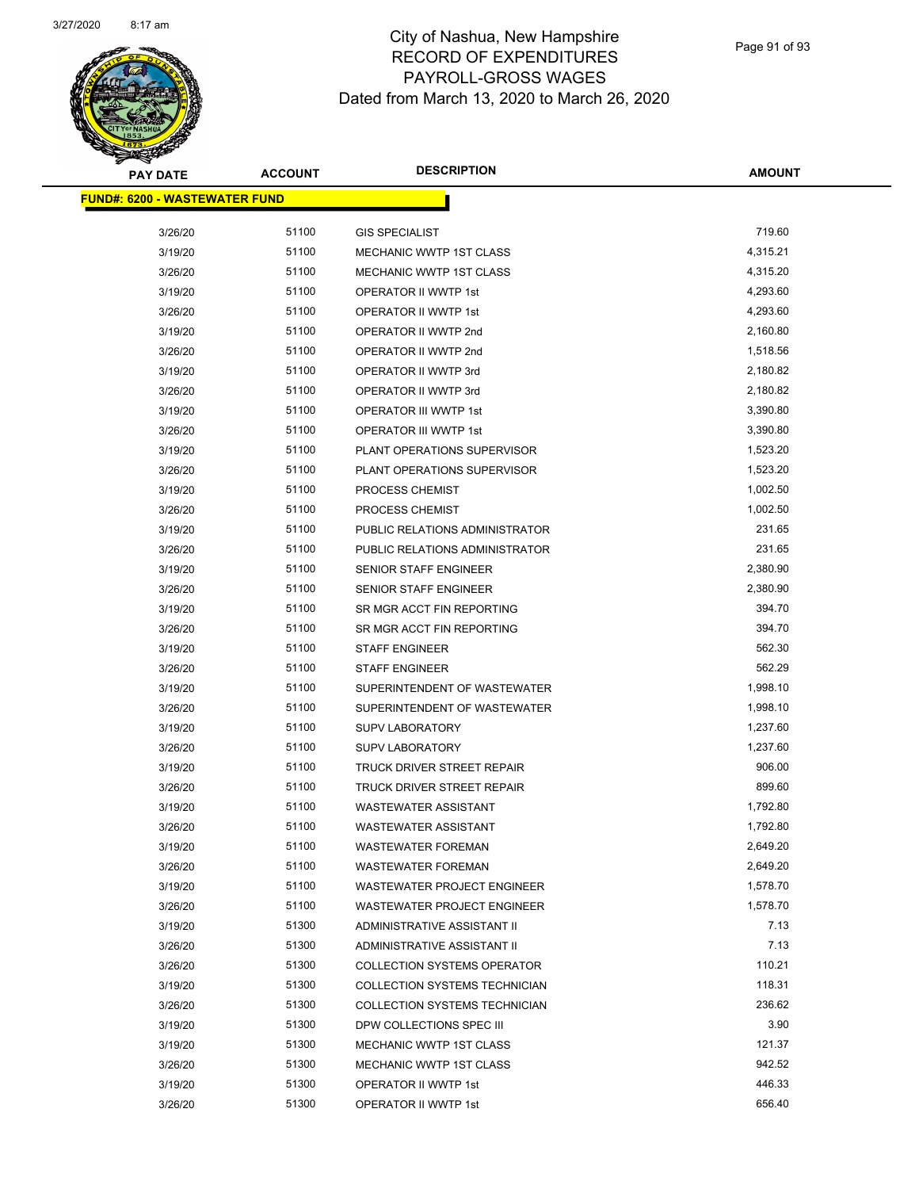# City of Nashua, New Hampshire
## RECORD OF EXPENDITURES
## PAYROLL-GROSS WAGES
## Dated from March 13, 2020 to March 26, 2020

**FUND#: 6200 - WASTEWATER FUND**

| PAY DATE | ACCOUNT | DESCRIPTION | AMOUNT |
|---|---|---|---|
| 3/26/20 | 51100 | GIS SPECIALIST | 719.60 |
| 3/19/20 | 51100 | MECHANIC WWTP 1ST CLASS | 4,315.21 |
| 3/26/20 | 51100 | MECHANIC WWTP 1ST CLASS | 4,315.20 |
| 3/19/20 | 51100 | OPERATOR II WWTP 1st | 4,293.60 |
| 3/26/20 | 51100 | OPERATOR II WWTP 1st | 4,293.60 |
| 3/19/20 | 51100 | OPERATOR II WWTP 2nd | 2,160.80 |
| 3/26/20 | 51100 | OPERATOR II WWTP 2nd | 1,518.56 |
| 3/19/20 | 51100 | OPERATOR II WWTP 3rd | 2,180.82 |
| 3/26/20 | 51100 | OPERATOR II WWTP 3rd | 2,180.82 |
| 3/19/20 | 51100 | OPERATOR III WWTP 1st | 3,390.80 |
| 3/26/20 | 51100 | OPERATOR III WWTP 1st | 3,390.80 |
| 3/19/20 | 51100 | PLANT OPERATIONS SUPERVISOR | 1,523.20 |
| 3/26/20 | 51100 | PLANT OPERATIONS SUPERVISOR | 1,523.20 |
| 3/19/20 | 51100 | PROCESS CHEMIST | 1,002.50 |
| 3/26/20 | 51100 | PROCESS CHEMIST | 1,002.50 |
| 3/19/20 | 51100 | PUBLIC RELATIONS ADMINISTRATOR | 231.65 |
| 3/26/20 | 51100 | PUBLIC RELATIONS ADMINISTRATOR | 231.65 |
| 3/19/20 | 51100 | SENIOR STAFF ENGINEER | 2,380.90 |
| 3/26/20 | 51100 | SENIOR STAFF ENGINEER | 2,380.90 |
| 3/19/20 | 51100 | SR MGR ACCT FIN REPORTING | 394.70 |
| 3/26/20 | 51100 | SR MGR ACCT FIN REPORTING | 394.70 |
| 3/19/20 | 51100 | STAFF ENGINEER | 562.30 |
| 3/26/20 | 51100 | STAFF ENGINEER | 562.29 |
| 3/19/20 | 51100 | SUPERINTENDENT OF WASTEWATER | 1,998.10 |
| 3/26/20 | 51100 | SUPERINTENDENT OF WASTEWATER | 1,998.10 |
| 3/19/20 | 51100 | SUPV LABORATORY | 1,237.60 |
| 3/26/20 | 51100 | SUPV LABORATORY | 1,237.60 |
| 3/19/20 | 51100 | TRUCK DRIVER STREET REPAIR | 906.00 |
| 3/26/20 | 51100 | TRUCK DRIVER STREET REPAIR | 899.60 |
| 3/19/20 | 51100 | WASTEWATER ASSISTANT | 1,792.80 |
| 3/26/20 | 51100 | WASTEWATER ASSISTANT | 1,792.80 |
| 3/19/20 | 51100 | WASTEWATER FOREMAN | 2,649.20 |
| 3/26/20 | 51100 | WASTEWATER FOREMAN | 2,649.20 |
| 3/19/20 | 51100 | WASTEWATER PROJECT ENGINEER | 1,578.70 |
| 3/26/20 | 51100 | WASTEWATER PROJECT ENGINEER | 1,578.70 |
| 3/19/20 | 51300 | ADMINISTRATIVE ASSISTANT II | 7.13 |
| 3/26/20 | 51300 | ADMINISTRATIVE ASSISTANT II | 7.13 |
| 3/26/20 | 51300 | COLLECTION SYSTEMS OPERATOR | 110.21 |
| 3/19/20 | 51300 | COLLECTION SYSTEMS TECHNICIAN | 118.31 |
| 3/26/20 | 51300 | COLLECTION SYSTEMS TECHNICIAN | 236.62 |
| 3/19/20 | 51300 | DPW COLLECTIONS SPEC III | 3.90 |
| 3/19/20 | 51300 | MECHANIC WWTP 1ST CLASS | 121.37 |
| 3/26/20 | 51300 | MECHANIC WWTP 1ST CLASS | 942.52 |
| 3/19/20 | 51300 | OPERATOR II WWTP 1st | 446.33 |
| 3/26/20 | 51300 | OPERATOR II WWTP 1st | 656.40 |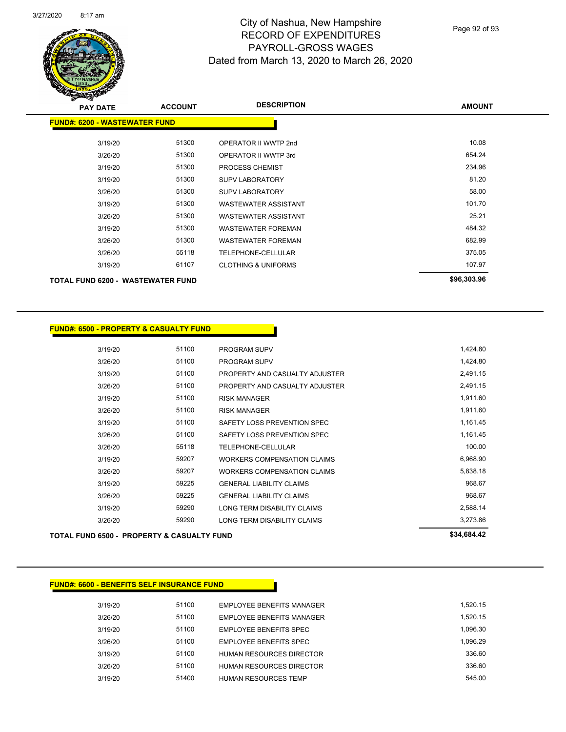# City of Nashua, New Hampshire
## RECORD OF EXPENDITURES
## PAYROLL-GROSS WAGES
## Dated from March 13, 2020 to March 26, 2020

| PAY DATE | ACCOUNT | DESCRIPTION | AMOUNT |
|---|---|---|---|
| **FUND#: 6200 - WASTEWATER FUND** | | | |
| 3/19/20 | 51300 | OPERATOR II WWTP 2nd | 10.08 |
| 3/26/20 | 51300 | OPERATOR II WWTP 3rd | 654.24 |
| 3/19/20 | 51300 | PROCESS CHEMIST | 234.96 |
| 3/19/20 | 51300 | SUPV LABORATORY | 81.20 |
| 3/26/20 | 51300 | SUPV LABORATORY | 58.00 |
| 3/19/20 | 51300 | WASTEWATER ASSISTANT | 101.70 |
| 3/26/20 | 51300 | WASTEWATER ASSISTANT | 25.21 |
| 3/19/20 | 51300 | WASTEWATER FOREMAN | 484.32 |
| 3/26/20 | 51300 | WASTEWATER FOREMAN | 682.99 |
| 3/26/20 | 55118 | TELEPHONE-CELLULAR | 375.05 |
| 3/19/20 | 61107 | CLOTHING & UNIFORMS | 107.97 |
| **TOTAL FUND 6200 - WASTEWATER FUND** | | | **$96,303.96** |

| PAY DATE | ACCOUNT | DESCRIPTION | AMOUNT |
|---|---|---|---|
| **FUND#: 6500 - PROPERTY & CASUALTY FUND** | | | |
| 3/19/20 | 51100 | PROGRAM SUPV | 1,424.80 |
| 3/26/20 | 51100 | PROGRAM SUPV | 1,424.80 |
| 3/19/20 | 51100 | PROPERTY AND CASUALTY ADJUSTER | 2,491.15 |
| 3/26/20 | 51100 | PROPERTY AND CASUALTY ADJUSTER | 2,491.15 |
| 3/19/20 | 51100 | RISK MANAGER | 1,911.60 |
| 3/26/20 | 51100 | RISK MANAGER | 1,911.60 |
| 3/19/20 | 51100 | SAFETY LOSS PREVENTION SPEC | 1,161.45 |
| 3/26/20 | 51100 | SAFETY LOSS PREVENTION SPEC | 1,161.45 |
| 3/26/20 | 55118 | TELEPHONE-CELLULAR | 100.00 |
| 3/19/20 | 59207 | WORKERS COMPENSATION CLAIMS | 6,968.90 |
| 3/26/20 | 59207 | WORKERS COMPENSATION CLAIMS | 5,838.18 |
| 3/19/20 | 59225 | GENERAL LIABILITY CLAIMS | 968.67 |
| 3/26/20 | 59225 | GENERAL LIABILITY CLAIMS | 968.67 |
| 3/19/20 | 59290 | LONG TERM DISABILITY CLAIMS | 2,588.14 |
| 3/26/20 | 59290 | LONG TERM DISABILITY CLAIMS | 3,273.86 |
| **TOTAL FUND 6500 - PROPERTY & CASUALTY FUND** | | | **$34,684.42** |

| PAY DATE | ACCOUNT | DESCRIPTION | AMOUNT |
|---|---|---|---|
| **FUND#: 6600 - BENEFITS SELF INSURANCE FUND** | | | |
| 3/19/20 | 51100 | EMPLOYEE BENEFITS MANAGER | 1,520.15 |
| 3/26/20 | 51100 | EMPLOYEE BENEFITS MANAGER | 1,520.15 |
| 3/19/20 | 51100 | EMPLOYEE BENEFITS SPEC | 1,096.30 |
| 3/26/20 | 51100 | EMPLOYEE BENEFITS SPEC | 1,096.29 |
| 3/19/20 | 51100 | HUMAN RESOURCES DIRECTOR | 336.60 |
| 3/26/20 | 51100 | HUMAN RESOURCES DIRECTOR | 336.60 |
| 3/19/20 | 51400 | HUMAN RESOURCES TEMP | 545.00 |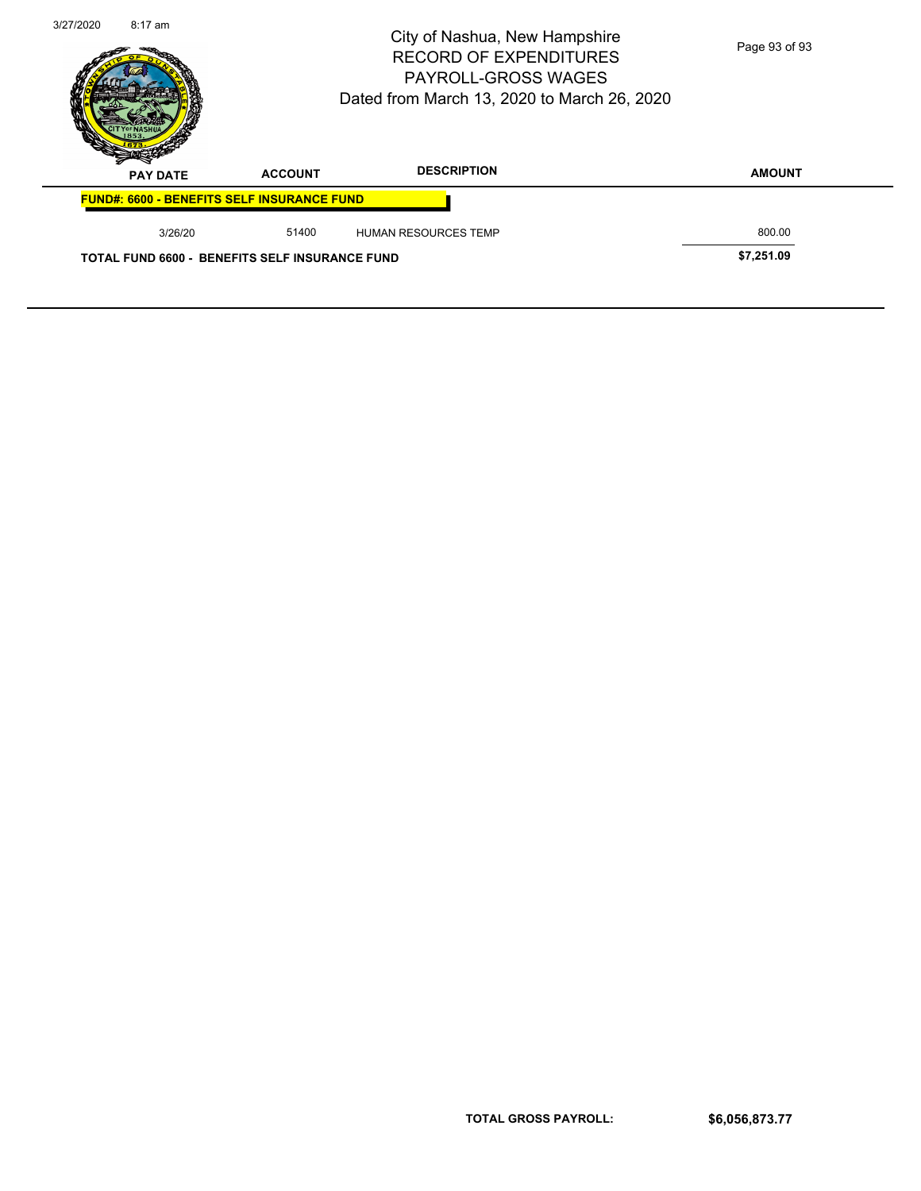# City of Nashua, New Hampshire
## RECORD OF EXPENDITURES
## PAYROLL-GROSS WAGES
### Dated from March 13, 2020 to March 26, 2020

| PAY DATE | ACCOUNT | DESCRIPTION | AMOUNT |
|---|---|---|---|
| **FUND#: 6600 - BENEFITS SELF INSURANCE FUND** | | | |
| 3/26/20 | 51400 | HUMAN RESOURCES TEMP | 800.00 |
| **TOTAL FUND 6600 - BENEFITS SELF INSURANCE FUND** | | | **$7,251.09** |

**TOTAL GROSS PAYROLL: $6,056,873.77**